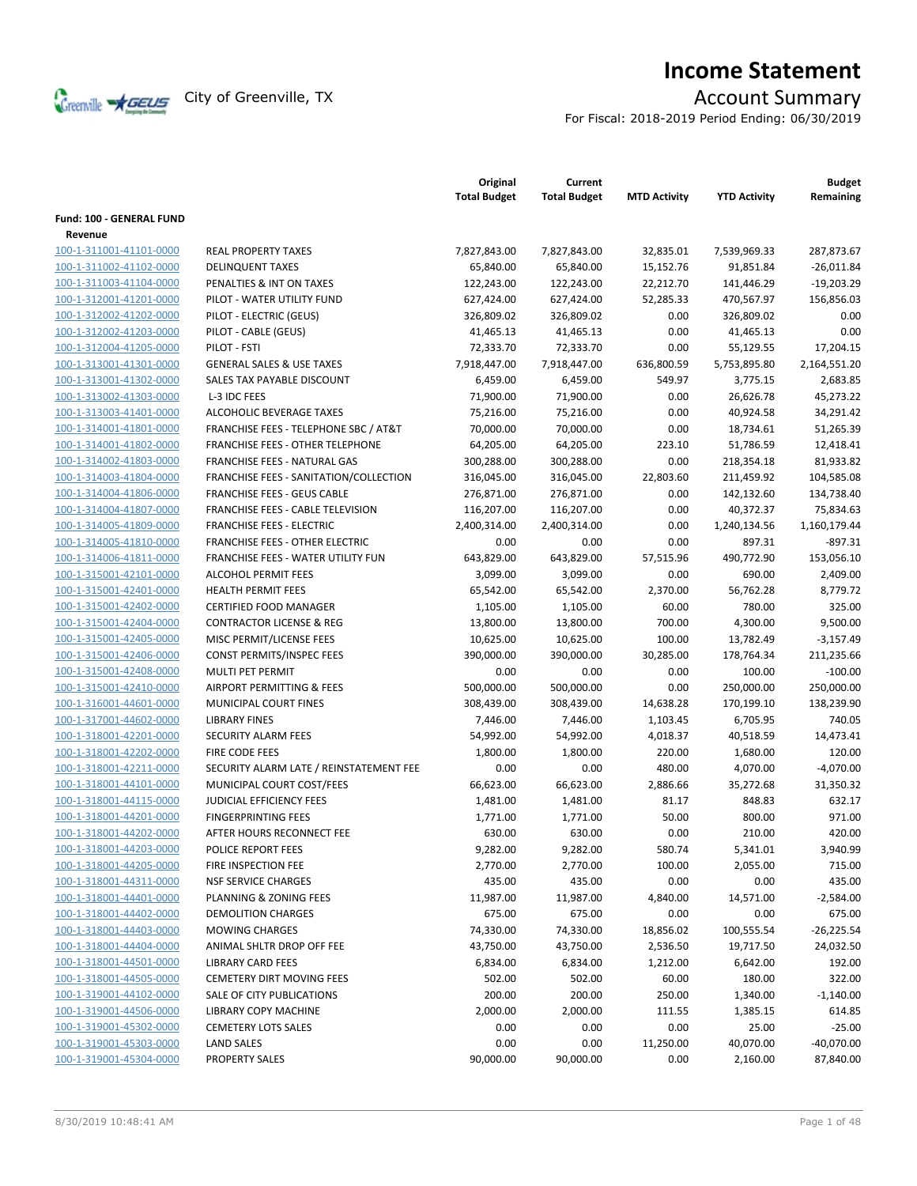# Income Statement

City of Greenville, TX

## Account Summary

For Fiscal: 2018-2019 Period Ending: 06/30/2019

| | | Original Total Budget | Current Total Budget | MTD Activity | YTD Activity | Budget Remaining |
|---|---|---|---|---|---|---|
| **Fund: 100 - GENERAL FUND** | | | | | | |
| **Revenue** | | | | | | |
| 100-1-311001-41101-0000 | REAL PROPERTY TAXES | 7,827,843.00 | 7,827,843.00 | 32,835.01 | 7,539,969.33 | 287,873.67 |
| 100-1-311002-41102-0000 | DELINQUENT TAXES | 65,840.00 | 65,840.00 | 15,152.76 | 91,851.84 | -26,011.84 |
| 100-1-311003-41104-0000 | PENALTIES & INT ON TAXES | 122,243.00 | 122,243.00 | 22,212.70 | 141,446.29 | -19,203.29 |
| 100-1-312001-41201-0000 | PILOT - WATER UTILITY FUND | 627,424.00 | 627,424.00 | 52,285.33 | 470,567.97 | 156,856.03 |
| 100-1-312002-41202-0000 | PILOT - ELECTRIC (GEUS) | 326,809.02 | 326,809.02 | 0.00 | 326,809.02 | 0.00 |
| 100-1-312002-41203-0000 | PILOT - CABLE (GEUS) | 41,465.13 | 41,465.13 | 0.00 | 41,465.13 | 0.00 |
| 100-1-312004-41205-0000 | PILOT - FSTI | 72,333.70 | 72,333.70 | 0.00 | 55,129.55 | 17,204.15 |
| 100-1-313001-41301-0000 | GENERAL SALES & USE TAXES | 7,918,447.00 | 7,918,447.00 | 636,800.59 | 5,753,895.80 | 2,164,551.20 |
| 100-1-313001-41302-0000 | SALES TAX PAYABLE DISCOUNT | 6,459.00 | 6,459.00 | 549.97 | 3,775.15 | 2,683.85 |
| 100-1-313002-41303-0000 | L-3 IDC FEES | 71,900.00 | 71,900.00 | 0.00 | 26,626.78 | 45,273.22 |
| 100-1-313003-41401-0000 | ALCOHOLIC BEVERAGE TAXES | 75,216.00 | 75,216.00 | 0.00 | 40,924.58 | 34,291.42 |
| 100-1-314001-41801-0000 | FRANCHISE FEES - TELEPHONE SBC / AT&T | 70,000.00 | 70,000.00 | 0.00 | 18,734.61 | 51,265.39 |
| 100-1-314001-41802-0000 | FRANCHISE FEES - OTHER TELEPHONE | 64,205.00 | 64,205.00 | 223.10 | 51,786.59 | 12,418.41 |
| 100-1-314002-41803-0000 | FRANCHISE FEES - NATURAL GAS | 300,288.00 | 300,288.00 | 0.00 | 218,354.18 | 81,933.82 |
| 100-1-314003-41804-0000 | FRANCHISE FEES - SANITATION/COLLECTION | 316,045.00 | 316,045.00 | 22,803.60 | 211,459.92 | 104,585.08 |
| 100-1-314004-41806-0000 | FRANCHISE FEES - GEUS CABLE | 276,871.00 | 276,871.00 | 0.00 | 142,132.60 | 134,738.40 |
| 100-1-314004-41807-0000 | FRANCHISE FEES - CABLE TELEVISION | 116,207.00 | 116,207.00 | 0.00 | 40,372.37 | 75,834.63 |
| 100-1-314005-41809-0000 | FRANCHISE FEES - ELECTRIC | 2,400,314.00 | 2,400,314.00 | 0.00 | 1,240,134.56 | 1,160,179.44 |
| 100-1-314005-41810-0000 | FRANCHISE FEES - OTHER ELECTRIC | 0.00 | 0.00 | 0.00 | 897.31 | -897.31 |
| 100-1-314006-41811-0000 | FRANCHISE FEES - WATER UTILITY FUN | 643,829.00 | 643,829.00 | 57,515.96 | 490,772.90 | 153,056.10 |
| 100-1-315001-42101-0000 | ALCOHOL PERMIT FEES | 3,099.00 | 3,099.00 | 0.00 | 690.00 | 2,409.00 |
| 100-1-315001-42401-0000 | HEALTH PERMIT FEES | 65,542.00 | 65,542.00 | 2,370.00 | 56,762.28 | 8,779.72 |
| 100-1-315001-42402-0000 | CERTIFIED FOOD MANAGER | 1,105.00 | 1,105.00 | 60.00 | 780.00 | 325.00 |
| 100-1-315001-42404-0000 | CONTRACTOR LICENSE & REG | 13,800.00 | 13,800.00 | 700.00 | 4,300.00 | 9,500.00 |
| 100-1-315001-42405-0000 | MISC PERMIT/LICENSE FEES | 10,625.00 | 10,625.00 | 100.00 | 13,782.49 | -3,157.49 |
| 100-1-315001-42406-0000 | CONST PERMITS/INSPEC FEES | 390,000.00 | 390,000.00 | 30,285.00 | 178,764.34 | 211,235.66 |
| 100-1-315001-42408-0000 | MULTI PET PERMIT | 0.00 | 0.00 | 0.00 | 100.00 | -100.00 |
| 100-1-315001-42410-0000 | AIRPORT PERMITTING & FEES | 500,000.00 | 500,000.00 | 0.00 | 250,000.00 | 250,000.00 |
| 100-1-316001-44601-0000 | MUNICIPAL COURT FINES | 308,439.00 | 308,439.00 | 14,638.28 | 170,199.10 | 138,239.90 |
| 100-1-317001-44602-0000 | LIBRARY FINES | 7,446.00 | 7,446.00 | 1,103.45 | 6,705.95 | 740.05 |
| 100-1-318001-42201-0000 | SECURITY ALARM FEES | 54,992.00 | 54,992.00 | 4,018.37 | 40,518.59 | 14,473.41 |
| 100-1-318001-42202-0000 | FIRE CODE FEES | 1,800.00 | 1,800.00 | 220.00 | 1,680.00 | 120.00 |
| 100-1-318001-42211-0000 | SECURITY ALARM LATE / REINSTATEMENT FEE | 0.00 | 0.00 | 480.00 | 4,070.00 | -4,070.00 |
| 100-1-318001-44101-0000 | MUNICIPAL COURT COST/FEES | 66,623.00 | 66,623.00 | 2,886.66 | 35,272.68 | 31,350.32 |
| 100-1-318001-44115-0000 | JUDICIAL EFFICIENCY FEES | 1,481.00 | 1,481.00 | 81.17 | 848.83 | 632.17 |
| 100-1-318001-44201-0000 | FINGERPRINTING FEES | 1,771.00 | 1,771.00 | 50.00 | 800.00 | 971.00 |
| 100-1-318001-44202-0000 | AFTER HOURS RECONNECT FEE | 630.00 | 630.00 | 0.00 | 210.00 | 420.00 |
| 100-1-318001-44203-0000 | POLICE REPORT FEES | 9,282.00 | 9,282.00 | 580.74 | 5,341.01 | 3,940.99 |
| 100-1-318001-44205-0000 | FIRE INSPECTION FEE | 2,770.00 | 2,770.00 | 100.00 | 2,055.00 | 715.00 |
| 100-1-318001-44311-0000 | NSF SERVICE CHARGES | 435.00 | 435.00 | 0.00 | 0.00 | 435.00 |
| 100-1-318001-44401-0000 | PLANNING & ZONING FEES | 11,987.00 | 11,987.00 | 4,840.00 | 14,571.00 | -2,584.00 |
| 100-1-318001-44402-0000 | DEMOLITION CHARGES | 675.00 | 675.00 | 0.00 | 0.00 | 675.00 |
| 100-1-318001-44403-0000 | MOWING CHARGES | 74,330.00 | 74,330.00 | 18,856.02 | 100,555.54 | -26,225.54 |
| 100-1-318001-44404-0000 | ANIMAL SHLTR DROP OFF FEE | 43,750.00 | 43,750.00 | 2,536.50 | 19,717.50 | 24,032.50 |
| 100-1-318001-44501-0000 | LIBRARY CARD FEES | 6,834.00 | 6,834.00 | 1,212.00 | 6,642.00 | 192.00 |
| 100-1-318001-44505-0000 | CEMETERY DIRT MOVING FEES | 502.00 | 502.00 | 60.00 | 180.00 | 322.00 |
| 100-1-319001-44102-0000 | SALE OF CITY PUBLICATIONS | 200.00 | 200.00 | 250.00 | 1,340.00 | -1,140.00 |
| 100-1-319001-44506-0000 | LIBRARY COPY MACHINE | 2,000.00 | 2,000.00 | 111.55 | 1,385.15 | 614.85 |
| 100-1-319001-45302-0000 | CEMETERY LOTS SALES | 0.00 | 0.00 | 0.00 | 25.00 | -25.00 |
| 100-1-319001-45303-0000 | LAND SALES | 0.00 | 0.00 | 11,250.00 | 40,070.00 | -40,070.00 |
| 100-1-319001-45304-0000 | PROPERTY SALES | 90,000.00 | 90,000.00 | 0.00 | 2,160.00 | 87,840.00 |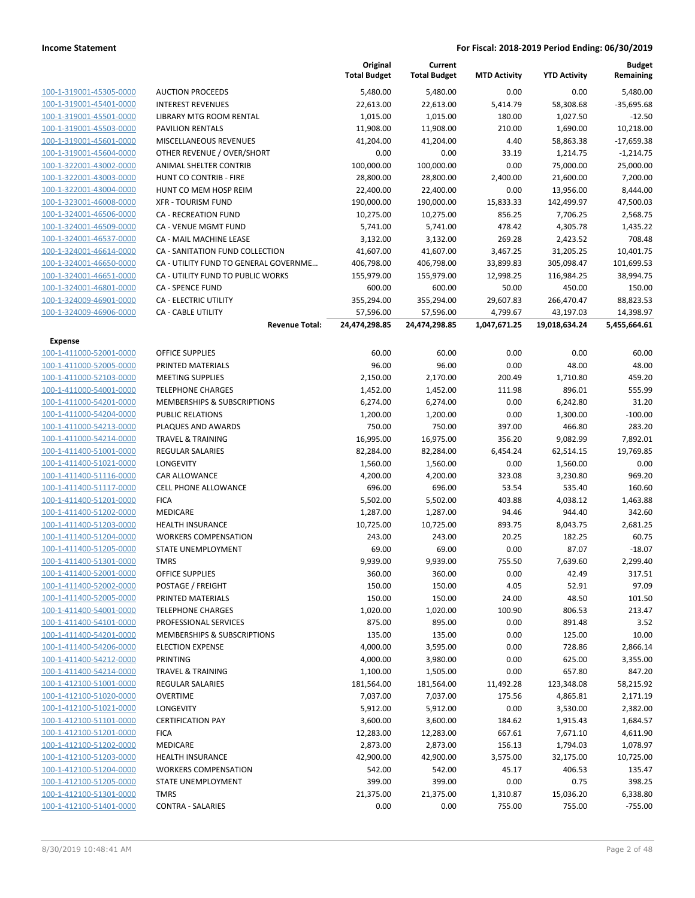**Income Statement** **For Fiscal: 2018-2019 Period Ending: 06/30/2019**

| | | Original Total Budget | Current Total Budget | MTD Activity | YTD Activity | Budget Remaining |
|---|---|---|---|---|---|---|
| 100-1-319001-45305-0000 | AUCTION PROCEEDS | 5,480.00 | 5,480.00 | 0.00 | 0.00 | 5,480.00 |
| 100-1-319001-45401-0000 | INTEREST REVENUES | 22,613.00 | 22,613.00 | 5,414.79 | 58,308.68 | -35,695.68 |
| 100-1-319001-45501-0000 | LIBRARY MTG ROOM RENTAL | 1,015.00 | 1,015.00 | 180.00 | 1,027.50 | -12.50 |
| 100-1-319001-45503-0000 | PAVILION RENTALS | 11,908.00 | 11,908.00 | 210.00 | 1,690.00 | 10,218.00 |
| 100-1-319001-45601-0000 | MISCELLANEOUS REVENUES | 41,204.00 | 41,204.00 | 4.40 | 58,863.38 | -17,659.38 |
| 100-1-319001-45604-0000 | OTHER REVENUE / OVER/SHORT | 0.00 | 0.00 | 33.19 | 1,214.75 | -1,214.75 |
| 100-1-322001-43002-0000 | ANIMAL SHELTER CONTRIB | 100,000.00 | 100,000.00 | 0.00 | 75,000.00 | 25,000.00 |
| 100-1-322001-43003-0000 | HUNT CO CONTRIB - FIRE | 28,800.00 | 28,800.00 | 2,400.00 | 21,600.00 | 7,200.00 |
| 100-1-322001-43004-0000 | HUNT CO MEM HOSP REIM | 22,400.00 | 22,400.00 | 0.00 | 13,956.00 | 8,444.00 |
| 100-1-323001-46008-0000 | XFR - TOURISM FUND | 190,000.00 | 190,000.00 | 15,833.33 | 142,499.97 | 47,500.03 |
| 100-1-324001-46506-0000 | CA - RECREATION FUND | 10,275.00 | 10,275.00 | 856.25 | 7,706.25 | 2,568.75 |
| 100-1-324001-46509-0000 | CA - VENUE MGMT FUND | 5,741.00 | 5,741.00 | 478.42 | 4,305.78 | 1,435.22 |
| 100-1-324001-46537-0000 | CA - MAIL MACHINE LEASE | 3,132.00 | 3,132.00 | 269.28 | 2,423.52 | 708.48 |
| 100-1-324001-46614-0000 | CA - SANITATION FUND COLLECTION | 41,607.00 | 41,607.00 | 3,467.25 | 31,205.25 | 10,401.75 |
| 100-1-324001-46650-0000 | CA - UTILITY FUND TO GENERAL GOVERNME... | 406,798.00 | 406,798.00 | 33,899.83 | 305,098.47 | 101,699.53 |
| 100-1-324001-46651-0000 | CA - UTILITY FUND TO PUBLIC WORKS | 155,979.00 | 155,979.00 | 12,998.25 | 116,984.25 | 38,994.75 |
| 100-1-324001-46801-0000 | CA - SPENCE FUND | 600.00 | 600.00 | 50.00 | 450.00 | 150.00 |
| 100-1-324009-46901-0000 | CA - ELECTRIC UTILITY | 355,294.00 | 355,294.00 | 29,607.83 | 266,470.47 | 88,823.53 |
| 100-1-324009-46906-0000 | CA - CABLE UTILITY | 57,596.00 | 57,596.00 | 4,799.67 | 43,197.03 | 14,398.97 |
| | **Revenue Total:** | **24,474,298.85** | **24,474,298.85** | **1,047,671.25** | **19,018,634.24** | **5,455,664.61** |
| **Expense** | | | | | | |
| 100-1-411000-52001-0000 | OFFICE SUPPLIES | 60.00 | 60.00 | 0.00 | 0.00 | 60.00 |
| 100-1-411000-52005-0000 | PRINTED MATERIALS | 96.00 | 96.00 | 0.00 | 48.00 | 48.00 |
| 100-1-411000-52103-0000 | MEETING SUPPLIES | 2,150.00 | 2,170.00 | 200.49 | 1,710.80 | 459.20 |
| 100-1-411000-54001-0000 | TELEPHONE CHARGES | 1,452.00 | 1,452.00 | 111.98 | 896.01 | 555.99 |
| 100-1-411000-54201-0000 | MEMBERSHIPS & SUBSCRIPTIONS | 6,274.00 | 6,274.00 | 0.00 | 6,242.80 | 31.20 |
| 100-1-411000-54204-0000 | PUBLIC RELATIONS | 1,200.00 | 1,200.00 | 0.00 | 1,300.00 | -100.00 |
| 100-1-411000-54213-0000 | PLAQUES AND AWARDS | 750.00 | 750.00 | 397.00 | 466.80 | 283.20 |
| 100-1-411000-54214-0000 | TRAVEL & TRAINING | 16,995.00 | 16,975.00 | 356.20 | 9,082.99 | 7,892.01 |
| 100-1-411400-51001-0000 | REGULAR SALARIES | 82,284.00 | 82,284.00 | 6,454.24 | 62,514.15 | 19,769.85 |
| 100-1-411400-51021-0000 | LONGEVITY | 1,560.00 | 1,560.00 | 0.00 | 1,560.00 | 0.00 |
| 100-1-411400-51116-0000 | CAR ALLOWANCE | 4,200.00 | 4,200.00 | 323.08 | 3,230.80 | 969.20 |
| 100-1-411400-51117-0000 | CELL PHONE ALLOWANCE | 696.00 | 696.00 | 53.54 | 535.40 | 160.60 |
| 100-1-411400-51201-0000 | FICA | 5,502.00 | 5,502.00 | 403.88 | 4,038.12 | 1,463.88 |
| 100-1-411400-51202-0000 | MEDICARE | 1,287.00 | 1,287.00 | 94.46 | 944.40 | 342.60 |
| 100-1-411400-51203-0000 | HEALTH INSURANCE | 10,725.00 | 10,725.00 | 893.75 | 8,043.75 | 2,681.25 |
| 100-1-411400-51204-0000 | WORKERS COMPENSATION | 243.00 | 243.00 | 20.25 | 182.25 | 60.75 |
| 100-1-411400-51205-0000 | STATE UNEMPLOYMENT | 69.00 | 69.00 | 0.00 | 87.07 | -18.07 |
| 100-1-411400-51301-0000 | TMRS | 9,939.00 | 9,939.00 | 755.50 | 7,639.60 | 2,299.40 |
| 100-1-411400-52001-0000 | OFFICE SUPPLIES | 360.00 | 360.00 | 0.00 | 42.49 | 317.51 |
| 100-1-411400-52002-0000 | POSTAGE / FREIGHT | 150.00 | 150.00 | 4.05 | 52.91 | 97.09 |
| 100-1-411400-52005-0000 | PRINTED MATERIALS | 150.00 | 150.00 | 24.00 | 48.50 | 101.50 |
| 100-1-411400-54001-0000 | TELEPHONE CHARGES | 1,020.00 | 1,020.00 | 100.90 | 806.53 | 213.47 |
| 100-1-411400-54101-0000 | PROFESSIONAL SERVICES | 875.00 | 895.00 | 0.00 | 891.48 | 3.52 |
| 100-1-411400-54201-0000 | MEMBERSHIPS & SUBSCRIPTIONS | 135.00 | 135.00 | 0.00 | 125.00 | 10.00 |
| 100-1-411400-54206-0000 | ELECTION EXPENSE | 4,000.00 | 3,595.00 | 0.00 | 728.86 | 2,866.14 |
| 100-1-411400-54212-0000 | PRINTING | 4,000.00 | 3,980.00 | 0.00 | 625.00 | 3,355.00 |
| 100-1-411400-54214-0000 | TRAVEL & TRAINING | 1,100.00 | 1,505.00 | 0.00 | 657.80 | 847.20 |
| 100-1-412100-51001-0000 | REGULAR SALARIES | 181,564.00 | 181,564.00 | 11,492.28 | 123,348.08 | 58,215.92 |
| 100-1-412100-51020-0000 | OVERTIME | 7,037.00 | 7,037.00 | 175.56 | 4,865.81 | 2,171.19 |
| 100-1-412100-51021-0000 | LONGEVITY | 5,912.00 | 5,912.00 | 0.00 | 3,530.00 | 2,382.00 |
| 100-1-412100-51101-0000 | CERTIFICATION PAY | 3,600.00 | 3,600.00 | 184.62 | 1,915.43 | 1,684.57 |
| 100-1-412100-51201-0000 | FICA | 12,283.00 | 12,283.00 | 667.61 | 7,671.10 | 4,611.90 |
| 100-1-412100-51202-0000 | MEDICARE | 2,873.00 | 2,873.00 | 156.13 | 1,794.03 | 1,078.97 |
| 100-1-412100-51203-0000 | HEALTH INSURANCE | 42,900.00 | 42,900.00 | 3,575.00 | 32,175.00 | 10,725.00 |
| 100-1-412100-51204-0000 | WORKERS COMPENSATION | 542.00 | 542.00 | 45.17 | 406.53 | 135.47 |
| 100-1-412100-51205-0000 | STATE UNEMPLOYMENT | 399.00 | 399.00 | 0.00 | 0.75 | 398.25 |
| 100-1-412100-51301-0000 | TMRS | 21,375.00 | 21,375.00 | 1,310.87 | 15,036.20 | 6,338.80 |
| 100-1-412100-51401-0000 | CONTRA - SALARIES | 0.00 | 0.00 | 755.00 | 755.00 | -755.00 |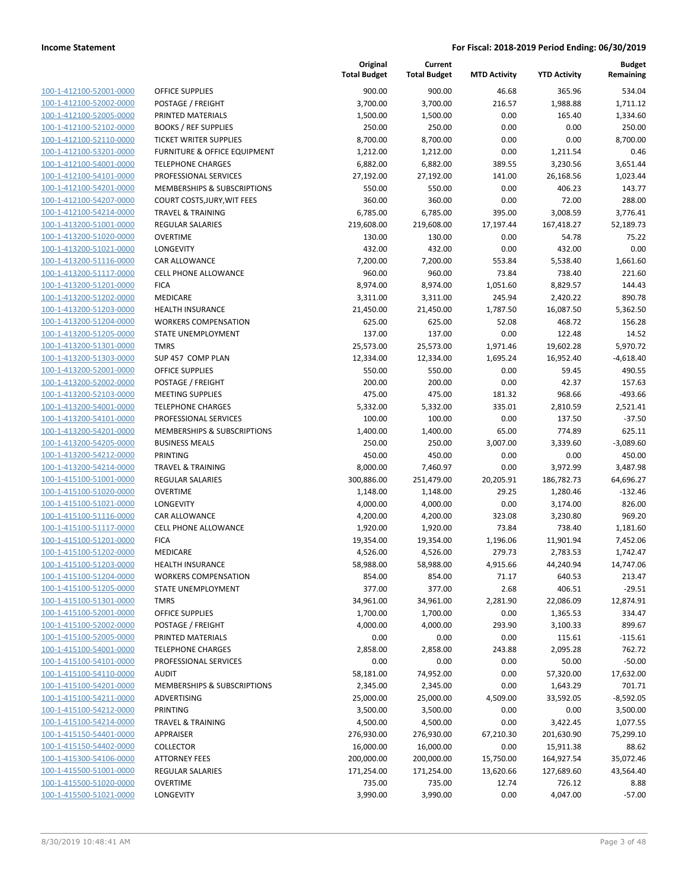| | | Original Total Budget | Current Total Budget | MTD Activity | YTD Activity | Budget Remaining |
|---|---|---|---|---|---|---|
| 100-1-412100-52001-0000 | OFFICE SUPPLIES | 900.00 | 900.00 | 46.68 | 365.96 | 534.04 |
| 100-1-412100-52002-0000 | POSTAGE / FREIGHT | 3,700.00 | 3,700.00 | 216.57 | 1,988.88 | 1,711.12 |
| 100-1-412100-52005-0000 | PRINTED MATERIALS | 1,500.00 | 1,500.00 | 0.00 | 165.40 | 1,334.60 |
| 100-1-412100-52102-0000 | BOOKS / REF SUPPLIES | 250.00 | 250.00 | 0.00 | 0.00 | 250.00 |
| 100-1-412100-52110-0000 | TICKET WRITER SUPPLIES | 8,700.00 | 8,700.00 | 0.00 | 0.00 | 8,700.00 |
| 100-1-412100-53201-0000 | FURNITURE & OFFICE EQUIPMENT | 1,212.00 | 1,212.00 | 0.00 | 1,211.54 | 0.46 |
| 100-1-412100-54001-0000 | TELEPHONE CHARGES | 6,882.00 | 6,882.00 | 389.55 | 3,230.56 | 3,651.44 |
| 100-1-412100-54101-0000 | PROFESSIONAL SERVICES | 27,192.00 | 27,192.00 | 141.00 | 26,168.56 | 1,023.44 |
| 100-1-412100-54201-0000 | MEMBERSHIPS & SUBSCRIPTIONS | 550.00 | 550.00 | 0.00 | 406.23 | 143.77 |
| 100-1-412100-54207-0000 | COURT COSTS,JURY,WIT FEES | 360.00 | 360.00 | 0.00 | 72.00 | 288.00 |
| 100-1-412100-54214-0000 | TRAVEL & TRAINING | 6,785.00 | 6,785.00 | 395.00 | 3,008.59 | 3,776.41 |
| 100-1-413200-51001-0000 | REGULAR SALARIES | 219,608.00 | 219,608.00 | 17,197.44 | 167,418.27 | 52,189.73 |
| 100-1-413200-51020-0000 | OVERTIME | 130.00 | 130.00 | 0.00 | 54.78 | 75.22 |
| 100-1-413200-51021-0000 | LONGEVITY | 432.00 | 432.00 | 0.00 | 432.00 | 0.00 |
| 100-1-413200-51116-0000 | CAR ALLOWANCE | 7,200.00 | 7,200.00 | 553.84 | 5,538.40 | 1,661.60 |
| 100-1-413200-51117-0000 | CELL PHONE ALLOWANCE | 960.00 | 960.00 | 73.84 | 738.40 | 221.60 |
| 100-1-413200-51201-0000 | FICA | 8,974.00 | 8,974.00 | 1,051.60 | 8,829.57 | 144.43 |
| 100-1-413200-51202-0000 | MEDICARE | 3,311.00 | 3,311.00 | 245.94 | 2,420.22 | 890.78 |
| 100-1-413200-51203-0000 | HEALTH INSURANCE | 21,450.00 | 21,450.00 | 1,787.50 | 16,087.50 | 5,362.50 |
| 100-1-413200-51204-0000 | WORKERS COMPENSATION | 625.00 | 625.00 | 52.08 | 468.72 | 156.28 |
| 100-1-413200-51205-0000 | STATE UNEMPLOYMENT | 137.00 | 137.00 | 0.00 | 122.48 | 14.52 |
| 100-1-413200-51301-0000 | TMRS | 25,573.00 | 25,573.00 | 1,971.46 | 19,602.28 | 5,970.72 |
| 100-1-413200-51303-0000 | SUP 457 COMP PLAN | 12,334.00 | 12,334.00 | 1,695.24 | 16,952.40 | -4,618.40 |
| 100-1-413200-52001-0000 | OFFICE SUPPLIES | 550.00 | 550.00 | 0.00 | 59.45 | 490.55 |
| 100-1-413200-52002-0000 | POSTAGE / FREIGHT | 200.00 | 200.00 | 0.00 | 42.37 | 157.63 |
| 100-1-413200-52103-0000 | MEETING SUPPLIES | 475.00 | 475.00 | 181.32 | 968.66 | -493.66 |
| 100-1-413200-54001-0000 | TELEPHONE CHARGES | 5,332.00 | 5,332.00 | 335.01 | 2,810.59 | 2,521.41 |
| 100-1-413200-54101-0000 | PROFESSIONAL SERVICES | 100.00 | 100.00 | 0.00 | 137.50 | -37.50 |
| 100-1-413200-54201-0000 | MEMBERSHIPS & SUBSCRIPTIONS | 1,400.00 | 1,400.00 | 65.00 | 774.89 | 625.11 |
| 100-1-413200-54205-0000 | BUSINESS MEALS | 250.00 | 250.00 | 3,007.00 | 3,339.60 | -3,089.60 |
| 100-1-413200-54212-0000 | PRINTING | 450.00 | 450.00 | 0.00 | 0.00 | 450.00 |
| 100-1-413200-54214-0000 | TRAVEL & TRAINING | 8,000.00 | 7,460.97 | 0.00 | 3,972.99 | 3,487.98 |
| 100-1-415100-51001-0000 | REGULAR SALARIES | 300,886.00 | 251,479.00 | 20,205.91 | 186,782.73 | 64,696.27 |
| 100-1-415100-51020-0000 | OVERTIME | 1,148.00 | 1,148.00 | 29.25 | 1,280.46 | -132.46 |
| 100-1-415100-51021-0000 | LONGEVITY | 4,000.00 | 4,000.00 | 0.00 | 3,174.00 | 826.00 |
| 100-1-415100-51116-0000 | CAR ALLOWANCE | 4,200.00 | 4,200.00 | 323.08 | 3,230.80 | 969.20 |
| 100-1-415100-51117-0000 | CELL PHONE ALLOWANCE | 1,920.00 | 1,920.00 | 73.84 | 738.40 | 1,181.60 |
| 100-1-415100-51201-0000 | FICA | 19,354.00 | 19,354.00 | 1,196.06 | 11,901.94 | 7,452.06 |
| 100-1-415100-51202-0000 | MEDICARE | 4,526.00 | 4,526.00 | 279.73 | 2,783.53 | 1,742.47 |
| 100-1-415100-51203-0000 | HEALTH INSURANCE | 58,988.00 | 58,988.00 | 4,915.66 | 44,240.94 | 14,747.06 |
| 100-1-415100-51204-0000 | WORKERS COMPENSATION | 854.00 | 854.00 | 71.17 | 640.53 | 213.47 |
| 100-1-415100-51205-0000 | STATE UNEMPLOYMENT | 377.00 | 377.00 | 2.68 | 406.51 | -29.51 |
| 100-1-415100-51301-0000 | TMRS | 34,961.00 | 34,961.00 | 2,281.90 | 22,086.09 | 12,874.91 |
| 100-1-415100-52001-0000 | OFFICE SUPPLIES | 1,700.00 | 1,700.00 | 0.00 | 1,365.53 | 334.47 |
| 100-1-415100-52002-0000 | POSTAGE / FREIGHT | 4,000.00 | 4,000.00 | 293.90 | 3,100.33 | 899.67 |
| 100-1-415100-52005-0000 | PRINTED MATERIALS | 0.00 | 0.00 | 0.00 | 115.61 | -115.61 |
| 100-1-415100-54001-0000 | TELEPHONE CHARGES | 2,858.00 | 2,858.00 | 243.88 | 2,095.28 | 762.72 |
| 100-1-415100-54101-0000 | PROFESSIONAL SERVICES | 0.00 | 0.00 | 0.00 | 50.00 | -50.00 |
| 100-1-415100-54110-0000 | AUDIT | 58,181.00 | 74,952.00 | 0.00 | 57,320.00 | 17,632.00 |
| 100-1-415100-54201-0000 | MEMBERSHIPS & SUBSCRIPTIONS | 2,345.00 | 2,345.00 | 0.00 | 1,643.29 | 701.71 |
| 100-1-415100-54211-0000 | ADVERTISING | 25,000.00 | 25,000.00 | 4,509.00 | 33,592.05 | -8,592.05 |
| 100-1-415100-54212-0000 | PRINTING | 3,500.00 | 3,500.00 | 0.00 | 0.00 | 3,500.00 |
| 100-1-415100-54214-0000 | TRAVEL & TRAINING | 4,500.00 | 4,500.00 | 0.00 | 3,422.45 | 1,077.55 |
| 100-1-415150-54401-0000 | APPRAISER | 276,930.00 | 276,930.00 | 67,210.30 | 201,630.90 | 75,299.10 |
| 100-1-415150-54402-0000 | COLLECTOR | 16,000.00 | 16,000.00 | 0.00 | 15,911.38 | 88.62 |
| 100-1-415300-54106-0000 | ATTORNEY FEES | 200,000.00 | 200,000.00 | 15,750.00 | 164,927.54 | 35,072.46 |
| 100-1-415500-51001-0000 | REGULAR SALARIES | 171,254.00 | 171,254.00 | 13,620.66 | 127,689.60 | 43,564.40 |
| 100-1-415500-51020-0000 | OVERTIME | 735.00 | 735.00 | 12.74 | 726.12 | 8.88 |
| 100-1-415500-51021-0000 | LONGEVITY | 3,990.00 | 3,990.00 | 0.00 | 4,047.00 | -57.00 |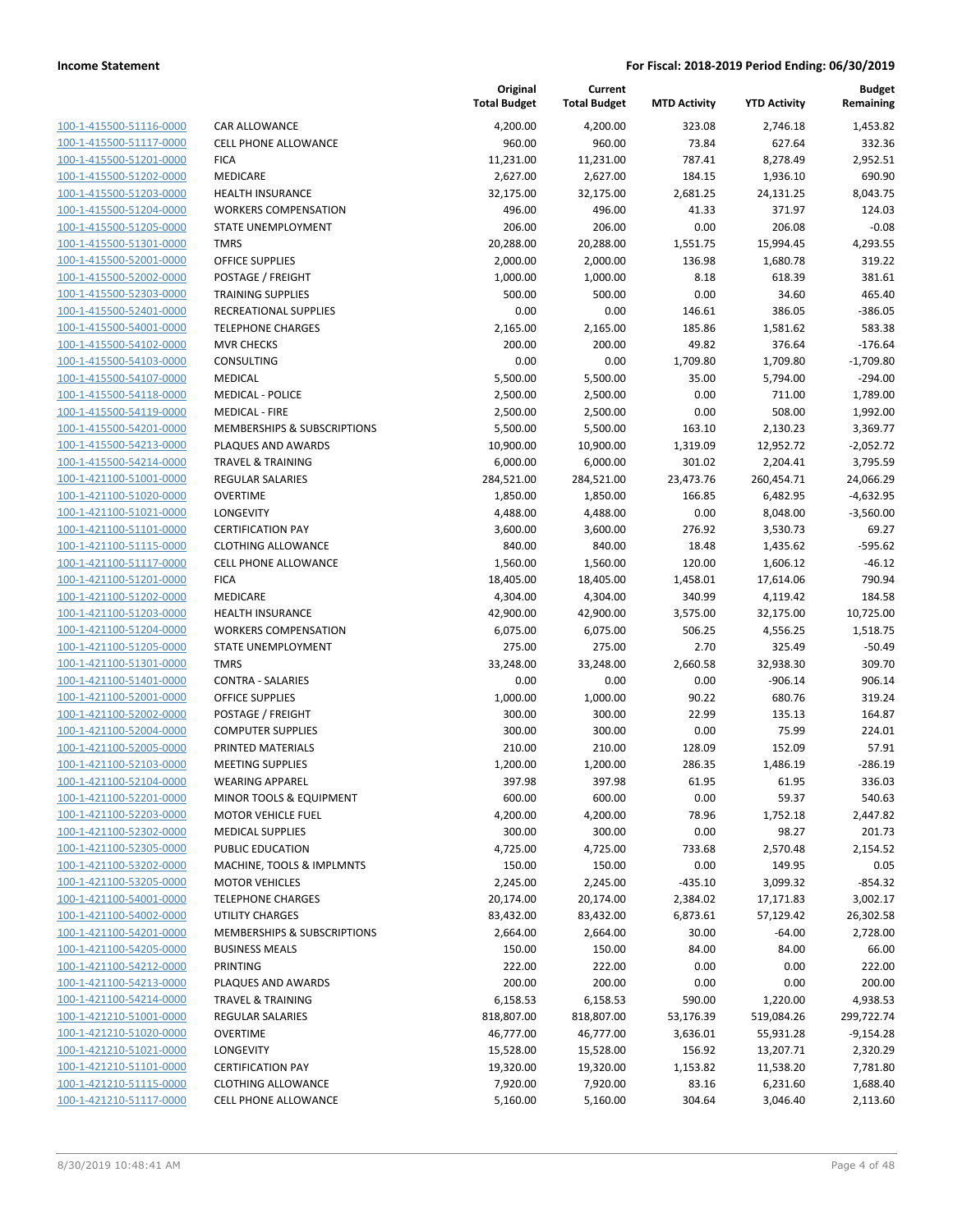**Income Statement** | **For Fiscal: 2018-2019 Period Ending: 06/30/2019**

| | | Original Total Budget | Current Total Budget | MTD Activity | YTD Activity | Budget Remaining |
|---|---|---|---|---|---|---|
| 100-1-415500-51116-0000 | CAR ALLOWANCE | 4,200.00 | 4,200.00 | 323.08 | 2,746.18 | 1,453.82 |
| 100-1-415500-51117-0000 | CELL PHONE ALLOWANCE | 960.00 | 960.00 | 73.84 | 627.64 | 332.36 |
| 100-1-415500-51201-0000 | FICA | 11,231.00 | 11,231.00 | 787.41 | 8,278.49 | 2,952.51 |
| 100-1-415500-51202-0000 | MEDICARE | 2,627.00 | 2,627.00 | 184.15 | 1,936.10 | 690.90 |
| 100-1-415500-51203-0000 | HEALTH INSURANCE | 32,175.00 | 32,175.00 | 2,681.25 | 24,131.25 | 8,043.75 |
| 100-1-415500-51204-0000 | WORKERS COMPENSATION | 496.00 | 496.00 | 41.33 | 371.97 | 124.03 |
| 100-1-415500-51205-0000 | STATE UNEMPLOYMENT | 206.00 | 206.00 | 0.00 | 206.08 | -0.08 |
| 100-1-415500-51301-0000 | TMRS | 20,288.00 | 20,288.00 | 1,551.75 | 15,994.45 | 4,293.55 |
| 100-1-415500-52001-0000 | OFFICE SUPPLIES | 2,000.00 | 2,000.00 | 136.98 | 1,680.78 | 319.22 |
| 100-1-415500-52002-0000 | POSTAGE / FREIGHT | 1,000.00 | 1,000.00 | 8.18 | 618.39 | 381.61 |
| 100-1-415500-52303-0000 | TRAINING SUPPLIES | 500.00 | 500.00 | 0.00 | 34.60 | 465.40 |
| 100-1-415500-52401-0000 | RECREATIONAL SUPPLIES | 0.00 | 0.00 | 146.61 | 386.05 | -386.05 |
| 100-1-415500-54001-0000 | TELEPHONE CHARGES | 2,165.00 | 2,165.00 | 185.86 | 1,581.62 | 583.38 |
| 100-1-415500-54102-0000 | MVR CHECKS | 200.00 | 200.00 | 49.82 | 376.64 | -176.64 |
| 100-1-415500-54103-0000 | CONSULTING | 0.00 | 0.00 | 1,709.80 | 1,709.80 | -1,709.80 |
| 100-1-415500-54107-0000 | MEDICAL | 5,500.00 | 5,500.00 | 35.00 | 5,794.00 | -294.00 |
| 100-1-415500-54118-0000 | MEDICAL - POLICE | 2,500.00 | 2,500.00 | 0.00 | 711.00 | 1,789.00 |
| 100-1-415500-54119-0000 | MEDICAL - FIRE | 2,500.00 | 2,500.00 | 0.00 | 508.00 | 1,992.00 |
| 100-1-415500-54201-0000 | MEMBERSHIPS & SUBSCRIPTIONS | 5,500.00 | 5,500.00 | 163.10 | 2,130.23 | 3,369.77 |
| 100-1-415500-54213-0000 | PLAQUES AND AWARDS | 10,900.00 | 10,900.00 | 1,319.09 | 12,952.72 | -2,052.72 |
| 100-1-415500-54214-0000 | TRAVEL & TRAINING | 6,000.00 | 6,000.00 | 301.02 | 2,204.41 | 3,795.59 |
| 100-1-421100-51001-0000 | REGULAR SALARIES | 284,521.00 | 284,521.00 | 23,473.76 | 260,454.71 | 24,066.29 |
| 100-1-421100-51020-0000 | OVERTIME | 1,850.00 | 1,850.00 | 166.85 | 6,482.95 | -4,632.95 |
| 100-1-421100-51021-0000 | LONGEVITY | 4,488.00 | 4,488.00 | 0.00 | 8,048.00 | -3,560.00 |
| 100-1-421100-51101-0000 | CERTIFICATION PAY | 3,600.00 | 3,600.00 | 276.92 | 3,530.73 | 69.27 |
| 100-1-421100-51115-0000 | CLOTHING ALLOWANCE | 840.00 | 840.00 | 18.48 | 1,435.62 | -595.62 |
| 100-1-421100-51117-0000 | CELL PHONE ALLOWANCE | 1,560.00 | 1,560.00 | 120.00 | 1,606.12 | -46.12 |
| 100-1-421100-51201-0000 | FICA | 18,405.00 | 18,405.00 | 1,458.01 | 17,614.06 | 790.94 |
| 100-1-421100-51202-0000 | MEDICARE | 4,304.00 | 4,304.00 | 340.99 | 4,119.42 | 184.58 |
| 100-1-421100-51203-0000 | HEALTH INSURANCE | 42,900.00 | 42,900.00 | 3,575.00 | 32,175.00 | 10,725.00 |
| 100-1-421100-51204-0000 | WORKERS COMPENSATION | 6,075.00 | 6,075.00 | 506.25 | 4,556.25 | 1,518.75 |
| 100-1-421100-51205-0000 | STATE UNEMPLOYMENT | 275.00 | 275.00 | 2.70 | 325.49 | -50.49 |
| 100-1-421100-51301-0000 | TMRS | 33,248.00 | 33,248.00 | 2,660.58 | 32,938.30 | 309.70 |
| 100-1-421100-51401-0000 | CONTRA - SALARIES | 0.00 | 0.00 | 0.00 | -906.14 | 906.14 |
| 100-1-421100-52001-0000 | OFFICE SUPPLIES | 1,000.00 | 1,000.00 | 90.22 | 680.76 | 319.24 |
| 100-1-421100-52002-0000 | POSTAGE / FREIGHT | 300.00 | 300.00 | 22.99 | 135.13 | 164.87 |
| 100-1-421100-52004-0000 | COMPUTER SUPPLIES | 300.00 | 300.00 | 0.00 | 75.99 | 224.01 |
| 100-1-421100-52005-0000 | PRINTED MATERIALS | 210.00 | 210.00 | 128.09 | 152.09 | 57.91 |
| 100-1-421100-52103-0000 | MEETING SUPPLIES | 1,200.00 | 1,200.00 | 286.35 | 1,486.19 | -286.19 |
| 100-1-421100-52104-0000 | WEARING APPAREL | 397.98 | 397.98 | 61.95 | 61.95 | 336.03 |
| 100-1-421100-52201-0000 | MINOR TOOLS & EQUIPMENT | 600.00 | 600.00 | 0.00 | 59.37 | 540.63 |
| 100-1-421100-52203-0000 | MOTOR VEHICLE FUEL | 4,200.00 | 4,200.00 | 78.96 | 1,752.18 | 2,447.82 |
| 100-1-421100-52302-0000 | MEDICAL SUPPLIES | 300.00 | 300.00 | 0.00 | 98.27 | 201.73 |
| 100-1-421100-52305-0000 | PUBLIC EDUCATION | 4,725.00 | 4,725.00 | 733.68 | 2,570.48 | 2,154.52 |
| 100-1-421100-53202-0000 | MACHINE, TOOLS & IMPLMNTS | 150.00 | 150.00 | 0.00 | 149.95 | 0.05 |
| 100-1-421100-53205-0000 | MOTOR VEHICLES | 2,245.00 | 2,245.00 | -435.10 | 3,099.32 | -854.32 |
| 100-1-421100-54001-0000 | TELEPHONE CHARGES | 20,174.00 | 20,174.00 | 2,384.02 | 17,171.83 | 3,002.17 |
| 100-1-421100-54002-0000 | UTILITY CHARGES | 83,432.00 | 83,432.00 | 6,873.61 | 57,129.42 | 26,302.58 |
| 100-1-421100-54201-0000 | MEMBERSHIPS & SUBSCRIPTIONS | 2,664.00 | 2,664.00 | 30.00 | -64.00 | 2,728.00 |
| 100-1-421100-54205-0000 | BUSINESS MEALS | 150.00 | 150.00 | 84.00 | 84.00 | 66.00 |
| 100-1-421100-54212-0000 | PRINTING | 222.00 | 222.00 | 0.00 | 0.00 | 222.00 |
| 100-1-421100-54213-0000 | PLAQUES AND AWARDS | 200.00 | 200.00 | 0.00 | 0.00 | 200.00 |
| 100-1-421100-54214-0000 | TRAVEL & TRAINING | 6,158.53 | 6,158.53 | 590.00 | 1,220.00 | 4,938.53 |
| 100-1-421210-51001-0000 | REGULAR SALARIES | 818,807.00 | 818,807.00 | 53,176.39 | 519,084.26 | 299,722.74 |
| 100-1-421210-51020-0000 | OVERTIME | 46,777.00 | 46,777.00 | 3,636.01 | 55,931.28 | -9,154.28 |
| 100-1-421210-51021-0000 | LONGEVITY | 15,528.00 | 15,528.00 | 156.92 | 13,207.71 | 2,320.29 |
| 100-1-421210-51101-0000 | CERTIFICATION PAY | 19,320.00 | 19,320.00 | 1,153.82 | 11,538.20 | 7,781.80 |
| 100-1-421210-51115-0000 | CLOTHING ALLOWANCE | 7,920.00 | 7,920.00 | 83.16 | 6,231.60 | 1,688.40 |
| 100-1-421210-51117-0000 | CELL PHONE ALLOWANCE | 5,160.00 | 5,160.00 | 304.64 | 3,046.40 | 2,113.60 |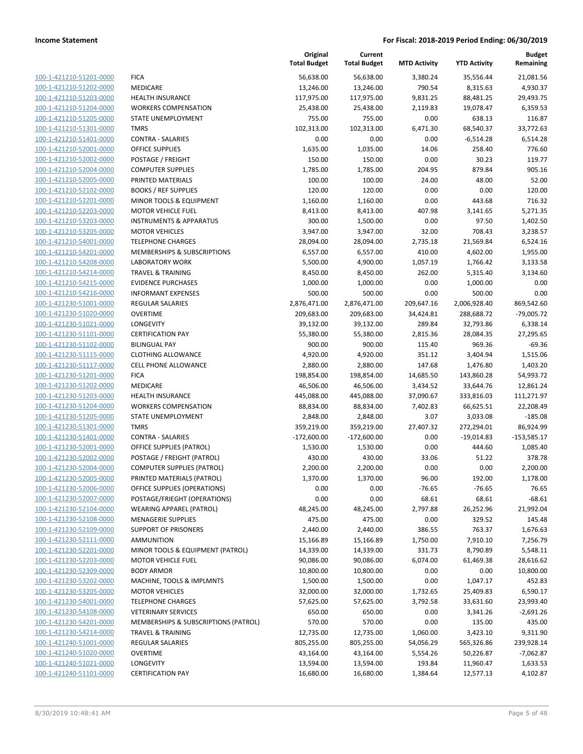**Income Statement** | **For Fiscal: 2018-2019 Period Ending: 06/30/2019**

| | | Original Total Budget | Current Total Budget | MTD Activity | YTD Activity | Budget Remaining |
|---|---|---|---|---|---|---|
| 100-1-421210-51201-0000 | FICA | 56,638.00 | 56,638.00 | 3,380.24 | 35,556.44 | 21,081.56 |
| 100-1-421210-51202-0000 | MEDICARE | 13,246.00 | 13,246.00 | 790.54 | 8,315.63 | 4,930.37 |
| 100-1-421210-51203-0000 | HEALTH INSURANCE | 117,975.00 | 117,975.00 | 9,831.25 | 88,481.25 | 29,493.75 |
| 100-1-421210-51204-0000 | WORKERS COMPENSATION | 25,438.00 | 25,438.00 | 2,119.83 | 19,078.47 | 6,359.53 |
| 100-1-421210-51205-0000 | STATE UNEMPLOYMENT | 755.00 | 755.00 | 0.00 | 638.13 | 116.87 |
| 100-1-421210-51301-0000 | TMRS | 102,313.00 | 102,313.00 | 6,471.30 | 68,540.37 | 33,772.63 |
| 100-1-421210-51401-0000 | CONTRA - SALARIES | 0.00 | 0.00 | 0.00 | -6,514.28 | 6,514.28 |
| 100-1-421210-52001-0000 | OFFICE SUPPLIES | 1,635.00 | 1,035.00 | 14.06 | 258.40 | 776.60 |
| 100-1-421210-52002-0000 | POSTAGE / FREIGHT | 150.00 | 150.00 | 0.00 | 30.23 | 119.77 |
| 100-1-421210-52004-0000 | COMPUTER SUPPLIES | 1,785.00 | 1,785.00 | 204.95 | 879.84 | 905.16 |
| 100-1-421210-52005-0000 | PRINTED MATERIALS | 100.00 | 100.00 | 24.00 | 48.00 | 52.00 |
| 100-1-421210-52102-0000 | BOOKS / REF SUPPLIES | 120.00 | 120.00 | 0.00 | 0.00 | 120.00 |
| 100-1-421210-52201-0000 | MINOR TOOLS & EQUIPMENT | 1,160.00 | 1,160.00 | 0.00 | 443.68 | 716.32 |
| 100-1-421210-52203-0000 | MOTOR VEHICLE FUEL | 8,413.00 | 8,413.00 | 407.98 | 3,141.65 | 5,271.35 |
| 100-1-421210-53203-0000 | INSTRUMENTS & APPARATUS | 300.00 | 1,500.00 | 0.00 | 97.50 | 1,402.50 |
| 100-1-421210-53205-0000 | MOTOR VEHICLES | 3,947.00 | 3,947.00 | 32.00 | 708.43 | 3,238.57 |
| 100-1-421210-54001-0000 | TELEPHONE CHARGES | 28,094.00 | 28,094.00 | 2,735.18 | 21,569.84 | 6,524.16 |
| 100-1-421210-54201-0000 | MEMBERSHIPS & SUBSCRIPTIONS | 6,557.00 | 6,557.00 | 410.00 | 4,602.00 | 1,955.00 |
| 100-1-421210-54208-0000 | LABORATORY WORK | 5,500.00 | 4,900.00 | 1,057.19 | 1,766.42 | 3,133.58 |
| 100-1-421210-54214-0000 | TRAVEL & TRAINING | 8,450.00 | 8,450.00 | 262.00 | 5,315.40 | 3,134.60 |
| 100-1-421210-54215-0000 | EVIDENCE PURCHASES | 1,000.00 | 1,000.00 | 0.00 | 1,000.00 | 0.00 |
| 100-1-421210-54216-0000 | INFORMANT EXPENSES | 500.00 | 500.00 | 0.00 | 500.00 | 0.00 |
| 100-1-421230-51001-0000 | REGULAR SALARIES | 2,876,471.00 | 2,876,471.00 | 209,647.16 | 2,006,928.40 | 869,542.60 |
| 100-1-421230-51020-0000 | OVERTIME | 209,683.00 | 209,683.00 | 34,424.81 | 288,688.72 | -79,005.72 |
| 100-1-421230-51021-0000 | LONGEVITY | 39,132.00 | 39,132.00 | 289.84 | 32,793.86 | 6,338.14 |
| 100-1-421230-51101-0000 | CERTIFICATION PAY | 55,380.00 | 55,380.00 | 2,815.36 | 28,084.35 | 27,295.65 |
| 100-1-421230-51102-0000 | BILINGUAL PAY | 900.00 | 900.00 | 115.40 | 969.36 | -69.36 |
| 100-1-421230-51115-0000 | CLOTHING ALLOWANCE | 4,920.00 | 4,920.00 | 351.12 | 3,404.94 | 1,515.06 |
| 100-1-421230-51117-0000 | CELL PHONE ALLOWANCE | 2,880.00 | 2,880.00 | 147.68 | 1,476.80 | 1,403.20 |
| 100-1-421230-51201-0000 | FICA | 198,854.00 | 198,854.00 | 14,685.50 | 143,860.28 | 54,993.72 |
| 100-1-421230-51202-0000 | MEDICARE | 46,506.00 | 46,506.00 | 3,434.52 | 33,644.76 | 12,861.24 |
| 100-1-421230-51203-0000 | HEALTH INSURANCE | 445,088.00 | 445,088.00 | 37,090.67 | 333,816.03 | 111,271.97 |
| 100-1-421230-51204-0000 | WORKERS COMPENSATION | 88,834.00 | 88,834.00 | 7,402.83 | 66,625.51 | 22,208.49 |
| 100-1-421230-51205-0000 | STATE UNEMPLOYMENT | 2,848.00 | 2,848.00 | 3.07 | 3,033.08 | -185.08 |
| 100-1-421230-51301-0000 | TMRS | 359,219.00 | 359,219.00 | 27,407.32 | 272,294.01 | 86,924.99 |
| 100-1-421230-51401-0000 | CONTRA - SALARIES | -172,600.00 | -172,600.00 | 0.00 | -19,014.83 | -153,585.17 |
| 100-1-421230-52001-0000 | OFFICE SUPPLIES (PATROL) | 1,530.00 | 1,530.00 | 0.00 | 444.60 | 1,085.40 |
| 100-1-421230-52002-0000 | POSTAGE / FREIGHT (PATROL) | 430.00 | 430.00 | 33.06 | 51.22 | 378.78 |
| 100-1-421230-52004-0000 | COMPUTER SUPPLIES (PATROL) | 2,200.00 | 2,200.00 | 0.00 | 0.00 | 2,200.00 |
| 100-1-421230-52005-0000 | PRINTED MATERIALS (PATROL) | 1,370.00 | 1,370.00 | 96.00 | 192.00 | 1,178.00 |
| 100-1-421230-52006-0000 | OFFICE SUPPLIES (OPERATIONS) | 0.00 | 0.00 | -76.65 | -76.65 | 76.65 |
| 100-1-421230-52007-0000 | POSTAGE/FRIEGHT (OPERATIONS) | 0.00 | 0.00 | 68.61 | 68.61 | -68.61 |
| 100-1-421230-52104-0000 | WEARING APPAREL (PATROL) | 48,245.00 | 48,245.00 | 2,797.88 | 26,252.96 | 21,992.04 |
| 100-1-421230-52108-0000 | MENAGERIE SUPPLIES | 475.00 | 475.00 | 0.00 | 329.52 | 145.48 |
| 100-1-421230-52109-0000 | SUPPORT OF PRISONERS | 2,440.00 | 2,440.00 | 386.55 | 763.37 | 1,676.63 |
| 100-1-421230-52111-0000 | AMMUNITION | 15,166.89 | 15,166.89 | 1,750.00 | 7,910.10 | 7,256.79 |
| 100-1-421230-52201-0000 | MINOR TOOLS & EQUIPMENT (PATROL) | 14,339.00 | 14,339.00 | 331.73 | 8,790.89 | 5,548.11 |
| 100-1-421230-52203-0000 | MOTOR VEHICLE FUEL | 90,086.00 | 90,086.00 | 6,074.00 | 61,469.38 | 28,616.62 |
| 100-1-421230-52309-0000 | BODY ARMOR | 10,800.00 | 10,800.00 | 0.00 | 0.00 | 10,800.00 |
| 100-1-421230-53202-0000 | MACHINE, TOOLS & IMPLMNTS | 1,500.00 | 1,500.00 | 0.00 | 1,047.17 | 452.83 |
| 100-1-421230-53205-0000 | MOTOR VEHICLES | 32,000.00 | 32,000.00 | 1,732.65 | 25,409.83 | 6,590.17 |
| 100-1-421230-54001-0000 | TELEPHONE CHARGES | 57,625.00 | 57,625.00 | 3,792.58 | 33,631.60 | 23,993.40 |
| 100-1-421230-54108-0000 | VETERINARY SERVICES | 650.00 | 650.00 | 0.00 | 3,341.26 | -2,691.26 |
| 100-1-421230-54201-0000 | MEMBERSHIPS & SUBSCRIPTIONS (PATROL) | 570.00 | 570.00 | 0.00 | 135.00 | 435.00 |
| 100-1-421230-54214-0000 | TRAVEL & TRAINING | 12,735.00 | 12,735.00 | 1,060.00 | 3,423.10 | 9,311.90 |
| 100-1-421240-51001-0000 | REGULAR SALARIES | 805,255.00 | 805,255.00 | 54,056.29 | 565,326.86 | 239,928.14 |
| 100-1-421240-51020-0000 | OVERTIME | 43,164.00 | 43,164.00 | 5,554.26 | 50,226.87 | -7,062.87 |
| 100-1-421240-51021-0000 | LONGEVITY | 13,594.00 | 13,594.00 | 193.84 | 11,960.47 | 1,633.53 |
| 100-1-421240-51101-0000 | CERTIFICATION PAY | 16,680.00 | 16,680.00 | 1,384.64 | 12,577.13 | 4,102.87 |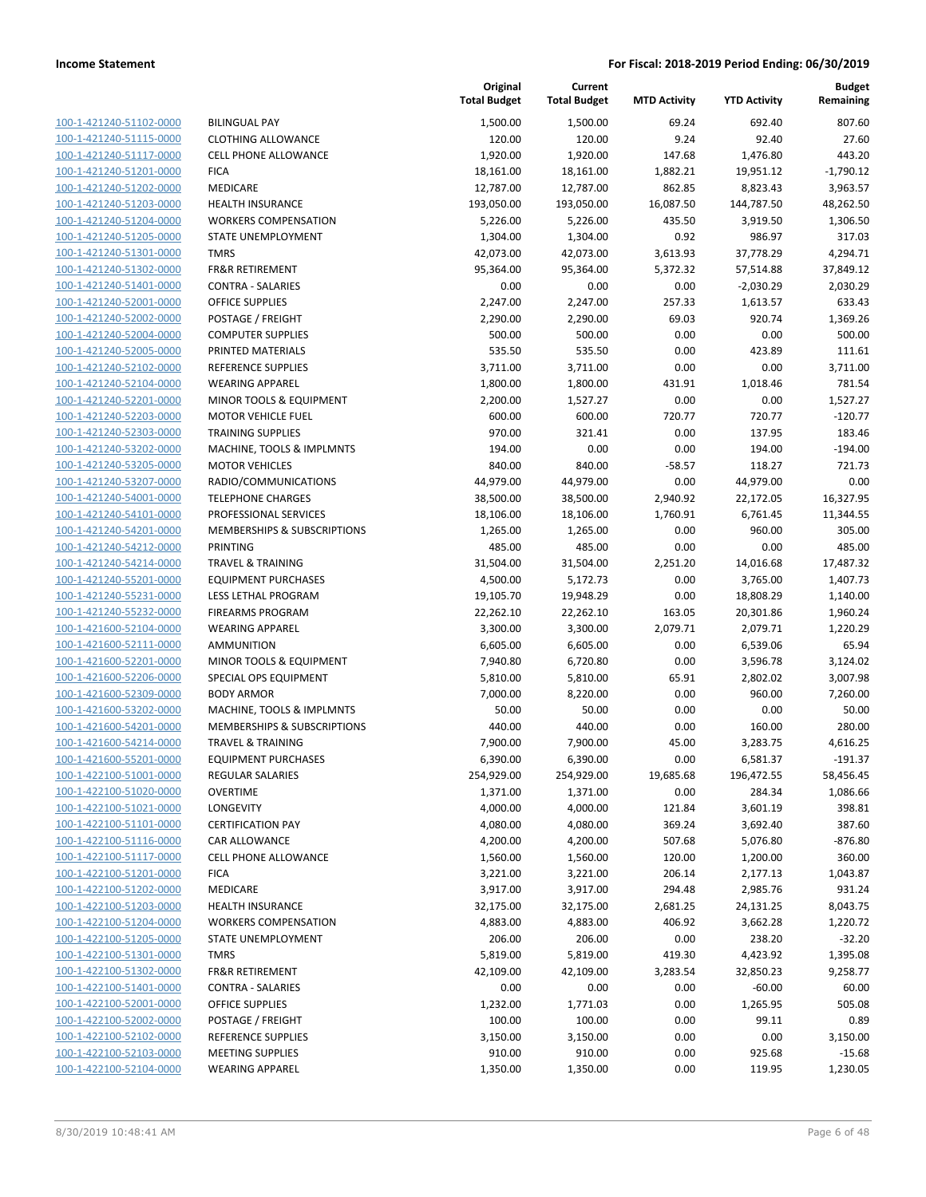**Income Statement** | **For Fiscal: 2018-2019 Period Ending: 06/30/2019**

| | | Original Total Budget | Current Total Budget | MTD Activity | YTD Activity | Budget Remaining |
|---|---|---|---|---|---|---|
| 100-1-421240-51102-0000 | BILINGUAL PAY | 1,500.00 | 1,500.00 | 69.24 | 692.40 | 807.60 |
| 100-1-421240-51115-0000 | CLOTHING ALLOWANCE | 120.00 | 120.00 | 9.24 | 92.40 | 27.60 |
| 100-1-421240-51117-0000 | CELL PHONE ALLOWANCE | 1,920.00 | 1,920.00 | 147.68 | 1,476.80 | 443.20 |
| 100-1-421240-51201-0000 | FICA | 18,161.00 | 18,161.00 | 1,882.21 | 19,951.12 | -1,790.12 |
| 100-1-421240-51202-0000 | MEDICARE | 12,787.00 | 12,787.00 | 862.85 | 8,823.43 | 3,963.57 |
| 100-1-421240-51203-0000 | HEALTH INSURANCE | 193,050.00 | 193,050.00 | 16,087.50 | 144,787.50 | 48,262.50 |
| 100-1-421240-51204-0000 | WORKERS COMPENSATION | 5,226.00 | 5,226.00 | 435.50 | 3,919.50 | 1,306.50 |
| 100-1-421240-51205-0000 | STATE UNEMPLOYMENT | 1,304.00 | 1,304.00 | 0.92 | 986.97 | 317.03 |
| 100-1-421240-51301-0000 | TMRS | 42,073.00 | 42,073.00 | 3,613.93 | 37,778.29 | 4,294.71 |
| 100-1-421240-51302-0000 | FR&R RETIREMENT | 95,364.00 | 95,364.00 | 5,372.32 | 57,514.88 | 37,849.12 |
| 100-1-421240-51401-0000 | CONTRA - SALARIES | 0.00 | 0.00 | 0.00 | -2,030.29 | 2,030.29 |
| 100-1-421240-52001-0000 | OFFICE SUPPLIES | 2,247.00 | 2,247.00 | 257.33 | 1,613.57 | 633.43 |
| 100-1-421240-52002-0000 | POSTAGE / FREIGHT | 2,290.00 | 2,290.00 | 69.03 | 920.74 | 1,369.26 |
| 100-1-421240-52004-0000 | COMPUTER SUPPLIES | 500.00 | 500.00 | 0.00 | 0.00 | 500.00 |
| 100-1-421240-52005-0000 | PRINTED MATERIALS | 535.50 | 535.50 | 0.00 | 423.89 | 111.61 |
| 100-1-421240-52102-0000 | REFERENCE SUPPLIES | 3,711.00 | 3,711.00 | 0.00 | 0.00 | 3,711.00 |
| 100-1-421240-52104-0000 | WEARING APPAREL | 1,800.00 | 1,800.00 | 431.91 | 1,018.46 | 781.54 |
| 100-1-421240-52201-0000 | MINOR TOOLS & EQUIPMENT | 2,200.00 | 1,527.27 | 0.00 | 0.00 | 1,527.27 |
| 100-1-421240-52203-0000 | MOTOR VEHICLE FUEL | 600.00 | 600.00 | 720.77 | 720.77 | -120.77 |
| 100-1-421240-52303-0000 | TRAINING SUPPLIES | 970.00 | 321.41 | 0.00 | 137.95 | 183.46 |
| 100-1-421240-53202-0000 | MACHINE, TOOLS & IMPLMNTS | 194.00 | 0.00 | 0.00 | 194.00 | -194.00 |
| 100-1-421240-53205-0000 | MOTOR VEHICLES | 840.00 | 840.00 | -58.57 | 118.27 | 721.73 |
| 100-1-421240-53207-0000 | RADIO/COMMUNICATIONS | 44,979.00 | 44,979.00 | 0.00 | 44,979.00 | 0.00 |
| 100-1-421240-54001-0000 | TELEPHONE CHARGES | 38,500.00 | 38,500.00 | 2,940.92 | 22,172.05 | 16,327.95 |
| 100-1-421240-54101-0000 | PROFESSIONAL SERVICES | 18,106.00 | 18,106.00 | 1,760.91 | 6,761.45 | 11,344.55 |
| 100-1-421240-54201-0000 | MEMBERSHIPS & SUBSCRIPTIONS | 1,265.00 | 1,265.00 | 0.00 | 960.00 | 305.00 |
| 100-1-421240-54212-0000 | PRINTING | 485.00 | 485.00 | 0.00 | 0.00 | 485.00 |
| 100-1-421240-54214-0000 | TRAVEL & TRAINING | 31,504.00 | 31,504.00 | 2,251.20 | 14,016.68 | 17,487.32 |
| 100-1-421240-55201-0000 | EQUIPMENT PURCHASES | 4,500.00 | 5,172.73 | 0.00 | 3,765.00 | 1,407.73 |
| 100-1-421240-55231-0000 | LESS LETHAL PROGRAM | 19,105.70 | 19,948.29 | 0.00 | 18,808.29 | 1,140.00 |
| 100-1-421240-55232-0000 | FIREARMS PROGRAM | 22,262.10 | 22,262.10 | 163.05 | 20,301.86 | 1,960.24 |
| 100-1-421600-52104-0000 | WEARING APPAREL | 3,300.00 | 3,300.00 | 2,079.71 | 2,079.71 | 1,220.29 |
| 100-1-421600-52111-0000 | AMMUNITION | 6,605.00 | 6,605.00 | 0.00 | 6,539.06 | 65.94 |
| 100-1-421600-52201-0000 | MINOR TOOLS & EQUIPMENT | 7,940.80 | 6,720.80 | 0.00 | 3,596.78 | 3,124.02 |
| 100-1-421600-52206-0000 | SPECIAL OPS EQUIPMENT | 5,810.00 | 5,810.00 | 65.91 | 2,802.02 | 3,007.98 |
| 100-1-421600-52309-0000 | BODY ARMOR | 7,000.00 | 8,220.00 | 0.00 | 960.00 | 7,260.00 |
| 100-1-421600-53202-0000 | MACHINE, TOOLS & IMPLMNTS | 50.00 | 50.00 | 0.00 | 0.00 | 50.00 |
| 100-1-421600-54201-0000 | MEMBERSHIPS & SUBSCRIPTIONS | 440.00 | 440.00 | 0.00 | 160.00 | 280.00 |
| 100-1-421600-54214-0000 | TRAVEL & TRAINING | 7,900.00 | 7,900.00 | 45.00 | 3,283.75 | 4,616.25 |
| 100-1-421600-55201-0000 | EQUIPMENT PURCHASES | 6,390.00 | 6,390.00 | 0.00 | 6,581.37 | -191.37 |
| 100-1-422100-51001-0000 | REGULAR SALARIES | 254,929.00 | 254,929.00 | 19,685.68 | 196,472.55 | 58,456.45 |
| 100-1-422100-51020-0000 | OVERTIME | 1,371.00 | 1,371.00 | 0.00 | 284.34 | 1,086.66 |
| 100-1-422100-51021-0000 | LONGEVITY | 4,000.00 | 4,000.00 | 121.84 | 3,601.19 | 398.81 |
| 100-1-422100-51101-0000 | CERTIFICATION PAY | 4,080.00 | 4,080.00 | 369.24 | 3,692.40 | 387.60 |
| 100-1-422100-51116-0000 | CAR ALLOWANCE | 4,200.00 | 4,200.00 | 507.68 | 5,076.80 | -876.80 |
| 100-1-422100-51117-0000 | CELL PHONE ALLOWANCE | 1,560.00 | 1,560.00 | 120.00 | 1,200.00 | 360.00 |
| 100-1-422100-51201-0000 | FICA | 3,221.00 | 3,221.00 | 206.14 | 2,177.13 | 1,043.87 |
| 100-1-422100-51202-0000 | MEDICARE | 3,917.00 | 3,917.00 | 294.48 | 2,985.76 | 931.24 |
| 100-1-422100-51203-0000 | HEALTH INSURANCE | 32,175.00 | 32,175.00 | 2,681.25 | 24,131.25 | 8,043.75 |
| 100-1-422100-51204-0000 | WORKERS COMPENSATION | 4,883.00 | 4,883.00 | 406.92 | 3,662.28 | 1,220.72 |
| 100-1-422100-51205-0000 | STATE UNEMPLOYMENT | 206.00 | 206.00 | 0.00 | 238.20 | -32.20 |
| 100-1-422100-51301-0000 | TMRS | 5,819.00 | 5,819.00 | 419.30 | 4,423.92 | 1,395.08 |
| 100-1-422100-51302-0000 | FR&R RETIREMENT | 42,109.00 | 42,109.00 | 3,283.54 | 32,850.23 | 9,258.77 |
| 100-1-422100-51401-0000 | CONTRA - SALARIES | 0.00 | 0.00 | 0.00 | -60.00 | 60.00 |
| 100-1-422100-52001-0000 | OFFICE SUPPLIES | 1,232.00 | 1,771.03 | 0.00 | 1,265.95 | 505.08 |
| 100-1-422100-52002-0000 | POSTAGE / FREIGHT | 100.00 | 100.00 | 0.00 | 99.11 | 0.89 |
| 100-1-422100-52102-0000 | REFERENCE SUPPLIES | 3,150.00 | 3,150.00 | 0.00 | 0.00 | 3,150.00 |
| 100-1-422100-52103-0000 | MEETING SUPPLIES | 910.00 | 910.00 | 0.00 | 925.68 | -15.68 |
| 100-1-422100-52104-0000 | WEARING APPAREL | 1,350.00 | 1,350.00 | 0.00 | 119.95 | 1,230.05 |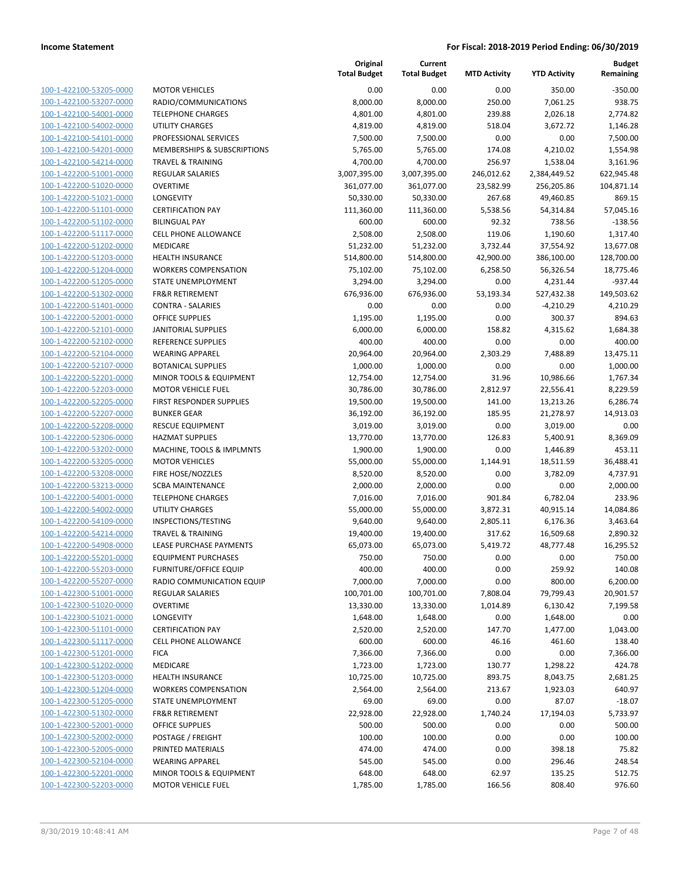**Income Statement** | **For Fiscal: 2018-2019 Period Ending: 06/30/2019**

| | | Original Total Budget | Current Total Budget | MTD Activity | YTD Activity | Budget Remaining |
|---|---|---|---|---|---|---|
| 100-1-422100-53205-0000 | MOTOR VEHICLES | 0.00 | 0.00 | 0.00 | 350.00 | -350.00 |
| 100-1-422100-53207-0000 | RADIO/COMMUNICATIONS | 8,000.00 | 8,000.00 | 250.00 | 7,061.25 | 938.75 |
| 100-1-422100-54001-0000 | TELEPHONE CHARGES | 4,801.00 | 4,801.00 | 239.88 | 2,026.18 | 2,774.82 |
| 100-1-422100-54002-0000 | UTILITY CHARGES | 4,819.00 | 4,819.00 | 518.04 | 3,672.72 | 1,146.28 |
| 100-1-422100-54101-0000 | PROFESSIONAL SERVICES | 7,500.00 | 7,500.00 | 0.00 | 0.00 | 7,500.00 |
| 100-1-422100-54201-0000 | MEMBERSHIPS & SUBSCRIPTIONS | 5,765.00 | 5,765.00 | 174.08 | 4,210.02 | 1,554.98 |
| 100-1-422100-54214-0000 | TRAVEL & TRAINING | 4,700.00 | 4,700.00 | 256.97 | 1,538.04 | 3,161.96 |
| 100-1-422200-51001-0000 | REGULAR SALARIES | 3,007,395.00 | 3,007,395.00 | 246,012.62 | 2,384,449.52 | 622,945.48 |
| 100-1-422200-51020-0000 | OVERTIME | 361,077.00 | 361,077.00 | 23,582.99 | 256,205.86 | 104,871.14 |
| 100-1-422200-51021-0000 | LONGEVITY | 50,330.00 | 50,330.00 | 267.68 | 49,460.85 | 869.15 |
| 100-1-422200-51101-0000 | CERTIFICATION PAY | 111,360.00 | 111,360.00 | 5,538.56 | 54,314.84 | 57,045.16 |
| 100-1-422200-51102-0000 | BILINGUAL PAY | 600.00 | 600.00 | 92.32 | 738.56 | -138.56 |
| 100-1-422200-51117-0000 | CELL PHONE ALLOWANCE | 2,508.00 | 2,508.00 | 119.06 | 1,190.60 | 1,317.40 |
| 100-1-422200-51202-0000 | MEDICARE | 51,232.00 | 51,232.00 | 3,732.44 | 37,554.92 | 13,677.08 |
| 100-1-422200-51203-0000 | HEALTH INSURANCE | 514,800.00 | 514,800.00 | 42,900.00 | 386,100.00 | 128,700.00 |
| 100-1-422200-51204-0000 | WORKERS COMPENSATION | 75,102.00 | 75,102.00 | 6,258.50 | 56,326.54 | 18,775.46 |
| 100-1-422200-51205-0000 | STATE UNEMPLOYMENT | 3,294.00 | 3,294.00 | 0.00 | 4,231.44 | -937.44 |
| 100-1-422200-51302-0000 | FR&R RETIREMENT | 676,936.00 | 676,936.00 | 53,193.34 | 527,432.38 | 149,503.62 |
| 100-1-422200-51401-0000 | CONTRA - SALARIES | 0.00 | 0.00 | 0.00 | -4,210.29 | 4,210.29 |
| 100-1-422200-52001-0000 | OFFICE SUPPLIES | 1,195.00 | 1,195.00 | 0.00 | 300.37 | 894.63 |
| 100-1-422200-52101-0000 | JANITORIAL SUPPLIES | 6,000.00 | 6,000.00 | 158.82 | 4,315.62 | 1,684.38 |
| 100-1-422200-52102-0000 | REFERENCE SUPPLIES | 400.00 | 400.00 | 0.00 | 0.00 | 400.00 |
| 100-1-422200-52104-0000 | WEARING APPAREL | 20,964.00 | 20,964.00 | 2,303.29 | 7,488.89 | 13,475.11 |
| 100-1-422200-52107-0000 | BOTANICAL SUPPLIES | 1,000.00 | 1,000.00 | 0.00 | 0.00 | 1,000.00 |
| 100-1-422200-52201-0000 | MINOR TOOLS & EQUIPMENT | 12,754.00 | 12,754.00 | 31.96 | 10,986.66 | 1,767.34 |
| 100-1-422200-52203-0000 | MOTOR VEHICLE FUEL | 30,786.00 | 30,786.00 | 2,812.97 | 22,556.41 | 8,229.59 |
| 100-1-422200-52205-0000 | FIRST RESPONDER SUPPLIES | 19,500.00 | 19,500.00 | 141.00 | 13,213.26 | 6,286.74 |
| 100-1-422200-52207-0000 | BUNKER GEAR | 36,192.00 | 36,192.00 | 185.95 | 21,278.97 | 14,913.03 |
| 100-1-422200-52208-0000 | RESCUE EQUIPMENT | 3,019.00 | 3,019.00 | 0.00 | 3,019.00 | 0.00 |
| 100-1-422200-52306-0000 | HAZMAT SUPPLIES | 13,770.00 | 13,770.00 | 126.83 | 5,400.91 | 8,369.09 |
| 100-1-422200-53202-0000 | MACHINE, TOOLS & IMPLMNTS | 1,900.00 | 1,900.00 | 0.00 | 1,446.89 | 453.11 |
| 100-1-422200-53205-0000 | MOTOR VEHICLES | 55,000.00 | 55,000.00 | 1,144.91 | 18,511.59 | 36,488.41 |
| 100-1-422200-53208-0000 | FIRE HOSE/NOZZLES | 8,520.00 | 8,520.00 | 0.00 | 3,782.09 | 4,737.91 |
| 100-1-422200-53213-0000 | SCBA MAINTENANCE | 2,000.00 | 2,000.00 | 0.00 | 0.00 | 2,000.00 |
| 100-1-422200-54001-0000 | TELEPHONE CHARGES | 7,016.00 | 7,016.00 | 901.84 | 6,782.04 | 233.96 |
| 100-1-422200-54002-0000 | UTILITY CHARGES | 55,000.00 | 55,000.00 | 3,872.31 | 40,915.14 | 14,084.86 |
| 100-1-422200-54109-0000 | INSPECTIONS/TESTING | 9,640.00 | 9,640.00 | 2,805.11 | 6,176.36 | 3,463.64 |
| 100-1-422200-54214-0000 | TRAVEL & TRAINING | 19,400.00 | 19,400.00 | 317.62 | 16,509.68 | 2,890.32 |
| 100-1-422200-54908-0000 | LEASE PURCHASE PAYMENTS | 65,073.00 | 65,073.00 | 5,419.72 | 48,777.48 | 16,295.52 |
| 100-1-422200-55201-0000 | EQUIPMENT PURCHASES | 750.00 | 750.00 | 0.00 | 0.00 | 750.00 |
| 100-1-422200-55203-0000 | FURNITURE/OFFICE EQUIP | 400.00 | 400.00 | 0.00 | 259.92 | 140.08 |
| 100-1-422200-55207-0000 | RADIO COMMUNICATION EQUIP | 7,000.00 | 7,000.00 | 0.00 | 800.00 | 6,200.00 |
| 100-1-422300-51001-0000 | REGULAR SALARIES | 100,701.00 | 100,701.00 | 7,808.04 | 79,799.43 | 20,901.57 |
| 100-1-422300-51020-0000 | OVERTIME | 13,330.00 | 13,330.00 | 1,014.89 | 6,130.42 | 7,199.58 |
| 100-1-422300-51021-0000 | LONGEVITY | 1,648.00 | 1,648.00 | 0.00 | 1,648.00 | 0.00 |
| 100-1-422300-51101-0000 | CERTIFICATION PAY | 2,520.00 | 2,520.00 | 147.70 | 1,477.00 | 1,043.00 |
| 100-1-422300-51117-0000 | CELL PHONE ALLOWANCE | 600.00 | 600.00 | 46.16 | 461.60 | 138.40 |
| 100-1-422300-51201-0000 | FICA | 7,366.00 | 7,366.00 | 0.00 | 0.00 | 7,366.00 |
| 100-1-422300-51202-0000 | MEDICARE | 1,723.00 | 1,723.00 | 130.77 | 1,298.22 | 424.78 |
| 100-1-422300-51203-0000 | HEALTH INSURANCE | 10,725.00 | 10,725.00 | 893.75 | 8,043.75 | 2,681.25 |
| 100-1-422300-51204-0000 | WORKERS COMPENSATION | 2,564.00 | 2,564.00 | 213.67 | 1,923.03 | 640.97 |
| 100-1-422300-51205-0000 | STATE UNEMPLOYMENT | 69.00 | 69.00 | 0.00 | 87.07 | -18.07 |
| 100-1-422300-51302-0000 | FR&R RETIREMENT | 22,928.00 | 22,928.00 | 1,740.24 | 17,194.03 | 5,733.97 |
| 100-1-422300-52001-0000 | OFFICE SUPPLIES | 500.00 | 500.00 | 0.00 | 0.00 | 500.00 |
| 100-1-422300-52002-0000 | POSTAGE / FREIGHT | 100.00 | 100.00 | 0.00 | 0.00 | 100.00 |
| 100-1-422300-52005-0000 | PRINTED MATERIALS | 474.00 | 474.00 | 0.00 | 398.18 | 75.82 |
| 100-1-422300-52104-0000 | WEARING APPAREL | 545.00 | 545.00 | 0.00 | 296.46 | 248.54 |
| 100-1-422300-52201-0000 | MINOR TOOLS & EQUIPMENT | 648.00 | 648.00 | 62.97 | 135.25 | 512.75 |
| 100-1-422300-52203-0000 | MOTOR VEHICLE FUEL | 1,785.00 | 1,785.00 | 166.56 | 808.40 | 976.60 |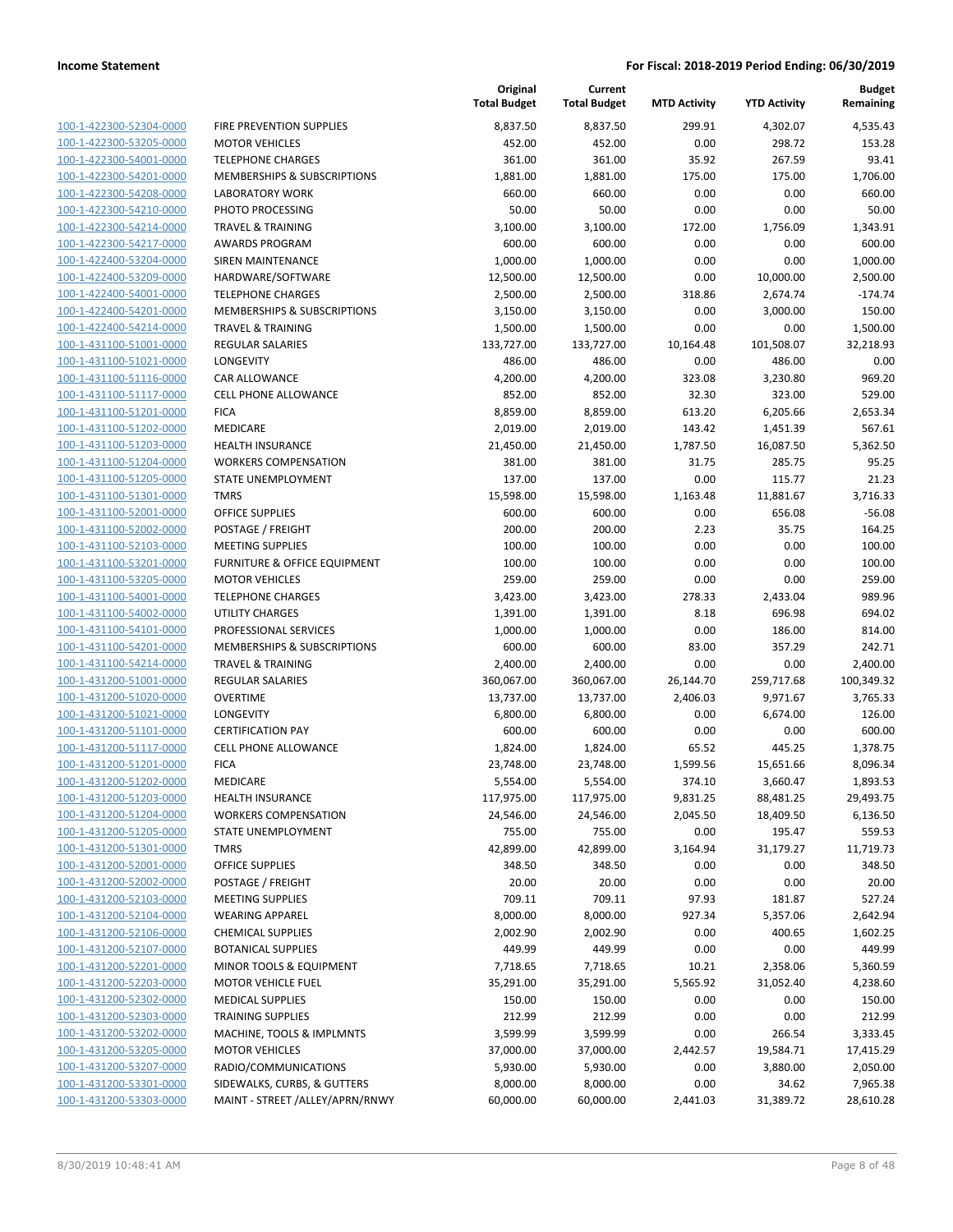| | | Original Total Budget | Current Total Budget | MTD Activity | YTD Activity | Budget Remaining |
|---|---|---|---|---|---|---|
| 100-1-422300-52304-0000 | FIRE PREVENTION SUPPLIES | 8,837.50 | 8,837.50 | 299.91 | 4,302.07 | 4,535.43 |
| 100-1-422300-53205-0000 | MOTOR VEHICLES | 452.00 | 452.00 | 0.00 | 298.72 | 153.28 |
| 100-1-422300-54001-0000 | TELEPHONE CHARGES | 361.00 | 361.00 | 35.92 | 267.59 | 93.41 |
| 100-1-422300-54201-0000 | MEMBERSHIPS & SUBSCRIPTIONS | 1,881.00 | 1,881.00 | 175.00 | 175.00 | 1,706.00 |
| 100-1-422300-54208-0000 | LABORATORY WORK | 660.00 | 660.00 | 0.00 | 0.00 | 660.00 |
| 100-1-422300-54210-0000 | PHOTO PROCESSING | 50.00 | 50.00 | 0.00 | 0.00 | 50.00 |
| 100-1-422300-54214-0000 | TRAVEL & TRAINING | 3,100.00 | 3,100.00 | 172.00 | 1,756.09 | 1,343.91 |
| 100-1-422300-54217-0000 | AWARDS PROGRAM | 600.00 | 600.00 | 0.00 | 0.00 | 600.00 |
| 100-1-422400-53204-0000 | SIREN MAINTENANCE | 1,000.00 | 1,000.00 | 0.00 | 0.00 | 1,000.00 |
| 100-1-422400-53209-0000 | HARDWARE/SOFTWARE | 12,500.00 | 12,500.00 | 0.00 | 10,000.00 | 2,500.00 |
| 100-1-422400-54001-0000 | TELEPHONE CHARGES | 2,500.00 | 2,500.00 | 318.86 | 2,674.74 | -174.74 |
| 100-1-422400-54201-0000 | MEMBERSHIPS & SUBSCRIPTIONS | 3,150.00 | 3,150.00 | 0.00 | 3,000.00 | 150.00 |
| 100-1-422400-54214-0000 | TRAVEL & TRAINING | 1,500.00 | 1,500.00 | 0.00 | 0.00 | 1,500.00 |
| 100-1-431100-51001-0000 | REGULAR SALARIES | 133,727.00 | 133,727.00 | 10,164.48 | 101,508.07 | 32,218.93 |
| 100-1-431100-51021-0000 | LONGEVITY | 486.00 | 486.00 | 0.00 | 486.00 | 0.00 |
| 100-1-431100-51116-0000 | CAR ALLOWANCE | 4,200.00 | 4,200.00 | 323.08 | 3,230.80 | 969.20 |
| 100-1-431100-51117-0000 | CELL PHONE ALLOWANCE | 852.00 | 852.00 | 32.30 | 323.00 | 529.00 |
| 100-1-431100-51201-0000 | FICA | 8,859.00 | 8,859.00 | 613.20 | 6,205.66 | 2,653.34 |
| 100-1-431100-51202-0000 | MEDICARE | 2,019.00 | 2,019.00 | 143.42 | 1,451.39 | 567.61 |
| 100-1-431100-51203-0000 | HEALTH INSURANCE | 21,450.00 | 21,450.00 | 1,787.50 | 16,087.50 | 5,362.50 |
| 100-1-431100-51204-0000 | WORKERS COMPENSATION | 381.00 | 381.00 | 31.75 | 285.75 | 95.25 |
| 100-1-431100-51205-0000 | STATE UNEMPLOYMENT | 137.00 | 137.00 | 0.00 | 115.77 | 21.23 |
| 100-1-431100-51301-0000 | TMRS | 15,598.00 | 15,598.00 | 1,163.48 | 11,881.67 | 3,716.33 |
| 100-1-431100-52001-0000 | OFFICE SUPPLIES | 600.00 | 600.00 | 0.00 | 656.08 | -56.08 |
| 100-1-431100-52002-0000 | POSTAGE / FREIGHT | 200.00 | 200.00 | 2.23 | 35.75 | 164.25 |
| 100-1-431100-52103-0000 | MEETING SUPPLIES | 100.00 | 100.00 | 0.00 | 0.00 | 100.00 |
| 100-1-431100-53201-0000 | FURNITURE & OFFICE EQUIPMENT | 100.00 | 100.00 | 0.00 | 0.00 | 100.00 |
| 100-1-431100-53205-0000 | MOTOR VEHICLES | 259.00 | 259.00 | 0.00 | 0.00 | 259.00 |
| 100-1-431100-54001-0000 | TELEPHONE CHARGES | 3,423.00 | 3,423.00 | 278.33 | 2,433.04 | 989.96 |
| 100-1-431100-54002-0000 | UTILITY CHARGES | 1,391.00 | 1,391.00 | 8.18 | 696.98 | 694.02 |
| 100-1-431100-54101-0000 | PROFESSIONAL SERVICES | 1,000.00 | 1,000.00 | 0.00 | 186.00 | 814.00 |
| 100-1-431100-54201-0000 | MEMBERSHIPS & SUBSCRIPTIONS | 600.00 | 600.00 | 83.00 | 357.29 | 242.71 |
| 100-1-431100-54214-0000 | TRAVEL & TRAINING | 2,400.00 | 2,400.00 | 0.00 | 0.00 | 2,400.00 |
| 100-1-431200-51001-0000 | REGULAR SALARIES | 360,067.00 | 360,067.00 | 26,144.70 | 259,717.68 | 100,349.32 |
| 100-1-431200-51020-0000 | OVERTIME | 13,737.00 | 13,737.00 | 2,406.03 | 9,971.67 | 3,765.33 |
| 100-1-431200-51021-0000 | LONGEVITY | 6,800.00 | 6,800.00 | 0.00 | 6,674.00 | 126.00 |
| 100-1-431200-51101-0000 | CERTIFICATION PAY | 600.00 | 600.00 | 0.00 | 0.00 | 600.00 |
| 100-1-431200-51117-0000 | CELL PHONE ALLOWANCE | 1,824.00 | 1,824.00 | 65.52 | 445.25 | 1,378.75 |
| 100-1-431200-51201-0000 | FICA | 23,748.00 | 23,748.00 | 1,599.56 | 15,651.66 | 8,096.34 |
| 100-1-431200-51202-0000 | MEDICARE | 5,554.00 | 5,554.00 | 374.10 | 3,660.47 | 1,893.53 |
| 100-1-431200-51203-0000 | HEALTH INSURANCE | 117,975.00 | 117,975.00 | 9,831.25 | 88,481.25 | 29,493.75 |
| 100-1-431200-51204-0000 | WORKERS COMPENSATION | 24,546.00 | 24,546.00 | 2,045.50 | 18,409.50 | 6,136.50 |
| 100-1-431200-51205-0000 | STATE UNEMPLOYMENT | 755.00 | 755.00 | 0.00 | 195.47 | 559.53 |
| 100-1-431200-51301-0000 | TMRS | 42,899.00 | 42,899.00 | 3,164.94 | 31,179.27 | 11,719.73 |
| 100-1-431200-52001-0000 | OFFICE SUPPLIES | 348.50 | 348.50 | 0.00 | 0.00 | 348.50 |
| 100-1-431200-52002-0000 | POSTAGE / FREIGHT | 20.00 | 20.00 | 0.00 | 0.00 | 20.00 |
| 100-1-431200-52103-0000 | MEETING SUPPLIES | 709.11 | 709.11 | 97.93 | 181.87 | 527.24 |
| 100-1-431200-52104-0000 | WEARING APPAREL | 8,000.00 | 8,000.00 | 927.34 | 5,357.06 | 2,642.94 |
| 100-1-431200-52106-0000 | CHEMICAL SUPPLIES | 2,002.90 | 2,002.90 | 0.00 | 400.65 | 1,602.25 |
| 100-1-431200-52107-0000 | BOTANICAL SUPPLIES | 449.99 | 449.99 | 0.00 | 0.00 | 449.99 |
| 100-1-431200-52201-0000 | MINOR TOOLS & EQUIPMENT | 7,718.65 | 7,718.65 | 10.21 | 2,358.06 | 5,360.59 |
| 100-1-431200-52203-0000 | MOTOR VEHICLE FUEL | 35,291.00 | 35,291.00 | 5,565.92 | 31,052.40 | 4,238.60 |
| 100-1-431200-52302-0000 | MEDICAL SUPPLIES | 150.00 | 150.00 | 0.00 | 0.00 | 150.00 |
| 100-1-431200-52303-0000 | TRAINING SUPPLIES | 212.99 | 212.99 | 0.00 | 0.00 | 212.99 |
| 100-1-431200-53202-0000 | MACHINE, TOOLS & IMPLMNTS | 3,599.99 | 3,599.99 | 0.00 | 266.54 | 3,333.45 |
| 100-1-431200-53205-0000 | MOTOR VEHICLES | 37,000.00 | 37,000.00 | 2,442.57 | 19,584.71 | 17,415.29 |
| 100-1-431200-53207-0000 | RADIO/COMMUNICATIONS | 5,930.00 | 5,930.00 | 0.00 | 3,880.00 | 2,050.00 |
| 100-1-431200-53301-0000 | SIDEWALKS, CURBS, & GUTTERS | 8,000.00 | 8,000.00 | 0.00 | 34.62 | 7,965.38 |
| 100-1-431200-53303-0000 | MAINT - STREET /ALLEY/APRN/RNWY | 60,000.00 | 60,000.00 | 2,441.03 | 31,389.72 | 28,610.28 |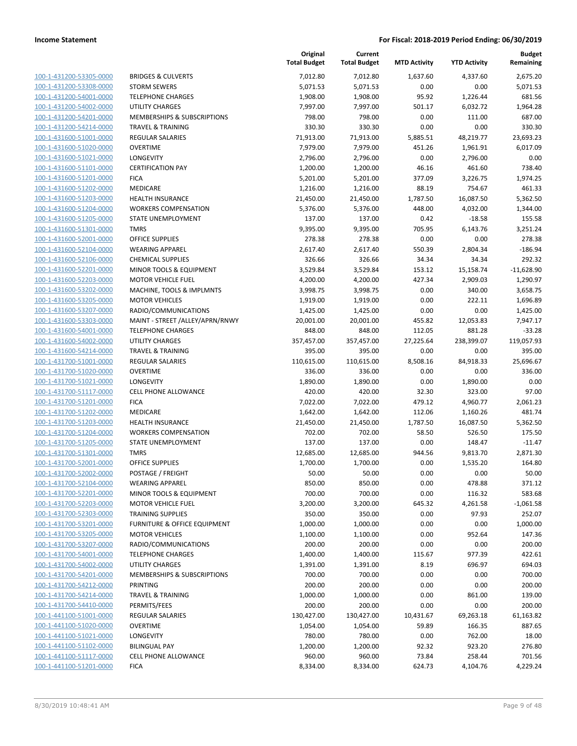| | | Original Total Budget | Current Total Budget | MTD Activity | YTD Activity | Budget Remaining |
|---|---|---|---|---|---|---|
| 100-1-431200-53305-0000 | BRIDGES & CULVERTS | 7,012.80 | 7,012.80 | 1,637.60 | 4,337.60 | 2,675.20 |
| 100-1-431200-53308-0000 | STORM SEWERS | 5,071.53 | 5,071.53 | 0.00 | 0.00 | 5,071.53 |
| 100-1-431200-54001-0000 | TELEPHONE CHARGES | 1,908.00 | 1,908.00 | 95.92 | 1,226.44 | 681.56 |
| 100-1-431200-54002-0000 | UTILITY CHARGES | 7,997.00 | 7,997.00 | 501.17 | 6,032.72 | 1,964.28 |
| 100-1-431200-54201-0000 | MEMBERSHIPS & SUBSCRIPTIONS | 798.00 | 798.00 | 0.00 | 111.00 | 687.00 |
| 100-1-431200-54214-0000 | TRAVEL & TRAINING | 330.30 | 330.30 | 0.00 | 0.00 | 330.30 |
| 100-1-431600-51001-0000 | REGULAR SALARIES | 71,913.00 | 71,913.00 | 5,885.51 | 48,219.77 | 23,693.23 |
| 100-1-431600-51020-0000 | OVERTIME | 7,979.00 | 7,979.00 | 451.26 | 1,961.91 | 6,017.09 |
| 100-1-431600-51021-0000 | LONGEVITY | 2,796.00 | 2,796.00 | 0.00 | 2,796.00 | 0.00 |
| 100-1-431600-51101-0000 | CERTIFICATION PAY | 1,200.00 | 1,200.00 | 46.16 | 461.60 | 738.40 |
| 100-1-431600-51201-0000 | FICA | 5,201.00 | 5,201.00 | 377.09 | 3,226.75 | 1,974.25 |
| 100-1-431600-51202-0000 | MEDICARE | 1,216.00 | 1,216.00 | 88.19 | 754.67 | 461.33 |
| 100-1-431600-51203-0000 | HEALTH INSURANCE | 21,450.00 | 21,450.00 | 1,787.50 | 16,087.50 | 5,362.50 |
| 100-1-431600-51204-0000 | WORKERS COMPENSATION | 5,376.00 | 5,376.00 | 448.00 | 4,032.00 | 1,344.00 |
| 100-1-431600-51205-0000 | STATE UNEMPLOYMENT | 137.00 | 137.00 | 0.42 | -18.58 | 155.58 |
| 100-1-431600-51301-0000 | TMRS | 9,395.00 | 9,395.00 | 705.95 | 6,143.76 | 3,251.24 |
| 100-1-431600-52001-0000 | OFFICE SUPPLIES | 278.38 | 278.38 | 0.00 | 0.00 | 278.38 |
| 100-1-431600-52104-0000 | WEARING APPAREL | 2,617.40 | 2,617.40 | 550.39 | 2,804.34 | -186.94 |
| 100-1-431600-52106-0000 | CHEMICAL SUPPLIES | 326.66 | 326.66 | 34.34 | 34.34 | 292.32 |
| 100-1-431600-52201-0000 | MINOR TOOLS & EQUIPMENT | 3,529.84 | 3,529.84 | 153.12 | 15,158.74 | -11,628.90 |
| 100-1-431600-52203-0000 | MOTOR VEHICLE FUEL | 4,200.00 | 4,200.00 | 427.34 | 2,909.03 | 1,290.97 |
| 100-1-431600-53202-0000 | MACHINE, TOOLS & IMPLMNTS | 3,998.75 | 3,998.75 | 0.00 | 340.00 | 3,658.75 |
| 100-1-431600-53205-0000 | MOTOR VEHICLES | 1,919.00 | 1,919.00 | 0.00 | 222.11 | 1,696.89 |
| 100-1-431600-53207-0000 | RADIO/COMMUNICATIONS | 1,425.00 | 1,425.00 | 0.00 | 0.00 | 1,425.00 |
| 100-1-431600-53303-0000 | MAINT - STREET /ALLEY/APRN/RNWY | 20,001.00 | 20,001.00 | 455.82 | 12,053.83 | 7,947.17 |
| 100-1-431600-54001-0000 | TELEPHONE CHARGES | 848.00 | 848.00 | 112.05 | 881.28 | -33.28 |
| 100-1-431600-54002-0000 | UTILITY CHARGES | 357,457.00 | 357,457.00 | 27,225.64 | 238,399.07 | 119,057.93 |
| 100-1-431600-54214-0000 | TRAVEL & TRAINING | 395.00 | 395.00 | 0.00 | 0.00 | 395.00 |
| 100-1-431700-51001-0000 | REGULAR SALARIES | 110,615.00 | 110,615.00 | 8,508.16 | 84,918.33 | 25,696.67 |
| 100-1-431700-51020-0000 | OVERTIME | 336.00 | 336.00 | 0.00 | 0.00 | 336.00 |
| 100-1-431700-51021-0000 | LONGEVITY | 1,890.00 | 1,890.00 | 0.00 | 1,890.00 | 0.00 |
| 100-1-431700-51117-0000 | CELL PHONE ALLOWANCE | 420.00 | 420.00 | 32.30 | 323.00 | 97.00 |
| 100-1-431700-51201-0000 | FICA | 7,022.00 | 7,022.00 | 479.12 | 4,960.77 | 2,061.23 |
| 100-1-431700-51202-0000 | MEDICARE | 1,642.00 | 1,642.00 | 112.06 | 1,160.26 | 481.74 |
| 100-1-431700-51203-0000 | HEALTH INSURANCE | 21,450.00 | 21,450.00 | 1,787.50 | 16,087.50 | 5,362.50 |
| 100-1-431700-51204-0000 | WORKERS COMPENSATION | 702.00 | 702.00 | 58.50 | 526.50 | 175.50 |
| 100-1-431700-51205-0000 | STATE UNEMPLOYMENT | 137.00 | 137.00 | 0.00 | 148.47 | -11.47 |
| 100-1-431700-51301-0000 | TMRS | 12,685.00 | 12,685.00 | 944.56 | 9,813.70 | 2,871.30 |
| 100-1-431700-52001-0000 | OFFICE SUPPLIES | 1,700.00 | 1,700.00 | 0.00 | 1,535.20 | 164.80 |
| 100-1-431700-52002-0000 | POSTAGE / FREIGHT | 50.00 | 50.00 | 0.00 | 0.00 | 50.00 |
| 100-1-431700-52104-0000 | WEARING APPAREL | 850.00 | 850.00 | 0.00 | 478.88 | 371.12 |
| 100-1-431700-52201-0000 | MINOR TOOLS & EQUIPMENT | 700.00 | 700.00 | 0.00 | 116.32 | 583.68 |
| 100-1-431700-52203-0000 | MOTOR VEHICLE FUEL | 3,200.00 | 3,200.00 | 645.32 | 4,261.58 | -1,061.58 |
| 100-1-431700-52303-0000 | TRAINING SUPPLIES | 350.00 | 350.00 | 0.00 | 97.93 | 252.07 |
| 100-1-431700-53201-0000 | FURNITURE & OFFICE EQUIPMENT | 1,000.00 | 1,000.00 | 0.00 | 0.00 | 1,000.00 |
| 100-1-431700-53205-0000 | MOTOR VEHICLES | 1,100.00 | 1,100.00 | 0.00 | 952.64 | 147.36 |
| 100-1-431700-53207-0000 | RADIO/COMMUNICATIONS | 200.00 | 200.00 | 0.00 | 0.00 | 200.00 |
| 100-1-431700-54001-0000 | TELEPHONE CHARGES | 1,400.00 | 1,400.00 | 115.67 | 977.39 | 422.61 |
| 100-1-431700-54002-0000 | UTILITY CHARGES | 1,391.00 | 1,391.00 | 8.19 | 696.97 | 694.03 |
| 100-1-431700-54201-0000 | MEMBERSHIPS & SUBSCRIPTIONS | 700.00 | 700.00 | 0.00 | 0.00 | 700.00 |
| 100-1-431700-54212-0000 | PRINTING | 200.00 | 200.00 | 0.00 | 0.00 | 200.00 |
| 100-1-431700-54214-0000 | TRAVEL & TRAINING | 1,000.00 | 1,000.00 | 0.00 | 861.00 | 139.00 |
| 100-1-431700-54410-0000 | PERMITS/FEES | 200.00 | 200.00 | 0.00 | 0.00 | 200.00 |
| 100-1-441100-51001-0000 | REGULAR SALARIES | 130,427.00 | 130,427.00 | 10,431.67 | 69,263.18 | 61,163.82 |
| 100-1-441100-51020-0000 | OVERTIME | 1,054.00 | 1,054.00 | 59.89 | 166.35 | 887.65 |
| 100-1-441100-51021-0000 | LONGEVITY | 780.00 | 780.00 | 0.00 | 762.00 | 18.00 |
| 100-1-441100-51102-0000 | BILINGUAL PAY | 1,200.00 | 1,200.00 | 92.32 | 923.20 | 276.80 |
| 100-1-441100-51117-0000 | CELL PHONE ALLOWANCE | 960.00 | 960.00 | 73.84 | 258.44 | 701.56 |
| 100-1-441100-51201-0000 | FICA | 8,334.00 | 8,334.00 | 624.73 | 4,104.76 | 4,229.24 |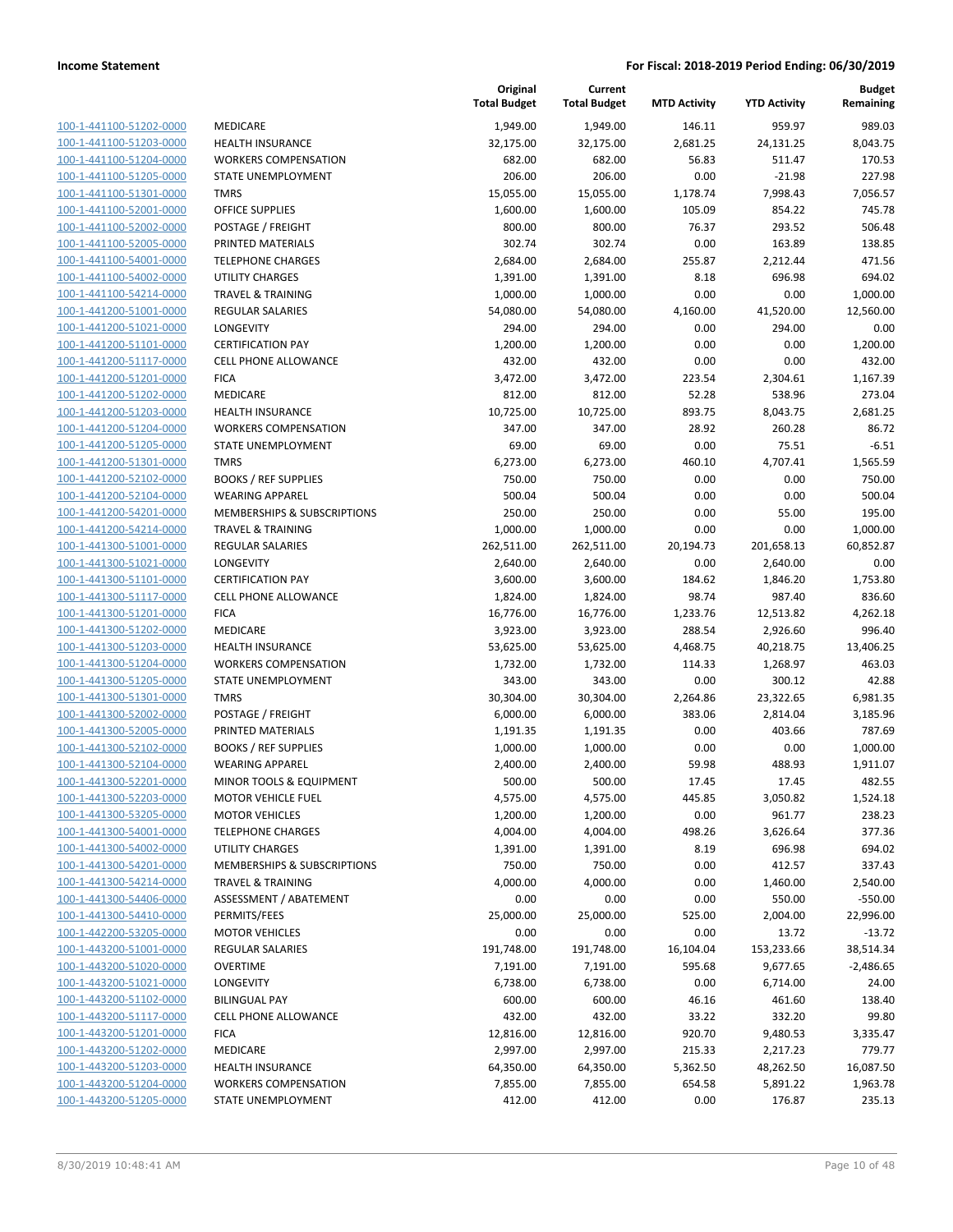**Income Statement** | **For Fiscal: 2018-2019 Period Ending: 06/30/2019**

| | | Original Total Budget | Current Total Budget | MTD Activity | YTD Activity | Budget Remaining |
|---|---|---|---|---|---|---|
| 100-1-441100-51202-0000 | MEDICARE | 1,949.00 | 1,949.00 | 146.11 | 959.97 | 989.03 |
| 100-1-441100-51203-0000 | HEALTH INSURANCE | 32,175.00 | 32,175.00 | 2,681.25 | 24,131.25 | 8,043.75 |
| 100-1-441100-51204-0000 | WORKERS COMPENSATION | 682.00 | 682.00 | 56.83 | 511.47 | 170.53 |
| 100-1-441100-51205-0000 | STATE UNEMPLOYMENT | 206.00 | 206.00 | 0.00 | -21.98 | 227.98 |
| 100-1-441100-51301-0000 | TMRS | 15,055.00 | 15,055.00 | 1,178.74 | 7,998.43 | 7,056.57 |
| 100-1-441100-52001-0000 | OFFICE SUPPLIES | 1,600.00 | 1,600.00 | 105.09 | 854.22 | 745.78 |
| 100-1-441100-52002-0000 | POSTAGE / FREIGHT | 800.00 | 800.00 | 76.37 | 293.52 | 506.48 |
| 100-1-441100-52005-0000 | PRINTED MATERIALS | 302.74 | 302.74 | 0.00 | 163.89 | 138.85 |
| 100-1-441100-54001-0000 | TELEPHONE CHARGES | 2,684.00 | 2,684.00 | 255.87 | 2,212.44 | 471.56 |
| 100-1-441100-54002-0000 | UTILITY CHARGES | 1,391.00 | 1,391.00 | 8.18 | 696.98 | 694.02 |
| 100-1-441100-54214-0000 | TRAVEL & TRAINING | 1,000.00 | 1,000.00 | 0.00 | 0.00 | 1,000.00 |
| 100-1-441200-51001-0000 | REGULAR SALARIES | 54,080.00 | 54,080.00 | 4,160.00 | 41,520.00 | 12,560.00 |
| 100-1-441200-51021-0000 | LONGEVITY | 294.00 | 294.00 | 0.00 | 294.00 | 0.00 |
| 100-1-441200-51101-0000 | CERTIFICATION PAY | 1,200.00 | 1,200.00 | 0.00 | 0.00 | 1,200.00 |
| 100-1-441200-51117-0000 | CELL PHONE ALLOWANCE | 432.00 | 432.00 | 0.00 | 0.00 | 432.00 |
| 100-1-441200-51201-0000 | FICA | 3,472.00 | 3,472.00 | 223.54 | 2,304.61 | 1,167.39 |
| 100-1-441200-51202-0000 | MEDICARE | 812.00 | 812.00 | 52.28 | 538.96 | 273.04 |
| 100-1-441200-51203-0000 | HEALTH INSURANCE | 10,725.00 | 10,725.00 | 893.75 | 8,043.75 | 2,681.25 |
| 100-1-441200-51204-0000 | WORKERS COMPENSATION | 347.00 | 347.00 | 28.92 | 260.28 | 86.72 |
| 100-1-441200-51205-0000 | STATE UNEMPLOYMENT | 69.00 | 69.00 | 0.00 | 75.51 | -6.51 |
| 100-1-441200-51301-0000 | TMRS | 6,273.00 | 6,273.00 | 460.10 | 4,707.41 | 1,565.59 |
| 100-1-441200-52102-0000 | BOOKS / REF SUPPLIES | 750.00 | 750.00 | 0.00 | 0.00 | 750.00 |
| 100-1-441200-52104-0000 | WEARING APPAREL | 500.04 | 500.04 | 0.00 | 0.00 | 500.04 |
| 100-1-441200-54201-0000 | MEMBERSHIPS & SUBSCRIPTIONS | 250.00 | 250.00 | 0.00 | 55.00 | 195.00 |
| 100-1-441200-54214-0000 | TRAVEL & TRAINING | 1,000.00 | 1,000.00 | 0.00 | 0.00 | 1,000.00 |
| 100-1-441300-51001-0000 | REGULAR SALARIES | 262,511.00 | 262,511.00 | 20,194.73 | 201,658.13 | 60,852.87 |
| 100-1-441300-51021-0000 | LONGEVITY | 2,640.00 | 2,640.00 | 0.00 | 2,640.00 | 0.00 |
| 100-1-441300-51101-0000 | CERTIFICATION PAY | 3,600.00 | 3,600.00 | 184.62 | 1,846.20 | 1,753.80 |
| 100-1-441300-51117-0000 | CELL PHONE ALLOWANCE | 1,824.00 | 1,824.00 | 98.74 | 987.40 | 836.60 |
| 100-1-441300-51201-0000 | FICA | 16,776.00 | 16,776.00 | 1,233.76 | 12,513.82 | 4,262.18 |
| 100-1-441300-51202-0000 | MEDICARE | 3,923.00 | 3,923.00 | 288.54 | 2,926.60 | 996.40 |
| 100-1-441300-51203-0000 | HEALTH INSURANCE | 53,625.00 | 53,625.00 | 4,468.75 | 40,218.75 | 13,406.25 |
| 100-1-441300-51204-0000 | WORKERS COMPENSATION | 1,732.00 | 1,732.00 | 114.33 | 1,268.97 | 463.03 |
| 100-1-441300-51205-0000 | STATE UNEMPLOYMENT | 343.00 | 343.00 | 0.00 | 300.12 | 42.88 |
| 100-1-441300-51301-0000 | TMRS | 30,304.00 | 30,304.00 | 2,264.86 | 23,322.65 | 6,981.35 |
| 100-1-441300-52002-0000 | POSTAGE / FREIGHT | 6,000.00 | 6,000.00 | 383.06 | 2,814.04 | 3,185.96 |
| 100-1-441300-52005-0000 | PRINTED MATERIALS | 1,191.35 | 1,191.35 | 0.00 | 403.66 | 787.69 |
| 100-1-441300-52102-0000 | BOOKS / REF SUPPLIES | 1,000.00 | 1,000.00 | 0.00 | 0.00 | 1,000.00 |
| 100-1-441300-52104-0000 | WEARING APPAREL | 2,400.00 | 2,400.00 | 59.98 | 488.93 | 1,911.07 |
| 100-1-441300-52201-0000 | MINOR TOOLS & EQUIPMENT | 500.00 | 500.00 | 17.45 | 17.45 | 482.55 |
| 100-1-441300-52203-0000 | MOTOR VEHICLE FUEL | 4,575.00 | 4,575.00 | 445.85 | 3,050.82 | 1,524.18 |
| 100-1-441300-53205-0000 | MOTOR VEHICLES | 1,200.00 | 1,200.00 | 0.00 | 961.77 | 238.23 |
| 100-1-441300-54001-0000 | TELEPHONE CHARGES | 4,004.00 | 4,004.00 | 498.26 | 3,626.64 | 377.36 |
| 100-1-441300-54002-0000 | UTILITY CHARGES | 1,391.00 | 1,391.00 | 8.19 | 696.98 | 694.02 |
| 100-1-441300-54201-0000 | MEMBERSHIPS & SUBSCRIPTIONS | 750.00 | 750.00 | 0.00 | 412.57 | 337.43 |
| 100-1-441300-54214-0000 | TRAVEL & TRAINING | 4,000.00 | 4,000.00 | 0.00 | 1,460.00 | 2,540.00 |
| 100-1-441300-54406-0000 | ASSESSMENT / ABATEMENT | 0.00 | 0.00 | 0.00 | 550.00 | -550.00 |
| 100-1-441300-54410-0000 | PERMITS/FEES | 25,000.00 | 25,000.00 | 525.00 | 2,004.00 | 22,996.00 |
| 100-1-442200-53205-0000 | MOTOR VEHICLES | 0.00 | 0.00 | 0.00 | 13.72 | -13.72 |
| 100-1-443200-51001-0000 | REGULAR SALARIES | 191,748.00 | 191,748.00 | 16,104.04 | 153,233.66 | 38,514.34 |
| 100-1-443200-51020-0000 | OVERTIME | 7,191.00 | 7,191.00 | 595.68 | 9,677.65 | -2,486.65 |
| 100-1-443200-51021-0000 | LONGEVITY | 6,738.00 | 6,738.00 | 0.00 | 6,714.00 | 24.00 |
| 100-1-443200-51102-0000 | BILINGUAL PAY | 600.00 | 600.00 | 46.16 | 461.60 | 138.40 |
| 100-1-443200-51117-0000 | CELL PHONE ALLOWANCE | 432.00 | 432.00 | 33.22 | 332.20 | 99.80 |
| 100-1-443200-51201-0000 | FICA | 12,816.00 | 12,816.00 | 920.70 | 9,480.53 | 3,335.47 |
| 100-1-443200-51202-0000 | MEDICARE | 2,997.00 | 2,997.00 | 215.33 | 2,217.23 | 779.77 |
| 100-1-443200-51203-0000 | HEALTH INSURANCE | 64,350.00 | 64,350.00 | 5,362.50 | 48,262.50 | 16,087.50 |
| 100-1-443200-51204-0000 | WORKERS COMPENSATION | 7,855.00 | 7,855.00 | 654.58 | 5,891.22 | 1,963.78 |
| 100-1-443200-51205-0000 | STATE UNEMPLOYMENT | 412.00 | 412.00 | 0.00 | 176.87 | 235.13 |

8/30/2019 10:48:41 AM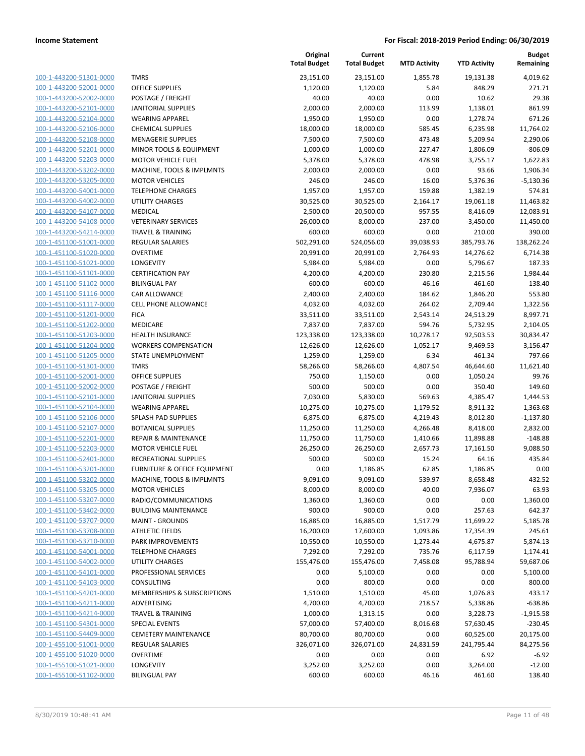**Income Statement** — **For Fiscal: 2018-2019 Period Ending: 06/30/2019**

| | | Original Total Budget | Current Total Budget | MTD Activity | YTD Activity | Budget Remaining |
|---|---|---|---|---|---|---|
| 100-1-443200-51301-0000 | TMRS | 23,151.00 | 23,151.00 | 1,855.78 | 19,131.38 | 4,019.62 |
| 100-1-443200-52001-0000 | OFFICE SUPPLIES | 1,120.00 | 1,120.00 | 5.84 | 848.29 | 271.71 |
| 100-1-443200-52002-0000 | POSTAGE / FREIGHT | 40.00 | 40.00 | 0.00 | 10.62 | 29.38 |
| 100-1-443200-52101-0000 | JANITORIAL SUPPLIES | 2,000.00 | 2,000.00 | 113.99 | 1,138.01 | 861.99 |
| 100-1-443200-52104-0000 | WEARING APPAREL | 1,950.00 | 1,950.00 | 0.00 | 1,278.74 | 671.26 |
| 100-1-443200-52106-0000 | CHEMICAL SUPPLIES | 18,000.00 | 18,000.00 | 585.45 | 6,235.98 | 11,764.02 |
| 100-1-443200-52108-0000 | MENAGERIE SUPPLIES | 7,500.00 | 7,500.00 | 473.48 | 5,209.94 | 2,290.06 |
| 100-1-443200-52201-0000 | MINOR TOOLS & EQUIPMENT | 1,000.00 | 1,000.00 | 227.47 | 1,806.09 | -806.09 |
| 100-1-443200-52203-0000 | MOTOR VEHICLE FUEL | 5,378.00 | 5,378.00 | 478.98 | 3,755.17 | 1,622.83 |
| 100-1-443200-53202-0000 | MACHINE, TOOLS & IMPLMNTS | 2,000.00 | 2,000.00 | 0.00 | 93.66 | 1,906.34 |
| 100-1-443200-53205-0000 | MOTOR VEHICLES | 246.00 | 246.00 | 16.00 | 5,376.36 | -5,130.36 |
| 100-1-443200-54001-0000 | TELEPHONE CHARGES | 1,957.00 | 1,957.00 | 159.88 | 1,382.19 | 574.81 |
| 100-1-443200-54002-0000 | UTILITY CHARGES | 30,525.00 | 30,525.00 | 2,164.17 | 19,061.18 | 11,463.82 |
| 100-1-443200-54107-0000 | MEDICAL | 2,500.00 | 20,500.00 | 957.55 | 8,416.09 | 12,083.91 |
| 100-1-443200-54108-0000 | VETERINARY SERVICES | 26,000.00 | 8,000.00 | -237.00 | -3,450.00 | 11,450.00 |
| 100-1-443200-54214-0000 | TRAVEL & TRAINING | 600.00 | 600.00 | 0.00 | 210.00 | 390.00 |
| 100-1-451100-51001-0000 | REGULAR SALARIES | 502,291.00 | 524,056.00 | 39,038.93 | 385,793.76 | 138,262.24 |
| 100-1-451100-51020-0000 | OVERTIME | 20,991.00 | 20,991.00 | 2,764.93 | 14,276.62 | 6,714.38 |
| 100-1-451100-51021-0000 | LONGEVITY | 5,984.00 | 5,984.00 | 0.00 | 5,796.67 | 187.33 |
| 100-1-451100-51101-0000 | CERTIFICATION PAY | 4,200.00 | 4,200.00 | 230.80 | 2,215.56 | 1,984.44 |
| 100-1-451100-51102-0000 | BILINGUAL PAY | 600.00 | 600.00 | 46.16 | 461.60 | 138.40 |
| 100-1-451100-51116-0000 | CAR ALLOWANCE | 2,400.00 | 2,400.00 | 184.62 | 1,846.20 | 553.80 |
| 100-1-451100-51117-0000 | CELL PHONE ALLOWANCE | 4,032.00 | 4,032.00 | 264.02 | 2,709.44 | 1,322.56 |
| 100-1-451100-51201-0000 | FICA | 33,511.00 | 33,511.00 | 2,543.14 | 24,513.29 | 8,997.71 |
| 100-1-451100-51202-0000 | MEDICARE | 7,837.00 | 7,837.00 | 594.76 | 5,732.95 | 2,104.05 |
| 100-1-451100-51203-0000 | HEALTH INSURANCE | 123,338.00 | 123,338.00 | 10,278.17 | 92,503.53 | 30,834.47 |
| 100-1-451100-51204-0000 | WORKERS COMPENSATION | 12,626.00 | 12,626.00 | 1,052.17 | 9,469.53 | 3,156.47 |
| 100-1-451100-51205-0000 | STATE UNEMPLOYMENT | 1,259.00 | 1,259.00 | 6.34 | 461.34 | 797.66 |
| 100-1-451100-51301-0000 | TMRS | 58,266.00 | 58,266.00 | 4,807.54 | 46,644.60 | 11,621.40 |
| 100-1-451100-52001-0000 | OFFICE SUPPLIES | 750.00 | 1,150.00 | 0.00 | 1,050.24 | 99.76 |
| 100-1-451100-52002-0000 | POSTAGE / FREIGHT | 500.00 | 500.00 | 0.00 | 350.40 | 149.60 |
| 100-1-451100-52101-0000 | JANITORIAL SUPPLIES | 7,030.00 | 5,830.00 | 569.63 | 4,385.47 | 1,444.53 |
| 100-1-451100-52104-0000 | WEARING APPAREL | 10,275.00 | 10,275.00 | 1,179.52 | 8,911.32 | 1,363.68 |
| 100-1-451100-52106-0000 | SPLASH PAD SUPPLIES | 6,875.00 | 6,875.00 | 4,219.43 | 8,012.80 | -1,137.80 |
| 100-1-451100-52107-0000 | BOTANICAL SUPPLIES | 11,250.00 | 11,250.00 | 4,266.48 | 8,418.00 | 2,832.00 |
| 100-1-451100-52201-0000 | REPAIR & MAINTENANCE | 11,750.00 | 11,750.00 | 1,410.66 | 11,898.88 | -148.88 |
| 100-1-451100-52203-0000 | MOTOR VEHICLE FUEL | 26,250.00 | 26,250.00 | 2,657.73 | 17,161.50 | 9,088.50 |
| 100-1-451100-52401-0000 | RECREATIONAL SUPPLIES | 500.00 | 500.00 | 15.24 | 64.16 | 435.84 |
| 100-1-451100-53201-0000 | FURNITURE & OFFICE EQUIPMENT | 0.00 | 1,186.85 | 62.85 | 1,186.85 | 0.00 |
| 100-1-451100-53202-0000 | MACHINE, TOOLS & IMPLMNTS | 9,091.00 | 9,091.00 | 539.97 | 8,658.48 | 432.52 |
| 100-1-451100-53205-0000 | MOTOR VEHICLES | 8,000.00 | 8,000.00 | 40.00 | 7,936.07 | 63.93 |
| 100-1-451100-53207-0000 | RADIO/COMMUNICATIONS | 1,360.00 | 1,360.00 | 0.00 | 0.00 | 1,360.00 |
| 100-1-451100-53402-0000 | BUILDING MAINTENANCE | 900.00 | 900.00 | 0.00 | 257.63 | 642.37 |
| 100-1-451100-53707-0000 | MAINT - GROUNDS | 16,885.00 | 16,885.00 | 1,517.79 | 11,699.22 | 5,185.78 |
| 100-1-451100-53708-0000 | ATHLETIC FIELDS | 16,200.00 | 17,600.00 | 1,093.86 | 17,354.39 | 245.61 |
| 100-1-451100-53710-0000 | PARK IMPROVEMENTS | 10,550.00 | 10,550.00 | 1,273.44 | 4,675.87 | 5,874.13 |
| 100-1-451100-54001-0000 | TELEPHONE CHARGES | 7,292.00 | 7,292.00 | 735.76 | 6,117.59 | 1,174.41 |
| 100-1-451100-54002-0000 | UTILITY CHARGES | 155,476.00 | 155,476.00 | 7,458.08 | 95,788.94 | 59,687.06 |
| 100-1-451100-54101-0000 | PROFESSIONAL SERVICES | 0.00 | 5,100.00 | 0.00 | 0.00 | 5,100.00 |
| 100-1-451100-54103-0000 | CONSULTING | 0.00 | 800.00 | 0.00 | 0.00 | 800.00 |
| 100-1-451100-54201-0000 | MEMBERSHIPS & SUBSCRIPTIONS | 1,510.00 | 1,510.00 | 45.00 | 1,076.83 | 433.17 |
| 100-1-451100-54211-0000 | ADVERTISING | 4,700.00 | 4,700.00 | 218.57 | 5,338.86 | -638.86 |
| 100-1-451100-54214-0000 | TRAVEL & TRAINING | 1,000.00 | 1,313.15 | 0.00 | 3,228.73 | -1,915.58 |
| 100-1-451100-54301-0000 | SPECIAL EVENTS | 57,000.00 | 57,400.00 | 8,016.68 | 57,630.45 | -230.45 |
| 100-1-451100-54409-0000 | CEMETERY MAINTENANCE | 80,700.00 | 80,700.00 | 0.00 | 60,525.00 | 20,175.00 |
| 100-1-455100-51001-0000 | REGULAR SALARIES | 326,071.00 | 326,071.00 | 24,831.59 | 241,795.44 | 84,275.56 |
| 100-1-455100-51020-0000 | OVERTIME | 0.00 | 0.00 | 0.00 | 6.92 | -6.92 |
| 100-1-455100-51021-0000 | LONGEVITY | 3,252.00 | 3,252.00 | 0.00 | 3,264.00 | -12.00 |
| 100-1-455100-51102-0000 | BILINGUAL PAY | 600.00 | 600.00 | 46.16 | 461.60 | 138.40 |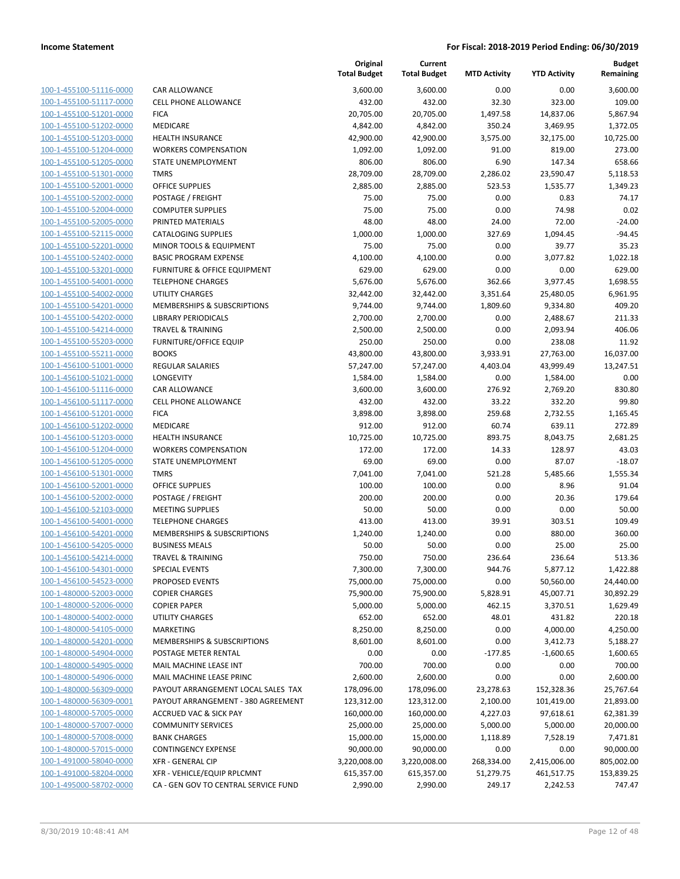| | | Original Total Budget | Current Total Budget | MTD Activity | YTD Activity | Budget Remaining |
|---|---|---|---|---|---|---|
| 100-1-455100-51116-0000 | CAR ALLOWANCE | 3,600.00 | 3,600.00 | 0.00 | 0.00 | 3,600.00 |
| 100-1-455100-51117-0000 | CELL PHONE ALLOWANCE | 432.00 | 432.00 | 32.30 | 323.00 | 109.00 |
| 100-1-455100-51201-0000 | FICA | 20,705.00 | 20,705.00 | 1,497.58 | 14,837.06 | 5,867.94 |
| 100-1-455100-51202-0000 | MEDICARE | 4,842.00 | 4,842.00 | 350.24 | 3,469.95 | 1,372.05 |
| 100-1-455100-51203-0000 | HEALTH INSURANCE | 42,900.00 | 42,900.00 | 3,575.00 | 32,175.00 | 10,725.00 |
| 100-1-455100-51204-0000 | WORKERS COMPENSATION | 1,092.00 | 1,092.00 | 91.00 | 819.00 | 273.00 |
| 100-1-455100-51205-0000 | STATE UNEMPLOYMENT | 806.00 | 806.00 | 6.90 | 147.34 | 658.66 |
| 100-1-455100-51301-0000 | TMRS | 28,709.00 | 28,709.00 | 2,286.02 | 23,590.47 | 5,118.53 |
| 100-1-455100-52001-0000 | OFFICE SUPPLIES | 2,885.00 | 2,885.00 | 523.53 | 1,535.77 | 1,349.23 |
| 100-1-455100-52002-0000 | POSTAGE / FREIGHT | 75.00 | 75.00 | 0.00 | 0.83 | 74.17 |
| 100-1-455100-52004-0000 | COMPUTER SUPPLIES | 75.00 | 75.00 | 0.00 | 74.98 | 0.02 |
| 100-1-455100-52005-0000 | PRINTED MATERIALS | 48.00 | 48.00 | 24.00 | 72.00 | -24.00 |
| 100-1-455100-52115-0000 | CATALOGING SUPPLIES | 1,000.00 | 1,000.00 | 327.69 | 1,094.45 | -94.45 |
| 100-1-455100-52201-0000 | MINOR TOOLS & EQUIPMENT | 75.00 | 75.00 | 0.00 | 39.77 | 35.23 |
| 100-1-455100-52402-0000 | BASIC PROGRAM EXPENSE | 4,100.00 | 4,100.00 | 0.00 | 3,077.82 | 1,022.18 |
| 100-1-455100-53201-0000 | FURNITURE & OFFICE EQUIPMENT | 629.00 | 629.00 | 0.00 | 0.00 | 629.00 |
| 100-1-455100-54001-0000 | TELEPHONE CHARGES | 5,676.00 | 5,676.00 | 362.66 | 3,977.45 | 1,698.55 |
| 100-1-455100-54002-0000 | UTILITY CHARGES | 32,442.00 | 32,442.00 | 3,351.64 | 25,480.05 | 6,961.95 |
| 100-1-455100-54201-0000 | MEMBERSHIPS & SUBSCRIPTIONS | 9,744.00 | 9,744.00 | 1,809.60 | 9,334.80 | 409.20 |
| 100-1-455100-54202-0000 | LIBRARY PERIODICALS | 2,700.00 | 2,700.00 | 0.00 | 2,488.67 | 211.33 |
| 100-1-455100-54214-0000 | TRAVEL & TRAINING | 2,500.00 | 2,500.00 | 0.00 | 2,093.94 | 406.06 |
| 100-1-455100-55203-0000 | FURNITURE/OFFICE EQUIP | 250.00 | 250.00 | 0.00 | 238.08 | 11.92 |
| 100-1-455100-55211-0000 | BOOKS | 43,800.00 | 43,800.00 | 3,933.91 | 27,763.00 | 16,037.00 |
| 100-1-456100-51001-0000 | REGULAR SALARIES | 57,247.00 | 57,247.00 | 4,403.04 | 43,999.49 | 13,247.51 |
| 100-1-456100-51021-0000 | LONGEVITY | 1,584.00 | 1,584.00 | 0.00 | 1,584.00 | 0.00 |
| 100-1-456100-51116-0000 | CAR ALLOWANCE | 3,600.00 | 3,600.00 | 276.92 | 2,769.20 | 830.80 |
| 100-1-456100-51117-0000 | CELL PHONE ALLOWANCE | 432.00 | 432.00 | 33.22 | 332.20 | 99.80 |
| 100-1-456100-51201-0000 | FICA | 3,898.00 | 3,898.00 | 259.68 | 2,732.55 | 1,165.45 |
| 100-1-456100-51202-0000 | MEDICARE | 912.00 | 912.00 | 60.74 | 639.11 | 272.89 |
| 100-1-456100-51203-0000 | HEALTH INSURANCE | 10,725.00 | 10,725.00 | 893.75 | 8,043.75 | 2,681.25 |
| 100-1-456100-51204-0000 | WORKERS COMPENSATION | 172.00 | 172.00 | 14.33 | 128.97 | 43.03 |
| 100-1-456100-51205-0000 | STATE UNEMPLOYMENT | 69.00 | 69.00 | 0.00 | 87.07 | -18.07 |
| 100-1-456100-51301-0000 | TMRS | 7,041.00 | 7,041.00 | 521.28 | 5,485.66 | 1,555.34 |
| 100-1-456100-52001-0000 | OFFICE SUPPLIES | 100.00 | 100.00 | 0.00 | 8.96 | 91.04 |
| 100-1-456100-52002-0000 | POSTAGE / FREIGHT | 200.00 | 200.00 | 0.00 | 20.36 | 179.64 |
| 100-1-456100-52103-0000 | MEETING SUPPLIES | 50.00 | 50.00 | 0.00 | 0.00 | 50.00 |
| 100-1-456100-54001-0000 | TELEPHONE CHARGES | 413.00 | 413.00 | 39.91 | 303.51 | 109.49 |
| 100-1-456100-54201-0000 | MEMBERSHIPS & SUBSCRIPTIONS | 1,240.00 | 1,240.00 | 0.00 | 880.00 | 360.00 |
| 100-1-456100-54205-0000 | BUSINESS MEALS | 50.00 | 50.00 | 0.00 | 25.00 | 25.00 |
| 100-1-456100-54214-0000 | TRAVEL & TRAINING | 750.00 | 750.00 | 236.64 | 236.64 | 513.36 |
| 100-1-456100-54301-0000 | SPECIAL EVENTS | 7,300.00 | 7,300.00 | 944.76 | 5,877.12 | 1,422.88 |
| 100-1-456100-54523-0000 | PROPOSED EVENTS | 75,000.00 | 75,000.00 | 0.00 | 50,560.00 | 24,440.00 |
| 100-1-480000-52003-0000 | COPIER CHARGES | 75,900.00 | 75,900.00 | 5,828.91 | 45,007.71 | 30,892.29 |
| 100-1-480000-52006-0000 | COPIER PAPER | 5,000.00 | 5,000.00 | 462.15 | 3,370.51 | 1,629.49 |
| 100-1-480000-54002-0000 | UTILITY CHARGES | 652.00 | 652.00 | 48.01 | 431.82 | 220.18 |
| 100-1-480000-54105-0000 | MARKETING | 8,250.00 | 8,250.00 | 0.00 | 4,000.00 | 4,250.00 |
| 100-1-480000-54201-0000 | MEMBERSHIPS & SUBSCRIPTIONS | 8,601.00 | 8,601.00 | 0.00 | 3,412.73 | 5,188.27 |
| 100-1-480000-54904-0000 | POSTAGE METER RENTAL | 0.00 | 0.00 | -177.85 | -1,600.65 | 1,600.65 |
| 100-1-480000-54905-0000 | MAIL MACHINE LEASE INT | 700.00 | 700.00 | 0.00 | 0.00 | 700.00 |
| 100-1-480000-54906-0000 | MAIL MACHINE LEASE PRINC | 2,600.00 | 2,600.00 | 0.00 | 0.00 | 2,600.00 |
| 100-1-480000-56309-0000 | PAYOUT ARRANGEMENT LOCAL SALES TAX | 178,096.00 | 178,096.00 | 23,278.63 | 152,328.36 | 25,767.64 |
| 100-1-480000-56309-0001 | PAYOUT ARRANGEMENT - 380 AGREEMENT | 123,312.00 | 123,312.00 | 2,100.00 | 101,419.00 | 21,893.00 |
| 100-1-480000-57005-0000 | ACCRUED VAC & SICK PAY | 160,000.00 | 160,000.00 | 4,227.03 | 97,618.61 | 62,381.39 |
| 100-1-480000-57007-0000 | COMMUNITY SERVICES | 25,000.00 | 25,000.00 | 5,000.00 | 5,000.00 | 20,000.00 |
| 100-1-480000-57008-0000 | BANK CHARGES | 15,000.00 | 15,000.00 | 1,118.89 | 7,528.19 | 7,471.81 |
| 100-1-480000-57015-0000 | CONTINGENCY EXPENSE | 90,000.00 | 90,000.00 | 0.00 | 0.00 | 90,000.00 |
| 100-1-491000-58040-0000 | XFR - GENERAL CIP | 3,220,008.00 | 3,220,008.00 | 268,334.00 | 2,415,006.00 | 805,002.00 |
| 100-1-491000-58204-0000 | XFR - VEHICLE/EQUIP RPLCMNT | 615,357.00 | 615,357.00 | 51,279.75 | 461,517.75 | 153,839.25 |
| 100-1-495000-58702-0000 | CA - GEN GOV TO CENTRAL SERVICE FUND | 2,990.00 | 2,990.00 | 249.17 | 2,242.53 | 747.47 |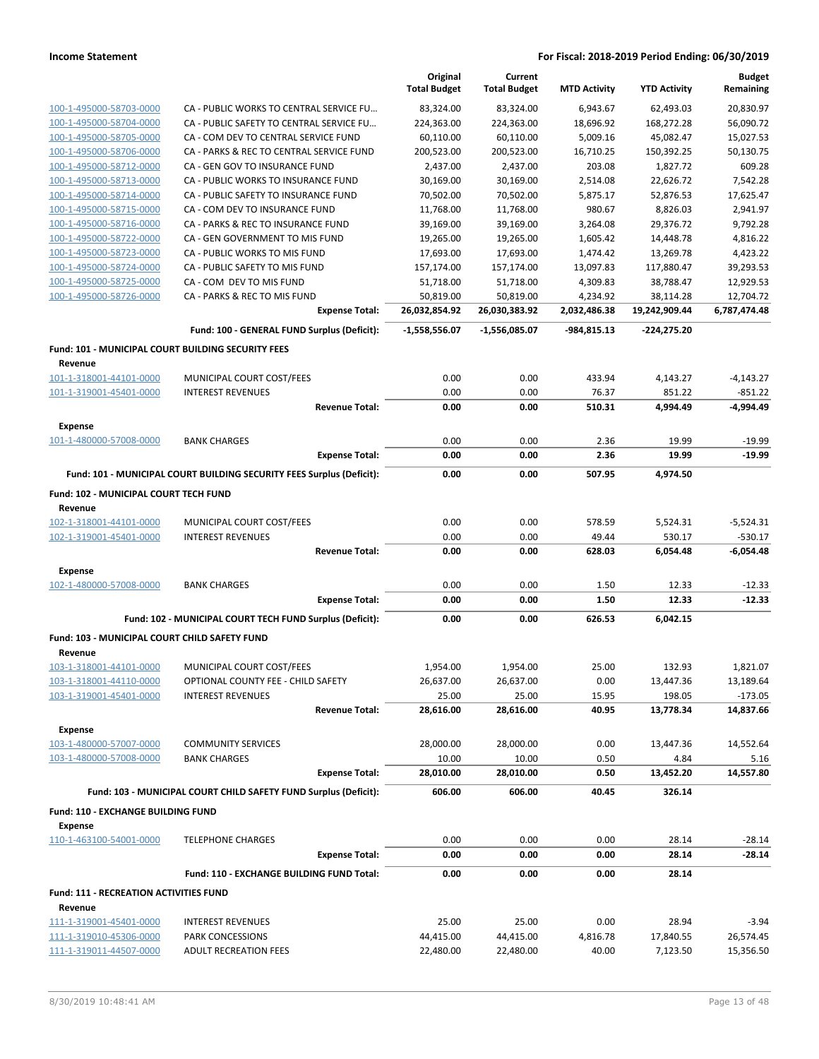| | | Original Total Budget | Current Total Budget | MTD Activity | YTD Activity | Budget Remaining |
|---|---|---|---|---|---|---|
| 100-1-495000-58703-0000 | CA - PUBLIC WORKS TO CENTRAL SERVICE FU... | 83,324.00 | 83,324.00 | 6,943.67 | 62,493.03 | 20,830.97 |
| 100-1-495000-58704-0000 | CA - PUBLIC SAFETY TO CENTRAL SERVICE FU... | 224,363.00 | 224,363.00 | 18,696.92 | 168,272.28 | 56,090.72 |
| 100-1-495000-58705-0000 | CA - COM DEV TO CENTRAL SERVICE FUND | 60,110.00 | 60,110.00 | 5,009.16 | 45,082.47 | 15,027.53 |
| 100-1-495000-58706-0000 | CA - PARKS & REC TO CENTRAL SERVICE FUND | 200,523.00 | 200,523.00 | 16,710.25 | 150,392.25 | 50,130.75 |
| 100-1-495000-58712-0000 | CA - GEN GOV TO INSURANCE FUND | 2,437.00 | 2,437.00 | 203.08 | 1,827.72 | 609.28 |
| 100-1-495000-58713-0000 | CA - PUBLIC WORKS TO INSURANCE FUND | 30,169.00 | 30,169.00 | 2,514.08 | 22,626.72 | 7,542.28 |
| 100-1-495000-58714-0000 | CA - PUBLIC SAFETY TO INSURANCE FUND | 70,502.00 | 70,502.00 | 5,875.17 | 52,876.53 | 17,625.47 |
| 100-1-495000-58715-0000 | CA - COM DEV TO INSURANCE FUND | 11,768.00 | 11,768.00 | 980.67 | 8,826.03 | 2,941.97 |
| 100-1-495000-58716-0000 | CA - PARKS & REC TO INSURANCE FUND | 39,169.00 | 39,169.00 | 3,264.08 | 29,376.72 | 9,792.28 |
| 100-1-495000-58722-0000 | CA - GEN GOVERNMENT TO MIS FUND | 19,265.00 | 19,265.00 | 1,605.42 | 14,448.78 | 4,816.22 |
| 100-1-495000-58723-0000 | CA - PUBLIC WORKS TO MIS FUND | 17,693.00 | 17,693.00 | 1,474.42 | 13,269.78 | 4,423.22 |
| 100-1-495000-58724-0000 | CA - PUBLIC SAFETY TO MIS FUND | 157,174.00 | 157,174.00 | 13,097.83 | 117,880.47 | 39,293.53 |
| 100-1-495000-58725-0000 | CA - COM DEV TO MIS FUND | 51,718.00 | 51,718.00 | 4,309.83 | 38,788.47 | 12,929.53 |
| 100-1-495000-58726-0000 | CA - PARKS & REC TO MIS FUND | 50,819.00 | 50,819.00 | 4,234.92 | 38,114.28 | 12,704.72 |
| | **Expense Total:** | **26,032,854.92** | **26,030,383.92** | **2,032,486.38** | **19,242,909.44** | **6,787,474.48** |
| | **Fund: 100 - GENERAL FUND Surplus (Deficit):** | **-1,558,556.07** | **-1,556,085.07** | **-984,815.13** | **-224,275.20** | |

**Fund: 101 - MUNICIPAL COURT BUILDING SECURITY FEES**

| | | Original Total Budget | Current Total Budget | MTD Activity | YTD Activity | Budget Remaining |
|---|---|---|---|---|---|---|
| **Revenue** | | | | | | |
| 101-1-318001-44101-0000 | MUNICIPAL COURT COST/FEES | 0.00 | 0.00 | 433.94 | 4,143.27 | -4,143.27 |
| 101-1-319001-45401-0000 | INTEREST REVENUES | 0.00 | 0.00 | 76.37 | 851.22 | -851.22 |
| | **Revenue Total:** | **0.00** | **0.00** | **510.31** | **4,994.49** | **-4,994.49** |
| **Expense** | | | | | | |
| 101-1-480000-57008-0000 | BANK CHARGES | 0.00 | 0.00 | 2.36 | 19.99 | -19.99 |
| | **Expense Total:** | **0.00** | **0.00** | **2.36** | **19.99** | **-19.99** |
| | **Fund: 101 - MUNICIPAL COURT BUILDING SECURITY FEES Surplus (Deficit):** | **0.00** | **0.00** | **507.95** | **4,974.50** | |

**Fund: 102 - MUNICIPAL COURT TECH FUND**

| | | Original Total Budget | Current Total Budget | MTD Activity | YTD Activity | Budget Remaining |
|---|---|---|---|---|---|---|
| **Revenue** | | | | | | |
| 102-1-318001-44101-0000 | MUNICIPAL COURT COST/FEES | 0.00 | 0.00 | 578.59 | 5,524.31 | -5,524.31 |
| 102-1-319001-45401-0000 | INTEREST REVENUES | 0.00 | 0.00 | 49.44 | 530.17 | -530.17 |
| | **Revenue Total:** | **0.00** | **0.00** | **628.03** | **6,054.48** | **-6,054.48** |
| **Expense** | | | | | | |
| 102-1-480000-57008-0000 | BANK CHARGES | 0.00 | 0.00 | 1.50 | 12.33 | -12.33 |
| | **Expense Total:** | **0.00** | **0.00** | **1.50** | **12.33** | **-12.33** |
| | **Fund: 102 - MUNICIPAL COURT TECH FUND Surplus (Deficit):** | **0.00** | **0.00** | **626.53** | **6,042.15** | |

**Fund: 103 - MUNICIPAL COURT CHILD SAFETY FUND**

| | | Original Total Budget | Current Total Budget | MTD Activity | YTD Activity | Budget Remaining |
|---|---|---|---|---|---|---|
| **Revenue** | | | | | | |
| 103-1-318001-44101-0000 | MUNICIPAL COURT COST/FEES | 1,954.00 | 1,954.00 | 25.00 | 132.93 | 1,821.07 |
| 103-1-318001-44110-0000 | OPTIONAL COUNTY FEE - CHILD SAFETY | 26,637.00 | 26,637.00 | 0.00 | 13,447.36 | 13,189.64 |
| 103-1-319001-45401-0000 | INTEREST REVENUES | 25.00 | 25.00 | 15.95 | 198.05 | -173.05 |
| | **Revenue Total:** | **28,616.00** | **28,616.00** | **40.95** | **13,778.34** | **14,837.66** |
| **Expense** | | | | | | |
| 103-1-480000-57007-0000 | COMMUNITY SERVICES | 28,000.00 | 28,000.00 | 0.00 | 13,447.36 | 14,552.64 |
| 103-1-480000-57008-0000 | BANK CHARGES | 10.00 | 10.00 | 0.50 | 4.84 | 5.16 |
| | **Expense Total:** | **28,010.00** | **28,010.00** | **0.50** | **13,452.20** | **14,557.80** |
| | **Fund: 103 - MUNICIPAL COURT CHILD SAFETY FUND Surplus (Deficit):** | **606.00** | **606.00** | **40.45** | **326.14** | |

**Fund: 110 - EXCHANGE BUILDING FUND**

| | | Original Total Budget | Current Total Budget | MTD Activity | YTD Activity | Budget Remaining |
|---|---|---|---|---|---|---|
| **Expense** | | | | | | |
| 110-1-463100-54001-0000 | TELEPHONE CHARGES | 0.00 | 0.00 | 0.00 | 28.14 | -28.14 |
| | **Expense Total:** | **0.00** | **0.00** | **0.00** | **28.14** | **-28.14** |
| | **Fund: 110 - EXCHANGE BUILDING FUND Total:** | **0.00** | **0.00** | **0.00** | **28.14** | |

**Fund: 111 - RECREATION ACTIVITIES FUND**

| | | Original Total Budget | Current Total Budget | MTD Activity | YTD Activity | Budget Remaining |
|---|---|---|---|---|---|---|
| **Revenue** | | | | | | |
| 111-1-319001-45401-0000 | INTEREST REVENUES | 25.00 | 25.00 | 0.00 | 28.94 | -3.94 |
| 111-1-319010-45306-0000 | PARK CONCESSIONS | 44,415.00 | 44,415.00 | 4,816.78 | 17,840.55 | 26,574.45 |
| 111-1-319011-44507-0000 | ADULT RECREATION FEES | 22,480.00 | 22,480.00 | 40.00 | 7,123.50 | 15,356.50 |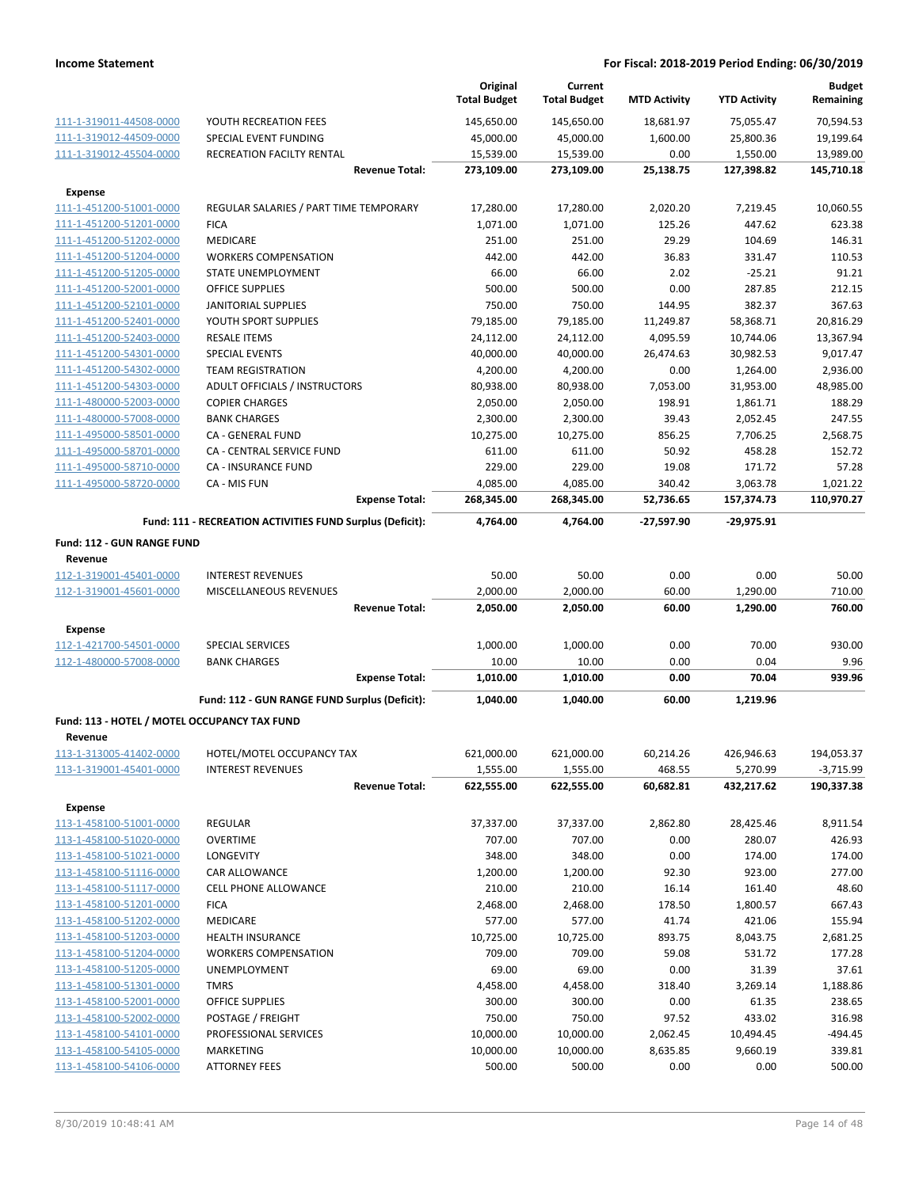**Income Statement** — **For Fiscal: 2018-2019 Period Ending: 06/30/2019**

| | | Original Total Budget | Current Total Budget | MTD Activity | YTD Activity | Budget Remaining |
|---|---|---|---|---|---|---|
| 111-1-319011-44508-0000 | YOUTH RECREATION FEES | 145,650.00 | 145,650.00 | 18,681.97 | 75,055.47 | 70,594.53 |
| 111-1-319012-44509-0000 | SPECIAL EVENT FUNDING | 45,000.00 | 45,000.00 | 1,600.00 | 25,800.36 | 19,199.64 |
| 111-1-319012-45504-0000 | RECREATION FACILTY RENTAL | 15,539.00 | 15,539.00 | 0.00 | 1,550.00 | 13,989.00 |
| | **Revenue Total:** | **273,109.00** | **273,109.00** | **25,138.75** | **127,398.82** | **145,710.18** |
| **Expense** | | | | | | |
| 111-1-451200-51001-0000 | REGULAR SALARIES / PART TIME TEMPORARY | 17,280.00 | 17,280.00 | 2,020.20 | 7,219.45 | 10,060.55 |
| 111-1-451200-51201-0000 | FICA | 1,071.00 | 1,071.00 | 125.26 | 447.62 | 623.38 |
| 111-1-451200-51202-0000 | MEDICARE | 251.00 | 251.00 | 29.29 | 104.69 | 146.31 |
| 111-1-451200-51204-0000 | WORKERS COMPENSATION | 442.00 | 442.00 | 36.83 | 331.47 | 110.53 |
| 111-1-451200-51205-0000 | STATE UNEMPLOYMENT | 66.00 | 66.00 | 2.02 | -25.21 | 91.21 |
| 111-1-451200-52001-0000 | OFFICE SUPPLIES | 500.00 | 500.00 | 0.00 | 287.85 | 212.15 |
| 111-1-451200-52101-0000 | JANITORIAL SUPPLIES | 750.00 | 750.00 | 144.95 | 382.37 | 367.63 |
| 111-1-451200-52401-0000 | YOUTH SPORT SUPPLIES | 79,185.00 | 79,185.00 | 11,249.87 | 58,368.71 | 20,816.29 |
| 111-1-451200-52403-0000 | RESALE ITEMS | 24,112.00 | 24,112.00 | 4,095.59 | 10,744.06 | 13,367.94 |
| 111-1-451200-54301-0000 | SPECIAL EVENTS | 40,000.00 | 40,000.00 | 26,474.63 | 30,982.53 | 9,017.47 |
| 111-1-451200-54302-0000 | TEAM REGISTRATION | 4,200.00 | 4,200.00 | 0.00 | 1,264.00 | 2,936.00 |
| 111-1-451200-54303-0000 | ADULT OFFICIALS / INSTRUCTORS | 80,938.00 | 80,938.00 | 7,053.00 | 31,953.00 | 48,985.00 |
| 111-1-480000-52003-0000 | COPIER CHARGES | 2,050.00 | 2,050.00 | 198.91 | 1,861.71 | 188.29 |
| 111-1-480000-57008-0000 | BANK CHARGES | 2,300.00 | 2,300.00 | 39.43 | 2,052.45 | 247.55 |
| 111-1-495000-58501-0000 | CA - GENERAL FUND | 10,275.00 | 10,275.00 | 856.25 | 7,706.25 | 2,568.75 |
| 111-1-495000-58701-0000 | CA - CENTRAL SERVICE FUND | 611.00 | 611.00 | 50.92 | 458.28 | 152.72 |
| 111-1-495000-58710-0000 | CA - INSURANCE FUND | 229.00 | 229.00 | 19.08 | 171.72 | 57.28 |
| 111-1-495000-58720-0000 | CA - MIS FUN | 4,085.00 | 4,085.00 | 340.42 | 3,063.78 | 1,021.22 |
| | **Expense Total:** | **268,345.00** | **268,345.00** | **52,736.65** | **157,374.73** | **110,970.27** |
| | **Fund: 111 - RECREATION ACTIVITIES FUND Surplus (Deficit):** | **4,764.00** | **4,764.00** | **-27,597.90** | **-29,975.91** | |
| **Fund: 112 - GUN RANGE FUND** | | | | | | |
| **Revenue** | | | | | | |
| 112-1-319001-45401-0000 | INTEREST REVENUES | 50.00 | 50.00 | 0.00 | 0.00 | 50.00 |
| 112-1-319001-45601-0000 | MISCELLANEOUS REVENUES | 2,000.00 | 2,000.00 | 60.00 | 1,290.00 | 710.00 |
| | **Revenue Total:** | **2,050.00** | **2,050.00** | **60.00** | **1,290.00** | **760.00** |
| **Expense** | | | | | | |
| 112-1-421700-54501-0000 | SPECIAL SERVICES | 1,000.00 | 1,000.00 | 0.00 | 70.00 | 930.00 |
| 112-1-480000-57008-0000 | BANK CHARGES | 10.00 | 10.00 | 0.00 | 0.04 | 9.96 |
| | **Expense Total:** | **1,010.00** | **1,010.00** | **0.00** | **70.04** | **939.96** |
| | **Fund: 112 - GUN RANGE FUND Surplus (Deficit):** | **1,040.00** | **1,040.00** | **60.00** | **1,219.96** | |
| **Fund: 113 - HOTEL / MOTEL OCCUPANCY TAX FUND** | | | | | | |
| **Revenue** | | | | | | |
| 113-1-313005-41402-0000 | HOTEL/MOTEL OCCUPANCY TAX | 621,000.00 | 621,000.00 | 60,214.26 | 426,946.63 | 194,053.37 |
| 113-1-319001-45401-0000 | INTEREST REVENUES | 1,555.00 | 1,555.00 | 468.55 | 5,270.99 | -3,715.99 |
| | **Revenue Total:** | **622,555.00** | **622,555.00** | **60,682.81** | **432,217.62** | **190,337.38** |
| **Expense** | | | | | | |
| 113-1-458100-51001-0000 | REGULAR | 37,337.00 | 37,337.00 | 2,862.80 | 28,425.46 | 8,911.54 |
| 113-1-458100-51020-0000 | OVERTIME | 707.00 | 707.00 | 0.00 | 280.07 | 426.93 |
| 113-1-458100-51021-0000 | LONGEVITY | 348.00 | 348.00 | 0.00 | 174.00 | 174.00 |
| 113-1-458100-51116-0000 | CAR ALLOWANCE | 1,200.00 | 1,200.00 | 92.30 | 923.00 | 277.00 |
| 113-1-458100-51117-0000 | CELL PHONE ALLOWANCE | 210.00 | 210.00 | 16.14 | 161.40 | 48.60 |
| 113-1-458100-51201-0000 | FICA | 2,468.00 | 2,468.00 | 178.50 | 1,800.57 | 667.43 |
| 113-1-458100-51202-0000 | MEDICARE | 577.00 | 577.00 | 41.74 | 421.06 | 155.94 |
| 113-1-458100-51203-0000 | HEALTH INSURANCE | 10,725.00 | 10,725.00 | 893.75 | 8,043.75 | 2,681.25 |
| 113-1-458100-51204-0000 | WORKERS COMPENSATION | 709.00 | 709.00 | 59.08 | 531.72 | 177.28 |
| 113-1-458100-51205-0000 | UNEMPLOYMENT | 69.00 | 69.00 | 0.00 | 31.39 | 37.61 |
| 113-1-458100-51301-0000 | TMRS | 4,458.00 | 4,458.00 | 318.40 | 3,269.14 | 1,188.86 |
| 113-1-458100-52001-0000 | OFFICE SUPPLIES | 300.00 | 300.00 | 0.00 | 61.35 | 238.65 |
| 113-1-458100-52002-0000 | POSTAGE / FREIGHT | 750.00 | 750.00 | 97.52 | 433.02 | 316.98 |
| 113-1-458100-54101-0000 | PROFESSIONAL SERVICES | 10,000.00 | 10,000.00 | 2,062.45 | 10,494.45 | -494.45 |
| 113-1-458100-54105-0000 | MARKETING | 10,000.00 | 10,000.00 | 8,635.85 | 9,660.19 | 339.81 |
| 113-1-458100-54106-0000 | ATTORNEY FEES | 500.00 | 500.00 | 0.00 | 0.00 | 500.00 |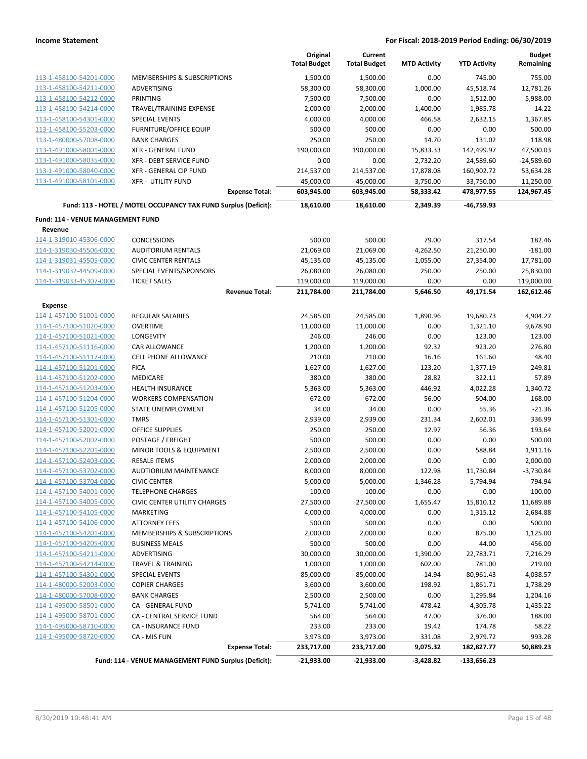| | | Original Total Budget | Current Total Budget | MTD Activity | YTD Activity | Budget Remaining |
|---|---|---|---|---|---|---|
| 113-1-458100-54201-0000 | MEMBERSHIPS & SUBSCRIPTIONS | 1,500.00 | 1,500.00 | 0.00 | 745.00 | 755.00 |
| 113-1-458100-54211-0000 | ADVERTISING | 58,300.00 | 58,300.00 | 1,000.00 | 45,518.74 | 12,781.26 |
| 113-1-458100-54212-0000 | PRINTING | 7,500.00 | 7,500.00 | 0.00 | 1,512.00 | 5,988.00 |
| 113-1-458100-54214-0000 | TRAVEL/TRAINING EXPENSE | 2,000.00 | 2,000.00 | 1,400.00 | 1,985.78 | 14.22 |
| 113-1-458100-54301-0000 | SPECIAL EVENTS | 4,000.00 | 4,000.00 | 466.58 | 2,632.15 | 1,367.85 |
| 113-1-458100-55203-0000 | FURNITURE/OFFICE EQUIP | 500.00 | 500.00 | 0.00 | 0.00 | 500.00 |
| 113-1-480000-57008-0000 | BANK CHARGES | 250.00 | 250.00 | 14.70 | 131.02 | 118.98 |
| 113-1-491000-58001-0000 | XFR - GENERAL FUND | 190,000.00 | 190,000.00 | 15,833.33 | 142,499.97 | 47,500.03 |
| 113-1-491000-58035-0000 | XFR - DEBT SERVICE FUND | 0.00 | 0.00 | 2,732.20 | 24,589.60 | -24,589.60 |
| 113-1-491000-58040-0000 | XFR - GENERAL CIP FUND | 214,537.00 | 214,537.00 | 17,878.08 | 160,902.72 | 53,634.28 |
| 113-1-491000-58101-0000 | XFR - UTILITY FUND | 45,000.00 | 45,000.00 | 3,750.00 | 33,750.00 | 11,250.00 |
| | **Expense Total:** | **603,945.00** | **603,945.00** | **58,333.42** | **478,977.55** | **124,967.45** |
| | **Fund: 113 - HOTEL / MOTEL OCCUPANCY TAX FUND Surplus (Deficit):** | **18,610.00** | **18,610.00** | **2,349.39** | **-46,759.93** | |
| **Fund: 114 - VENUE MANAGEMENT FUND** | | | | | | |
| **Revenue** | | | | | | |
| 114-1-319010-45306-0000 | CONCESSIONS | 500.00 | 500.00 | 79.00 | 317.54 | 182.46 |
| 114-1-319030-45506-0000 | AUDITORIUM RENTALS | 21,069.00 | 21,069.00 | 4,262.50 | 21,250.00 | -181.00 |
| 114-1-319031-45505-0000 | CIVIC CENTER RENTALS | 45,135.00 | 45,135.00 | 1,055.00 | 27,354.00 | 17,781.00 |
| 114-1-319032-44509-0000 | SPECIAL EVENTS/SPONSORS | 26,080.00 | 26,080.00 | 250.00 | 250.00 | 25,830.00 |
| 114-1-319033-45307-0000 | TICKET SALES | 119,000.00 | 119,000.00 | 0.00 | 0.00 | 119,000.00 |
| | **Revenue Total:** | **211,784.00** | **211,784.00** | **5,646.50** | **49,171.54** | **162,612.46** |
| **Expense** | | | | | | |
| 114-1-457100-51001-0000 | REGULAR SALARIES | 24,585.00 | 24,585.00 | 1,890.96 | 19,680.73 | 4,904.27 |
| 114-1-457100-51020-0000 | OVERTIME | 11,000.00 | 11,000.00 | 0.00 | 1,321.10 | 9,678.90 |
| 114-1-457100-51021-0000 | LONGEVITY | 246.00 | 246.00 | 0.00 | 123.00 | 123.00 |
| 114-1-457100-51116-0000 | CAR ALLOWANCE | 1,200.00 | 1,200.00 | 92.32 | 923.20 | 276.80 |
| 114-1-457100-51117-0000 | CELL PHONE ALLOWANCE | 210.00 | 210.00 | 16.16 | 161.60 | 48.40 |
| 114-1-457100-51201-0000 | FICA | 1,627.00 | 1,627.00 | 123.20 | 1,377.19 | 249.81 |
| 114-1-457100-51202-0000 | MEDICARE | 380.00 | 380.00 | 28.82 | 322.11 | 57.89 |
| 114-1-457100-51203-0000 | HEALTH INSURANCE | 5,363.00 | 5,363.00 | 446.92 | 4,022.28 | 1,340.72 |
| 114-1-457100-51204-0000 | WORKERS COMPENSATION | 672.00 | 672.00 | 56.00 | 504.00 | 168.00 |
| 114-1-457100-51205-0000 | STATE UNEMPLOYMENT | 34.00 | 34.00 | 0.00 | 55.36 | -21.36 |
| 114-1-457100-51301-0000 | TMRS | 2,939.00 | 2,939.00 | 231.34 | 2,602.01 | 336.99 |
| 114-1-457100-52001-0000 | OFFICE SUPPLIES | 250.00 | 250.00 | 12.97 | 56.36 | 193.64 |
| 114-1-457100-52002-0000 | POSTAGE / FREIGHT | 500.00 | 500.00 | 0.00 | 0.00 | 500.00 |
| 114-1-457100-52201-0000 | MINOR TOOLS & EQUIPMENT | 2,500.00 | 2,500.00 | 0.00 | 588.84 | 1,911.16 |
| 114-1-457100-52403-0000 | RESALE ITEMS | 2,000.00 | 2,000.00 | 0.00 | 0.00 | 2,000.00 |
| 114-1-457100-53702-0000 | AUDTIORIUM MAINTENANCE | 8,000.00 | 8,000.00 | 122.98 | 11,730.84 | -3,730.84 |
| 114-1-457100-53704-0000 | CIVIC CENTER | 5,000.00 | 5,000.00 | 1,346.28 | 5,794.94 | -794.94 |
| 114-1-457100-54001-0000 | TELEPHONE CHARGES | 100.00 | 100.00 | 0.00 | 0.00 | 100.00 |
| 114-1-457100-54005-0000 | CIVIC CENTER UTILITY CHARGES | 27,500.00 | 27,500.00 | 1,655.47 | 15,810.12 | 11,689.88 |
| 114-1-457100-54105-0000 | MARKETING | 4,000.00 | 4,000.00 | 0.00 | 1,315.12 | 2,684.88 |
| 114-1-457100-54106-0000 | ATTORNEY FEES | 500.00 | 500.00 | 0.00 | 0.00 | 500.00 |
| 114-1-457100-54201-0000 | MEMBERSHIPS & SUBSCRIPTIONS | 2,000.00 | 2,000.00 | 0.00 | 875.00 | 1,125.00 |
| 114-1-457100-54205-0000 | BUSINESS MEALS | 500.00 | 500.00 | 0.00 | 44.00 | 456.00 |
| 114-1-457100-54211-0000 | ADVERTISING | 30,000.00 | 30,000.00 | 1,390.00 | 22,783.71 | 7,216.29 |
| 114-1-457100-54214-0000 | TRAVEL & TRAINING | 1,000.00 | 1,000.00 | 602.00 | 781.00 | 219.00 |
| 114-1-457100-54301-0000 | SPECIAL EVENTS | 85,000.00 | 85,000.00 | -14.94 | 80,961.43 | 4,038.57 |
| 114-1-480000-52003-0000 | COPIER CHARGES | 3,600.00 | 3,600.00 | 198.92 | 1,861.71 | 1,738.29 |
| 114-1-480000-57008-0000 | BANK CHARGES | 2,500.00 | 2,500.00 | 0.00 | 1,295.84 | 1,204.16 |
| 114-1-495000-58501-0000 | CA - GENERAL FUND | 5,741.00 | 5,741.00 | 478.42 | 4,305.78 | 1,435.22 |
| 114-1-495000-58701-0000 | CA - CENTRAL SERVICE FUND | 564.00 | 564.00 | 47.00 | 376.00 | 188.00 |
| 114-1-495000-58710-0000 | CA - INSURANCE FUND | 233.00 | 233.00 | 19.42 | 174.78 | 58.22 |
| 114-1-495000-58720-0000 | CA - MIS FUN | 3,973.00 | 3,973.00 | 331.08 | 2,979.72 | 993.28 |
| | **Expense Total:** | **233,717.00** | **233,717.00** | **9,075.32** | **182,827.77** | **50,889.23** |
| | **Fund: 114 - VENUE MANAGEMENT FUND Surplus (Deficit):** | **-21,933.00** | **-21,933.00** | **-3,428.82** | **-133,656.23** | |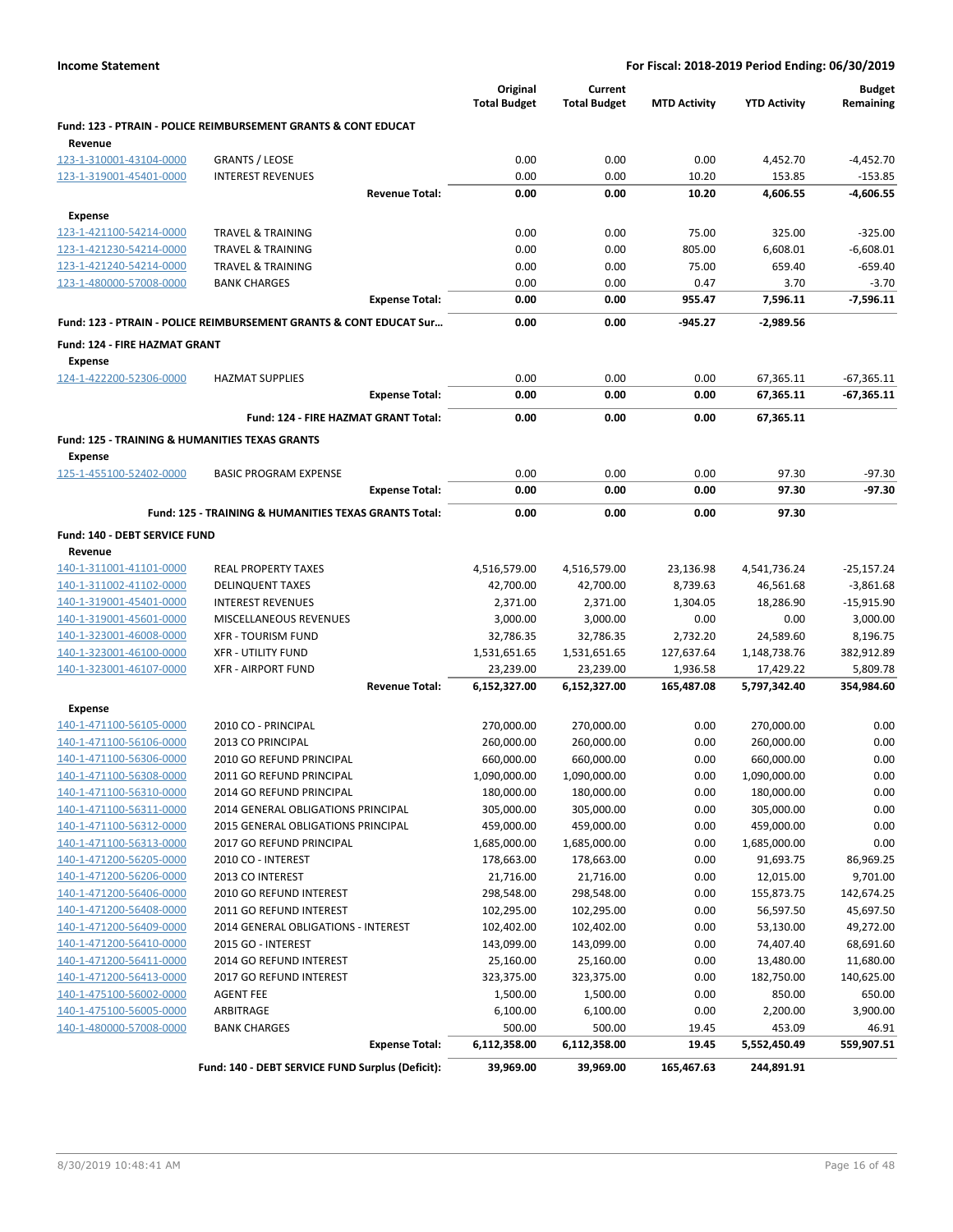| | | Original Total Budget | Current Total Budget | MTD Activity | YTD Activity | Budget Remaining |
|---|---|---|---|---|---|---|
| **Fund: 123 - PTRAIN - POLICE REIMBURSEMENT GRANTS & CONT EDUCAT** | | | | | | |
| **Revenue** | | | | | | |
| 123-1-310001-43104-0000 | GRANTS / LEOSE | 0.00 | 0.00 | 0.00 | 4,452.70 | -4,452.70 |
| 123-1-319001-45401-0000 | INTEREST REVENUES | 0.00 | 0.00 | 10.20 | 153.85 | -153.85 |
| | **Revenue Total:** | **0.00** | **0.00** | **10.20** | **4,606.55** | **-4,606.55** |
| **Expense** | | | | | | |
| 123-1-421100-54214-0000 | TRAVEL & TRAINING | 0.00 | 0.00 | 75.00 | 325.00 | -325.00 |
| 123-1-421230-54214-0000 | TRAVEL & TRAINING | 0.00 | 0.00 | 805.00 | 6,608.01 | -6,608.01 |
| 123-1-421240-54214-0000 | TRAVEL & TRAINING | 0.00 | 0.00 | 75.00 | 659.40 | -659.40 |
| 123-1-480000-57008-0000 | BANK CHARGES | 0.00 | 0.00 | 0.47 | 3.70 | -3.70 |
| | **Expense Total:** | **0.00** | **0.00** | **955.47** | **7,596.11** | **-7,596.11** |
| **Fund: 123 - PTRAIN - POLICE REIMBURSEMENT GRANTS & CONT EDUCAT Sur...** | | **0.00** | **0.00** | **-945.27** | **-2,989.56** | |
| **Fund: 124 - FIRE HAZMAT GRANT** | | | | | | |
| **Expense** | | | | | | |
| 124-1-422200-52306-0000 | HAZMAT SUPPLIES | 0.00 | 0.00 | 0.00 | 67,365.11 | -67,365.11 |
| | **Expense Total:** | **0.00** | **0.00** | **0.00** | **67,365.11** | **-67,365.11** |
| | **Fund: 124 - FIRE HAZMAT GRANT Total:** | **0.00** | **0.00** | **0.00** | **67,365.11** | |
| **Fund: 125 - TRAINING & HUMANITIES TEXAS GRANTS** | | | | | | |
| **Expense** | | | | | | |
| 125-1-455100-52402-0000 | BASIC PROGRAM EXPENSE | 0.00 | 0.00 | 0.00 | 97.30 | -97.30 |
| | **Expense Total:** | **0.00** | **0.00** | **0.00** | **97.30** | **-97.30** |
| | **Fund: 125 - TRAINING & HUMANITIES TEXAS GRANTS Total:** | **0.00** | **0.00** | **0.00** | **97.30** | |
| **Fund: 140 - DEBT SERVICE FUND** | | | | | | |
| **Revenue** | | | | | | |
| 140-1-311001-41101-0000 | REAL PROPERTY TAXES | 4,516,579.00 | 4,516,579.00 | 23,136.98 | 4,541,736.24 | -25,157.24 |
| 140-1-311002-41102-0000 | DELINQUENT TAXES | 42,700.00 | 42,700.00 | 8,739.63 | 46,561.68 | -3,861.68 |
| 140-1-319001-45401-0000 | INTEREST REVENUES | 2,371.00 | 2,371.00 | 1,304.05 | 18,286.90 | -15,915.90 |
| 140-1-319001-45601-0000 | MISCELLANEOUS REVENUES | 3,000.00 | 3,000.00 | 0.00 | 0.00 | 3,000.00 |
| 140-1-323001-46008-0000 | XFR - TOURISM FUND | 32,786.35 | 32,786.35 | 2,732.20 | 24,589.60 | 8,196.75 |
| 140-1-323001-46100-0000 | XFR - UTILITY FUND | 1,531,651.65 | 1,531,651.65 | 127,637.64 | 1,148,738.76 | 382,912.89 |
| 140-1-323001-46107-0000 | XFR - AIRPORT FUND | 23,239.00 | 23,239.00 | 1,936.58 | 17,429.22 | 5,809.78 |
| | **Revenue Total:** | **6,152,327.00** | **6,152,327.00** | **165,487.08** | **5,797,342.40** | **354,984.60** |
| **Expense** | | | | | | |
| 140-1-471100-56105-0000 | 2010 CO - PRINCIPAL | 270,000.00 | 270,000.00 | 0.00 | 270,000.00 | 0.00 |
| 140-1-471100-56106-0000 | 2013 CO PRINCIPAL | 260,000.00 | 260,000.00 | 0.00 | 260,000.00 | 0.00 |
| 140-1-471100-56306-0000 | 2010 GO REFUND PRINCIPAL | 660,000.00 | 660,000.00 | 0.00 | 660,000.00 | 0.00 |
| 140-1-471100-56308-0000 | 2011 GO REFUND PRINCIPAL | 1,090,000.00 | 1,090,000.00 | 0.00 | 1,090,000.00 | 0.00 |
| 140-1-471100-56310-0000 | 2014 GO REFUND PRINCIPAL | 180,000.00 | 180,000.00 | 0.00 | 180,000.00 | 0.00 |
| 140-1-471100-56311-0000 | 2014 GENERAL OBLIGATIONS PRINCIPAL | 305,000.00 | 305,000.00 | 0.00 | 305,000.00 | 0.00 |
| 140-1-471100-56312-0000 | 2015 GENERAL OBLIGATIONS PRINCIPAL | 459,000.00 | 459,000.00 | 0.00 | 459,000.00 | 0.00 |
| 140-1-471100-56313-0000 | 2017 GO REFUND PRINCIPAL | 1,685,000.00 | 1,685,000.00 | 0.00 | 1,685,000.00 | 0.00 |
| 140-1-471200-56205-0000 | 2010 CO - INTEREST | 178,663.00 | 178,663.00 | 0.00 | 91,693.75 | 86,969.25 |
| 140-1-471200-56206-0000 | 2013 CO INTEREST | 21,716.00 | 21,716.00 | 0.00 | 12,015.00 | 9,701.00 |
| 140-1-471200-56406-0000 | 2010 GO REFUND INTEREST | 298,548.00 | 298,548.00 | 0.00 | 155,873.75 | 142,674.25 |
| 140-1-471200-56408-0000 | 2011 GO REFUND INTEREST | 102,295.00 | 102,295.00 | 0.00 | 56,597.50 | 45,697.50 |
| 140-1-471200-56409-0000 | 2014 GENERAL OBLIGATIONS - INTEREST | 102,402.00 | 102,402.00 | 0.00 | 53,130.00 | 49,272.00 |
| 140-1-471200-56410-0000 | 2015 GO - INTEREST | 143,099.00 | 143,099.00 | 0.00 | 74,407.40 | 68,691.60 |
| 140-1-471200-56411-0000 | 2014 GO REFUND INTEREST | 25,160.00 | 25,160.00 | 0.00 | 13,480.00 | 11,680.00 |
| 140-1-471200-56413-0000 | 2017 GO REFUND INTEREST | 323,375.00 | 323,375.00 | 0.00 | 182,750.00 | 140,625.00 |
| 140-1-475100-56002-0000 | AGENT FEE | 1,500.00 | 1,500.00 | 0.00 | 850.00 | 650.00 |
| 140-1-475100-56005-0000 | ARBITRAGE | 6,100.00 | 6,100.00 | 0.00 | 2,200.00 | 3,900.00 |
| 140-1-480000-57008-0000 | BANK CHARGES | 500.00 | 500.00 | 19.45 | 453.09 | 46.91 |
| | **Expense Total:** | **6,112,358.00** | **6,112,358.00** | **19.45** | **5,552,450.49** | **559,907.51** |
| | **Fund: 140 - DEBT SERVICE FUND Surplus (Deficit):** | **39,969.00** | **39,969.00** | **165,467.63** | **244,891.91** | |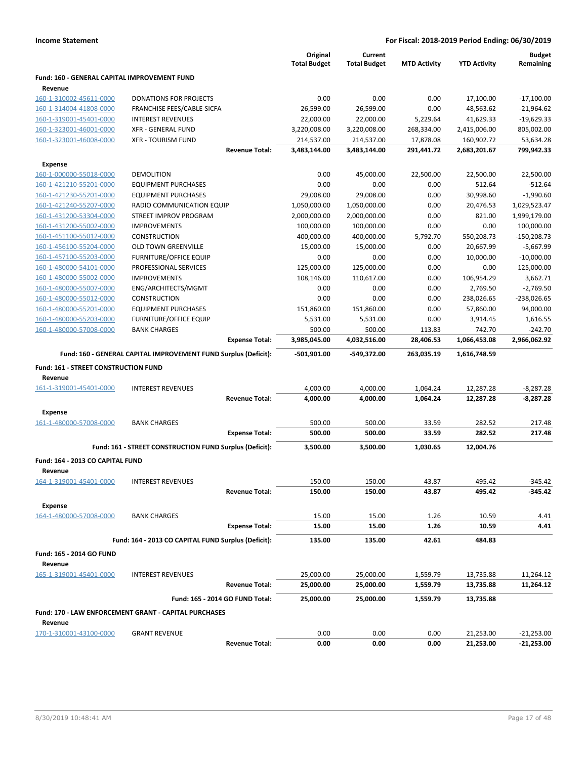**Income Statement** — For Fiscal: 2018-2019 Period Ending: 06/30/2019

| | | Original Total Budget | Current Total Budget | MTD Activity | YTD Activity | Budget Remaining |
|---|---|---|---|---|---|---|
| **Fund: 160 - GENERAL CAPITAL IMPROVEMENT FUND** | | | | | | |
| **Revenue** | | | | | | |
| 160-1-310002-45611-0000 | DONATIONS FOR PROJECTS | 0.00 | 0.00 | 0.00 | 17,100.00 | -17,100.00 |
| 160-1-314004-41808-0000 | FRANCHISE FEES/CABLE-SICFA | 26,599.00 | 26,599.00 | 0.00 | 48,563.62 | -21,964.62 |
| 160-1-319001-45401-0000 | INTEREST REVENUES | 22,000.00 | 22,000.00 | 5,229.64 | 41,629.33 | -19,629.33 |
| 160-1-323001-46001-0000 | XFR - GENERAL FUND | 3,220,008.00 | 3,220,008.00 | 268,334.00 | 2,415,006.00 | 805,002.00 |
| 160-1-323001-46008-0000 | XFR - TOURISM FUND | 214,537.00 | 214,537.00 | 17,878.08 | 160,902.72 | 53,634.28 |
| | **Revenue Total:** | **3,483,144.00** | **3,483,144.00** | **291,441.72** | **2,683,201.67** | **799,942.33** |
| **Expense** | | | | | | |
| 160-1-000000-55018-0000 | DEMOLITION | 0.00 | 45,000.00 | 22,500.00 | 22,500.00 | 22,500.00 |
| 160-1-421210-55201-0000 | EQUIPMENT PURCHASES | 0.00 | 0.00 | 0.00 | 512.64 | -512.64 |
| 160-1-421230-55201-0000 | EQUIPMENT PURCHASES | 29,008.00 | 29,008.00 | 0.00 | 30,998.60 | -1,990.60 |
| 160-1-421240-55207-0000 | RADIO COMMUNICATION EQUIP | 1,050,000.00 | 1,050,000.00 | 0.00 | 20,476.53 | 1,029,523.47 |
| 160-1-431200-53304-0000 | STREET IMPROV PROGRAM | 2,000,000.00 | 2,000,000.00 | 0.00 | 821.00 | 1,999,179.00 |
| 160-1-431200-55002-0000 | IMPROVEMENTS | 100,000.00 | 100,000.00 | 0.00 | 0.00 | 100,000.00 |
| 160-1-451100-55012-0000 | CONSTRUCTION | 400,000.00 | 400,000.00 | 5,792.70 | 550,208.73 | -150,208.73 |
| 160-1-456100-55204-0000 | OLD TOWN GREENVILLE | 15,000.00 | 15,000.00 | 0.00 | 20,667.99 | -5,667.99 |
| 160-1-457100-55203-0000 | FURNITURE/OFFICE EQUIP | 0.00 | 0.00 | 0.00 | 10,000.00 | -10,000.00 |
| 160-1-480000-54101-0000 | PROFESSIONAL SERVICES | 125,000.00 | 125,000.00 | 0.00 | 0.00 | 125,000.00 |
| 160-1-480000-55002-0000 | IMPROVEMENTS | 108,146.00 | 110,617.00 | 0.00 | 106,954.29 | 3,662.71 |
| 160-1-480000-55007-0000 | ENG/ARCHITECTS/MGMT | 0.00 | 0.00 | 0.00 | 2,769.50 | -2,769.50 |
| 160-1-480000-55012-0000 | CONSTRUCTION | 0.00 | 0.00 | 0.00 | 238,026.65 | -238,026.65 |
| 160-1-480000-55201-0000 | EQUIPMENT PURCHASES | 151,860.00 | 151,860.00 | 0.00 | 57,860.00 | 94,000.00 |
| 160-1-480000-55203-0000 | FURNITURE/OFFICE EQUIP | 5,531.00 | 5,531.00 | 0.00 | 3,914.45 | 1,616.55 |
| 160-1-480000-57008-0000 | BANK CHARGES | 500.00 | 500.00 | 113.83 | 742.70 | -242.70 |
| | **Expense Total:** | **3,985,045.00** | **4,032,516.00** | **28,406.53** | **1,066,453.08** | **2,966,062.92** |
| | **Fund: 160 - GENERAL CAPITAL IMPROVEMENT FUND Surplus (Deficit):** | **-501,901.00** | **-549,372.00** | **263,035.19** | **1,616,748.59** | |
| **Fund: 161 - STREET CONSTRUCTION FUND** | | | | | | |
| **Revenue** | | | | | | |
| 161-1-319001-45401-0000 | INTEREST REVENUES | 4,000.00 | 4,000.00 | 1,064.24 | 12,287.28 | -8,287.28 |
| | **Revenue Total:** | **4,000.00** | **4,000.00** | **1,064.24** | **12,287.28** | **-8,287.28** |
| **Expense** | | | | | | |
| 161-1-480000-57008-0000 | BANK CHARGES | 500.00 | 500.00 | 33.59 | 282.52 | 217.48 |
| | **Expense Total:** | **500.00** | **500.00** | **33.59** | **282.52** | **217.48** |
| | **Fund: 161 - STREET CONSTRUCTION FUND Surplus (Deficit):** | **3,500.00** | **3,500.00** | **1,030.65** | **12,004.76** | |
| **Fund: 164 - 2013 CO CAPITAL FUND** | | | | | | |
| **Revenue** | | | | | | |
| 164-1-319001-45401-0000 | INTEREST REVENUES | 150.00 | 150.00 | 43.87 | 495.42 | -345.42 |
| | **Revenue Total:** | **150.00** | **150.00** | **43.87** | **495.42** | **-345.42** |
| **Expense** | | | | | | |
| 164-1-480000-57008-0000 | BANK CHARGES | 15.00 | 15.00 | 1.26 | 10.59 | 4.41 |
| | **Expense Total:** | **15.00** | **15.00** | **1.26** | **10.59** | **4.41** |
| | **Fund: 164 - 2013 CO CAPITAL FUND Surplus (Deficit):** | **135.00** | **135.00** | **42.61** | **484.83** | |
| **Fund: 165 - 2014 GO FUND** | | | | | | |
| **Revenue** | | | | | | |
| 165-1-319001-45401-0000 | INTEREST REVENUES | 25,000.00 | 25,000.00 | 1,559.79 | 13,735.88 | 11,264.12 |
| | **Revenue Total:** | **25,000.00** | **25,000.00** | **1,559.79** | **13,735.88** | **11,264.12** |
| | **Fund: 165 - 2014 GO FUND Total:** | **25,000.00** | **25,000.00** | **1,559.79** | **13,735.88** | |
| **Fund: 170 - LAW ENFORCEMENT GRANT - CAPITAL PURCHASES** | | | | | | |
| **Revenue** | | | | | | |
| 170-1-310001-43100-0000 | GRANT REVENUE | 0.00 | 0.00 | 0.00 | 21,253.00 | -21,253.00 |
| | **Revenue Total:** | **0.00** | **0.00** | **0.00** | **21,253.00** | **-21,253.00** |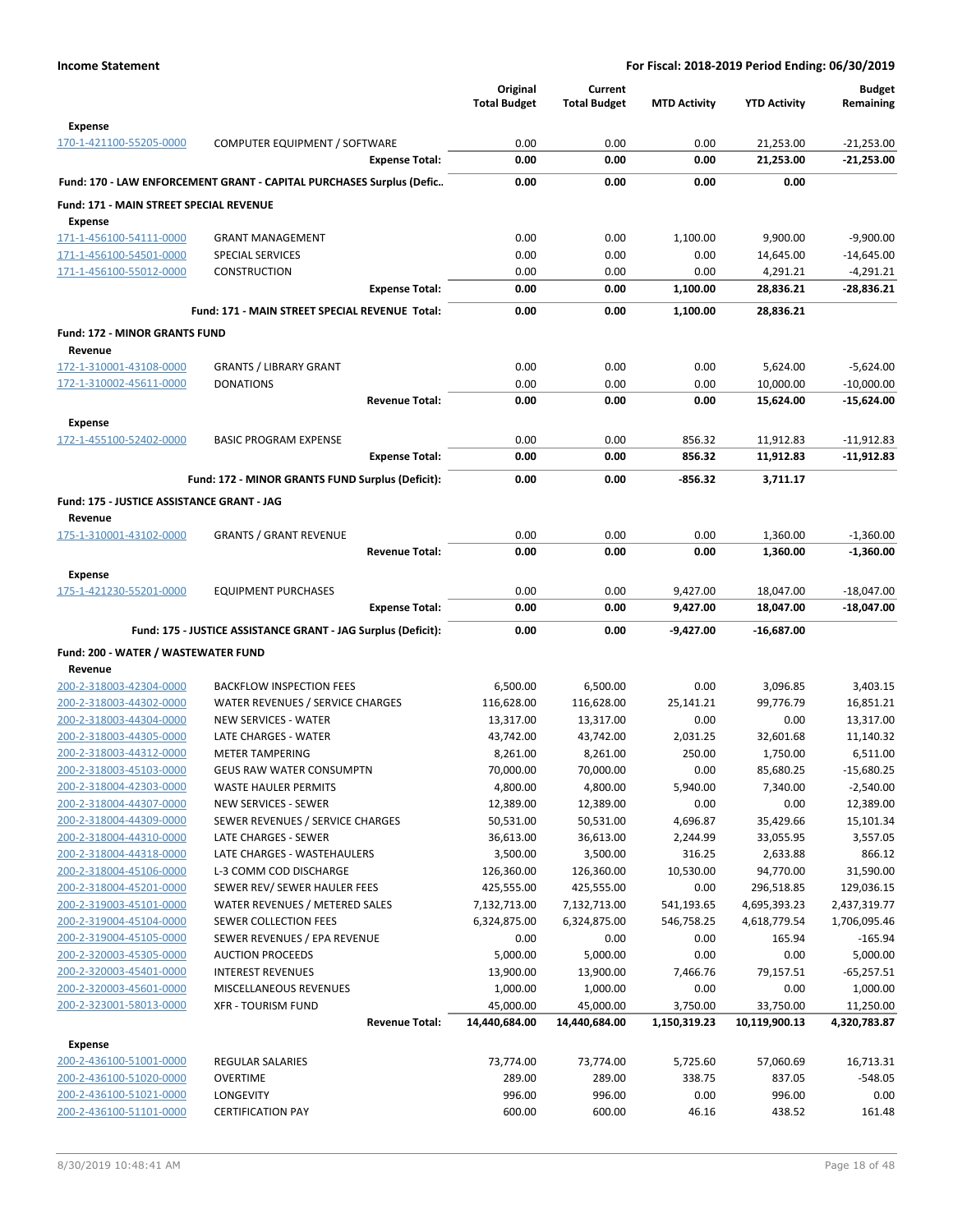**Income Statement** — **For Fiscal: 2018-2019 Period Ending: 06/30/2019**

| | | Original Total Budget | Current Total Budget | MTD Activity | YTD Activity | Budget Remaining |
|---|---|---|---|---|---|---|
| **Expense** | | | | | | |
| 170-1-421100-55205-0000 | COMPUTER EQUIPMENT / SOFTWARE | 0.00 | 0.00 | 0.00 | 21,253.00 | -21,253.00 |
| | **Expense Total:** | **0.00** | **0.00** | **0.00** | **21,253.00** | **-21,253.00** |
| **Fund: 170 - LAW ENFORCEMENT GRANT - CAPITAL PURCHASES Surplus (Defic..** | | **0.00** | **0.00** | **0.00** | **0.00** | |
| **Fund: 171 - MAIN STREET SPECIAL REVENUE** | | | | | | |
| **Expense** | | | | | | |
| 171-1-456100-54111-0000 | GRANT MANAGEMENT | 0.00 | 0.00 | 1,100.00 | 9,900.00 | -9,900.00 |
| 171-1-456100-54501-0000 | SPECIAL SERVICES | 0.00 | 0.00 | 0.00 | 14,645.00 | -14,645.00 |
| 171-1-456100-55012-0000 | CONSTRUCTION | 0.00 | 0.00 | 0.00 | 4,291.21 | -4,291.21 |
| | **Expense Total:** | **0.00** | **0.00** | **1,100.00** | **28,836.21** | **-28,836.21** |
| | **Fund: 171 - MAIN STREET SPECIAL REVENUE Total:** | **0.00** | **0.00** | **1,100.00** | **28,836.21** | |
| **Fund: 172 - MINOR GRANTS FUND** | | | | | | |
| **Revenue** | | | | | | |
| 172-1-310001-43108-0000 | GRANTS / LIBRARY GRANT | 0.00 | 0.00 | 0.00 | 5,624.00 | -5,624.00 |
| 172-1-310002-45611-0000 | DONATIONS | 0.00 | 0.00 | 0.00 | 10,000.00 | -10,000.00 |
| | **Revenue Total:** | **0.00** | **0.00** | **0.00** | **15,624.00** | **-15,624.00** |
| **Expense** | | | | | | |
| 172-1-455100-52402-0000 | BASIC PROGRAM EXPENSE | 0.00 | 0.00 | 856.32 | 11,912.83 | -11,912.83 |
| | **Expense Total:** | **0.00** | **0.00** | **856.32** | **11,912.83** | **-11,912.83** |
| | **Fund: 172 - MINOR GRANTS FUND Surplus (Deficit):** | **0.00** | **0.00** | **-856.32** | **3,711.17** | |
| **Fund: 175 - JUSTICE ASSISTANCE GRANT - JAG** | | | | | | |
| **Revenue** | | | | | | |
| 175-1-310001-43102-0000 | GRANTS / GRANT REVENUE | 0.00 | 0.00 | 0.00 | 1,360.00 | -1,360.00 |
| | **Revenue Total:** | **0.00** | **0.00** | **0.00** | **1,360.00** | **-1,360.00** |
| **Expense** | | | | | | |
| 175-1-421230-55201-0000 | EQUIPMENT PURCHASES | 0.00 | 0.00 | 9,427.00 | 18,047.00 | -18,047.00 |
| | **Expense Total:** | **0.00** | **0.00** | **9,427.00** | **18,047.00** | **-18,047.00** |
| | **Fund: 175 - JUSTICE ASSISTANCE GRANT - JAG Surplus (Deficit):** | **0.00** | **0.00** | **-9,427.00** | **-16,687.00** | |
| **Fund: 200 - WATER / WASTEWATER FUND** | | | | | | |
| **Revenue** | | | | | | |
| 200-2-318003-42304-0000 | BACKFLOW INSPECTION FEES | 6,500.00 | 6,500.00 | 0.00 | 3,096.85 | 3,403.15 |
| 200-2-318003-44302-0000 | WATER REVENUES / SERVICE CHARGES | 116,628.00 | 116,628.00 | 25,141.21 | 99,776.79 | 16,851.21 |
| 200-2-318003-44304-0000 | NEW SERVICES - WATER | 13,317.00 | 13,317.00 | 0.00 | 0.00 | 13,317.00 |
| 200-2-318003-44305-0000 | LATE CHARGES - WATER | 43,742.00 | 43,742.00 | 2,031.25 | 32,601.68 | 11,140.32 |
| 200-2-318003-44312-0000 | METER TAMPERING | 8,261.00 | 8,261.00 | 250.00 | 1,750.00 | 6,511.00 |
| 200-2-318003-45103-0000 | GEUS RAW WATER CONSUMPTN | 70,000.00 | 70,000.00 | 0.00 | 85,680.25 | -15,680.25 |
| 200-2-318004-42303-0000 | WASTE HAULER PERMITS | 4,800.00 | 4,800.00 | 5,940.00 | 7,340.00 | -2,540.00 |
| 200-2-318004-44307-0000 | NEW SERVICES - SEWER | 12,389.00 | 12,389.00 | 0.00 | 0.00 | 12,389.00 |
| 200-2-318004-44309-0000 | SEWER REVENUES / SERVICE CHARGES | 50,531.00 | 50,531.00 | 4,696.87 | 35,429.66 | 15,101.34 |
| 200-2-318004-44310-0000 | LATE CHARGES - SEWER | 36,613.00 | 36,613.00 | 2,244.99 | 33,055.95 | 3,557.05 |
| 200-2-318004-44318-0000 | LATE CHARGES - WASTEHAULERS | 3,500.00 | 3,500.00 | 316.25 | 2,633.88 | 866.12 |
| 200-2-318004-45106-0000 | L-3 COMM COD DISCHARGE | 126,360.00 | 126,360.00 | 10,530.00 | 94,770.00 | 31,590.00 |
| 200-2-318004-45201-0000 | SEWER REV/ SEWER HAULER FEES | 425,555.00 | 425,555.00 | 0.00 | 296,518.85 | 129,036.15 |
| 200-2-319003-45101-0000 | WATER REVENUES / METERED SALES | 7,132,713.00 | 7,132,713.00 | 541,193.65 | 4,695,393.23 | 2,437,319.77 |
| 200-2-319004-45104-0000 | SEWER COLLECTION FEES | 6,324,875.00 | 6,324,875.00 | 546,758.25 | 4,618,779.54 | 1,706,095.46 |
| 200-2-319004-45105-0000 | SEWER REVENUES / EPA REVENUE | 0.00 | 0.00 | 0.00 | 165.94 | -165.94 |
| 200-2-320003-45305-0000 | AUCTION PROCEEDS | 5,000.00 | 5,000.00 | 0.00 | 0.00 | 5,000.00 |
| 200-2-320003-45401-0000 | INTEREST REVENUES | 13,900.00 | 13,900.00 | 7,466.76 | 79,157.51 | -65,257.51 |
| 200-2-320003-45601-0000 | MISCELLANEOUS REVENUES | 1,000.00 | 1,000.00 | 0.00 | 0.00 | 1,000.00 |
| 200-2-323001-58013-0000 | XFR - TOURISM FUND | 45,000.00 | 45,000.00 | 3,750.00 | 33,750.00 | 11,250.00 |
| | **Revenue Total:** | **14,440,684.00** | **14,440,684.00** | **1,150,319.23** | **10,119,900.13** | **4,320,783.87** |
| **Expense** | | | | | | |
| 200-2-436100-51001-0000 | REGULAR SALARIES | 73,774.00 | 73,774.00 | 5,725.60 | 57,060.69 | 16,713.31 |
| 200-2-436100-51020-0000 | OVERTIME | 289.00 | 289.00 | 338.75 | 837.05 | -548.05 |
| 200-2-436100-51021-0000 | LONGEVITY | 996.00 | 996.00 | 0.00 | 996.00 | 0.00 |
| 200-2-436100-51101-0000 | CERTIFICATION PAY | 600.00 | 600.00 | 46.16 | 438.52 | 161.48 |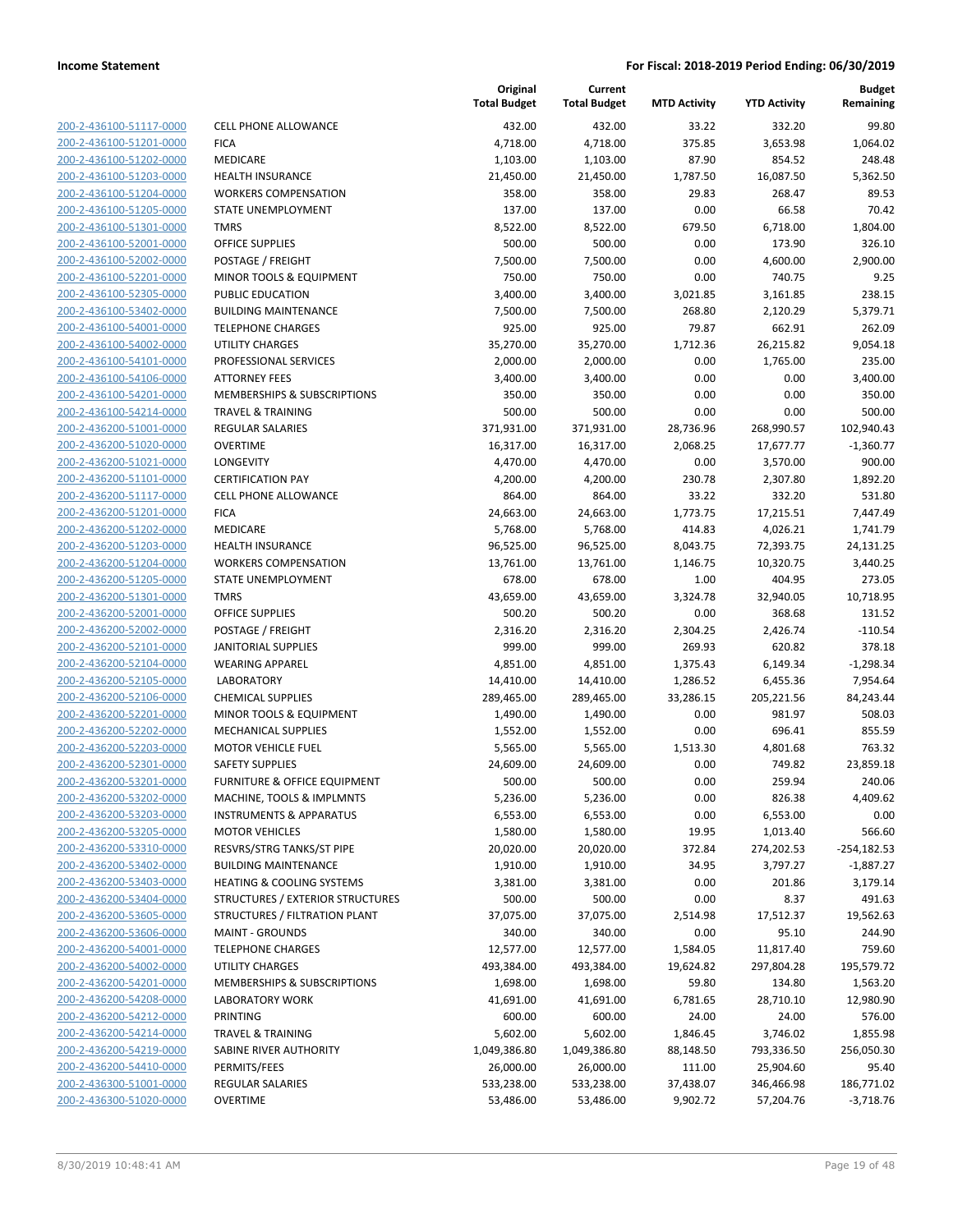| | | Original Total Budget | Current Total Budget | MTD Activity | YTD Activity | Budget Remaining |
|---|---|---|---|---|---|---|
| 200-2-436100-51117-0000 | CELL PHONE ALLOWANCE | 432.00 | 432.00 | 33.22 | 332.20 | 99.80 |
| 200-2-436100-51201-0000 | FICA | 4,718.00 | 4,718.00 | 375.85 | 3,653.98 | 1,064.02 |
| 200-2-436100-51202-0000 | MEDICARE | 1,103.00 | 1,103.00 | 87.90 | 854.52 | 248.48 |
| 200-2-436100-51203-0000 | HEALTH INSURANCE | 21,450.00 | 21,450.00 | 1,787.50 | 16,087.50 | 5,362.50 |
| 200-2-436100-51204-0000 | WORKERS COMPENSATION | 358.00 | 358.00 | 29.83 | 268.47 | 89.53 |
| 200-2-436100-51205-0000 | STATE UNEMPLOYMENT | 137.00 | 137.00 | 0.00 | 66.58 | 70.42 |
| 200-2-436100-51301-0000 | TMRS | 8,522.00 | 8,522.00 | 679.50 | 6,718.00 | 1,804.00 |
| 200-2-436100-52001-0000 | OFFICE SUPPLIES | 500.00 | 500.00 | 0.00 | 173.90 | 326.10 |
| 200-2-436100-52002-0000 | POSTAGE / FREIGHT | 7,500.00 | 7,500.00 | 0.00 | 4,600.00 | 2,900.00 |
| 200-2-436100-52201-0000 | MINOR TOOLS & EQUIPMENT | 750.00 | 750.00 | 0.00 | 740.75 | 9.25 |
| 200-2-436100-52305-0000 | PUBLIC EDUCATION | 3,400.00 | 3,400.00 | 3,021.85 | 3,161.85 | 238.15 |
| 200-2-436100-53402-0000 | BUILDING MAINTENANCE | 7,500.00 | 7,500.00 | 268.80 | 2,120.29 | 5,379.71 |
| 200-2-436100-54001-0000 | TELEPHONE CHARGES | 925.00 | 925.00 | 79.87 | 662.91 | 262.09 |
| 200-2-436100-54002-0000 | UTILITY CHARGES | 35,270.00 | 35,270.00 | 1,712.36 | 26,215.82 | 9,054.18 |
| 200-2-436100-54101-0000 | PROFESSIONAL SERVICES | 2,000.00 | 2,000.00 | 0.00 | 1,765.00 | 235.00 |
| 200-2-436100-54106-0000 | ATTORNEY FEES | 3,400.00 | 3,400.00 | 0.00 | 0.00 | 3,400.00 |
| 200-2-436100-54201-0000 | MEMBERSHIPS & SUBSCRIPTIONS | 350.00 | 350.00 | 0.00 | 0.00 | 350.00 |
| 200-2-436100-54214-0000 | TRAVEL & TRAINING | 500.00 | 500.00 | 0.00 | 0.00 | 500.00 |
| 200-2-436200-51001-0000 | REGULAR SALARIES | 371,931.00 | 371,931.00 | 28,736.96 | 268,990.57 | 102,940.43 |
| 200-2-436200-51020-0000 | OVERTIME | 16,317.00 | 16,317.00 | 2,068.25 | 17,677.77 | -1,360.77 |
| 200-2-436200-51021-0000 | LONGEVITY | 4,470.00 | 4,470.00 | 0.00 | 3,570.00 | 900.00 |
| 200-2-436200-51101-0000 | CERTIFICATION PAY | 4,200.00 | 4,200.00 | 230.78 | 2,307.80 | 1,892.20 |
| 200-2-436200-51117-0000 | CELL PHONE ALLOWANCE | 864.00 | 864.00 | 33.22 | 332.20 | 531.80 |
| 200-2-436200-51201-0000 | FICA | 24,663.00 | 24,663.00 | 1,773.75 | 17,215.51 | 7,447.49 |
| 200-2-436200-51202-0000 | MEDICARE | 5,768.00 | 5,768.00 | 414.83 | 4,026.21 | 1,741.79 |
| 200-2-436200-51203-0000 | HEALTH INSURANCE | 96,525.00 | 96,525.00 | 8,043.75 | 72,393.75 | 24,131.25 |
| 200-2-436200-51204-0000 | WORKERS COMPENSATION | 13,761.00 | 13,761.00 | 1,146.75 | 10,320.75 | 3,440.25 |
| 200-2-436200-51205-0000 | STATE UNEMPLOYMENT | 678.00 | 678.00 | 1.00 | 404.95 | 273.05 |
| 200-2-436200-51301-0000 | TMRS | 43,659.00 | 43,659.00 | 3,324.78 | 32,940.05 | 10,718.95 |
| 200-2-436200-52001-0000 | OFFICE SUPPLIES | 500.20 | 500.20 | 0.00 | 368.68 | 131.52 |
| 200-2-436200-52002-0000 | POSTAGE / FREIGHT | 2,316.20 | 2,316.20 | 2,304.25 | 2,426.74 | -110.54 |
| 200-2-436200-52101-0000 | JANITORIAL SUPPLIES | 999.00 | 999.00 | 269.93 | 620.82 | 378.18 |
| 200-2-436200-52104-0000 | WEARING APPAREL | 4,851.00 | 4,851.00 | 1,375.43 | 6,149.34 | -1,298.34 |
| 200-2-436200-52105-0000 | LABORATORY | 14,410.00 | 14,410.00 | 1,286.52 | 6,455.36 | 7,954.64 |
| 200-2-436200-52106-0000 | CHEMICAL SUPPLIES | 289,465.00 | 289,465.00 | 33,286.15 | 205,221.56 | 84,243.44 |
| 200-2-436200-52201-0000 | MINOR TOOLS & EQUIPMENT | 1,490.00 | 1,490.00 | 0.00 | 981.97 | 508.03 |
| 200-2-436200-52202-0000 | MECHANICAL SUPPLIES | 1,552.00 | 1,552.00 | 0.00 | 696.41 | 855.59 |
| 200-2-436200-52203-0000 | MOTOR VEHICLE FUEL | 5,565.00 | 5,565.00 | 1,513.30 | 4,801.68 | 763.32 |
| 200-2-436200-52301-0000 | SAFETY SUPPLIES | 24,609.00 | 24,609.00 | 0.00 | 749.82 | 23,859.18 |
| 200-2-436200-53201-0000 | FURNITURE & OFFICE EQUIPMENT | 500.00 | 500.00 | 0.00 | 259.94 | 240.06 |
| 200-2-436200-53202-0000 | MACHINE, TOOLS & IMPLMNTS | 5,236.00 | 5,236.00 | 0.00 | 826.38 | 4,409.62 |
| 200-2-436200-53203-0000 | INSTRUMENTS & APPARATUS | 6,553.00 | 6,553.00 | 0.00 | 6,553.00 | 0.00 |
| 200-2-436200-53205-0000 | MOTOR VEHICLES | 1,580.00 | 1,580.00 | 19.95 | 1,013.40 | 566.60 |
| 200-2-436200-53310-0000 | RESVRS/STRG TANKS/ST PIPE | 20,020.00 | 20,020.00 | 372.84 | 274,202.53 | -254,182.53 |
| 200-2-436200-53402-0000 | BUILDING MAINTENANCE | 1,910.00 | 1,910.00 | 34.95 | 3,797.27 | -1,887.27 |
| 200-2-436200-53403-0000 | HEATING & COOLING SYSTEMS | 3,381.00 | 3,381.00 | 0.00 | 201.86 | 3,179.14 |
| 200-2-436200-53404-0000 | STRUCTURES / EXTERIOR STRUCTURES | 500.00 | 500.00 | 0.00 | 8.37 | 491.63 |
| 200-2-436200-53605-0000 | STRUCTURES / FILTRATION PLANT | 37,075.00 | 37,075.00 | 2,514.98 | 17,512.37 | 19,562.63 |
| 200-2-436200-53606-0000 | MAINT - GROUNDS | 340.00 | 340.00 | 0.00 | 95.10 | 244.90 |
| 200-2-436200-54001-0000 | TELEPHONE CHARGES | 12,577.00 | 12,577.00 | 1,584.05 | 11,817.40 | 759.60 |
| 200-2-436200-54002-0000 | UTILITY CHARGES | 493,384.00 | 493,384.00 | 19,624.82 | 297,804.28 | 195,579.72 |
| 200-2-436200-54201-0000 | MEMBERSHIPS & SUBSCRIPTIONS | 1,698.00 | 1,698.00 | 59.80 | 134.80 | 1,563.20 |
| 200-2-436200-54208-0000 | LABORATORY WORK | 41,691.00 | 41,691.00 | 6,781.65 | 28,710.10 | 12,980.90 |
| 200-2-436200-54212-0000 | PRINTING | 600.00 | 600.00 | 24.00 | 24.00 | 576.00 |
| 200-2-436200-54214-0000 | TRAVEL & TRAINING | 5,602.00 | 5,602.00 | 1,846.45 | 3,746.02 | 1,855.98 |
| 200-2-436200-54219-0000 | SABINE RIVER AUTHORITY | 1,049,386.80 | 1,049,386.80 | 88,148.50 | 793,336.50 | 256,050.30 |
| 200-2-436200-54410-0000 | PERMITS/FEES | 26,000.00 | 26,000.00 | 111.00 | 25,904.60 | 95.40 |
| 200-2-436300-51001-0000 | REGULAR SALARIES | 533,238.00 | 533,238.00 | 37,438.07 | 346,466.98 | 186,771.02 |
| 200-2-436300-51020-0000 | OVERTIME | 53,486.00 | 53,486.00 | 9,902.72 | 57,204.76 | -3,718.76 |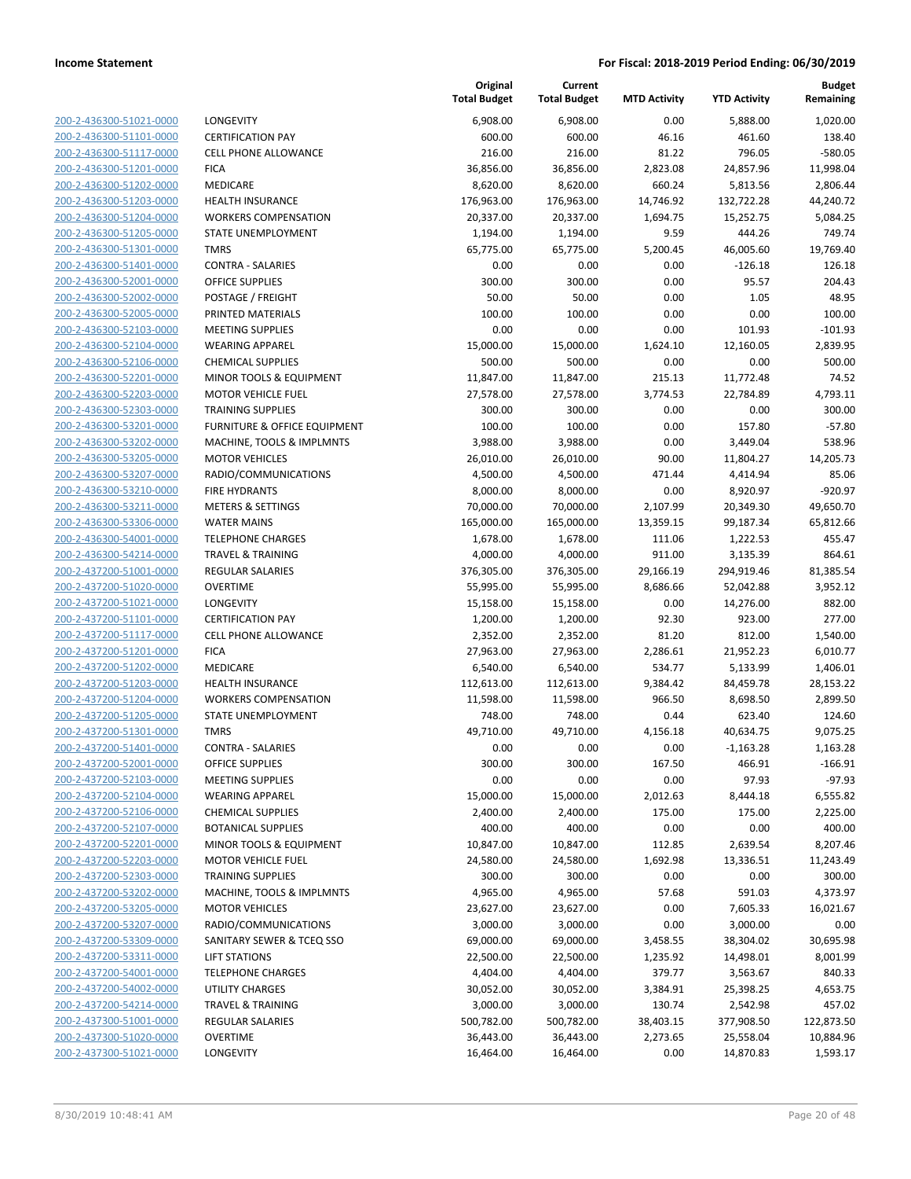**Income Statement** **For Fiscal: 2018-2019 Period Ending: 06/30/2019**

| | | Original Total Budget | Current Total Budget | MTD Activity | YTD Activity | Budget Remaining |
|---|---|---|---|---|---|---|
| 200-2-436300-51021-0000 | LONGEVITY | 6,908.00 | 6,908.00 | 0.00 | 5,888.00 | 1,020.00 |
| 200-2-436300-51101-0000 | CERTIFICATION PAY | 600.00 | 600.00 | 46.16 | 461.60 | 138.40 |
| 200-2-436300-51117-0000 | CELL PHONE ALLOWANCE | 216.00 | 216.00 | 81.22 | 796.05 | -580.05 |
| 200-2-436300-51201-0000 | FICA | 36,856.00 | 36,856.00 | 2,823.08 | 24,857.96 | 11,998.04 |
| 200-2-436300-51202-0000 | MEDICARE | 8,620.00 | 8,620.00 | 660.24 | 5,813.56 | 2,806.44 |
| 200-2-436300-51203-0000 | HEALTH INSURANCE | 176,963.00 | 176,963.00 | 14,746.92 | 132,722.28 | 44,240.72 |
| 200-2-436300-51204-0000 | WORKERS COMPENSATION | 20,337.00 | 20,337.00 | 1,694.75 | 15,252.75 | 5,084.25 |
| 200-2-436300-51205-0000 | STATE UNEMPLOYMENT | 1,194.00 | 1,194.00 | 9.59 | 444.26 | 749.74 |
| 200-2-436300-51301-0000 | TMRS | 65,775.00 | 65,775.00 | 5,200.45 | 46,005.60 | 19,769.40 |
| 200-2-436300-51401-0000 | CONTRA - SALARIES | 0.00 | 0.00 | 0.00 | -126.18 | 126.18 |
| 200-2-436300-52001-0000 | OFFICE SUPPLIES | 300.00 | 300.00 | 0.00 | 95.57 | 204.43 |
| 200-2-436300-52002-0000 | POSTAGE / FREIGHT | 50.00 | 50.00 | 0.00 | 1.05 | 48.95 |
| 200-2-436300-52005-0000 | PRINTED MATERIALS | 100.00 | 100.00 | 0.00 | 0.00 | 100.00 |
| 200-2-436300-52103-0000 | MEETING SUPPLIES | 0.00 | 0.00 | 0.00 | 101.93 | -101.93 |
| 200-2-436300-52104-0000 | WEARING APPAREL | 15,000.00 | 15,000.00 | 1,624.10 | 12,160.05 | 2,839.95 |
| 200-2-436300-52106-0000 | CHEMICAL SUPPLIES | 500.00 | 500.00 | 0.00 | 0.00 | 500.00 |
| 200-2-436300-52201-0000 | MINOR TOOLS & EQUIPMENT | 11,847.00 | 11,847.00 | 215.13 | 11,772.48 | 74.52 |
| 200-2-436300-52203-0000 | MOTOR VEHICLE FUEL | 27,578.00 | 27,578.00 | 3,774.53 | 22,784.89 | 4,793.11 |
| 200-2-436300-52303-0000 | TRAINING SUPPLIES | 300.00 | 300.00 | 0.00 | 0.00 | 300.00 |
| 200-2-436300-53201-0000 | FURNITURE & OFFICE EQUIPMENT | 100.00 | 100.00 | 0.00 | 157.80 | -57.80 |
| 200-2-436300-53202-0000 | MACHINE, TOOLS & IMPLMNTS | 3,988.00 | 3,988.00 | 0.00 | 3,449.04 | 538.96 |
| 200-2-436300-53205-0000 | MOTOR VEHICLES | 26,010.00 | 26,010.00 | 90.00 | 11,804.27 | 14,205.73 |
| 200-2-436300-53207-0000 | RADIO/COMMUNICATIONS | 4,500.00 | 4,500.00 | 471.44 | 4,414.94 | 85.06 |
| 200-2-436300-53210-0000 | FIRE HYDRANTS | 8,000.00 | 8,000.00 | 0.00 | 8,920.97 | -920.97 |
| 200-2-436300-53211-0000 | METERS & SETTINGS | 70,000.00 | 70,000.00 | 2,107.99 | 20,349.30 | 49,650.70 |
| 200-2-436300-53306-0000 | WATER MAINS | 165,000.00 | 165,000.00 | 13,359.15 | 99,187.34 | 65,812.66 |
| 200-2-436300-54001-0000 | TELEPHONE CHARGES | 1,678.00 | 1,678.00 | 111.06 | 1,222.53 | 455.47 |
| 200-2-436300-54214-0000 | TRAVEL & TRAINING | 4,000.00 | 4,000.00 | 911.00 | 3,135.39 | 864.61 |
| 200-2-437200-51001-0000 | REGULAR SALARIES | 376,305.00 | 376,305.00 | 29,166.19 | 294,919.46 | 81,385.54 |
| 200-2-437200-51020-0000 | OVERTIME | 55,995.00 | 55,995.00 | 8,686.66 | 52,042.88 | 3,952.12 |
| 200-2-437200-51021-0000 | LONGEVITY | 15,158.00 | 15,158.00 | 0.00 | 14,276.00 | 882.00 |
| 200-2-437200-51101-0000 | CERTIFICATION PAY | 1,200.00 | 1,200.00 | 92.30 | 923.00 | 277.00 |
| 200-2-437200-51117-0000 | CELL PHONE ALLOWANCE | 2,352.00 | 2,352.00 | 81.20 | 812.00 | 1,540.00 |
| 200-2-437200-51201-0000 | FICA | 27,963.00 | 27,963.00 | 2,286.61 | 21,952.23 | 6,010.77 |
| 200-2-437200-51202-0000 | MEDICARE | 6,540.00 | 6,540.00 | 534.77 | 5,133.99 | 1,406.01 |
| 200-2-437200-51203-0000 | HEALTH INSURANCE | 112,613.00 | 112,613.00 | 9,384.42 | 84,459.78 | 28,153.22 |
| 200-2-437200-51204-0000 | WORKERS COMPENSATION | 11,598.00 | 11,598.00 | 966.50 | 8,698.50 | 2,899.50 |
| 200-2-437200-51205-0000 | STATE UNEMPLOYMENT | 748.00 | 748.00 | 0.44 | 623.40 | 124.60 |
| 200-2-437200-51301-0000 | TMRS | 49,710.00 | 49,710.00 | 4,156.18 | 40,634.75 | 9,075.25 |
| 200-2-437200-51401-0000 | CONTRA - SALARIES | 0.00 | 0.00 | 0.00 | -1,163.28 | 1,163.28 |
| 200-2-437200-52001-0000 | OFFICE SUPPLIES | 300.00 | 300.00 | 167.50 | 466.91 | -166.91 |
| 200-2-437200-52103-0000 | MEETING SUPPLIES | 0.00 | 0.00 | 0.00 | 97.93 | -97.93 |
| 200-2-437200-52104-0000 | WEARING APPAREL | 15,000.00 | 15,000.00 | 2,012.63 | 8,444.18 | 6,555.82 |
| 200-2-437200-52106-0000 | CHEMICAL SUPPLIES | 2,400.00 | 2,400.00 | 175.00 | 175.00 | 2,225.00 |
| 200-2-437200-52107-0000 | BOTANICAL SUPPLIES | 400.00 | 400.00 | 0.00 | 0.00 | 400.00 |
| 200-2-437200-52201-0000 | MINOR TOOLS & EQUIPMENT | 10,847.00 | 10,847.00 | 112.85 | 2,639.54 | 8,207.46 |
| 200-2-437200-52203-0000 | MOTOR VEHICLE FUEL | 24,580.00 | 24,580.00 | 1,692.98 | 13,336.51 | 11,243.49 |
| 200-2-437200-52303-0000 | TRAINING SUPPLIES | 300.00 | 300.00 | 0.00 | 0.00 | 300.00 |
| 200-2-437200-53202-0000 | MACHINE, TOOLS & IMPLMNTS | 4,965.00 | 4,965.00 | 57.68 | 591.03 | 4,373.97 |
| 200-2-437200-53205-0000 | MOTOR VEHICLES | 23,627.00 | 23,627.00 | 0.00 | 7,605.33 | 16,021.67 |
| 200-2-437200-53207-0000 | RADIO/COMMUNICATIONS | 3,000.00 | 3,000.00 | 0.00 | 3,000.00 | 0.00 |
| 200-2-437200-53309-0000 | SANITARY SEWER & TCEQ SSO | 69,000.00 | 69,000.00 | 3,458.55 | 38,304.02 | 30,695.98 |
| 200-2-437200-53311-0000 | LIFT STATIONS | 22,500.00 | 22,500.00 | 1,235.92 | 14,498.01 | 8,001.99 |
| 200-2-437200-54001-0000 | TELEPHONE CHARGES | 4,404.00 | 4,404.00 | 379.77 | 3,563.67 | 840.33 |
| 200-2-437200-54002-0000 | UTILITY CHARGES | 30,052.00 | 30,052.00 | 3,384.91 | 25,398.25 | 4,653.75 |
| 200-2-437200-54214-0000 | TRAVEL & TRAINING | 3,000.00 | 3,000.00 | 130.74 | 2,542.98 | 457.02 |
| 200-2-437300-51001-0000 | REGULAR SALARIES | 500,782.00 | 500,782.00 | 38,403.15 | 377,908.50 | 122,873.50 |
| 200-2-437300-51020-0000 | OVERTIME | 36,443.00 | 36,443.00 | 2,273.65 | 25,558.04 | 10,884.96 |
| 200-2-437300-51021-0000 | LONGEVITY | 16,464.00 | 16,464.00 | 0.00 | 14,870.83 | 1,593.17 |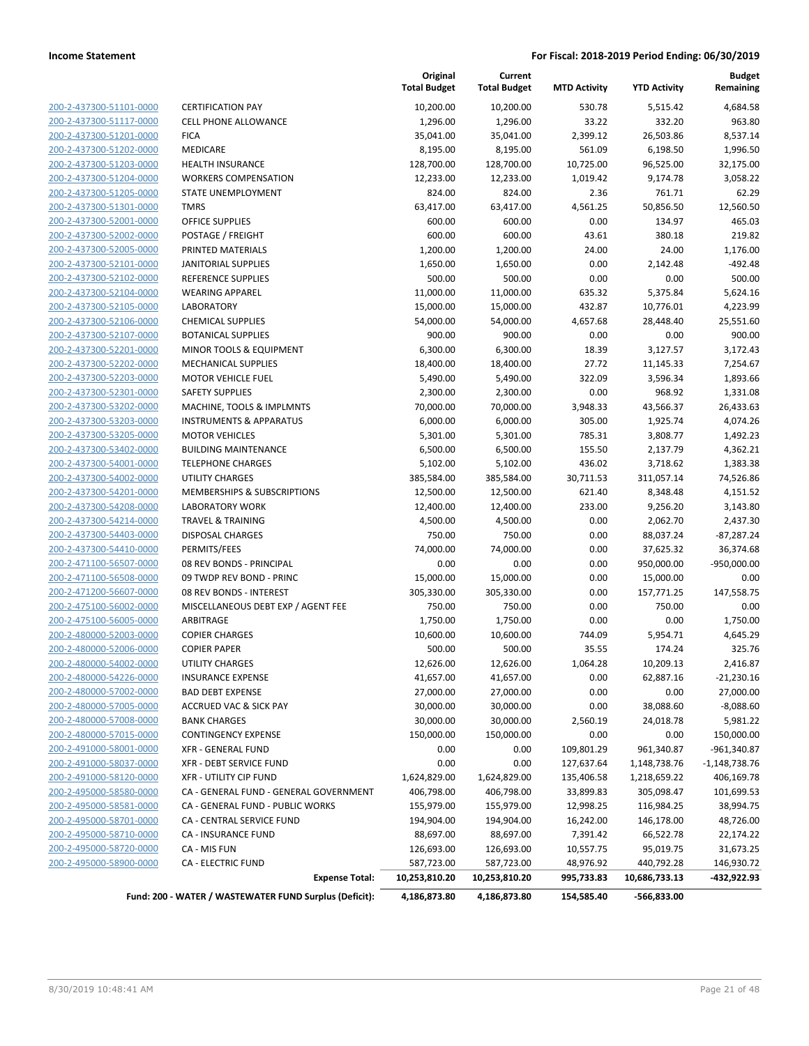**Income Statement** **For Fiscal: 2018-2019 Period Ending: 06/30/2019**

| | | Original Total Budget | Current Total Budget | MTD Activity | YTD Activity | Budget Remaining |
|---|---|---|---|---|---|---|
| 200-2-437300-51101-0000 | CERTIFICATION PAY | 10,200.00 | 10,200.00 | 530.78 | 5,515.42 | 4,684.58 |
| 200-2-437300-51117-0000 | CELL PHONE ALLOWANCE | 1,296.00 | 1,296.00 | 33.22 | 332.20 | 963.80 |
| 200-2-437300-51201-0000 | FICA | 35,041.00 | 35,041.00 | 2,399.12 | 26,503.86 | 8,537.14 |
| 200-2-437300-51202-0000 | MEDICARE | 8,195.00 | 8,195.00 | 561.09 | 6,198.50 | 1,996.50 |
| 200-2-437300-51203-0000 | HEALTH INSURANCE | 128,700.00 | 128,700.00 | 10,725.00 | 96,525.00 | 32,175.00 |
| 200-2-437300-51204-0000 | WORKERS COMPENSATION | 12,233.00 | 12,233.00 | 1,019.42 | 9,174.78 | 3,058.22 |
| 200-2-437300-51205-0000 | STATE UNEMPLOYMENT | 824.00 | 824.00 | 2.36 | 761.71 | 62.29 |
| 200-2-437300-51301-0000 | TMRS | 63,417.00 | 63,417.00 | 4,561.25 | 50,856.50 | 12,560.50 |
| 200-2-437300-52001-0000 | OFFICE SUPPLIES | 600.00 | 600.00 | 0.00 | 134.97 | 465.03 |
| 200-2-437300-52002-0000 | POSTAGE / FREIGHT | 600.00 | 600.00 | 43.61 | 380.18 | 219.82 |
| 200-2-437300-52005-0000 | PRINTED MATERIALS | 1,200.00 | 1,200.00 | 24.00 | 24.00 | 1,176.00 |
| 200-2-437300-52101-0000 | JANITORIAL SUPPLIES | 1,650.00 | 1,650.00 | 0.00 | 2,142.48 | -492.48 |
| 200-2-437300-52102-0000 | REFERENCE SUPPLIES | 500.00 | 500.00 | 0.00 | 0.00 | 500.00 |
| 200-2-437300-52104-0000 | WEARING APPAREL | 11,000.00 | 11,000.00 | 635.32 | 5,375.84 | 5,624.16 |
| 200-2-437300-52105-0000 | LABORATORY | 15,000.00 | 15,000.00 | 432.87 | 10,776.01 | 4,223.99 |
| 200-2-437300-52106-0000 | CHEMICAL SUPPLIES | 54,000.00 | 54,000.00 | 4,657.68 | 28,448.40 | 25,551.60 |
| 200-2-437300-52107-0000 | BOTANICAL SUPPLIES | 900.00 | 900.00 | 0.00 | 0.00 | 900.00 |
| 200-2-437300-52201-0000 | MINOR TOOLS & EQUIPMENT | 6,300.00 | 6,300.00 | 18.39 | 3,127.57 | 3,172.43 |
| 200-2-437300-52202-0000 | MECHANICAL SUPPLIES | 18,400.00 | 18,400.00 | 27.72 | 11,145.33 | 7,254.67 |
| 200-2-437300-52203-0000 | MOTOR VEHICLE FUEL | 5,490.00 | 5,490.00 | 322.09 | 3,596.34 | 1,893.66 |
| 200-2-437300-52301-0000 | SAFETY SUPPLIES | 2,300.00 | 2,300.00 | 0.00 | 968.92 | 1,331.08 |
| 200-2-437300-53202-0000 | MACHINE, TOOLS & IMPLMNTS | 70,000.00 | 70,000.00 | 3,948.33 | 43,566.37 | 26,433.63 |
| 200-2-437300-53203-0000 | INSTRUMENTS & APPARATUS | 6,000.00 | 6,000.00 | 305.00 | 1,925.74 | 4,074.26 |
| 200-2-437300-53205-0000 | MOTOR VEHICLES | 5,301.00 | 5,301.00 | 785.31 | 3,808.77 | 1,492.23 |
| 200-2-437300-53402-0000 | BUILDING MAINTENANCE | 6,500.00 | 6,500.00 | 155.50 | 2,137.79 | 4,362.21 |
| 200-2-437300-54001-0000 | TELEPHONE CHARGES | 5,102.00 | 5,102.00 | 436.02 | 3,718.62 | 1,383.38 |
| 200-2-437300-54002-0000 | UTILITY CHARGES | 385,584.00 | 385,584.00 | 30,711.53 | 311,057.14 | 74,526.86 |
| 200-2-437300-54201-0000 | MEMBERSHIPS & SUBSCRIPTIONS | 12,500.00 | 12,500.00 | 621.40 | 8,348.48 | 4,151.52 |
| 200-2-437300-54208-0000 | LABORATORY WORK | 12,400.00 | 12,400.00 | 233.00 | 9,256.20 | 3,143.80 |
| 200-2-437300-54214-0000 | TRAVEL & TRAINING | 4,500.00 | 4,500.00 | 0.00 | 2,062.70 | 2,437.30 |
| 200-2-437300-54403-0000 | DISPOSAL CHARGES | 750.00 | 750.00 | 0.00 | 88,037.24 | -87,287.24 |
| 200-2-437300-54410-0000 | PERMITS/FEES | 74,000.00 | 74,000.00 | 0.00 | 37,625.32 | 36,374.68 |
| 200-2-471100-56507-0000 | 08 REV BONDS - PRINCIPAL | 0.00 | 0.00 | 0.00 | 950,000.00 | -950,000.00 |
| 200-2-471100-56508-0000 | 09 TWDP REV BOND - PRINC | 15,000.00 | 15,000.00 | 0.00 | 15,000.00 | 0.00 |
| 200-2-471200-56607-0000 | 08 REV BONDS - INTEREST | 305,330.00 | 305,330.00 | 0.00 | 157,771.25 | 147,558.75 |
| 200-2-475100-56002-0000 | MISCELLANEOUS DEBT EXP / AGENT FEE | 750.00 | 750.00 | 0.00 | 750.00 | 0.00 |
| 200-2-475100-56005-0000 | ARBITRAGE | 1,750.00 | 1,750.00 | 0.00 | 0.00 | 1,750.00 |
| 200-2-480000-52003-0000 | COPIER CHARGES | 10,600.00 | 10,600.00 | 744.09 | 5,954.71 | 4,645.29 |
| 200-2-480000-52006-0000 | COPIER PAPER | 500.00 | 500.00 | 35.55 | 174.24 | 325.76 |
| 200-2-480000-54002-0000 | UTILITY CHARGES | 12,626.00 | 12,626.00 | 1,064.28 | 10,209.13 | 2,416.87 |
| 200-2-480000-54226-0000 | INSURANCE EXPENSE | 41,657.00 | 41,657.00 | 0.00 | 62,887.16 | -21,230.16 |
| 200-2-480000-57002-0000 | BAD DEBT EXPENSE | 27,000.00 | 27,000.00 | 0.00 | 0.00 | 27,000.00 |
| 200-2-480000-57005-0000 | ACCRUED VAC & SICK PAY | 30,000.00 | 30,000.00 | 0.00 | 38,088.60 | -8,088.60 |
| 200-2-480000-57008-0000 | BANK CHARGES | 30,000.00 | 30,000.00 | 2,560.19 | 24,018.78 | 5,981.22 |
| 200-2-480000-57015-0000 | CONTINGENCY EXPENSE | 150,000.00 | 150,000.00 | 0.00 | 0.00 | 150,000.00 |
| 200-2-491000-58001-0000 | XFR - GENERAL FUND | 0.00 | 0.00 | 109,801.29 | 961,340.87 | -961,340.87 |
| 200-2-491000-58037-0000 | XFR - DEBT SERVICE FUND | 0.00 | 0.00 | 127,637.64 | 1,148,738.76 | -1,148,738.76 |
| 200-2-491000-58120-0000 | XFR - UTILITY CIP FUND | 1,624,829.00 | 1,624,829.00 | 135,406.58 | 1,218,659.22 | 406,169.78 |
| 200-2-495000-58580-0000 | CA - GENERAL FUND - GENERAL GOVERNMENT | 406,798.00 | 406,798.00 | 33,899.83 | 305,098.47 | 101,699.53 |
| 200-2-495000-58581-0000 | CA - GENERAL FUND - PUBLIC WORKS | 155,979.00 | 155,979.00 | 12,998.25 | 116,984.25 | 38,994.75 |
| 200-2-495000-58701-0000 | CA - CENTRAL SERVICE FUND | 194,904.00 | 194,904.00 | 16,242.00 | 146,178.00 | 48,726.00 |
| 200-2-495000-58710-0000 | CA - INSURANCE FUND | 88,697.00 | 88,697.00 | 7,391.42 | 66,522.78 | 22,174.22 |
| 200-2-495000-58720-0000 | CA - MIS FUN | 126,693.00 | 126,693.00 | 10,557.75 | 95,019.75 | 31,673.25 |
| 200-2-495000-58900-0000 | CA - ELECTRIC FUND | 587,723.00 | 587,723.00 | 48,976.92 | 440,792.28 | 146,930.72 |
| | **Expense Total:** | **10,253,810.20** | **10,253,810.20** | **995,733.83** | **10,686,733.13** | **-432,922.93** |
| | **Fund: 200 - WATER / WASTEWATER FUND Surplus (Deficit):** | **4,186,873.80** | **4,186,873.80** | **154,585.40** | **-566,833.00** | |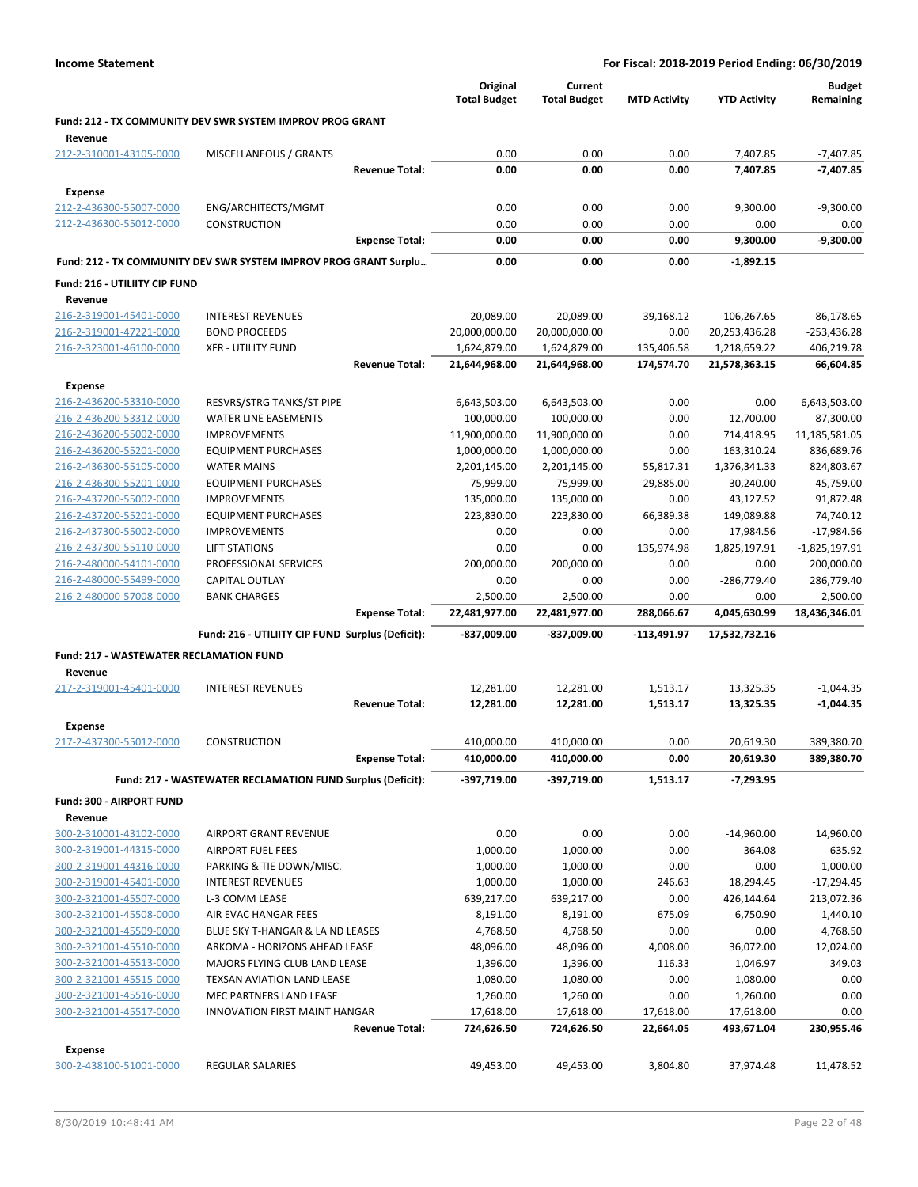**Income Statement** — **For Fiscal: 2018-2019 Period Ending: 06/30/2019**

| | | Original Total Budget | Current Total Budget | MTD Activity | YTD Activity | Budget Remaining |
|---|---|---|---|---|---|---|
| **Fund: 212 - TX COMMUNITY DEV SWR SYSTEM IMPROV PROG GRANT** | | | | | | |
| **Revenue** | | | | | | |
| 212-2-310001-43105-0000 | MISCELLANEOUS / GRANTS | 0.00 | 0.00 | 0.00 | 7,407.85 | -7,407.85 |
| | **Revenue Total:** | **0.00** | **0.00** | **0.00** | **7,407.85** | **-7,407.85** |
| **Expense** | | | | | | |
| 212-2-436300-55007-0000 | ENG/ARCHITECTS/MGMT | 0.00 | 0.00 | 0.00 | 9,300.00 | -9,300.00 |
| 212-2-436300-55012-0000 | CONSTRUCTION | 0.00 | 0.00 | 0.00 | 0.00 | 0.00 |
| | **Expense Total:** | **0.00** | **0.00** | **0.00** | **9,300.00** | **-9,300.00** |
| **Fund: 212 - TX COMMUNITY DEV SWR SYSTEM IMPROV PROG GRANT Surplu..** | | **0.00** | **0.00** | **0.00** | **-1,892.15** | |
| **Fund: 216 - UTILIITY CIP FUND** | | | | | | |
| **Revenue** | | | | | | |
| 216-2-319001-45401-0000 | INTEREST REVENUES | 20,089.00 | 20,089.00 | 39,168.12 | 106,267.65 | -86,178.65 |
| 216-2-319001-47221-0000 | BOND PROCEEDS | 20,000,000.00 | 20,000,000.00 | 0.00 | 20,253,436.28 | -253,436.28 |
| 216-2-323001-46100-0000 | XFR - UTILITY FUND | 1,624,879.00 | 1,624,879.00 | 135,406.58 | 1,218,659.22 | 406,219.78 |
| | **Revenue Total:** | **21,644,968.00** | **21,644,968.00** | **174,574.70** | **21,578,363.15** | **66,604.85** |
| **Expense** | | | | | | |
| 216-2-436200-53310-0000 | RESVRS/STRG TANKS/ST PIPE | 6,643,503.00 | 6,643,503.00 | 0.00 | 0.00 | 6,643,503.00 |
| 216-2-436200-53312-0000 | WATER LINE EASEMENTS | 100,000.00 | 100,000.00 | 0.00 | 12,700.00 | 87,300.00 |
| 216-2-436200-55002-0000 | IMPROVEMENTS | 11,900,000.00 | 11,900,000.00 | 0.00 | 714,418.95 | 11,185,581.05 |
| 216-2-436200-55201-0000 | EQUIPMENT PURCHASES | 1,000,000.00 | 1,000,000.00 | 0.00 | 163,310.24 | 836,689.76 |
| 216-2-436300-55105-0000 | WATER MAINS | 2,201,145.00 | 2,201,145.00 | 55,817.31 | 1,376,341.33 | 824,803.67 |
| 216-2-436300-55201-0000 | EQUIPMENT PURCHASES | 75,999.00 | 75,999.00 | 29,885.00 | 30,240.00 | 45,759.00 |
| 216-2-437200-55002-0000 | IMPROVEMENTS | 135,000.00 | 135,000.00 | 0.00 | 43,127.52 | 91,872.48 |
| 216-2-437200-55201-0000 | EQUIPMENT PURCHASES | 223,830.00 | 223,830.00 | 66,389.38 | 149,089.88 | 74,740.12 |
| 216-2-437300-55002-0000 | IMPROVEMENTS | 0.00 | 0.00 | 0.00 | 17,984.56 | -17,984.56 |
| 216-2-437300-55110-0000 | LIFT STATIONS | 0.00 | 0.00 | 135,974.98 | 1,825,197.91 | -1,825,197.91 |
| 216-2-480000-54101-0000 | PROFESSIONAL SERVICES | 200,000.00 | 200,000.00 | 0.00 | 0.00 | 200,000.00 |
| 216-2-480000-55499-0000 | CAPITAL OUTLAY | 0.00 | 0.00 | 0.00 | -286,779.40 | 286,779.40 |
| 216-2-480000-57008-0000 | BANK CHARGES | 2,500.00 | 2,500.00 | 0.00 | 0.00 | 2,500.00 |
| | **Expense Total:** | **22,481,977.00** | **22,481,977.00** | **288,066.67** | **4,045,630.99** | **18,436,346.01** |
| | **Fund: 216 - UTILIITY CIP FUND Surplus (Deficit):** | **-837,009.00** | **-837,009.00** | **-113,491.97** | **17,532,732.16** | |
| **Fund: 217 - WASTEWATER RECLAMATION FUND** | | | | | | |
| **Revenue** | | | | | | |
| 217-2-319001-45401-0000 | INTEREST REVENUES | 12,281.00 | 12,281.00 | 1,513.17 | 13,325.35 | -1,044.35 |
| | **Revenue Total:** | **12,281.00** | **12,281.00** | **1,513.17** | **13,325.35** | **-1,044.35** |
| **Expense** | | | | | | |
| 217-2-437300-55012-0000 | CONSTRUCTION | 410,000.00 | 410,000.00 | 0.00 | 20,619.30 | 389,380.70 |
| | **Expense Total:** | **410,000.00** | **410,000.00** | **0.00** | **20,619.30** | **389,380.70** |
| | **Fund: 217 - WASTEWATER RECLAMATION FUND Surplus (Deficit):** | **-397,719.00** | **-397,719.00** | **1,513.17** | **-7,293.95** | |
| **Fund: 300 - AIRPORT FUND** | | | | | | |
| **Revenue** | | | | | | |
| 300-2-310001-43102-0000 | AIRPORT GRANT REVENUE | 0.00 | 0.00 | 0.00 | -14,960.00 | 14,960.00 |
| 300-2-319001-44315-0000 | AIRPORT FUEL FEES | 1,000.00 | 1,000.00 | 0.00 | 364.08 | 635.92 |
| 300-2-319001-44316-0000 | PARKING & TIE DOWN/MISC. | 1,000.00 | 1,000.00 | 0.00 | 0.00 | 1,000.00 |
| 300-2-319001-45401-0000 | INTEREST REVENUES | 1,000.00 | 1,000.00 | 246.63 | 18,294.45 | -17,294.45 |
| 300-2-321001-45507-0000 | L-3 COMM LEASE | 639,217.00 | 639,217.00 | 0.00 | 426,144.64 | 213,072.36 |
| 300-2-321001-45508-0000 | AIR EVAC HANGAR FEES | 8,191.00 | 8,191.00 | 675.09 | 6,750.90 | 1,440.10 |
| 300-2-321001-45509-0000 | BLUE SKY T-HANGAR & LA ND LEASES | 4,768.50 | 4,768.50 | 0.00 | 0.00 | 4,768.50 |
| 300-2-321001-45510-0000 | ARKOMA - HORIZONS AHEAD LEASE | 48,096.00 | 48,096.00 | 4,008.00 | 36,072.00 | 12,024.00 |
| 300-2-321001-45513-0000 | MAJORS FLYING CLUB LAND LEASE | 1,396.00 | 1,396.00 | 116.33 | 1,046.97 | 349.03 |
| 300-2-321001-45515-0000 | TEXSAN AVIATION LAND LEASE | 1,080.00 | 1,080.00 | 0.00 | 1,080.00 | 0.00 |
| 300-2-321001-45516-0000 | MFC PARTNERS LAND LEASE | 1,260.00 | 1,260.00 | 0.00 | 1,260.00 | 0.00 |
| 300-2-321001-45517-0000 | INNOVATION FIRST MAINT HANGAR | 17,618.00 | 17,618.00 | 17,618.00 | 17,618.00 | 0.00 |
| | **Revenue Total:** | **724,626.50** | **724,626.50** | **22,664.05** | **493,671.04** | **230,955.46** |
| **Expense** | | | | | | |
| 300-2-438100-51001-0000 | REGULAR SALARIES | 49,453.00 | 49,453.00 | 3,804.80 | 37,974.48 | 11,478.52 |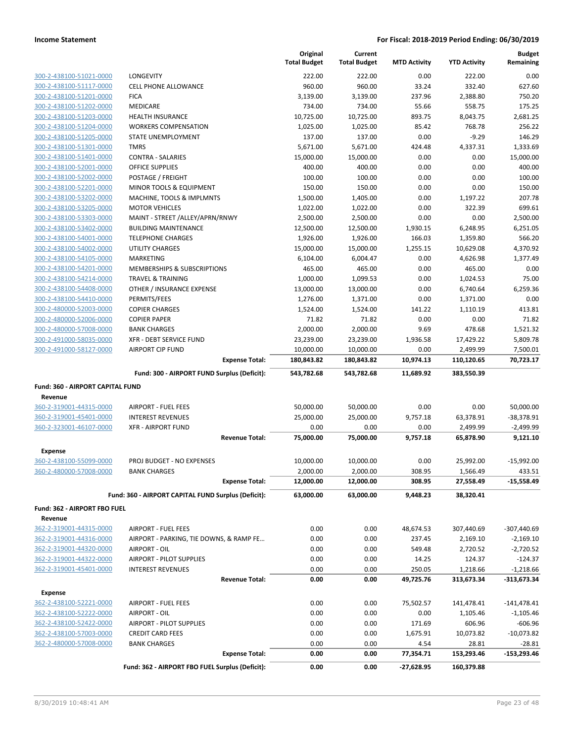**Income Statement** — **For Fiscal: 2018-2019 Period Ending: 06/30/2019**

| | | Original Total Budget | Current Total Budget | MTD Activity | YTD Activity | Budget Remaining |
|---|---|---|---|---|---|---|
| 300-2-438100-51021-0000 | LONGEVITY | 222.00 | 222.00 | 0.00 | 222.00 | 0.00 |
| 300-2-438100-51117-0000 | CELL PHONE ALLOWANCE | 960.00 | 960.00 | 33.24 | 332.40 | 627.60 |
| 300-2-438100-51201-0000 | FICA | 3,139.00 | 3,139.00 | 237.96 | 2,388.80 | 750.20 |
| 300-2-438100-51202-0000 | MEDICARE | 734.00 | 734.00 | 55.66 | 558.75 | 175.25 |
| 300-2-438100-51203-0000 | HEALTH INSURANCE | 10,725.00 | 10,725.00 | 893.75 | 8,043.75 | 2,681.25 |
| 300-2-438100-51204-0000 | WORKERS COMPENSATION | 1,025.00 | 1,025.00 | 85.42 | 768.78 | 256.22 |
| 300-2-438100-51205-0000 | STATE UNEMPLOYMENT | 137.00 | 137.00 | 0.00 | -9.29 | 146.29 |
| 300-2-438100-51301-0000 | TMRS | 5,671.00 | 5,671.00 | 424.48 | 4,337.31 | 1,333.69 |
| 300-2-438100-51401-0000 | CONTRA - SALARIES | 15,000.00 | 15,000.00 | 0.00 | 0.00 | 15,000.00 |
| 300-2-438100-52001-0000 | OFFICE SUPPLIES | 400.00 | 400.00 | 0.00 | 0.00 | 400.00 |
| 300-2-438100-52002-0000 | POSTAGE / FREIGHT | 100.00 | 100.00 | 0.00 | 0.00 | 100.00 |
| 300-2-438100-52201-0000 | MINOR TOOLS & EQUIPMENT | 150.00 | 150.00 | 0.00 | 0.00 | 150.00 |
| 300-2-438100-53202-0000 | MACHINE, TOOLS & IMPLMNTS | 1,500.00 | 1,405.00 | 0.00 | 1,197.22 | 207.78 |
| 300-2-438100-53205-0000 | MOTOR VEHICLES | 1,022.00 | 1,022.00 | 0.00 | 322.39 | 699.61 |
| 300-2-438100-53303-0000 | MAINT - STREET /ALLEY/APRN/RNWY | 2,500.00 | 2,500.00 | 0.00 | 0.00 | 2,500.00 |
| 300-2-438100-53402-0000 | BUILDING MAINTENANCE | 12,500.00 | 12,500.00 | 1,930.15 | 6,248.95 | 6,251.05 |
| 300-2-438100-54001-0000 | TELEPHONE CHARGES | 1,926.00 | 1,926.00 | 166.03 | 1,359.80 | 566.20 |
| 300-2-438100-54002-0000 | UTILITY CHARGES | 15,000.00 | 15,000.00 | 1,255.15 | 10,629.08 | 4,370.92 |
| 300-2-438100-54105-0000 | MARKETING | 6,104.00 | 6,004.47 | 0.00 | 4,626.98 | 1,377.49 |
| 300-2-438100-54201-0000 | MEMBERSHIPS & SUBSCRIPTIONS | 465.00 | 465.00 | 0.00 | 465.00 | 0.00 |
| 300-2-438100-54214-0000 | TRAVEL & TRAINING | 1,000.00 | 1,099.53 | 0.00 | 1,024.53 | 75.00 |
| 300-2-438100-54408-0000 | OTHER / INSURANCE EXPENSE | 13,000.00 | 13,000.00 | 0.00 | 6,740.64 | 6,259.36 |
| 300-2-438100-54410-0000 | PERMITS/FEES | 1,276.00 | 1,371.00 | 0.00 | 1,371.00 | 0.00 |
| 300-2-480000-52003-0000 | COPIER CHARGES | 1,524.00 | 1,524.00 | 141.22 | 1,110.19 | 413.81 |
| 300-2-480000-52006-0000 | COPIER PAPER | 71.82 | 71.82 | 0.00 | 0.00 | 71.82 |
| 300-2-480000-57008-0000 | BANK CHARGES | 2,000.00 | 2,000.00 | 9.69 | 478.68 | 1,521.32 |
| 300-2-491000-58035-0000 | XFR - DEBT SERVICE FUND | 23,239.00 | 23,239.00 | 1,936.58 | 17,429.22 | 5,809.78 |
| 300-2-491000-58127-0000 | AIRPORT CIP FUND | 10,000.00 | 10,000.00 | 0.00 | 2,499.99 | 7,500.01 |
| | **Expense Total:** | **180,843.82** | **180,843.82** | **10,974.13** | **110,120.65** | **70,723.17** |
| | **Fund: 300 - AIRPORT FUND Surplus (Deficit):** | **543,782.68** | **543,782.68** | **11,689.92** | **383,550.39** | |
| **Fund: 360 - AIRPORT CAPITAL FUND** | | | | | | |
| **Revenue** | | | | | | |
| 360-2-319001-44315-0000 | AIRPORT - FUEL FEES | 50,000.00 | 50,000.00 | 0.00 | 0.00 | 50,000.00 |
| 360-2-319001-45401-0000 | INTEREST REVENUES | 25,000.00 | 25,000.00 | 9,757.18 | 63,378.91 | -38,378.91 |
| 360-2-323001-46107-0000 | XFR - AIRPORT FUND | 0.00 | 0.00 | 0.00 | 2,499.99 | -2,499.99 |
| | **Revenue Total:** | **75,000.00** | **75,000.00** | **9,757.18** | **65,878.90** | **9,121.10** |
| **Expense** | | | | | | |
| 360-2-438100-55099-0000 | PROJ BUDGET - NO EXPENSES | 10,000.00 | 10,000.00 | 0.00 | 25,992.00 | -15,992.00 |
| 360-2-480000-57008-0000 | BANK CHARGES | 2,000.00 | 2,000.00 | 308.95 | 1,566.49 | 433.51 |
| | **Expense Total:** | **12,000.00** | **12,000.00** | **308.95** | **27,558.49** | **-15,558.49** |
| | **Fund: 360 - AIRPORT CAPITAL FUND Surplus (Deficit):** | **63,000.00** | **63,000.00** | **9,448.23** | **38,320.41** | |
| **Fund: 362 - AIRPORT FBO FUEL** | | | | | | |
| **Revenue** | | | | | | |
| 362-2-319001-44315-0000 | AIRPORT - FUEL FEES | 0.00 | 0.00 | 48,674.53 | 307,440.69 | -307,440.69 |
| 362-2-319001-44316-0000 | AIRPORT - PARKING, TIE DOWNS, & RAMP FE… | 0.00 | 0.00 | 237.45 | 2,169.10 | -2,169.10 |
| 362-2-319001-44320-0000 | AIRPORT - OIL | 0.00 | 0.00 | 549.48 | 2,720.52 | -2,720.52 |
| 362-2-319001-44322-0000 | AIRPORT - PILOT SUPPLIES | 0.00 | 0.00 | 14.25 | 124.37 | -124.37 |
| 362-2-319001-45401-0000 | INTEREST REVENUES | 0.00 | 0.00 | 250.05 | 1,218.66 | -1,218.66 |
| | **Revenue Total:** | **0.00** | **0.00** | **49,725.76** | **313,673.34** | **-313,673.34** |
| **Expense** | | | | | | |
| 362-2-438100-52221-0000 | AIRPORT - FUEL FEES | 0.00 | 0.00 | 75,502.57 | 141,478.41 | -141,478.41 |
| 362-2-438100-52222-0000 | AIRPORT - OIL | 0.00 | 0.00 | 0.00 | 1,105.46 | -1,105.46 |
| 362-2-438100-52422-0000 | AIRPORT - PILOT SUPPLIES | 0.00 | 0.00 | 171.69 | 606.96 | -606.96 |
| 362-2-438100-57003-0000 | CREDIT CARD FEES | 0.00 | 0.00 | 1,675.91 | 10,073.82 | -10,073.82 |
| 362-2-480000-57008-0000 | BANK CHARGES | 0.00 | 0.00 | 4.54 | 28.81 | -28.81 |
| | **Expense Total:** | **0.00** | **0.00** | **77,354.71** | **153,293.46** | **-153,293.46** |
| | **Fund: 362 - AIRPORT FBO FUEL Surplus (Deficit):** | **0.00** | **0.00** | **-27,628.95** | **160,379.88** | |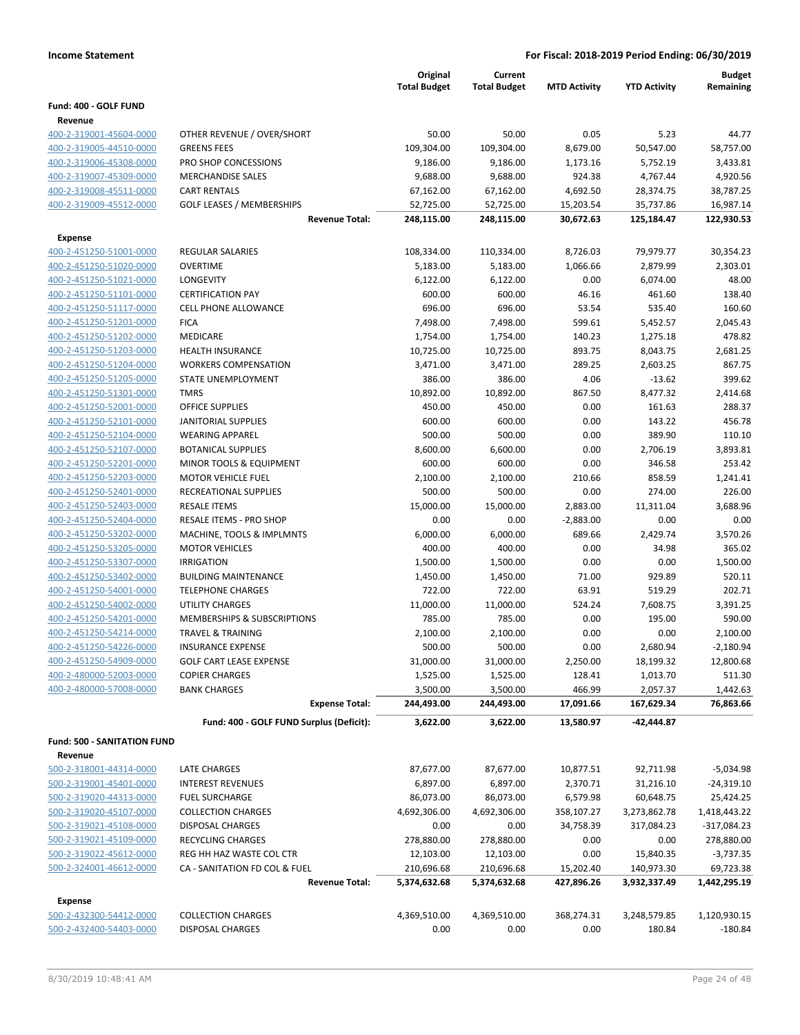**Income Statement** | **For Fiscal: 2018-2019 Period Ending: 06/30/2019**

| | | Original Total Budget | Current Total Budget | MTD Activity | YTD Activity | Budget Remaining |
|---|---|---|---|---|---|---|
| **Fund: 400 - GOLF FUND** | | | | | | |
| **Revenue** | | | | | | |
| 400-2-319001-45604-0000 | OTHER REVENUE / OVER/SHORT | 50.00 | 50.00 | 0.05 | 5.23 | 44.77 |
| 400-2-319005-44510-0000 | GREENS FEES | 109,304.00 | 109,304.00 | 8,679.00 | 50,547.00 | 58,757.00 |
| 400-2-319006-45308-0000 | PRO SHOP CONCESSIONS | 9,186.00 | 9,186.00 | 1,173.16 | 5,752.19 | 3,433.81 |
| 400-2-319007-45309-0000 | MERCHANDISE SALES | 9,688.00 | 9,688.00 | 924.38 | 4,767.44 | 4,920.56 |
| 400-2-319008-45511-0000 | CART RENTALS | 67,162.00 | 67,162.00 | 4,692.50 | 28,374.75 | 38,787.25 |
| 400-2-319009-45512-0000 | GOLF LEASES / MEMBERSHIPS | 52,725.00 | 52,725.00 | 15,203.54 | 35,737.86 | 16,987.14 |
| | **Revenue Total:** | **248,115.00** | **248,115.00** | **30,672.63** | **125,184.47** | **122,930.53** |
| **Expense** | | | | | | |
| 400-2-451250-51001-0000 | REGULAR SALARIES | 108,334.00 | 110,334.00 | 8,726.03 | 79,979.77 | 30,354.23 |
| 400-2-451250-51020-0000 | OVERTIME | 5,183.00 | 5,183.00 | 1,066.66 | 2,879.99 | 2,303.01 |
| 400-2-451250-51021-0000 | LONGEVITY | 6,122.00 | 6,122.00 | 0.00 | 6,074.00 | 48.00 |
| 400-2-451250-51101-0000 | CERTIFICATION PAY | 600.00 | 600.00 | 46.16 | 461.60 | 138.40 |
| 400-2-451250-51117-0000 | CELL PHONE ALLOWANCE | 696.00 | 696.00 | 53.54 | 535.40 | 160.60 |
| 400-2-451250-51201-0000 | FICA | 7,498.00 | 7,498.00 | 599.61 | 5,452.57 | 2,045.43 |
| 400-2-451250-51202-0000 | MEDICARE | 1,754.00 | 1,754.00 | 140.23 | 1,275.18 | 478.82 |
| 400-2-451250-51203-0000 | HEALTH INSURANCE | 10,725.00 | 10,725.00 | 893.75 | 8,043.75 | 2,681.25 |
| 400-2-451250-51204-0000 | WORKERS COMPENSATION | 3,471.00 | 3,471.00 | 289.25 | 2,603.25 | 867.75 |
| 400-2-451250-51205-0000 | STATE UNEMPLOYMENT | 386.00 | 386.00 | 4.06 | -13.62 | 399.62 |
| 400-2-451250-51301-0000 | TMRS | 10,892.00 | 10,892.00 | 867.50 | 8,477.32 | 2,414.68 |
| 400-2-451250-52001-0000 | OFFICE SUPPLIES | 450.00 | 450.00 | 0.00 | 161.63 | 288.37 |
| 400-2-451250-52101-0000 | JANITORIAL SUPPLIES | 600.00 | 600.00 | 0.00 | 143.22 | 456.78 |
| 400-2-451250-52104-0000 | WEARING APPAREL | 500.00 | 500.00 | 0.00 | 389.90 | 110.10 |
| 400-2-451250-52107-0000 | BOTANICAL SUPPLIES | 8,600.00 | 6,600.00 | 0.00 | 2,706.19 | 3,893.81 |
| 400-2-451250-52201-0000 | MINOR TOOLS & EQUIPMENT | 600.00 | 600.00 | 0.00 | 346.58 | 253.42 |
| 400-2-451250-52203-0000 | MOTOR VEHICLE FUEL | 2,100.00 | 2,100.00 | 210.66 | 858.59 | 1,241.41 |
| 400-2-451250-52401-0000 | RECREATIONAL SUPPLIES | 500.00 | 500.00 | 0.00 | 274.00 | 226.00 |
| 400-2-451250-52403-0000 | RESALE ITEMS | 15,000.00 | 15,000.00 | 2,883.00 | 11,311.04 | 3,688.96 |
| 400-2-451250-52404-0000 | RESALE ITEMS - PRO SHOP | 0.00 | 0.00 | -2,883.00 | 0.00 | 0.00 |
| 400-2-451250-53202-0000 | MACHINE, TOOLS & IMPLMNTS | 6,000.00 | 6,000.00 | 689.66 | 2,429.74 | 3,570.26 |
| 400-2-451250-53205-0000 | MOTOR VEHICLES | 400.00 | 400.00 | 0.00 | 34.98 | 365.02 |
| 400-2-451250-53307-0000 | IRRIGATION | 1,500.00 | 1,500.00 | 0.00 | 0.00 | 1,500.00 |
| 400-2-451250-53402-0000 | BUILDING MAINTENANCE | 1,450.00 | 1,450.00 | 71.00 | 929.89 | 520.11 |
| 400-2-451250-54001-0000 | TELEPHONE CHARGES | 722.00 | 722.00 | 63.91 | 519.29 | 202.71 |
| 400-2-451250-54002-0000 | UTILITY CHARGES | 11,000.00 | 11,000.00 | 524.24 | 7,608.75 | 3,391.25 |
| 400-2-451250-54201-0000 | MEMBERSHIPS & SUBSCRIPTIONS | 785.00 | 785.00 | 0.00 | 195.00 | 590.00 |
| 400-2-451250-54214-0000 | TRAVEL & TRAINING | 2,100.00 | 2,100.00 | 0.00 | 0.00 | 2,100.00 |
| 400-2-451250-54226-0000 | INSURANCE EXPENSE | 500.00 | 500.00 | 0.00 | 2,680.94 | -2,180.94 |
| 400-2-451250-54909-0000 | GOLF CART LEASE EXPENSE | 31,000.00 | 31,000.00 | 2,250.00 | 18,199.32 | 12,800.68 |
| 400-2-480000-52003-0000 | COPIER CHARGES | 1,525.00 | 1,525.00 | 128.41 | 1,013.70 | 511.30 |
| 400-2-480000-57008-0000 | BANK CHARGES | 3,500.00 | 3,500.00 | 466.99 | 2,057.37 | 1,442.63 |
| | **Expense Total:** | **244,493.00** | **244,493.00** | **17,091.66** | **167,629.34** | **76,863.66** |
| | **Fund: 400 - GOLF FUND Surplus (Deficit):** | **3,622.00** | **3,622.00** | **13,580.97** | **-42,444.87** | |
| **Fund: 500 - SANITATION FUND** | | | | | | |
| **Revenue** | | | | | | |
| 500-2-318001-44314-0000 | LATE CHARGES | 87,677.00 | 87,677.00 | 10,877.51 | 92,711.98 | -5,034.98 |
| 500-2-319001-45401-0000 | INTEREST REVENUES | 6,897.00 | 6,897.00 | 2,370.71 | 31,216.10 | -24,319.10 |
| 500-2-319020-44313-0000 | FUEL SURCHARGE | 86,073.00 | 86,073.00 | 6,579.98 | 60,648.75 | 25,424.25 |
| 500-2-319020-45107-0000 | COLLECTION CHARGES | 4,692,306.00 | 4,692,306.00 | 358,107.27 | 3,273,862.78 | 1,418,443.22 |
| 500-2-319021-45108-0000 | DISPOSAL CHARGES | 0.00 | 0.00 | 34,758.39 | 317,084.23 | -317,084.23 |
| 500-2-319021-45109-0000 | RECYCLING CHARGES | 278,880.00 | 278,880.00 | 0.00 | 0.00 | 278,880.00 |
| 500-2-319022-45612-0000 | REG HH HAZ WASTE COL CTR | 12,103.00 | 12,103.00 | 0.00 | 15,840.35 | -3,737.35 |
| 500-2-324001-46612-0000 | CA - SANITATION FD COL & FUEL | 210,696.68 | 210,696.68 | 15,202.40 | 140,973.30 | 69,723.38 |
| | **Revenue Total:** | **5,374,632.68** | **5,374,632.68** | **427,896.26** | **3,932,337.49** | **1,442,295.19** |
| **Expense** | | | | | | |
| 500-2-432300-54412-0000 | COLLECTION CHARGES | 4,369,510.00 | 4,369,510.00 | 368,274.31 | 3,248,579.85 | 1,120,930.15 |
| 500-2-432400-54403-0000 | DISPOSAL CHARGES | 0.00 | 0.00 | 0.00 | 180.84 | -180.84 |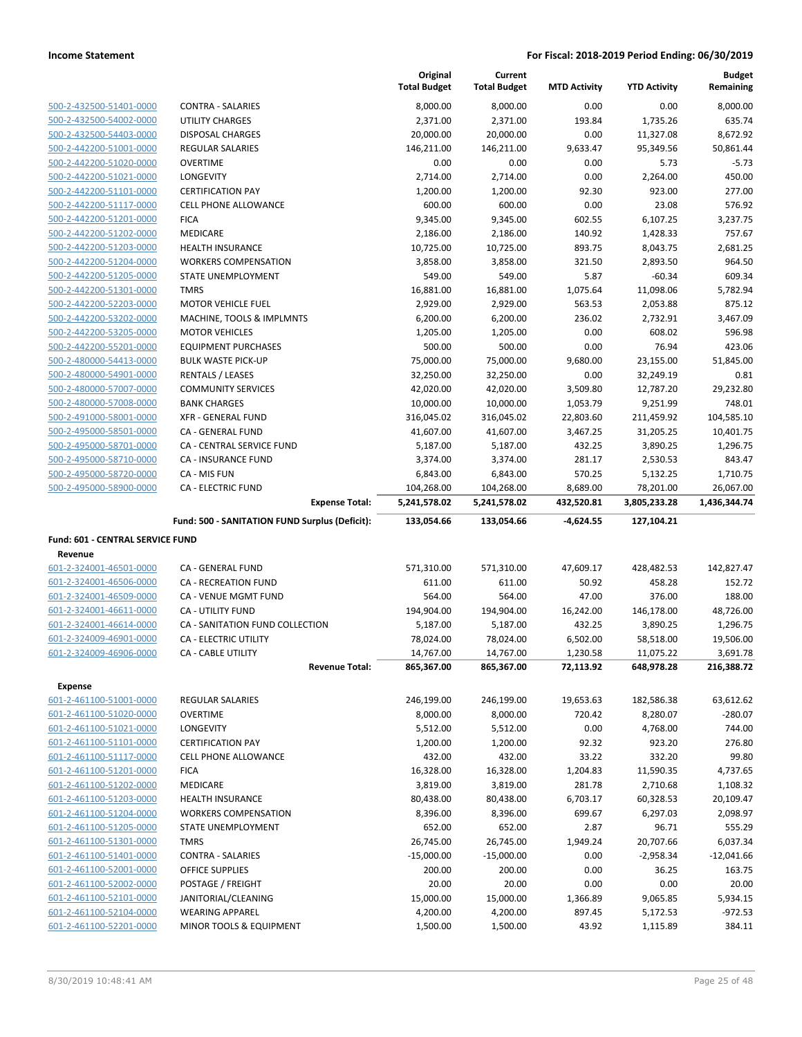| | | Original Total Budget | Current Total Budget | MTD Activity | YTD Activity | Budget Remaining |
|---|---|---|---|---|---|---|
| 500-2-432500-51401-0000 | CONTRA - SALARIES | 8,000.00 | 8,000.00 | 0.00 | 0.00 | 8,000.00 |
| 500-2-432500-54002-0000 | UTILITY CHARGES | 2,371.00 | 2,371.00 | 193.84 | 1,735.26 | 635.74 |
| 500-2-432500-54403-0000 | DISPOSAL CHARGES | 20,000.00 | 20,000.00 | 0.00 | 11,327.08 | 8,672.92 |
| 500-2-442200-51001-0000 | REGULAR SALARIES | 146,211.00 | 146,211.00 | 9,633.47 | 95,349.56 | 50,861.44 |
| 500-2-442200-51020-0000 | OVERTIME | 0.00 | 0.00 | 0.00 | 5.73 | -5.73 |
| 500-2-442200-51021-0000 | LONGEVITY | 2,714.00 | 2,714.00 | 0.00 | 2,264.00 | 450.00 |
| 500-2-442200-51101-0000 | CERTIFICATION PAY | 1,200.00 | 1,200.00 | 92.30 | 923.00 | 277.00 |
| 500-2-442200-51117-0000 | CELL PHONE ALLOWANCE | 600.00 | 600.00 | 0.00 | 23.08 | 576.92 |
| 500-2-442200-51201-0000 | FICA | 9,345.00 | 9,345.00 | 602.55 | 6,107.25 | 3,237.75 |
| 500-2-442200-51202-0000 | MEDICARE | 2,186.00 | 2,186.00 | 140.92 | 1,428.33 | 757.67 |
| 500-2-442200-51203-0000 | HEALTH INSURANCE | 10,725.00 | 10,725.00 | 893.75 | 8,043.75 | 2,681.25 |
| 500-2-442200-51204-0000 | WORKERS COMPENSATION | 3,858.00 | 3,858.00 | 321.50 | 2,893.50 | 964.50 |
| 500-2-442200-51205-0000 | STATE UNEMPLOYMENT | 549.00 | 549.00 | 5.87 | -60.34 | 609.34 |
| 500-2-442200-51301-0000 | TMRS | 16,881.00 | 16,881.00 | 1,075.64 | 11,098.06 | 5,782.94 |
| 500-2-442200-52203-0000 | MOTOR VEHICLE FUEL | 2,929.00 | 2,929.00 | 563.53 | 2,053.88 | 875.12 |
| 500-2-442200-53202-0000 | MACHINE, TOOLS & IMPLMNTS | 6,200.00 | 6,200.00 | 236.02 | 2,732.91 | 3,467.09 |
| 500-2-442200-53205-0000 | MOTOR VEHICLES | 1,205.00 | 1,205.00 | 0.00 | 608.02 | 596.98 |
| 500-2-442200-55201-0000 | EQUIPMENT PURCHASES | 500.00 | 500.00 | 0.00 | 76.94 | 423.06 |
| 500-2-480000-54413-0000 | BULK WASTE PICK-UP | 75,000.00 | 75,000.00 | 9,680.00 | 23,155.00 | 51,845.00 |
| 500-2-480000-54901-0000 | RENTALS / LEASES | 32,250.00 | 32,250.00 | 0.00 | 32,249.19 | 0.81 |
| 500-2-480000-57007-0000 | COMMUNITY SERVICES | 42,020.00 | 42,020.00 | 3,509.80 | 12,787.20 | 29,232.80 |
| 500-2-480000-57008-0000 | BANK CHARGES | 10,000.00 | 10,000.00 | 1,053.79 | 9,251.99 | 748.01 |
| 500-2-491000-58001-0000 | XFR - GENERAL FUND | 316,045.02 | 316,045.02 | 22,803.60 | 211,459.92 | 104,585.10 |
| 500-2-495000-58501-0000 | CA - GENERAL FUND | 41,607.00 | 41,607.00 | 3,467.25 | 31,205.25 | 10,401.75 |
| 500-2-495000-58701-0000 | CA - CENTRAL SERVICE FUND | 5,187.00 | 5,187.00 | 432.25 | 3,890.25 | 1,296.75 |
| 500-2-495000-58710-0000 | CA - INSURANCE FUND | 3,374.00 | 3,374.00 | 281.17 | 2,530.53 | 843.47 |
| 500-2-495000-58720-0000 | CA - MIS FUN | 6,843.00 | 6,843.00 | 570.25 | 5,132.25 | 1,710.75 |
| 500-2-495000-58900-0000 | CA - ELECTRIC FUND | 104,268.00 | 104,268.00 | 8,689.00 | 78,201.00 | 26,067.00 |
| | **Expense Total:** | **5,241,578.02** | **5,241,578.02** | **432,520.81** | **3,805,233.28** | **1,436,344.74** |
| | **Fund: 500 - SANITATION FUND Surplus (Deficit):** | **133,054.66** | **133,054.66** | **-4,624.55** | **127,104.21** | |

**Fund: 601 - CENTRAL SERVICE FUND**

**Revenue**

| | | Original Total Budget | Current Total Budget | MTD Activity | YTD Activity | Budget Remaining |
|---|---|---|---|---|---|---|
| 601-2-324001-46501-0000 | CA - GENERAL FUND | 571,310.00 | 571,310.00 | 47,609.17 | 428,482.53 | 142,827.47 |
| 601-2-324001-46506-0000 | CA - RECREATION FUND | 611.00 | 611.00 | 50.92 | 458.28 | 152.72 |
| 601-2-324001-46509-0000 | CA - VENUE MGMT FUND | 564.00 | 564.00 | 47.00 | 376.00 | 188.00 |
| 601-2-324001-46611-0000 | CA - UTILITY FUND | 194,904.00 | 194,904.00 | 16,242.00 | 146,178.00 | 48,726.00 |
| 601-2-324001-46614-0000 | CA - SANITATION FUND COLLECTION | 5,187.00 | 5,187.00 | 432.25 | 3,890.25 | 1,296.75 |
| 601-2-324009-46901-0000 | CA - ELECTRIC UTILITY | 78,024.00 | 78,024.00 | 6,502.00 | 58,518.00 | 19,506.00 |
| 601-2-324009-46906-0000 | CA - CABLE UTILITY | 14,767.00 | 14,767.00 | 1,230.58 | 11,075.22 | 3,691.78 |
| | **Revenue Total:** | **865,367.00** | **865,367.00** | **72,113.92** | **648,978.28** | **216,388.72** |

**Expense**

| | | Original Total Budget | Current Total Budget | MTD Activity | YTD Activity | Budget Remaining |
|---|---|---|---|---|---|---|
| 601-2-461100-51001-0000 | REGULAR SALARIES | 246,199.00 | 246,199.00 | 19,653.63 | 182,586.38 | 63,612.62 |
| 601-2-461100-51020-0000 | OVERTIME | 8,000.00 | 8,000.00 | 720.42 | 8,280.07 | -280.07 |
| 601-2-461100-51021-0000 | LONGEVITY | 5,512.00 | 5,512.00 | 0.00 | 4,768.00 | 744.00 |
| 601-2-461100-51101-0000 | CERTIFICATION PAY | 1,200.00 | 1,200.00 | 92.32 | 923.20 | 276.80 |
| 601-2-461100-51117-0000 | CELL PHONE ALLOWANCE | 432.00 | 432.00 | 33.22 | 332.20 | 99.80 |
| 601-2-461100-51201-0000 | FICA | 16,328.00 | 16,328.00 | 1,204.83 | 11,590.35 | 4,737.65 |
| 601-2-461100-51202-0000 | MEDICARE | 3,819.00 | 3,819.00 | 281.78 | 2,710.68 | 1,108.32 |
| 601-2-461100-51203-0000 | HEALTH INSURANCE | 80,438.00 | 80,438.00 | 6,703.17 | 60,328.53 | 20,109.47 |
| 601-2-461100-51204-0000 | WORKERS COMPENSATION | 8,396.00 | 8,396.00 | 699.67 | 6,297.03 | 2,098.97 |
| 601-2-461100-51205-0000 | STATE UNEMPLOYMENT | 652.00 | 652.00 | 2.87 | 96.71 | 555.29 |
| 601-2-461100-51301-0000 | TMRS | 26,745.00 | 26,745.00 | 1,949.24 | 20,707.66 | 6,037.34 |
| 601-2-461100-51401-0000 | CONTRA - SALARIES | -15,000.00 | -15,000.00 | 0.00 | -2,958.34 | -12,041.66 |
| 601-2-461100-52001-0000 | OFFICE SUPPLIES | 200.00 | 200.00 | 0.00 | 36.25 | 163.75 |
| 601-2-461100-52002-0000 | POSTAGE / FREIGHT | 20.00 | 20.00 | 0.00 | 0.00 | 20.00 |
| 601-2-461100-52101-0000 | JANITORIAL/CLEANING | 15,000.00 | 15,000.00 | 1,366.89 | 9,065.85 | 5,934.15 |
| 601-2-461100-52104-0000 | WEARING APPAREL | 4,200.00 | 4,200.00 | 897.45 | 5,172.53 | -972.53 |
| 601-2-461100-52201-0000 | MINOR TOOLS & EQUIPMENT | 1,500.00 | 1,500.00 | 43.92 | 1,115.89 | 384.11 |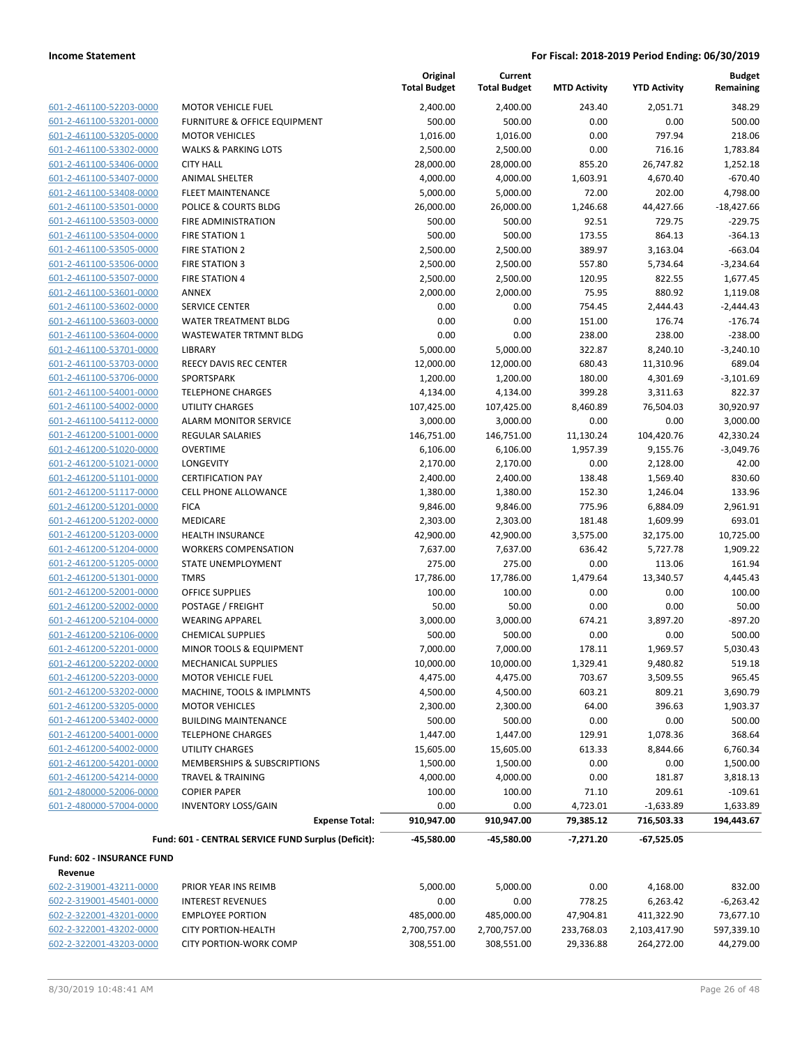| | | Original Total Budget | Current Total Budget | MTD Activity | YTD Activity | Budget Remaining |
|---|---|---|---|---|---|---|
| 601-2-461100-52203-0000 | MOTOR VEHICLE FUEL | 2,400.00 | 2,400.00 | 243.40 | 2,051.71 | 348.29 |
| 601-2-461100-53201-0000 | FURNITURE & OFFICE EQUIPMENT | 500.00 | 500.00 | 0.00 | 0.00 | 500.00 |
| 601-2-461100-53205-0000 | MOTOR VEHICLES | 1,016.00 | 1,016.00 | 0.00 | 797.94 | 218.06 |
| 601-2-461100-53302-0000 | WALKS & PARKING LOTS | 2,500.00 | 2,500.00 | 0.00 | 716.16 | 1,783.84 |
| 601-2-461100-53406-0000 | CITY HALL | 28,000.00 | 28,000.00 | 855.20 | 26,747.82 | 1,252.18 |
| 601-2-461100-53407-0000 | ANIMAL SHELTER | 4,000.00 | 4,000.00 | 1,603.91 | 4,670.40 | -670.40 |
| 601-2-461100-53408-0000 | FLEET MAINTENANCE | 5,000.00 | 5,000.00 | 72.00 | 202.00 | 4,798.00 |
| 601-2-461100-53501-0000 | POLICE & COURTS BLDG | 26,000.00 | 26,000.00 | 1,246.68 | 44,427.66 | -18,427.66 |
| 601-2-461100-53503-0000 | FIRE ADMINISTRATION | 500.00 | 500.00 | 92.51 | 729.75 | -229.75 |
| 601-2-461100-53504-0000 | FIRE STATION 1 | 500.00 | 500.00 | 173.55 | 864.13 | -364.13 |
| 601-2-461100-53505-0000 | FIRE STATION 2 | 2,500.00 | 2,500.00 | 389.97 | 3,163.04 | -663.04 |
| 601-2-461100-53506-0000 | FIRE STATION 3 | 2,500.00 | 2,500.00 | 557.80 | 5,734.64 | -3,234.64 |
| 601-2-461100-53507-0000 | FIRE STATION 4 | 2,500.00 | 2,500.00 | 120.95 | 822.55 | 1,677.45 |
| 601-2-461100-53601-0000 | ANNEX | 2,000.00 | 2,000.00 | 75.95 | 880.92 | 1,119.08 |
| 601-2-461100-53602-0000 | SERVICE CENTER | 0.00 | 0.00 | 754.45 | 2,444.43 | -2,444.43 |
| 601-2-461100-53603-0000 | WATER TREATMENT BLDG | 0.00 | 0.00 | 151.00 | 176.74 | -176.74 |
| 601-2-461100-53604-0000 | WASTEWATER TRTMNT BLDG | 0.00 | 0.00 | 238.00 | 238.00 | -238.00 |
| 601-2-461100-53701-0000 | LIBRARY | 5,000.00 | 5,000.00 | 322.87 | 8,240.10 | -3,240.10 |
| 601-2-461100-53703-0000 | REECY DAVIS REC CENTER | 12,000.00 | 12,000.00 | 680.43 | 11,310.96 | 689.04 |
| 601-2-461100-53706-0000 | SPORTSPARK | 1,200.00 | 1,200.00 | 180.00 | 4,301.69 | -3,101.69 |
| 601-2-461100-54001-0000 | TELEPHONE CHARGES | 4,134.00 | 4,134.00 | 399.28 | 3,311.63 | 822.37 |
| 601-2-461100-54002-0000 | UTILITY CHARGES | 107,425.00 | 107,425.00 | 8,460.89 | 76,504.03 | 30,920.97 |
| 601-2-461100-54112-0000 | ALARM MONITOR SERVICE | 3,000.00 | 3,000.00 | 0.00 | 0.00 | 3,000.00 |
| 601-2-461200-51001-0000 | REGULAR SALARIES | 146,751.00 | 146,751.00 | 11,130.24 | 104,420.76 | 42,330.24 |
| 601-2-461200-51020-0000 | OVERTIME | 6,106.00 | 6,106.00 | 1,957.39 | 9,155.76 | -3,049.76 |
| 601-2-461200-51021-0000 | LONGEVITY | 2,170.00 | 2,170.00 | 0.00 | 2,128.00 | 42.00 |
| 601-2-461200-51101-0000 | CERTIFICATION PAY | 2,400.00 | 2,400.00 | 138.48 | 1,569.40 | 830.60 |
| 601-2-461200-51117-0000 | CELL PHONE ALLOWANCE | 1,380.00 | 1,380.00 | 152.30 | 1,246.04 | 133.96 |
| 601-2-461200-51201-0000 | FICA | 9,846.00 | 9,846.00 | 775.96 | 6,884.09 | 2,961.91 |
| 601-2-461200-51202-0000 | MEDICARE | 2,303.00 | 2,303.00 | 181.48 | 1,609.99 | 693.01 |
| 601-2-461200-51203-0000 | HEALTH INSURANCE | 42,900.00 | 42,900.00 | 3,575.00 | 32,175.00 | 10,725.00 |
| 601-2-461200-51204-0000 | WORKERS COMPENSATION | 7,637.00 | 7,637.00 | 636.42 | 5,727.78 | 1,909.22 |
| 601-2-461200-51205-0000 | STATE UNEMPLOYMENT | 275.00 | 275.00 | 0.00 | 113.06 | 161.94 |
| 601-2-461200-51301-0000 | TMRS | 17,786.00 | 17,786.00 | 1,479.64 | 13,340.57 | 4,445.43 |
| 601-2-461200-52001-0000 | OFFICE SUPPLIES | 100.00 | 100.00 | 0.00 | 0.00 | 100.00 |
| 601-2-461200-52002-0000 | POSTAGE / FREIGHT | 50.00 | 50.00 | 0.00 | 0.00 | 50.00 |
| 601-2-461200-52104-0000 | WEARING APPAREL | 3,000.00 | 3,000.00 | 674.21 | 3,897.20 | -897.20 |
| 601-2-461200-52106-0000 | CHEMICAL SUPPLIES | 500.00 | 500.00 | 0.00 | 0.00 | 500.00 |
| 601-2-461200-52201-0000 | MINOR TOOLS & EQUIPMENT | 7,000.00 | 7,000.00 | 178.11 | 1,969.57 | 5,030.43 |
| 601-2-461200-52202-0000 | MECHANICAL SUPPLIES | 10,000.00 | 10,000.00 | 1,329.41 | 9,480.82 | 519.18 |
| 601-2-461200-52203-0000 | MOTOR VEHICLE FUEL | 4,475.00 | 4,475.00 | 703.67 | 3,509.55 | 965.45 |
| 601-2-461200-53202-0000 | MACHINE, TOOLS & IMPLMNTS | 4,500.00 | 4,500.00 | 603.21 | 809.21 | 3,690.79 |
| 601-2-461200-53205-0000 | MOTOR VEHICLES | 2,300.00 | 2,300.00 | 64.00 | 396.63 | 1,903.37 |
| 601-2-461200-53402-0000 | BUILDING MAINTENANCE | 500.00 | 500.00 | 0.00 | 0.00 | 500.00 |
| 601-2-461200-54001-0000 | TELEPHONE CHARGES | 1,447.00 | 1,447.00 | 129.91 | 1,078.36 | 368.64 |
| 601-2-461200-54002-0000 | UTILITY CHARGES | 15,605.00 | 15,605.00 | 613.33 | 8,844.66 | 6,760.34 |
| 601-2-461200-54201-0000 | MEMBERSHIPS & SUBSCRIPTIONS | 1,500.00 | 1,500.00 | 0.00 | 0.00 | 1,500.00 |
| 601-2-461200-54214-0000 | TRAVEL & TRAINING | 4,000.00 | 4,000.00 | 0.00 | 181.87 | 3,818.13 |
| 601-2-480000-52006-0000 | COPIER PAPER | 100.00 | 100.00 | 71.10 | 209.61 | -109.61 |
| 601-2-480000-57004-0000 | INVENTORY LOSS/GAIN | 0.00 | 0.00 | 4,723.01 | -1,633.89 | 1,633.89 |
| | **Expense Total:** | **910,947.00** | **910,947.00** | **79,385.12** | **716,503.33** | **194,443.67** |
| | **Fund: 601 - CENTRAL SERVICE FUND Surplus (Deficit):** | **-45,580.00** | **-45,580.00** | **-7,271.20** | **-67,525.05** | |

**Fund: 602 - INSURANCE FUND**

**Revenue**

| | | Original Total Budget | Current Total Budget | MTD Activity | YTD Activity | Budget Remaining |
|---|---|---|---|---|---|---|
| 602-2-319001-43211-0000 | PRIOR YEAR INS REIMB | 5,000.00 | 5,000.00 | 0.00 | 4,168.00 | 832.00 |
| 602-2-319001-45401-0000 | INTEREST REVENUES | 0.00 | 0.00 | 778.25 | 6,263.42 | -6,263.42 |
| 602-2-322001-43201-0000 | EMPLOYEE PORTION | 485,000.00 | 485,000.00 | 47,904.81 | 411,322.90 | 73,677.10 |
| 602-2-322001-43202-0000 | CITY PORTION-HEALTH | 2,700,757.00 | 2,700,757.00 | 233,768.03 | 2,103,417.90 | 597,339.10 |
| 602-2-322001-43203-0000 | CITY PORTION-WORK COMP | 308,551.00 | 308,551.00 | 29,336.88 | 264,272.00 | 44,279.00 |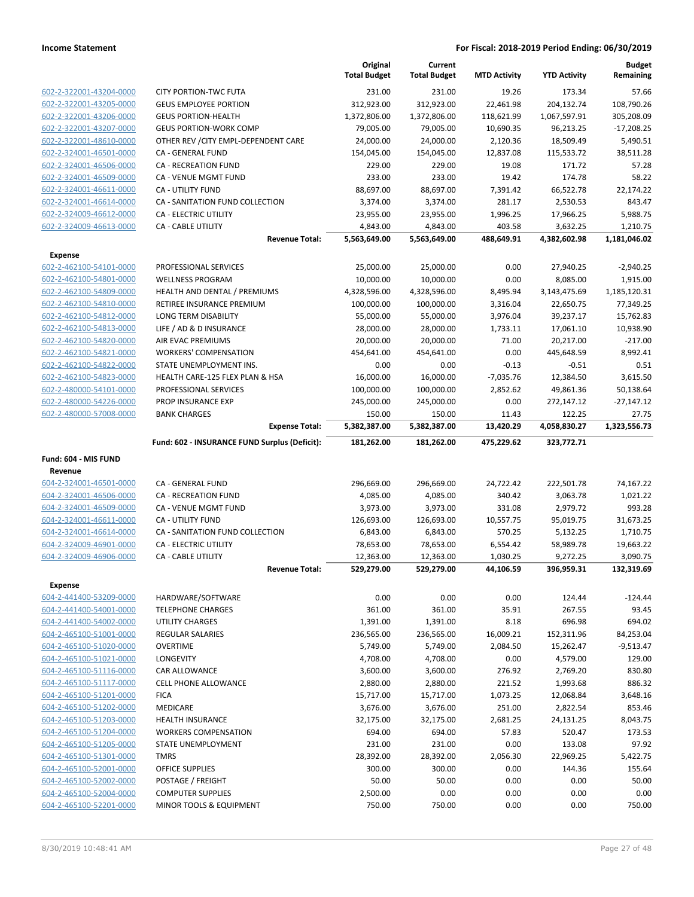| | | Original Total Budget | Current Total Budget | MTD Activity | YTD Activity | Budget Remaining |
|---|---|---|---|---|---|---|
| 602-2-322001-43204-0000 | CITY PORTION-TWC FUTA | 231.00 | 231.00 | 19.26 | 173.34 | 57.66 |
| 602-2-322001-43205-0000 | GEUS EMPLOYEE PORTION | 312,923.00 | 312,923.00 | 22,461.98 | 204,132.74 | 108,790.26 |
| 602-2-322001-43206-0000 | GEUS PORTION-HEALTH | 1,372,806.00 | 1,372,806.00 | 118,621.99 | 1,067,597.91 | 305,208.09 |
| 602-2-322001-43207-0000 | GEUS PORTION-WORK COMP | 79,005.00 | 79,005.00 | 10,690.35 | 96,213.25 | -17,208.25 |
| 602-2-322001-48610-0000 | OTHER REV /CITY EMPL-DEPENDENT CARE | 24,000.00 | 24,000.00 | 2,120.36 | 18,509.49 | 5,490.51 |
| 602-2-324001-46501-0000 | CA - GENERAL FUND | 154,045.00 | 154,045.00 | 12,837.08 | 115,533.72 | 38,511.28 |
| 602-2-324001-46506-0000 | CA - RECREATION FUND | 229.00 | 229.00 | 19.08 | 171.72 | 57.28 |
| 602-2-324001-46509-0000 | CA - VENUE MGMT FUND | 233.00 | 233.00 | 19.42 | 174.78 | 58.22 |
| 602-2-324001-46611-0000 | CA - UTILITY FUND | 88,697.00 | 88,697.00 | 7,391.42 | 66,522.78 | 22,174.22 |
| 602-2-324001-46614-0000 | CA - SANITATION FUND COLLECTION | 3,374.00 | 3,374.00 | 281.17 | 2,530.53 | 843.47 |
| 602-2-324009-46612-0000 | CA - ELECTRIC UTILITY | 23,955.00 | 23,955.00 | 1,996.25 | 17,966.25 | 5,988.75 |
| 602-2-324009-46613-0000 | CA - CABLE UTILITY | 4,843.00 | 4,843.00 | 403.58 | 3,632.25 | 1,210.75 |
| | **Revenue Total:** | **5,563,649.00** | **5,563,649.00** | **488,649.91** | **4,382,602.98** | **1,181,046.02** |
| **Expense** | | | | | | |
| 602-2-462100-54101-0000 | PROFESSIONAL SERVICES | 25,000.00 | 25,000.00 | 0.00 | 27,940.25 | -2,940.25 |
| 602-2-462100-54801-0000 | WELLNESS PROGRAM | 10,000.00 | 10,000.00 | 0.00 | 8,085.00 | 1,915.00 |
| 602-2-462100-54809-0000 | HEALTH AND DENTAL / PREMIUMS | 4,328,596.00 | 4,328,596.00 | 8,495.94 | 3,143,475.69 | 1,185,120.31 |
| 602-2-462100-54810-0000 | RETIREE INSURANCE PREMIUM | 100,000.00 | 100,000.00 | 3,316.04 | 22,650.75 | 77,349.25 |
| 602-2-462100-54812-0000 | LONG TERM DISABILITY | 55,000.00 | 55,000.00 | 3,976.04 | 39,237.17 | 15,762.83 |
| 602-2-462100-54813-0000 | LIFE / AD & D INSURANCE | 28,000.00 | 28,000.00 | 1,733.11 | 17,061.10 | 10,938.90 |
| 602-2-462100-54820-0000 | AIR EVAC PREMIUMS | 20,000.00 | 20,000.00 | 71.00 | 20,217.00 | -217.00 |
| 602-2-462100-54821-0000 | WORKERS' COMPENSATION | 454,641.00 | 454,641.00 | 0.00 | 445,648.59 | 8,992.41 |
| 602-2-462100-54822-0000 | STATE UNEMPLOYMENT INS. | 0.00 | 0.00 | -0.13 | -0.51 | 0.51 |
| 602-2-462100-54823-0000 | HEALTH CARE-125 FLEX PLAN & HSA | 16,000.00 | 16,000.00 | -7,035.76 | 12,384.50 | 3,615.50 |
| 602-2-480000-54101-0000 | PROFESSIONAL SERVICES | 100,000.00 | 100,000.00 | 2,852.62 | 49,861.36 | 50,138.64 |
| 602-2-480000-54226-0000 | PROP INSURANCE EXP | 245,000.00 | 245,000.00 | 0.00 | 272,147.12 | -27,147.12 |
| 602-2-480000-57008-0000 | BANK CHARGES | 150.00 | 150.00 | 11.43 | 122.25 | 27.75 |
| | **Expense Total:** | **5,382,387.00** | **5,382,387.00** | **13,420.29** | **4,058,830.27** | **1,323,556.73** |
| | **Fund: 602 - INSURANCE FUND Surplus (Deficit):** | **181,262.00** | **181,262.00** | **475,229.62** | **323,772.71** | |
| **Fund: 604 - MIS FUND** | | | | | | |
| **Revenue** | | | | | | |
| 604-2-324001-46501-0000 | CA - GENERAL FUND | 296,669.00 | 296,669.00 | 24,722.42 | 222,501.78 | 74,167.22 |
| 604-2-324001-46506-0000 | CA - RECREATION FUND | 4,085.00 | 4,085.00 | 340.42 | 3,063.78 | 1,021.22 |
| 604-2-324001-46509-0000 | CA - VENUE MGMT FUND | 3,973.00 | 3,973.00 | 331.08 | 2,979.72 | 993.28 |
| 604-2-324001-46611-0000 | CA - UTILITY FUND | 126,693.00 | 126,693.00 | 10,557.75 | 95,019.75 | 31,673.25 |
| 604-2-324001-46614-0000 | CA - SANITATION FUND COLLECTION | 6,843.00 | 6,843.00 | 570.25 | 5,132.25 | 1,710.75 |
| 604-2-324009-46901-0000 | CA - ELECTRIC UTILITY | 78,653.00 | 78,653.00 | 6,554.42 | 58,989.78 | 19,663.22 |
| 604-2-324009-46906-0000 | CA - CABLE UTILITY | 12,363.00 | 12,363.00 | 1,030.25 | 9,272.25 | 3,090.75 |
| | **Revenue Total:** | **529,279.00** | **529,279.00** | **44,106.59** | **396,959.31** | **132,319.69** |
| **Expense** | | | | | | |
| 604-2-441400-53209-0000 | HARDWARE/SOFTWARE | 0.00 | 0.00 | 0.00 | 124.44 | -124.44 |
| 604-2-441400-54001-0000 | TELEPHONE CHARGES | 361.00 | 361.00 | 35.91 | 267.55 | 93.45 |
| 604-2-441400-54002-0000 | UTILITY CHARGES | 1,391.00 | 1,391.00 | 8.18 | 696.98 | 694.02 |
| 604-2-465100-51001-0000 | REGULAR SALARIES | 236,565.00 | 236,565.00 | 16,009.21 | 152,311.96 | 84,253.04 |
| 604-2-465100-51020-0000 | OVERTIME | 5,749.00 | 5,749.00 | 2,084.50 | 15,262.47 | -9,513.47 |
| 604-2-465100-51021-0000 | LONGEVITY | 4,708.00 | 4,708.00 | 0.00 | 4,579.00 | 129.00 |
| 604-2-465100-51116-0000 | CAR ALLOWANCE | 3,600.00 | 3,600.00 | 276.92 | 2,769.20 | 830.80 |
| 604-2-465100-51117-0000 | CELL PHONE ALLOWANCE | 2,880.00 | 2,880.00 | 221.52 | 1,993.68 | 886.32 |
| 604-2-465100-51201-0000 | FICA | 15,717.00 | 15,717.00 | 1,073.25 | 12,068.84 | 3,648.16 |
| 604-2-465100-51202-0000 | MEDICARE | 3,676.00 | 3,676.00 | 251.00 | 2,822.54 | 853.46 |
| 604-2-465100-51203-0000 | HEALTH INSURANCE | 32,175.00 | 32,175.00 | 2,681.25 | 24,131.25 | 8,043.75 |
| 604-2-465100-51204-0000 | WORKERS COMPENSATION | 694.00 | 694.00 | 57.83 | 520.47 | 173.53 |
| 604-2-465100-51205-0000 | STATE UNEMPLOYMENT | 231.00 | 231.00 | 0.00 | 133.08 | 97.92 |
| 604-2-465100-51301-0000 | TMRS | 28,392.00 | 28,392.00 | 2,056.30 | 22,969.25 | 5,422.75 |
| 604-2-465100-52001-0000 | OFFICE SUPPLIES | 300.00 | 300.00 | 0.00 | 144.36 | 155.64 |
| 604-2-465100-52002-0000 | POSTAGE / FREIGHT | 50.00 | 50.00 | 0.00 | 0.00 | 50.00 |
| 604-2-465100-52004-0000 | COMPUTER SUPPLIES | 2,500.00 | 0.00 | 0.00 | 0.00 | 0.00 |
| 604-2-465100-52201-0000 | MINOR TOOLS & EQUIPMENT | 750.00 | 750.00 | 0.00 | 0.00 | 750.00 |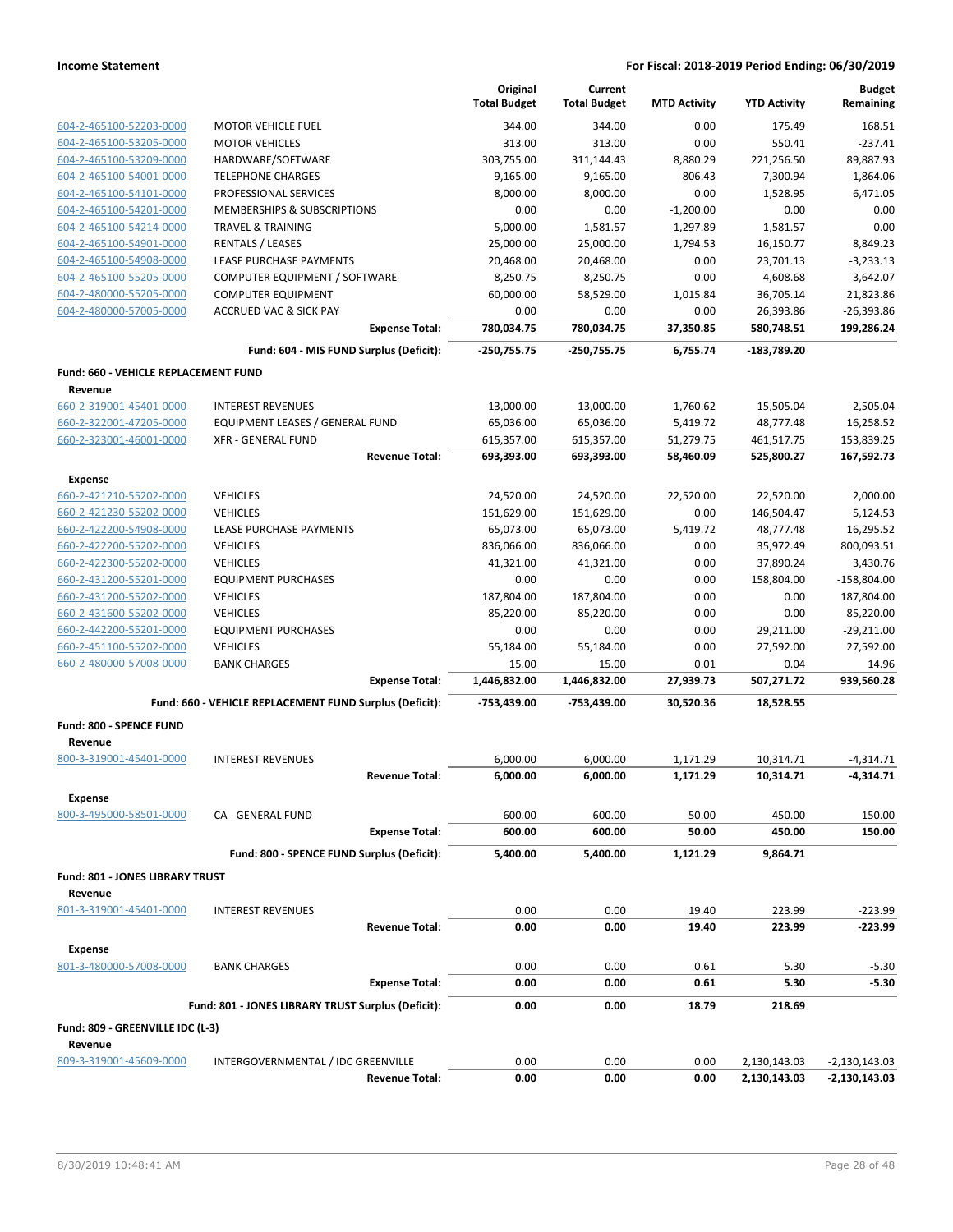| | | Original Total Budget | Current Total Budget | MTD Activity | YTD Activity | Budget Remaining |
|---|---|---|---|---|---|---|
| 604-2-465100-52203-0000 | MOTOR VEHICLE FUEL | 344.00 | 344.00 | 0.00 | 175.49 | 168.51 |
| 604-2-465100-53205-0000 | MOTOR VEHICLES | 313.00 | 313.00 | 0.00 | 550.41 | -237.41 |
| 604-2-465100-53209-0000 | HARDWARE/SOFTWARE | 303,755.00 | 311,144.43 | 8,880.29 | 221,256.50 | 89,887.93 |
| 604-2-465100-54001-0000 | TELEPHONE CHARGES | 9,165.00 | 9,165.00 | 806.43 | 7,300.94 | 1,864.06 |
| 604-2-465100-54101-0000 | PROFESSIONAL SERVICES | 8,000.00 | 8,000.00 | 0.00 | 1,528.95 | 6,471.05 |
| 604-2-465100-54201-0000 | MEMBERSHIPS & SUBSCRIPTIONS | 0.00 | 0.00 | -1,200.00 | 0.00 | 0.00 |
| 604-2-465100-54214-0000 | TRAVEL & TRAINING | 5,000.00 | 1,581.57 | 1,297.89 | 1,581.57 | 0.00 |
| 604-2-465100-54901-0000 | RENTALS / LEASES | 25,000.00 | 25,000.00 | 1,794.53 | 16,150.77 | 8,849.23 |
| 604-2-465100-54908-0000 | LEASE PURCHASE PAYMENTS | 20,468.00 | 20,468.00 | 0.00 | 23,701.13 | -3,233.13 |
| 604-2-465100-55205-0000 | COMPUTER EQUIPMENT / SOFTWARE | 8,250.75 | 8,250.75 | 0.00 | 4,608.68 | 3,642.07 |
| 604-2-480000-55205-0000 | COMPUTER EQUIPMENT | 60,000.00 | 58,529.00 | 1,015.84 | 36,705.14 | 21,823.86 |
| 604-2-480000-57005-0000 | ACCRUED VAC & SICK PAY | 0.00 | 0.00 | 0.00 | 26,393.86 | -26,393.86 |
| | **Expense Total:** | **780,034.75** | **780,034.75** | **37,350.85** | **580,748.51** | **199,286.24** |
| | **Fund: 604 - MIS FUND Surplus (Deficit):** | **-250,755.75** | **-250,755.75** | **6,755.74** | **-183,789.20** | |
| **Fund: 660 - VEHICLE REPLACEMENT FUND** | | | | | | |
| **Revenue** | | | | | | |
| 660-2-319001-45401-0000 | INTEREST REVENUES | 13,000.00 | 13,000.00 | 1,760.62 | 15,505.04 | -2,505.04 |
| 660-2-322001-47205-0000 | EQUIPMENT LEASES / GENERAL FUND | 65,036.00 | 65,036.00 | 5,419.72 | 48,777.48 | 16,258.52 |
| 660-2-323001-46001-0000 | XFR - GENERAL FUND | 615,357.00 | 615,357.00 | 51,279.75 | 461,517.75 | 153,839.25 |
| | **Revenue Total:** | **693,393.00** | **693,393.00** | **58,460.09** | **525,800.27** | **167,592.73** |
| **Expense** | | | | | | |
| 660-2-421210-55202-0000 | VEHICLES | 24,520.00 | 24,520.00 | 22,520.00 | 22,520.00 | 2,000.00 |
| 660-2-421230-55202-0000 | VEHICLES | 151,629.00 | 151,629.00 | 0.00 | 146,504.47 | 5,124.53 |
| 660-2-422200-54908-0000 | LEASE PURCHASE PAYMENTS | 65,073.00 | 65,073.00 | 5,419.72 | 48,777.48 | 16,295.52 |
| 660-2-422200-55202-0000 | VEHICLES | 836,066.00 | 836,066.00 | 0.00 | 35,972.49 | 800,093.51 |
| 660-2-422300-55202-0000 | VEHICLES | 41,321.00 | 41,321.00 | 0.00 | 37,890.24 | 3,430.76 |
| 660-2-431200-55201-0000 | EQUIPMENT PURCHASES | 0.00 | 0.00 | 0.00 | 158,804.00 | -158,804.00 |
| 660-2-431200-55202-0000 | VEHICLES | 187,804.00 | 187,804.00 | 0.00 | 0.00 | 187,804.00 |
| 660-2-431600-55202-0000 | VEHICLES | 85,220.00 | 85,220.00 | 0.00 | 0.00 | 85,220.00 |
| 660-2-442200-55201-0000 | EQUIPMENT PURCHASES | 0.00 | 0.00 | 0.00 | 29,211.00 | -29,211.00 |
| 660-2-451100-55202-0000 | VEHICLES | 55,184.00 | 55,184.00 | 0.00 | 27,592.00 | 27,592.00 |
| 660-2-480000-57008-0000 | BANK CHARGES | 15.00 | 15.00 | 0.01 | 0.04 | 14.96 |
| | **Expense Total:** | **1,446,832.00** | **1,446,832.00** | **27,939.73** | **507,271.72** | **939,560.28** |
| | **Fund: 660 - VEHICLE REPLACEMENT FUND Surplus (Deficit):** | **-753,439.00** | **-753,439.00** | **30,520.36** | **18,528.55** | |
| **Fund: 800 - SPENCE FUND** | | | | | | |
| **Revenue** | | | | | | |
| 800-3-319001-45401-0000 | INTEREST REVENUES | 6,000.00 | 6,000.00 | 1,171.29 | 10,314.71 | -4,314.71 |
| | **Revenue Total:** | **6,000.00** | **6,000.00** | **1,171.29** | **10,314.71** | **-4,314.71** |
| **Expense** | | | | | | |
| 800-3-495000-58501-0000 | CA - GENERAL FUND | 600.00 | 600.00 | 50.00 | 450.00 | 150.00 |
| | **Expense Total:** | **600.00** | **600.00** | **50.00** | **450.00** | **150.00** |
| | **Fund: 800 - SPENCE FUND Surplus (Deficit):** | **5,400.00** | **5,400.00** | **1,121.29** | **9,864.71** | |
| **Fund: 801 - JONES LIBRARY TRUST** | | | | | | |
| **Revenue** | | | | | | |
| 801-3-319001-45401-0000 | INTEREST REVENUES | 0.00 | 0.00 | 19.40 | 223.99 | -223.99 |
| | **Revenue Total:** | **0.00** | **0.00** | **19.40** | **223.99** | **-223.99** |
| **Expense** | | | | | | |
| 801-3-480000-57008-0000 | BANK CHARGES | 0.00 | 0.00 | 0.61 | 5.30 | -5.30 |
| | **Expense Total:** | **0.00** | **0.00** | **0.61** | **5.30** | **-5.30** |
| | **Fund: 801 - JONES LIBRARY TRUST Surplus (Deficit):** | **0.00** | **0.00** | **18.79** | **218.69** | |
| **Fund: 809 - GREENVILLE IDC (L-3)** | | | | | | |
| **Revenue** | | | | | | |
| 809-3-319001-45609-0000 | INTERGOVERNMENTAL / IDC GREENVILLE | 0.00 | 0.00 | 0.00 | 2,130,143.03 | -2,130,143.03 |
| | **Revenue Total:** | **0.00** | **0.00** | **0.00** | **2,130,143.03** | **-2,130,143.03** |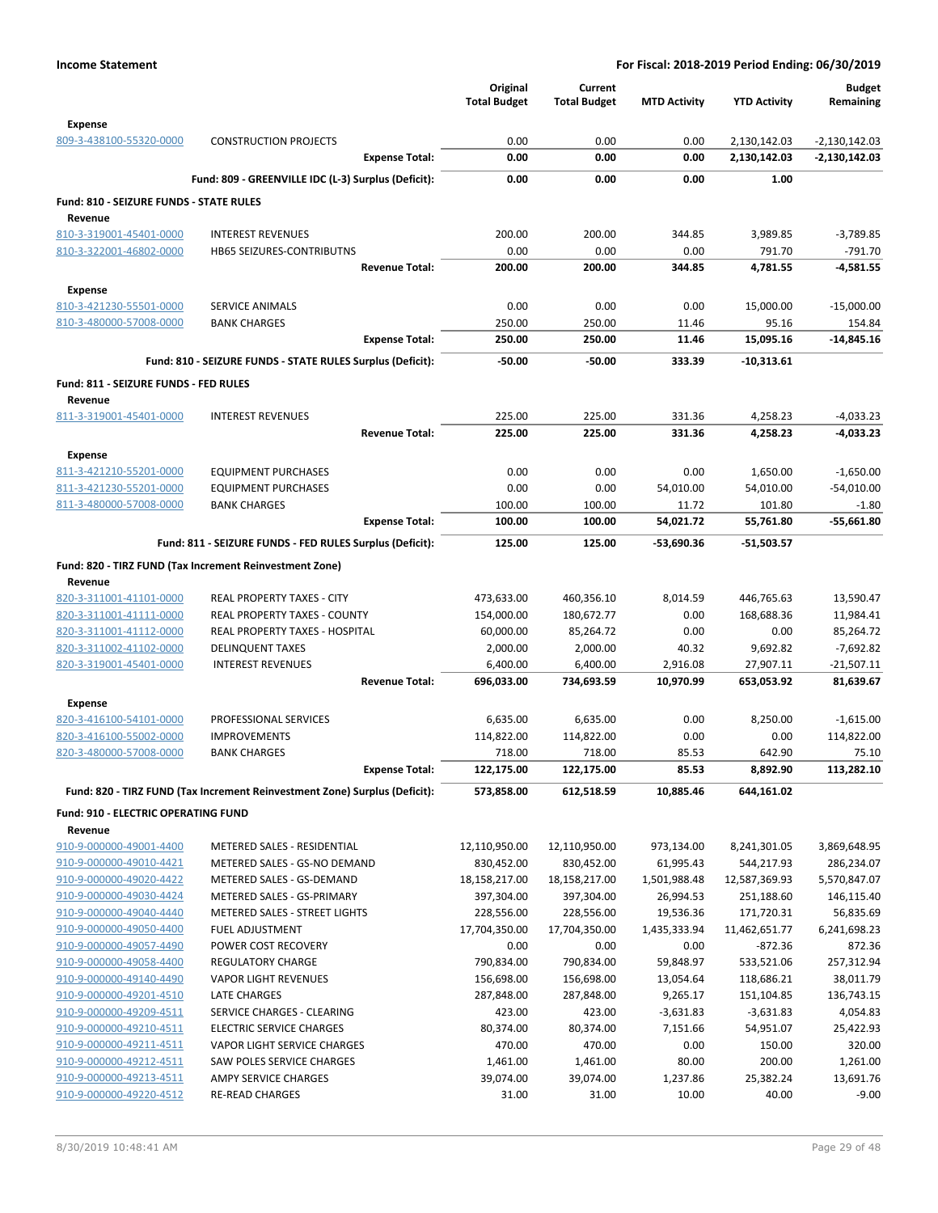| | | Original Total Budget | Current Total Budget | MTD Activity | YTD Activity | Budget Remaining |
|---|---|---|---|---|---|---|
| **Expense** | | | | | | |
| 809-3-438100-55320-0000 | CONSTRUCTION PROJECTS | 0.00 | 0.00 | 0.00 | 2,130,142.03 | -2,130,142.03 |
| | **Expense Total:** | **0.00** | **0.00** | **0.00** | **2,130,142.03** | **-2,130,142.03** |
| | **Fund: 809 - GREENVILLE IDC (L-3) Surplus (Deficit):** | **0.00** | **0.00** | **0.00** | **1.00** | |
| **Fund: 810 - SEIZURE FUNDS - STATE RULES** | | | | | | |
| **Revenue** | | | | | | |
| 810-3-319001-45401-0000 | INTEREST REVENUES | 200.00 | 200.00 | 344.85 | 3,989.85 | -3,789.85 |
| 810-3-322001-46802-0000 | HB65 SEIZURES-CONTRIBUTNS | 0.00 | 0.00 | 0.00 | 791.70 | -791.70 |
| | **Revenue Total:** | **200.00** | **200.00** | **344.85** | **4,781.55** | **-4,581.55** |
| **Expense** | | | | | | |
| 810-3-421230-55501-0000 | SERVICE ANIMALS | 0.00 | 0.00 | 0.00 | 15,000.00 | -15,000.00 |
| 810-3-480000-57008-0000 | BANK CHARGES | 250.00 | 250.00 | 11.46 | 95.16 | 154.84 |
| | **Expense Total:** | **250.00** | **250.00** | **11.46** | **15,095.16** | **-14,845.16** |
| | **Fund: 810 - SEIZURE FUNDS - STATE RULES Surplus (Deficit):** | **-50.00** | **-50.00** | **333.39** | **-10,313.61** | |
| **Fund: 811 - SEIZURE FUNDS - FED RULES** | | | | | | |
| **Revenue** | | | | | | |
| 811-3-319001-45401-0000 | INTEREST REVENUES | 225.00 | 225.00 | 331.36 | 4,258.23 | -4,033.23 |
| | **Revenue Total:** | **225.00** | **225.00** | **331.36** | **4,258.23** | **-4,033.23** |
| **Expense** | | | | | | |
| 811-3-421210-55201-0000 | EQUIPMENT PURCHASES | 0.00 | 0.00 | 0.00 | 1,650.00 | -1,650.00 |
| 811-3-421230-55201-0000 | EQUIPMENT PURCHASES | 0.00 | 0.00 | 54,010.00 | 54,010.00 | -54,010.00 |
| 811-3-480000-57008-0000 | BANK CHARGES | 100.00 | 100.00 | 11.72 | 101.80 | -1.80 |
| | **Expense Total:** | **100.00** | **100.00** | **54,021.72** | **55,761.80** | **-55,661.80** |
| | **Fund: 811 - SEIZURE FUNDS - FED RULES Surplus (Deficit):** | **125.00** | **125.00** | **-53,690.36** | **-51,503.57** | |
| **Fund: 820 - TIRZ FUND (Tax Increment Reinvestment Zone)** | | | | | | |
| **Revenue** | | | | | | |
| 820-3-311001-41101-0000 | REAL PROPERTY TAXES - CITY | 473,633.00 | 460,356.10 | 8,014.59 | 446,765.63 | 13,590.47 |
| 820-3-311001-41111-0000 | REAL PROPERTY TAXES - COUNTY | 154,000.00 | 180,672.77 | 0.00 | 168,688.36 | 11,984.41 |
| 820-3-311001-41112-0000 | REAL PROPERTY TAXES - HOSPITAL | 60,000.00 | 85,264.72 | 0.00 | 0.00 | 85,264.72 |
| 820-3-311002-41102-0000 | DELINQUENT TAXES | 2,000.00 | 2,000.00 | 40.32 | 9,692.82 | -7,692.82 |
| 820-3-319001-45401-0000 | INTEREST REVENUES | 6,400.00 | 6,400.00 | 2,916.08 | 27,907.11 | -21,507.11 |
| | **Revenue Total:** | **696,033.00** | **734,693.59** | **10,970.99** | **653,053.92** | **81,639.67** |
| **Expense** | | | | | | |
| 820-3-416100-54101-0000 | PROFESSIONAL SERVICES | 6,635.00 | 6,635.00 | 0.00 | 8,250.00 | -1,615.00 |
| 820-3-416100-55002-0000 | IMPROVEMENTS | 114,822.00 | 114,822.00 | 0.00 | 0.00 | 114,822.00 |
| 820-3-480000-57008-0000 | BANK CHARGES | 718.00 | 718.00 | 85.53 | 642.90 | 75.10 |
| | **Expense Total:** | **122,175.00** | **122,175.00** | **85.53** | **8,892.90** | **113,282.10** |
| | **Fund: 820 - TIRZ FUND (Tax Increment Reinvestment Zone) Surplus (Deficit):** | **573,858.00** | **612,518.59** | **10,885.46** | **644,161.02** | |
| **Fund: 910 - ELECTRIC OPERATING FUND** | | | | | | |
| **Revenue** | | | | | | |
| 910-9-000000-49001-4400 | METERED SALES - RESIDENTIAL | 12,110,950.00 | 12,110,950.00 | 973,134.00 | 8,241,301.05 | 3,869,648.95 |
| 910-9-000000-49010-4421 | METERED SALES - GS-NO DEMAND | 830,452.00 | 830,452.00 | 61,995.43 | 544,217.93 | 286,234.07 |
| 910-9-000000-49020-4422 | METERED SALES - GS-DEMAND | 18,158,217.00 | 18,158,217.00 | 1,501,988.48 | 12,587,369.93 | 5,570,847.07 |
| 910-9-000000-49030-4424 | METERED SALES - GS-PRIMARY | 397,304.00 | 397,304.00 | 26,994.53 | 251,188.60 | 146,115.40 |
| 910-9-000000-49040-4440 | METERED SALES - STREET LIGHTS | 228,556.00 | 228,556.00 | 19,536.36 | 171,720.31 | 56,835.69 |
| 910-9-000000-49050-4400 | FUEL ADJUSTMENT | 17,704,350.00 | 17,704,350.00 | 1,435,333.94 | 11,462,651.77 | 6,241,698.23 |
| 910-9-000000-49057-4490 | POWER COST RECOVERY | 0.00 | 0.00 | 0.00 | -872.36 | 872.36 |
| 910-9-000000-49058-4400 | REGULATORY CHARGE | 790,834.00 | 790,834.00 | 59,848.97 | 533,521.06 | 257,312.94 |
| 910-9-000000-49140-4490 | VAPOR LIGHT REVENUES | 156,698.00 | 156,698.00 | 13,054.64 | 118,686.21 | 38,011.79 |
| 910-9-000000-49201-4510 | LATE CHARGES | 287,848.00 | 287,848.00 | 9,265.17 | 151,104.85 | 136,743.15 |
| 910-9-000000-49209-4511 | SERVICE CHARGES - CLEARING | 423.00 | 423.00 | -3,631.83 | -3,631.83 | 4,054.83 |
| 910-9-000000-49210-4511 | ELECTRIC SERVICE CHARGES | 80,374.00 | 80,374.00 | 7,151.66 | 54,951.07 | 25,422.93 |
| 910-9-000000-49211-4511 | VAPOR LIGHT SERVICE CHARGES | 470.00 | 470.00 | 0.00 | 150.00 | 320.00 |
| 910-9-000000-49212-4511 | SAW POLES SERVICE CHARGES | 1,461.00 | 1,461.00 | 80.00 | 200.00 | 1,261.00 |
| 910-9-000000-49213-4511 | AMPY SERVICE CHARGES | 39,074.00 | 39,074.00 | 1,237.86 | 25,382.24 | 13,691.76 |
| 910-9-000000-49220-4512 | RE-READ CHARGES | 31.00 | 31.00 | 10.00 | 40.00 | -9.00 |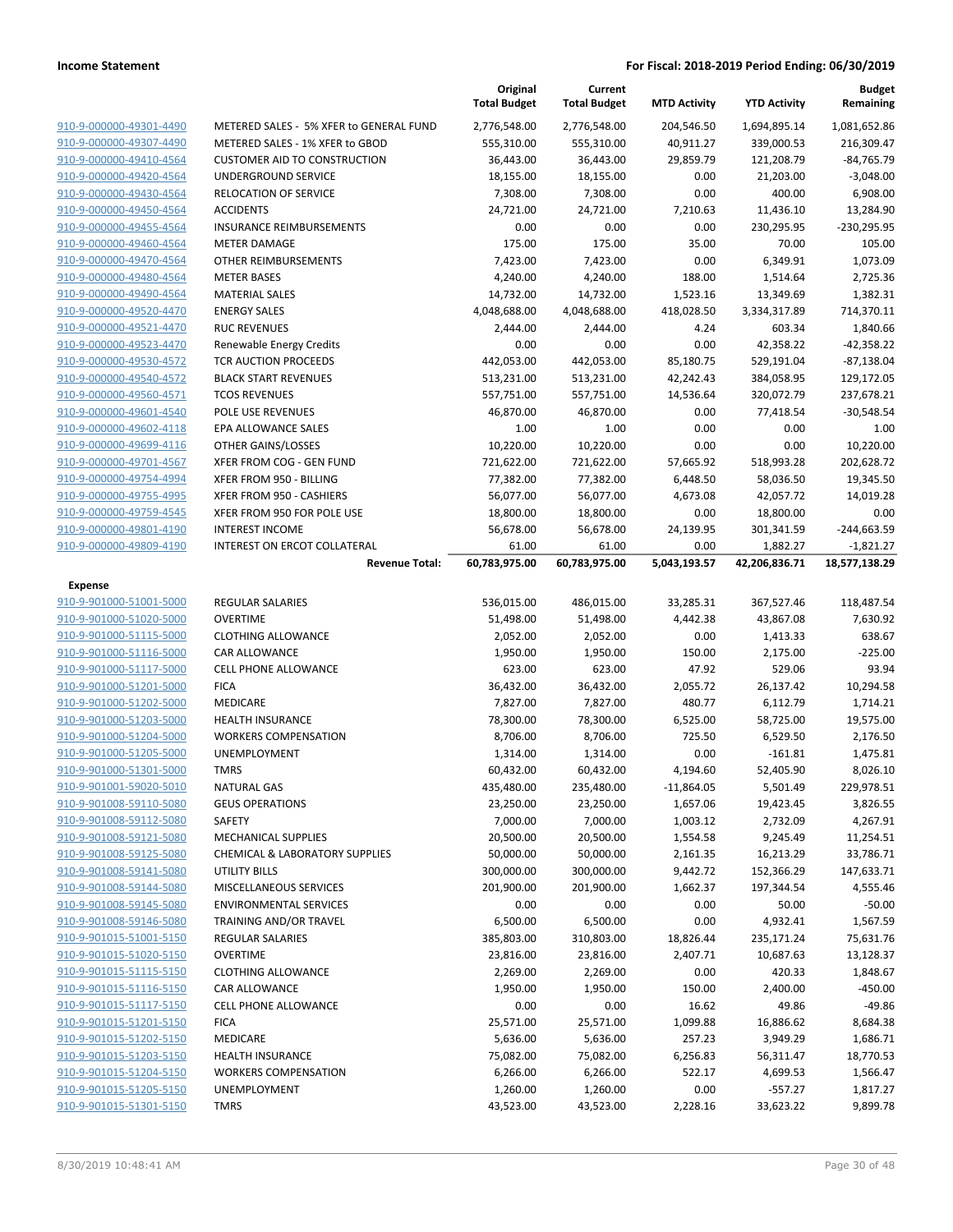**Income Statement** | **For Fiscal: 2018-2019 Period Ending: 06/30/2019**

| | | Original Total Budget | Current Total Budget | MTD Activity | YTD Activity | Budget Remaining |
|---|---|---|---|---|---|---|
| 910-9-000000-49301-4490 | METERED SALES - 5% XFER to GENERAL FUND | 2,776,548.00 | 2,776,548.00 | 204,546.50 | 1,694,895.14 | 1,081,652.86 |
| 910-9-000000-49307-4490 | METERED SALES - 1% XFER to GBOD | 555,310.00 | 555,310.00 | 40,911.27 | 339,000.53 | 216,309.47 |
| 910-9-000000-49410-4564 | CUSTOMER AID TO CONSTRUCTION | 36,443.00 | 36,443.00 | 29,859.79 | 121,208.79 | -84,765.79 |
| 910-9-000000-49420-4564 | UNDERGROUND SERVICE | 18,155.00 | 18,155.00 | 0.00 | 21,203.00 | -3,048.00 |
| 910-9-000000-49430-4564 | RELOCATION OF SERVICE | 7,308.00 | 7,308.00 | 0.00 | 400.00 | 6,908.00 |
| 910-9-000000-49450-4564 | ACCIDENTS | 24,721.00 | 24,721.00 | 7,210.63 | 11,436.10 | 13,284.90 |
| 910-9-000000-49455-4564 | INSURANCE REIMBURSEMENTS | 0.00 | 0.00 | 0.00 | 230,295.95 | -230,295.95 |
| 910-9-000000-49460-4564 | METER DAMAGE | 175.00 | 175.00 | 35.00 | 70.00 | 105.00 |
| 910-9-000000-49470-4564 | OTHER REIMBURSEMENTS | 7,423.00 | 7,423.00 | 0.00 | 6,349.91 | 1,073.09 |
| 910-9-000000-49480-4564 | METER BASES | 4,240.00 | 4,240.00 | 188.00 | 1,514.64 | 2,725.36 |
| 910-9-000000-49490-4564 | MATERIAL SALES | 14,732.00 | 14,732.00 | 1,523.16 | 13,349.69 | 1,382.31 |
| 910-9-000000-49520-4470 | ENERGY SALES | 4,048,688.00 | 4,048,688.00 | 418,028.50 | 3,334,317.89 | 714,370.11 |
| 910-9-000000-49521-4470 | RUC REVENUES | 2,444.00 | 2,444.00 | 4.24 | 603.34 | 1,840.66 |
| 910-9-000000-49523-4470 | Renewable Energy Credits | 0.00 | 0.00 | 0.00 | 42,358.22 | -42,358.22 |
| 910-9-000000-49530-4572 | TCR AUCTION PROCEEDS | 442,053.00 | 442,053.00 | 85,180.75 | 529,191.04 | -87,138.04 |
| 910-9-000000-49540-4572 | BLACK START REVENUES | 513,231.00 | 513,231.00 | 42,242.43 | 384,058.95 | 129,172.05 |
| 910-9-000000-49560-4571 | TCOS REVENUES | 557,751.00 | 557,751.00 | 14,536.64 | 320,072.79 | 237,678.21 |
| 910-9-000000-49601-4540 | POLE USE REVENUES | 46,870.00 | 46,870.00 | 0.00 | 77,418.54 | -30,548.54 |
| 910-9-000000-49602-4118 | EPA ALLOWANCE SALES | 1.00 | 1.00 | 0.00 | 0.00 | 1.00 |
| 910-9-000000-49699-4116 | OTHER GAINS/LOSSES | 10,220.00 | 10,220.00 | 0.00 | 0.00 | 10,220.00 |
| 910-9-000000-49701-4567 | XFER FROM COG - GEN FUND | 721,622.00 | 721,622.00 | 57,665.92 | 518,993.28 | 202,628.72 |
| 910-9-000000-49754-4994 | XFER FROM 950 - BILLING | 77,382.00 | 77,382.00 | 6,448.50 | 58,036.50 | 19,345.50 |
| 910-9-000000-49755-4995 | XFER FROM 950 - CASHIERS | 56,077.00 | 56,077.00 | 4,673.08 | 42,057.72 | 14,019.28 |
| 910-9-000000-49759-4545 | XFER FROM 950 FOR POLE USE | 18,800.00 | 18,800.00 | 0.00 | 18,800.00 | 0.00 |
| 910-9-000000-49801-4190 | INTEREST INCOME | 56,678.00 | 56,678.00 | 24,139.95 | 301,341.59 | -244,663.59 |
| 910-9-000000-49809-4190 | INTEREST ON ERCOT COLLATERAL | 61.00 | 61.00 | 0.00 | 1,882.27 | -1,821.27 |
| | **Revenue Total:** | **60,783,975.00** | **60,783,975.00** | **5,043,193.57** | **42,206,836.71** | **18,577,138.29** |
| **Expense** | | | | | | |
| 910-9-901000-51001-5000 | REGULAR SALARIES | 536,015.00 | 486,015.00 | 33,285.31 | 367,527.46 | 118,487.54 |
| 910-9-901000-51020-5000 | OVERTIME | 51,498.00 | 51,498.00 | 4,442.38 | 43,867.08 | 7,630.92 |
| 910-9-901000-51115-5000 | CLOTHING ALLOWANCE | 2,052.00 | 2,052.00 | 0.00 | 1,413.33 | 638.67 |
| 910-9-901000-51116-5000 | CAR ALLOWANCE | 1,950.00 | 1,950.00 | 150.00 | 2,175.00 | -225.00 |
| 910-9-901000-51117-5000 | CELL PHONE ALLOWANCE | 623.00 | 623.00 | 47.92 | 529.06 | 93.94 |
| 910-9-901000-51201-5000 | FICA | 36,432.00 | 36,432.00 | 2,055.72 | 26,137.42 | 10,294.58 |
| 910-9-901000-51202-5000 | MEDICARE | 7,827.00 | 7,827.00 | 480.77 | 6,112.79 | 1,714.21 |
| 910-9-901000-51203-5000 | HEALTH INSURANCE | 78,300.00 | 78,300.00 | 6,525.00 | 58,725.00 | 19,575.00 |
| 910-9-901000-51204-5000 | WORKERS COMPENSATION | 8,706.00 | 8,706.00 | 725.50 | 6,529.50 | 2,176.50 |
| 910-9-901000-51205-5000 | UNEMPLOYMENT | 1,314.00 | 1,314.00 | 0.00 | -161.81 | 1,475.81 |
| 910-9-901000-51301-5000 | TMRS | 60,432.00 | 60,432.00 | 4,194.60 | 52,405.90 | 8,026.10 |
| 910-9-901001-59020-5010 | NATURAL GAS | 435,480.00 | 235,480.00 | -11,864.05 | 5,501.49 | 229,978.51 |
| 910-9-901008-59110-5080 | GEUS OPERATIONS | 23,250.00 | 23,250.00 | 1,657.06 | 19,423.45 | 3,826.55 |
| 910-9-901008-59112-5080 | SAFETY | 7,000.00 | 7,000.00 | 1,003.12 | 2,732.09 | 4,267.91 |
| 910-9-901008-59121-5080 | MECHANICAL SUPPLIES | 20,500.00 | 20,500.00 | 1,554.58 | 9,245.49 | 11,254.51 |
| 910-9-901008-59125-5080 | CHEMICAL & LABORATORY SUPPLIES | 50,000.00 | 50,000.00 | 2,161.35 | 16,213.29 | 33,786.71 |
| 910-9-901008-59141-5080 | UTILITY BILLS | 300,000.00 | 300,000.00 | 9,442.72 | 152,366.29 | 147,633.71 |
| 910-9-901008-59144-5080 | MISCELLANEOUS SERVICES | 201,900.00 | 201,900.00 | 1,662.37 | 197,344.54 | 4,555.46 |
| 910-9-901008-59145-5080 | ENVIRONMENTAL SERVICES | 0.00 | 0.00 | 0.00 | 50.00 | -50.00 |
| 910-9-901008-59146-5080 | TRAINING AND/OR TRAVEL | 6,500.00 | 6,500.00 | 0.00 | 4,932.41 | 1,567.59 |
| 910-9-901015-51001-5150 | REGULAR SALARIES | 385,803.00 | 310,803.00 | 18,826.44 | 235,171.24 | 75,631.76 |
| 910-9-901015-51020-5150 | OVERTIME | 23,816.00 | 23,816.00 | 2,407.71 | 10,687.63 | 13,128.37 |
| 910-9-901015-51115-5150 | CLOTHING ALLOWANCE | 2,269.00 | 2,269.00 | 0.00 | 420.33 | 1,848.67 |
| 910-9-901015-51116-5150 | CAR ALLOWANCE | 1,950.00 | 1,950.00 | 150.00 | 2,400.00 | -450.00 |
| 910-9-901015-51117-5150 | CELL PHONE ALLOWANCE | 0.00 | 0.00 | 16.62 | 49.86 | -49.86 |
| 910-9-901015-51201-5150 | FICA | 25,571.00 | 25,571.00 | 1,099.88 | 16,886.62 | 8,684.38 |
| 910-9-901015-51202-5150 | MEDICARE | 5,636.00 | 5,636.00 | 257.23 | 3,949.29 | 1,686.71 |
| 910-9-901015-51203-5150 | HEALTH INSURANCE | 75,082.00 | 75,082.00 | 6,256.83 | 56,311.47 | 18,770.53 |
| 910-9-901015-51204-5150 | WORKERS COMPENSATION | 6,266.00 | 6,266.00 | 522.17 | 4,699.53 | 1,566.47 |
| 910-9-901015-51205-5150 | UNEMPLOYMENT | 1,260.00 | 1,260.00 | 0.00 | -557.27 | 1,817.27 |
| 910-9-901015-51301-5150 | TMRS | 43,523.00 | 43,523.00 | 2,228.16 | 33,623.22 | 9,899.78 |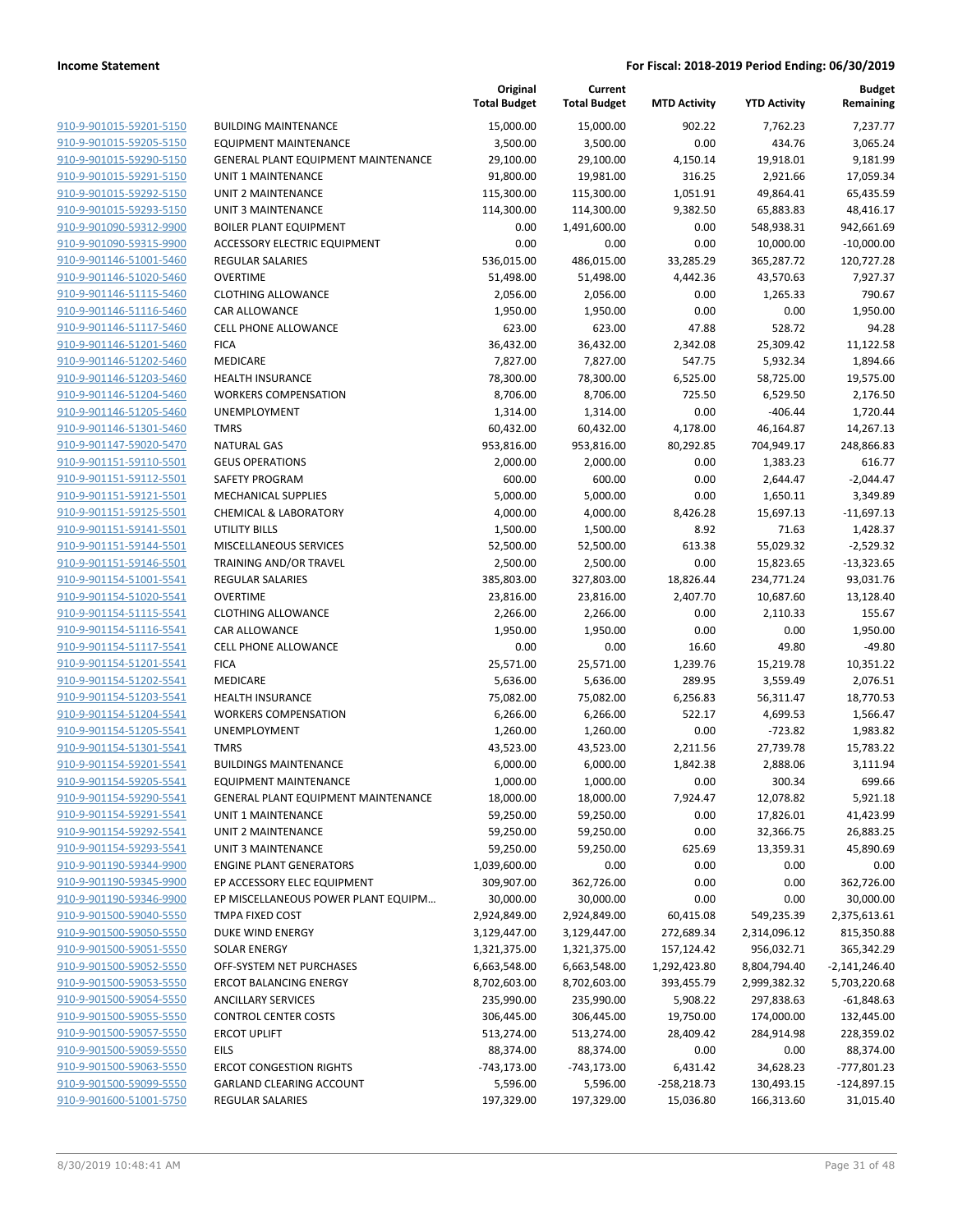**Income Statement** | **For Fiscal: 2018-2019 Period Ending: 06/30/2019**

| | | Original Total Budget | Current Total Budget | MTD Activity | YTD Activity | Budget Remaining |
|---|---|---|---|---|---|---|
| 910-9-901015-59201-5150 | BUILDING MAINTENANCE | 15,000.00 | 15,000.00 | 902.22 | 7,762.23 | 7,237.77 |
| 910-9-901015-59205-5150 | EQUIPMENT MAINTENANCE | 3,500.00 | 3,500.00 | 0.00 | 434.76 | 3,065.24 |
| 910-9-901015-59290-5150 | GENERAL PLANT EQUIPMENT MAINTENANCE | 29,100.00 | 29,100.00 | 4,150.14 | 19,918.01 | 9,181.99 |
| 910-9-901015-59291-5150 | UNIT 1 MAINTENANCE | 91,800.00 | 19,981.00 | 316.25 | 2,921.66 | 17,059.34 |
| 910-9-901015-59292-5150 | UNIT 2 MAINTENANCE | 115,300.00 | 115,300.00 | 1,051.91 | 49,864.41 | 65,435.59 |
| 910-9-901015-59293-5150 | UNIT 3 MAINTENANCE | 114,300.00 | 114,300.00 | 9,382.50 | 65,883.83 | 48,416.17 |
| 910-9-901090-59312-9900 | BOILER PLANT EQUIPMENT | 0.00 | 1,491,600.00 | 0.00 | 548,938.31 | 942,661.69 |
| 910-9-901090-59315-9900 | ACCESSORY ELECTRIC EQUIPMENT | 0.00 | 0.00 | 0.00 | 10,000.00 | -10,000.00 |
| 910-9-901146-51001-5460 | REGULAR SALARIES | 536,015.00 | 486,015.00 | 33,285.29 | 365,287.72 | 120,727.28 |
| 910-9-901146-51020-5460 | OVERTIME | 51,498.00 | 51,498.00 | 4,442.36 | 43,570.63 | 7,927.37 |
| 910-9-901146-51115-5460 | CLOTHING ALLOWANCE | 2,056.00 | 2,056.00 | 0.00 | 1,265.33 | 790.67 |
| 910-9-901146-51116-5460 | CAR ALLOWANCE | 1,950.00 | 1,950.00 | 0.00 | 0.00 | 1,950.00 |
| 910-9-901146-51117-5460 | CELL PHONE ALLOWANCE | 623.00 | 623.00 | 47.88 | 528.72 | 94.28 |
| 910-9-901146-51201-5460 | FICA | 36,432.00 | 36,432.00 | 2,342.08 | 25,309.42 | 11,122.58 |
| 910-9-901146-51202-5460 | MEDICARE | 7,827.00 | 7,827.00 | 547.75 | 5,932.34 | 1,894.66 |
| 910-9-901146-51203-5460 | HEALTH INSURANCE | 78,300.00 | 78,300.00 | 6,525.00 | 58,725.00 | 19,575.00 |
| 910-9-901146-51204-5460 | WORKERS COMPENSATION | 8,706.00 | 8,706.00 | 725.50 | 6,529.50 | 2,176.50 |
| 910-9-901146-51205-5460 | UNEMPLOYMENT | 1,314.00 | 1,314.00 | 0.00 | -406.44 | 1,720.44 |
| 910-9-901146-51301-5460 | TMRS | 60,432.00 | 60,432.00 | 4,178.00 | 46,164.87 | 14,267.13 |
| 910-9-901147-59020-5470 | NATURAL GAS | 953,816.00 | 953,816.00 | 80,292.85 | 704,949.17 | 248,866.83 |
| 910-9-901151-59110-5501 | GEUS OPERATIONS | 2,000.00 | 2,000.00 | 0.00 | 1,383.23 | 616.77 |
| 910-9-901151-59112-5501 | SAFETY PROGRAM | 600.00 | 600.00 | 0.00 | 2,644.47 | -2,044.47 |
| 910-9-901151-59121-5501 | MECHANICAL SUPPLIES | 5,000.00 | 5,000.00 | 0.00 | 1,650.11 | 3,349.89 |
| 910-9-901151-59125-5501 | CHEMICAL & LABORATORY | 4,000.00 | 4,000.00 | 8,426.28 | 15,697.13 | -11,697.13 |
| 910-9-901151-59141-5501 | UTILITY BILLS | 1,500.00 | 1,500.00 | 8.92 | 71.63 | 1,428.37 |
| 910-9-901151-59144-5501 | MISCELLANEOUS SERVICES | 52,500.00 | 52,500.00 | 613.38 | 55,029.32 | -2,529.32 |
| 910-9-901151-59146-5501 | TRAINING AND/OR TRAVEL | 2,500.00 | 2,500.00 | 0.00 | 15,823.65 | -13,323.65 |
| 910-9-901154-51001-5541 | REGULAR SALARIES | 385,803.00 | 327,803.00 | 18,826.44 | 234,771.24 | 93,031.76 |
| 910-9-901154-51020-5541 | OVERTIME | 23,816.00 | 23,816.00 | 2,407.70 | 10,687.60 | 13,128.40 |
| 910-9-901154-51115-5541 | CLOTHING ALLOWANCE | 2,266.00 | 2,266.00 | 0.00 | 2,110.33 | 155.67 |
| 910-9-901154-51116-5541 | CAR ALLOWANCE | 1,950.00 | 1,950.00 | 0.00 | 0.00 | 1,950.00 |
| 910-9-901154-51117-5541 | CELL PHONE ALLOWANCE | 0.00 | 0.00 | 16.60 | 49.80 | -49.80 |
| 910-9-901154-51201-5541 | FICA | 25,571.00 | 25,571.00 | 1,239.76 | 15,219.78 | 10,351.22 |
| 910-9-901154-51202-5541 | MEDICARE | 5,636.00 | 5,636.00 | 289.95 | 3,559.49 | 2,076.51 |
| 910-9-901154-51203-5541 | HEALTH INSURANCE | 75,082.00 | 75,082.00 | 6,256.83 | 56,311.47 | 18,770.53 |
| 910-9-901154-51204-5541 | WORKERS COMPENSATION | 6,266.00 | 6,266.00 | 522.17 | 4,699.53 | 1,566.47 |
| 910-9-901154-51205-5541 | UNEMPLOYMENT | 1,260.00 | 1,260.00 | 0.00 | -723.82 | 1,983.82 |
| 910-9-901154-51301-5541 | TMRS | 43,523.00 | 43,523.00 | 2,211.56 | 27,739.78 | 15,783.22 |
| 910-9-901154-59201-5541 | BUILDINGS MAINTENANCE | 6,000.00 | 6,000.00 | 1,842.38 | 2,888.06 | 3,111.94 |
| 910-9-901154-59205-5541 | EQUIPMENT MAINTENANCE | 1,000.00 | 1,000.00 | 0.00 | 300.34 | 699.66 |
| 910-9-901154-59290-5541 | GENERAL PLANT EQUIPMENT MAINTENANCE | 18,000.00 | 18,000.00 | 7,924.47 | 12,078.82 | 5,921.18 |
| 910-9-901154-59291-5541 | UNIT 1 MAINTENANCE | 59,250.00 | 59,250.00 | 0.00 | 17,826.01 | 41,423.99 |
| 910-9-901154-59292-5541 | UNIT 2 MAINTENANCE | 59,250.00 | 59,250.00 | 0.00 | 32,366.75 | 26,883.25 |
| 910-9-901154-59293-5541 | UNIT 3 MAINTENANCE | 59,250.00 | 59,250.00 | 625.69 | 13,359.31 | 45,890.69 |
| 910-9-901190-59344-9900 | ENGINE PLANT GENERATORS | 1,039,600.00 | 0.00 | 0.00 | 0.00 | 0.00 |
| 910-9-901190-59345-9900 | EP ACCESSORY ELEC EQUIPMENT | 309,907.00 | 362,726.00 | 0.00 | 0.00 | 362,726.00 |
| 910-9-901190-59346-9900 | EP MISCELLANEOUS POWER PLANT EQUIPM… | 30,000.00 | 30,000.00 | 0.00 | 0.00 | 30,000.00 |
| 910-9-901500-59040-5550 | TMPA FIXED COST | 2,924,849.00 | 2,924,849.00 | 60,415.08 | 549,235.39 | 2,375,613.61 |
| 910-9-901500-59050-5550 | DUKE WIND ENERGY | 3,129,447.00 | 3,129,447.00 | 272,689.34 | 2,314,096.12 | 815,350.88 |
| 910-9-901500-59051-5550 | SOLAR ENERGY | 1,321,375.00 | 1,321,375.00 | 157,124.42 | 956,032.71 | 365,342.29 |
| 910-9-901500-59052-5550 | OFF-SYSTEM NET PURCHASES | 6,663,548.00 | 6,663,548.00 | 1,292,423.80 | 8,804,794.40 | -2,141,246.40 |
| 910-9-901500-59053-5550 | ERCOT BALANCING ENERGY | 8,702,603.00 | 8,702,603.00 | 393,455.79 | 2,999,382.32 | 5,703,220.68 |
| 910-9-901500-59054-5550 | ANCILLARY SERVICES | 235,990.00 | 235,990.00 | 5,908.22 | 297,838.63 | -61,848.63 |
| 910-9-901500-59055-5550 | CONTROL CENTER COSTS | 306,445.00 | 306,445.00 | 19,750.00 | 174,000.00 | 132,445.00 |
| 910-9-901500-59057-5550 | ERCOT UPLIFT | 513,274.00 | 513,274.00 | 28,409.42 | 284,914.98 | 228,359.02 |
| 910-9-901500-59059-5550 | EILS | 88,374.00 | 88,374.00 | 0.00 | 0.00 | 88,374.00 |
| 910-9-901500-59063-5550 | ERCOT CONGESTION RIGHTS | -743,173.00 | -743,173.00 | 6,431.42 | 34,628.23 | -777,801.23 |
| 910-9-901500-59099-5550 | GARLAND CLEARING ACCOUNT | 5,596.00 | 5,596.00 | -258,218.73 | 130,493.15 | -124,897.15 |
| 910-9-901600-51001-5750 | REGULAR SALARIES | 197,329.00 | 197,329.00 | 15,036.80 | 166,313.60 | 31,015.40 |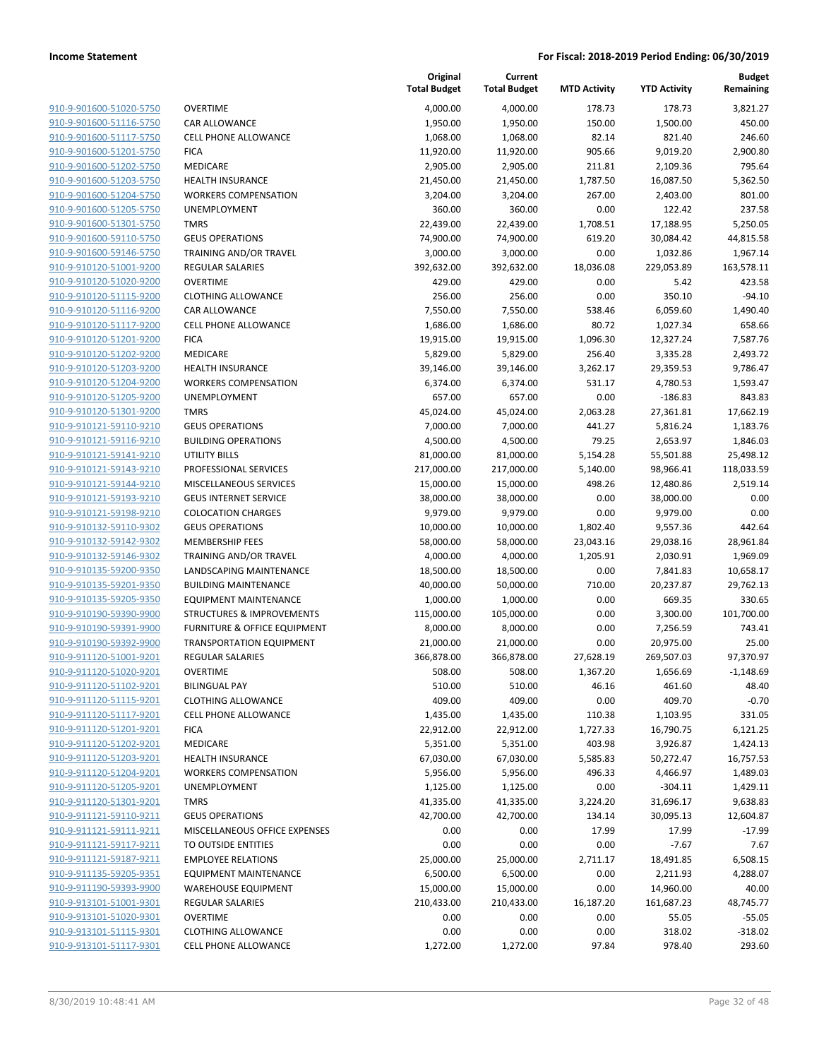| | | Original Total Budget | Current Total Budget | MTD Activity | YTD Activity | Budget Remaining |
|---|---|---|---|---|---|---|
| 910-9-901600-51020-5750 | OVERTIME | 4,000.00 | 4,000.00 | 178.73 | 178.73 | 3,821.27 |
| 910-9-901600-51116-5750 | CAR ALLOWANCE | 1,950.00 | 1,950.00 | 150.00 | 1,500.00 | 450.00 |
| 910-9-901600-51117-5750 | CELL PHONE ALLOWANCE | 1,068.00 | 1,068.00 | 82.14 | 821.40 | 246.60 |
| 910-9-901600-51201-5750 | FICA | 11,920.00 | 11,920.00 | 905.66 | 9,019.20 | 2,900.80 |
| 910-9-901600-51202-5750 | MEDICARE | 2,905.00 | 2,905.00 | 211.81 | 2,109.36 | 795.64 |
| 910-9-901600-51203-5750 | HEALTH INSURANCE | 21,450.00 | 21,450.00 | 1,787.50 | 16,087.50 | 5,362.50 |
| 910-9-901600-51204-5750 | WORKERS COMPENSATION | 3,204.00 | 3,204.00 | 267.00 | 2,403.00 | 801.00 |
| 910-9-901600-51205-5750 | UNEMPLOYMENT | 360.00 | 360.00 | 0.00 | 122.42 | 237.58 |
| 910-9-901600-51301-5750 | TMRS | 22,439.00 | 22,439.00 | 1,708.51 | 17,188.95 | 5,250.05 |
| 910-9-901600-59110-5750 | GEUS OPERATIONS | 74,900.00 | 74,900.00 | 619.20 | 30,084.42 | 44,815.58 |
| 910-9-901600-59146-5750 | TRAINING AND/OR TRAVEL | 3,000.00 | 3,000.00 | 0.00 | 1,032.86 | 1,967.14 |
| 910-9-910120-51001-9200 | REGULAR SALARIES | 392,632.00 | 392,632.00 | 18,036.08 | 229,053.89 | 163,578.11 |
| 910-9-910120-51020-9200 | OVERTIME | 429.00 | 429.00 | 0.00 | 5.42 | 423.58 |
| 910-9-910120-51115-9200 | CLOTHING ALLOWANCE | 256.00 | 256.00 | 0.00 | 350.10 | -94.10 |
| 910-9-910120-51116-9200 | CAR ALLOWANCE | 7,550.00 | 7,550.00 | 538.46 | 6,059.60 | 1,490.40 |
| 910-9-910120-51117-9200 | CELL PHONE ALLOWANCE | 1,686.00 | 1,686.00 | 80.72 | 1,027.34 | 658.66 |
| 910-9-910120-51201-9200 | FICA | 19,915.00 | 19,915.00 | 1,096.30 | 12,327.24 | 7,587.76 |
| 910-9-910120-51202-9200 | MEDICARE | 5,829.00 | 5,829.00 | 256.40 | 3,335.28 | 2,493.72 |
| 910-9-910120-51203-9200 | HEALTH INSURANCE | 39,146.00 | 39,146.00 | 3,262.17 | 29,359.53 | 9,786.47 |
| 910-9-910120-51204-9200 | WORKERS COMPENSATION | 6,374.00 | 6,374.00 | 531.17 | 4,780.53 | 1,593.47 |
| 910-9-910120-51205-9200 | UNEMPLOYMENT | 657.00 | 657.00 | 0.00 | -186.83 | 843.83 |
| 910-9-910120-51301-9200 | TMRS | 45,024.00 | 45,024.00 | 2,063.28 | 27,361.81 | 17,662.19 |
| 910-9-910121-59110-9210 | GEUS OPERATIONS | 7,000.00 | 7,000.00 | 441.27 | 5,816.24 | 1,183.76 |
| 910-9-910121-59116-9210 | BUILDING OPERATIONS | 4,500.00 | 4,500.00 | 79.25 | 2,653.97 | 1,846.03 |
| 910-9-910121-59141-9210 | UTILITY BILLS | 81,000.00 | 81,000.00 | 5,154.28 | 55,501.88 | 25,498.12 |
| 910-9-910121-59143-9210 | PROFESSIONAL SERVICES | 217,000.00 | 217,000.00 | 5,140.00 | 98,966.41 | 118,033.59 |
| 910-9-910121-59144-9210 | MISCELLANEOUS SERVICES | 15,000.00 | 15,000.00 | 498.26 | 12,480.86 | 2,519.14 |
| 910-9-910121-59193-9210 | GEUS INTERNET SERVICE | 38,000.00 | 38,000.00 | 0.00 | 38,000.00 | 0.00 |
| 910-9-910121-59198-9210 | COLOCATION CHARGES | 9,979.00 | 9,979.00 | 0.00 | 9,979.00 | 0.00 |
| 910-9-910132-59110-9302 | GEUS OPERATIONS | 10,000.00 | 10,000.00 | 1,802.40 | 9,557.36 | 442.64 |
| 910-9-910132-59142-9302 | MEMBERSHIP FEES | 58,000.00 | 58,000.00 | 23,043.16 | 29,038.16 | 28,961.84 |
| 910-9-910132-59146-9302 | TRAINING AND/OR TRAVEL | 4,000.00 | 4,000.00 | 1,205.91 | 2,030.91 | 1,969.09 |
| 910-9-910135-59200-9350 | LANDSCAPING MAINTENANCE | 18,500.00 | 18,500.00 | 0.00 | 7,841.83 | 10,658.17 |
| 910-9-910135-59201-9350 | BUILDING MAINTENANCE | 40,000.00 | 50,000.00 | 710.00 | 20,237.87 | 29,762.13 |
| 910-9-910135-59205-9350 | EQUIPMENT MAINTENANCE | 1,000.00 | 1,000.00 | 0.00 | 669.35 | 330.65 |
| 910-9-910190-59390-9900 | STRUCTURES & IMPROVEMENTS | 115,000.00 | 105,000.00 | 0.00 | 3,300.00 | 101,700.00 |
| 910-9-910190-59391-9900 | FURNITURE & OFFICE EQUIPMENT | 8,000.00 | 8,000.00 | 0.00 | 7,256.59 | 743.41 |
| 910-9-910190-59392-9900 | TRANSPORTATION EQUIPMENT | 21,000.00 | 21,000.00 | 0.00 | 20,975.00 | 25.00 |
| 910-9-911120-51001-9201 | REGULAR SALARIES | 366,878.00 | 366,878.00 | 27,628.19 | 269,507.03 | 97,370.97 |
| 910-9-911120-51020-9201 | OVERTIME | 508.00 | 508.00 | 1,367.20 | 1,656.69 | -1,148.69 |
| 910-9-911120-51102-9201 | BILINGUAL PAY | 510.00 | 510.00 | 46.16 | 461.60 | 48.40 |
| 910-9-911120-51115-9201 | CLOTHING ALLOWANCE | 409.00 | 409.00 | 0.00 | 409.70 | -0.70 |
| 910-9-911120-51117-9201 | CELL PHONE ALLOWANCE | 1,435.00 | 1,435.00 | 110.38 | 1,103.95 | 331.05 |
| 910-9-911120-51201-9201 | FICA | 22,912.00 | 22,912.00 | 1,727.33 | 16,790.75 | 6,121.25 |
| 910-9-911120-51202-9201 | MEDICARE | 5,351.00 | 5,351.00 | 403.98 | 3,926.87 | 1,424.13 |
| 910-9-911120-51203-9201 | HEALTH INSURANCE | 67,030.00 | 67,030.00 | 5,585.83 | 50,272.47 | 16,757.53 |
| 910-9-911120-51204-9201 | WORKERS COMPENSATION | 5,956.00 | 5,956.00 | 496.33 | 4,466.97 | 1,489.03 |
| 910-9-911120-51205-9201 | UNEMPLOYMENT | 1,125.00 | 1,125.00 | 0.00 | -304.11 | 1,429.11 |
| 910-9-911120-51301-9201 | TMRS | 41,335.00 | 41,335.00 | 3,224.20 | 31,696.17 | 9,638.83 |
| 910-9-911121-59110-9211 | GEUS OPERATIONS | 42,700.00 | 42,700.00 | 134.14 | 30,095.13 | 12,604.87 |
| 910-9-911121-59111-9211 | MISCELLANEOUS OFFICE EXPENSES | 0.00 | 0.00 | 17.99 | 17.99 | -17.99 |
| 910-9-911121-59117-9211 | TO OUTSIDE ENTITIES | 0.00 | 0.00 | 0.00 | -7.67 | 7.67 |
| 910-9-911121-59187-9211 | EMPLOYEE RELATIONS | 25,000.00 | 25,000.00 | 2,711.17 | 18,491.85 | 6,508.15 |
| 910-9-911135-59205-9351 | EQUIPMENT MAINTENANCE | 6,500.00 | 6,500.00 | 0.00 | 2,211.93 | 4,288.07 |
| 910-9-911190-59393-9900 | WAREHOUSE EQUIPMENT | 15,000.00 | 15,000.00 | 0.00 | 14,960.00 | 40.00 |
| 910-9-913101-51001-9301 | REGULAR SALARIES | 210,433.00 | 210,433.00 | 16,187.20 | 161,687.23 | 48,745.77 |
| 910-9-913101-51020-9301 | OVERTIME | 0.00 | 0.00 | 0.00 | 55.05 | -55.05 |
| 910-9-913101-51115-9301 | CLOTHING ALLOWANCE | 0.00 | 0.00 | 0.00 | 318.02 | -318.02 |
| 910-9-913101-51117-9301 | CELL PHONE ALLOWANCE | 1,272.00 | 1,272.00 | 97.84 | 978.40 | 293.60 |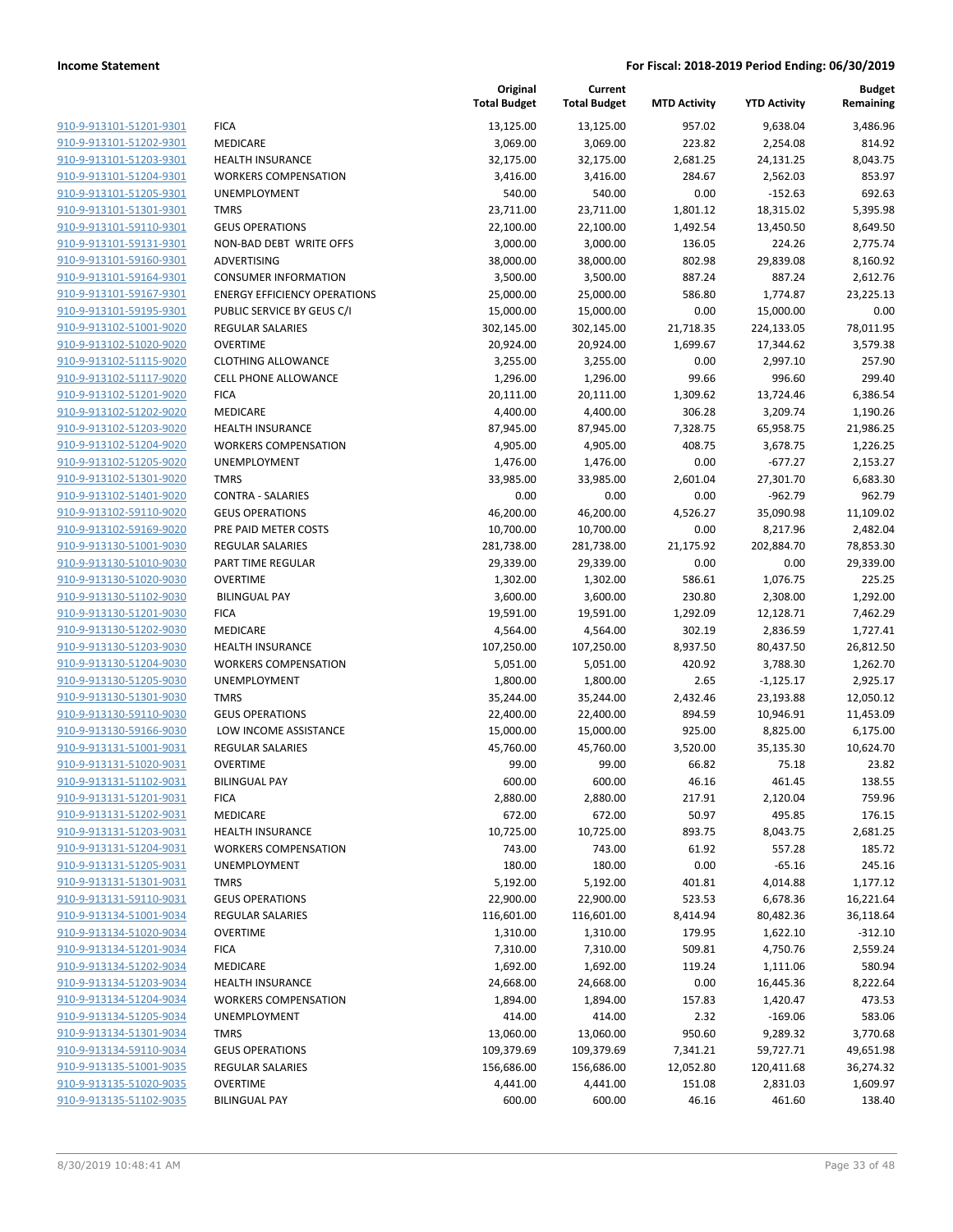**Income Statement** **For Fiscal: 2018-2019 Period Ending: 06/30/2019**

| | | Original Total Budget | Current Total Budget | MTD Activity | YTD Activity | Budget Remaining |
|---|---|---|---|---|---|---|
| 910-9-913101-51201-9301 | FICA | 13,125.00 | 13,125.00 | 957.02 | 9,638.04 | 3,486.96 |
| 910-9-913101-51202-9301 | MEDICARE | 3,069.00 | 3,069.00 | 223.82 | 2,254.08 | 814.92 |
| 910-9-913101-51203-9301 | HEALTH INSURANCE | 32,175.00 | 32,175.00 | 2,681.25 | 24,131.25 | 8,043.75 |
| 910-9-913101-51204-9301 | WORKERS COMPENSATION | 3,416.00 | 3,416.00 | 284.67 | 2,562.03 | 853.97 |
| 910-9-913101-51205-9301 | UNEMPLOYMENT | 540.00 | 540.00 | 0.00 | -152.63 | 692.63 |
| 910-9-913101-51301-9301 | TMRS | 23,711.00 | 23,711.00 | 1,801.12 | 18,315.02 | 5,395.98 |
| 910-9-913101-59110-9301 | GEUS OPERATIONS | 22,100.00 | 22,100.00 | 1,492.54 | 13,450.50 | 8,649.50 |
| 910-9-913101-59131-9301 | NON-BAD DEBT WRITE OFFS | 3,000.00 | 3,000.00 | 136.05 | 224.26 | 2,775.74 |
| 910-9-913101-59160-9301 | ADVERTISING | 38,000.00 | 38,000.00 | 802.98 | 29,839.08 | 8,160.92 |
| 910-9-913101-59164-9301 | CONSUMER INFORMATION | 3,500.00 | 3,500.00 | 887.24 | 887.24 | 2,612.76 |
| 910-9-913101-59167-9301 | ENERGY EFFICIENCY OPERATIONS | 25,000.00 | 25,000.00 | 586.80 | 1,774.87 | 23,225.13 |
| 910-9-913101-59195-9301 | PUBLIC SERVICE BY GEUS C/I | 15,000.00 | 15,000.00 | 0.00 | 15,000.00 | 0.00 |
| 910-9-913102-51001-9020 | REGULAR SALARIES | 302,145.00 | 302,145.00 | 21,718.35 | 224,133.05 | 78,011.95 |
| 910-9-913102-51020-9020 | OVERTIME | 20,924.00 | 20,924.00 | 1,699.67 | 17,344.62 | 3,579.38 |
| 910-9-913102-51115-9020 | CLOTHING ALLOWANCE | 3,255.00 | 3,255.00 | 0.00 | 2,997.10 | 257.90 |
| 910-9-913102-51117-9020 | CELL PHONE ALLOWANCE | 1,296.00 | 1,296.00 | 99.66 | 996.60 | 299.40 |
| 910-9-913102-51201-9020 | FICA | 20,111.00 | 20,111.00 | 1,309.62 | 13,724.46 | 6,386.54 |
| 910-9-913102-51202-9020 | MEDICARE | 4,400.00 | 4,400.00 | 306.28 | 3,209.74 | 1,190.26 |
| 910-9-913102-51203-9020 | HEALTH INSURANCE | 87,945.00 | 87,945.00 | 7,328.75 | 65,958.75 | 21,986.25 |
| 910-9-913102-51204-9020 | WORKERS COMPENSATION | 4,905.00 | 4,905.00 | 408.75 | 3,678.75 | 1,226.25 |
| 910-9-913102-51205-9020 | UNEMPLOYMENT | 1,476.00 | 1,476.00 | 0.00 | -677.27 | 2,153.27 |
| 910-9-913102-51301-9020 | TMRS | 33,985.00 | 33,985.00 | 2,601.04 | 27,301.70 | 6,683.30 |
| 910-9-913102-51401-9020 | CONTRA - SALARIES | 0.00 | 0.00 | 0.00 | -962.79 | 962.79 |
| 910-9-913102-59110-9020 | GEUS OPERATIONS | 46,200.00 | 46,200.00 | 4,526.27 | 35,090.98 | 11,109.02 |
| 910-9-913102-59169-9020 | PRE PAID METER COSTS | 10,700.00 | 10,700.00 | 0.00 | 8,217.96 | 2,482.04 |
| 910-9-913130-51001-9030 | REGULAR SALARIES | 281,738.00 | 281,738.00 | 21,175.92 | 202,884.70 | 78,853.30 |
| 910-9-913130-51010-9030 | PART TIME REGULAR | 29,339.00 | 29,339.00 | 0.00 | 0.00 | 29,339.00 |
| 910-9-913130-51020-9030 | OVERTIME | 1,302.00 | 1,302.00 | 586.61 | 1,076.75 | 225.25 |
| 910-9-913130-51102-9030 | BILINGUAL PAY | 3,600.00 | 3,600.00 | 230.80 | 2,308.00 | 1,292.00 |
| 910-9-913130-51201-9030 | FICA | 19,591.00 | 19,591.00 | 1,292.09 | 12,128.71 | 7,462.29 |
| 910-9-913130-51202-9030 | MEDICARE | 4,564.00 | 4,564.00 | 302.19 | 2,836.59 | 1,727.41 |
| 910-9-913130-51203-9030 | HEALTH INSURANCE | 107,250.00 | 107,250.00 | 8,937.50 | 80,437.50 | 26,812.50 |
| 910-9-913130-51204-9030 | WORKERS COMPENSATION | 5,051.00 | 5,051.00 | 420.92 | 3,788.30 | 1,262.70 |
| 910-9-913130-51205-9030 | UNEMPLOYMENT | 1,800.00 | 1,800.00 | 2.65 | -1,125.17 | 2,925.17 |
| 910-9-913130-51301-9030 | TMRS | 35,244.00 | 35,244.00 | 2,432.46 | 23,193.88 | 12,050.12 |
| 910-9-913130-59110-9030 | GEUS OPERATIONS | 22,400.00 | 22,400.00 | 894.59 | 10,946.91 | 11,453.09 |
| 910-9-913130-59166-9030 | LOW INCOME ASSISTANCE | 15,000.00 | 15,000.00 | 925.00 | 8,825.00 | 6,175.00 |
| 910-9-913131-51001-9031 | REGULAR SALARIES | 45,760.00 | 45,760.00 | 3,520.00 | 35,135.30 | 10,624.70 |
| 910-9-913131-51020-9031 | OVERTIME | 99.00 | 99.00 | 66.82 | 75.18 | 23.82 |
| 910-9-913131-51102-9031 | BILINGUAL PAY | 600.00 | 600.00 | 46.16 | 461.45 | 138.55 |
| 910-9-913131-51201-9031 | FICA | 2,880.00 | 2,880.00 | 217.91 | 2,120.04 | 759.96 |
| 910-9-913131-51202-9031 | MEDICARE | 672.00 | 672.00 | 50.97 | 495.85 | 176.15 |
| 910-9-913131-51203-9031 | HEALTH INSURANCE | 10,725.00 | 10,725.00 | 893.75 | 8,043.75 | 2,681.25 |
| 910-9-913131-51204-9031 | WORKERS COMPENSATION | 743.00 | 743.00 | 61.92 | 557.28 | 185.72 |
| 910-9-913131-51205-9031 | UNEMPLOYMENT | 180.00 | 180.00 | 0.00 | -65.16 | 245.16 |
| 910-9-913131-51301-9031 | TMRS | 5,192.00 | 5,192.00 | 401.81 | 4,014.88 | 1,177.12 |
| 910-9-913131-59110-9031 | GEUS OPERATIONS | 22,900.00 | 22,900.00 | 523.53 | 6,678.36 | 16,221.64 |
| 910-9-913134-51001-9034 | REGULAR SALARIES | 116,601.00 | 116,601.00 | 8,414.94 | 80,482.36 | 36,118.64 |
| 910-9-913134-51020-9034 | OVERTIME | 1,310.00 | 1,310.00 | 179.95 | 1,622.10 | -312.10 |
| 910-9-913134-51201-9034 | FICA | 7,310.00 | 7,310.00 | 509.81 | 4,750.76 | 2,559.24 |
| 910-9-913134-51202-9034 | MEDICARE | 1,692.00 | 1,692.00 | 119.24 | 1,111.06 | 580.94 |
| 910-9-913134-51203-9034 | HEALTH INSURANCE | 24,668.00 | 24,668.00 | 0.00 | 16,445.36 | 8,222.64 |
| 910-9-913134-51204-9034 | WORKERS COMPENSATION | 1,894.00 | 1,894.00 | 157.83 | 1,420.47 | 473.53 |
| 910-9-913134-51205-9034 | UNEMPLOYMENT | 414.00 | 414.00 | 2.32 | -169.06 | 583.06 |
| 910-9-913134-51301-9034 | TMRS | 13,060.00 | 13,060.00 | 950.60 | 9,289.32 | 3,770.68 |
| 910-9-913134-59110-9034 | GEUS OPERATIONS | 109,379.69 | 109,379.69 | 7,341.21 | 59,727.71 | 49,651.98 |
| 910-9-913135-51001-9035 | REGULAR SALARIES | 156,686.00 | 156,686.00 | 12,052.80 | 120,411.68 | 36,274.32 |
| 910-9-913135-51020-9035 | OVERTIME | 4,441.00 | 4,441.00 | 151.08 | 2,831.03 | 1,609.97 |
| 910-9-913135-51102-9035 | BILINGUAL PAY | 600.00 | 600.00 | 46.16 | 461.60 | 138.40 |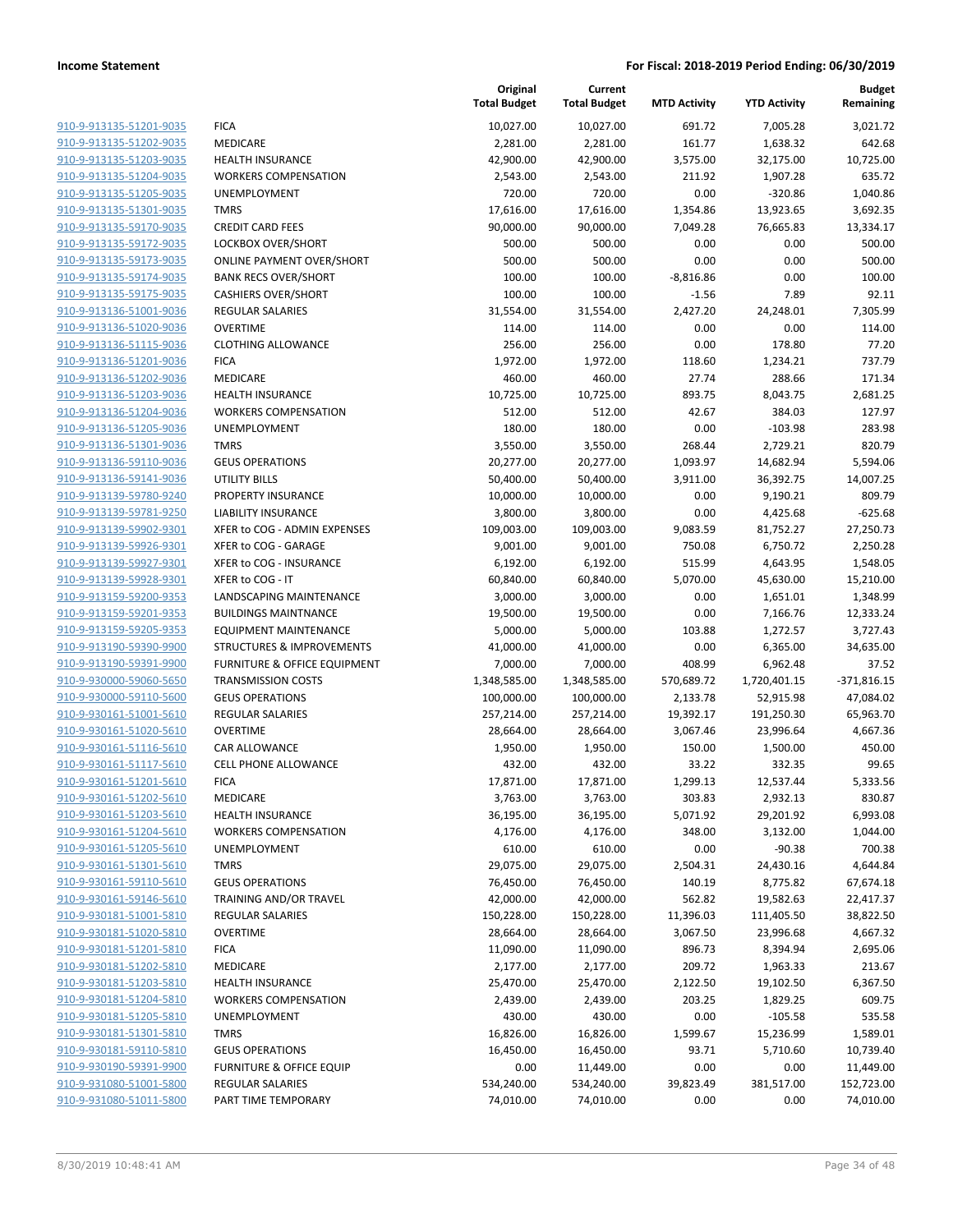| | | Original Total Budget | Current Total Budget | MTD Activity | YTD Activity | Budget Remaining |
|---|---|---|---|---|---|---|
| 910-9-913135-51201-9035 | FICA | 10,027.00 | 10,027.00 | 691.72 | 7,005.28 | 3,021.72 |
| 910-9-913135-51202-9035 | MEDICARE | 2,281.00 | 2,281.00 | 161.77 | 1,638.32 | 642.68 |
| 910-9-913135-51203-9035 | HEALTH INSURANCE | 42,900.00 | 42,900.00 | 3,575.00 | 32,175.00 | 10,725.00 |
| 910-9-913135-51204-9035 | WORKERS COMPENSATION | 2,543.00 | 2,543.00 | 211.92 | 1,907.28 | 635.72 |
| 910-9-913135-51205-9035 | UNEMPLOYMENT | 720.00 | 720.00 | 0.00 | -320.86 | 1,040.86 |
| 910-9-913135-51301-9035 | TMRS | 17,616.00 | 17,616.00 | 1,354.86 | 13,923.65 | 3,692.35 |
| 910-9-913135-59170-9035 | CREDIT CARD FEES | 90,000.00 | 90,000.00 | 7,049.28 | 76,665.83 | 13,334.17 |
| 910-9-913135-59172-9035 | LOCKBOX OVER/SHORT | 500.00 | 500.00 | 0.00 | 0.00 | 500.00 |
| 910-9-913135-59173-9035 | ONLINE PAYMENT OVER/SHORT | 500.00 | 500.00 | 0.00 | 0.00 | 500.00 |
| 910-9-913135-59174-9035 | BANK RECS OVER/SHORT | 100.00 | 100.00 | -8,816.86 | 0.00 | 100.00 |
| 910-9-913135-59175-9035 | CASHIERS OVER/SHORT | 100.00 | 100.00 | -1.56 | 7.89 | 92.11 |
| 910-9-913136-51001-9036 | REGULAR SALARIES | 31,554.00 | 31,554.00 | 2,427.20 | 24,248.01 | 7,305.99 |
| 910-9-913136-51020-9036 | OVERTIME | 114.00 | 114.00 | 0.00 | 0.00 | 114.00 |
| 910-9-913136-51115-9036 | CLOTHING ALLOWANCE | 256.00 | 256.00 | 0.00 | 178.80 | 77.20 |
| 910-9-913136-51201-9036 | FICA | 1,972.00 | 1,972.00 | 118.60 | 1,234.21 | 737.79 |
| 910-9-913136-51202-9036 | MEDICARE | 460.00 | 460.00 | 27.74 | 288.66 | 171.34 |
| 910-9-913136-51203-9036 | HEALTH INSURANCE | 10,725.00 | 10,725.00 | 893.75 | 8,043.75 | 2,681.25 |
| 910-9-913136-51204-9036 | WORKERS COMPENSATION | 512.00 | 512.00 | 42.67 | 384.03 | 127.97 |
| 910-9-913136-51205-9036 | UNEMPLOYMENT | 180.00 | 180.00 | 0.00 | -103.98 | 283.98 |
| 910-9-913136-51301-9036 | TMRS | 3,550.00 | 3,550.00 | 268.44 | 2,729.21 | 820.79 |
| 910-9-913136-59110-9036 | GEUS OPERATIONS | 20,277.00 | 20,277.00 | 1,093.97 | 14,682.94 | 5,594.06 |
| 910-9-913136-59141-9036 | UTILITY BILLS | 50,400.00 | 50,400.00 | 3,911.00 | 36,392.75 | 14,007.25 |
| 910-9-913139-59780-9240 | PROPERTY INSURANCE | 10,000.00 | 10,000.00 | 0.00 | 9,190.21 | 809.79 |
| 910-9-913139-59781-9250 | LIABILITY INSURANCE | 3,800.00 | 3,800.00 | 0.00 | 4,425.68 | -625.68 |
| 910-9-913139-59902-9301 | XFER to COG - ADMIN EXPENSES | 109,003.00 | 109,003.00 | 9,083.59 | 81,752.27 | 27,250.73 |
| 910-9-913139-59926-9301 | XFER to COG - GARAGE | 9,001.00 | 9,001.00 | 750.08 | 6,750.72 | 2,250.28 |
| 910-9-913139-59927-9301 | XFER to COG - INSURANCE | 6,192.00 | 6,192.00 | 515.99 | 4,643.95 | 1,548.05 |
| 910-9-913139-59928-9301 | XFER to COG - IT | 60,840.00 | 60,840.00 | 5,070.00 | 45,630.00 | 15,210.00 |
| 910-9-913159-59200-9353 | LANDSCAPING MAINTENANCE | 3,000.00 | 3,000.00 | 0.00 | 1,651.01 | 1,348.99 |
| 910-9-913159-59201-9353 | BUILDINGS MAINTNANCE | 19,500.00 | 19,500.00 | 0.00 | 7,166.76 | 12,333.24 |
| 910-9-913159-59205-9353 | EQUIPMENT MAINTENANCE | 5,000.00 | 5,000.00 | 103.88 | 1,272.57 | 3,727.43 |
| 910-9-913190-59390-9900 | STRUCTURES & IMPROVEMENTS | 41,000.00 | 41,000.00 | 0.00 | 6,365.00 | 34,635.00 |
| 910-9-913190-59391-9900 | FURNITURE & OFFICE EQUIPMENT | 7,000.00 | 7,000.00 | 408.99 | 6,962.48 | 37.52 |
| 910-9-930000-59060-5650 | TRANSMISSION COSTS | 1,348,585.00 | 1,348,585.00 | 570,689.72 | 1,720,401.15 | -371,816.15 |
| 910-9-930000-59110-5600 | GEUS OPERATIONS | 100,000.00 | 100,000.00 | 2,133.78 | 52,915.98 | 47,084.02 |
| 910-9-930161-51001-5610 | REGULAR SALARIES | 257,214.00 | 257,214.00 | 19,392.17 | 191,250.30 | 65,963.70 |
| 910-9-930161-51020-5610 | OVERTIME | 28,664.00 | 28,664.00 | 3,067.46 | 23,996.64 | 4,667.36 |
| 910-9-930161-51116-5610 | CAR ALLOWANCE | 1,950.00 | 1,950.00 | 150.00 | 1,500.00 | 450.00 |
| 910-9-930161-51117-5610 | CELL PHONE ALLOWANCE | 432.00 | 432.00 | 33.22 | 332.35 | 99.65 |
| 910-9-930161-51201-5610 | FICA | 17,871.00 | 17,871.00 | 1,299.13 | 12,537.44 | 5,333.56 |
| 910-9-930161-51202-5610 | MEDICARE | 3,763.00 | 3,763.00 | 303.83 | 2,932.13 | 830.87 |
| 910-9-930161-51203-5610 | HEALTH INSURANCE | 36,195.00 | 36,195.00 | 5,071.92 | 29,201.92 | 6,993.08 |
| 910-9-930161-51204-5610 | WORKERS COMPENSATION | 4,176.00 | 4,176.00 | 348.00 | 3,132.00 | 1,044.00 |
| 910-9-930161-51205-5610 | UNEMPLOYMENT | 610.00 | 610.00 | 0.00 | -90.38 | 700.38 |
| 910-9-930161-51301-5610 | TMRS | 29,075.00 | 29,075.00 | 2,504.31 | 24,430.16 | 4,644.84 |
| 910-9-930161-59110-5610 | GEUS OPERATIONS | 76,450.00 | 76,450.00 | 140.19 | 8,775.82 | 67,674.18 |
| 910-9-930161-59146-5610 | TRAINING AND/OR TRAVEL | 42,000.00 | 42,000.00 | 562.82 | 19,582.63 | 22,417.37 |
| 910-9-930181-51001-5810 | REGULAR SALARIES | 150,228.00 | 150,228.00 | 11,396.03 | 111,405.50 | 38,822.50 |
| 910-9-930181-51020-5810 | OVERTIME | 28,664.00 | 28,664.00 | 3,067.50 | 23,996.68 | 4,667.32 |
| 910-9-930181-51201-5810 | FICA | 11,090.00 | 11,090.00 | 896.73 | 8,394.94 | 2,695.06 |
| 910-9-930181-51202-5810 | MEDICARE | 2,177.00 | 2,177.00 | 209.72 | 1,963.33 | 213.67 |
| 910-9-930181-51203-5810 | HEALTH INSURANCE | 25,470.00 | 25,470.00 | 2,122.50 | 19,102.50 | 6,367.50 |
| 910-9-930181-51204-5810 | WORKERS COMPENSATION | 2,439.00 | 2,439.00 | 203.25 | 1,829.25 | 609.75 |
| 910-9-930181-51205-5810 | UNEMPLOYMENT | 430.00 | 430.00 | 0.00 | -105.58 | 535.58 |
| 910-9-930181-51301-5810 | TMRS | 16,826.00 | 16,826.00 | 1,599.67 | 15,236.99 | 1,589.01 |
| 910-9-930181-59110-5810 | GEUS OPERATIONS | 16,450.00 | 16,450.00 | 93.71 | 5,710.60 | 10,739.40 |
| 910-9-930190-59391-9900 | FURNITURE & OFFICE EQUIP | 0.00 | 11,449.00 | 0.00 | 0.00 | 11,449.00 |
| 910-9-931080-51001-5800 | REGULAR SALARIES | 534,240.00 | 534,240.00 | 39,823.49 | 381,517.00 | 152,723.00 |
| 910-9-931080-51011-5800 | PART TIME TEMPORARY | 74,010.00 | 74,010.00 | 0.00 | 0.00 | 74,010.00 |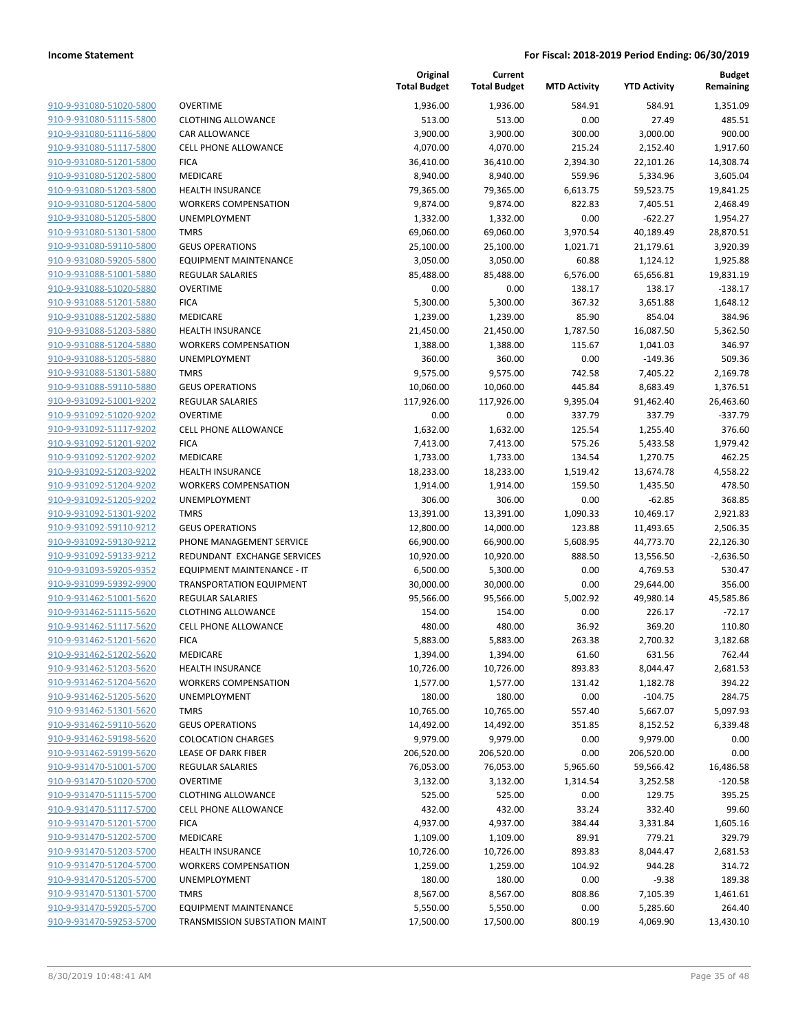**Income Statement** | **For Fiscal: 2018-2019 Period Ending: 06/30/2019**

| | | Original Total Budget | Current Total Budget | MTD Activity | YTD Activity | Budget Remaining |
|---|---|---|---|---|---|---|
| 910-9-931080-51020-5800 | OVERTIME | 1,936.00 | 1,936.00 | 584.91 | 584.91 | 1,351.09 |
| 910-9-931080-51115-5800 | CLOTHING ALLOWANCE | 513.00 | 513.00 | 0.00 | 27.49 | 485.51 |
| 910-9-931080-51116-5800 | CAR ALLOWANCE | 3,900.00 | 3,900.00 | 300.00 | 3,000.00 | 900.00 |
| 910-9-931080-51117-5800 | CELL PHONE ALLOWANCE | 4,070.00 | 4,070.00 | 215.24 | 2,152.40 | 1,917.60 |
| 910-9-931080-51201-5800 | FICA | 36,410.00 | 36,410.00 | 2,394.30 | 22,101.26 | 14,308.74 |
| 910-9-931080-51202-5800 | MEDICARE | 8,940.00 | 8,940.00 | 559.96 | 5,334.96 | 3,605.04 |
| 910-9-931080-51203-5800 | HEALTH INSURANCE | 79,365.00 | 79,365.00 | 6,613.75 | 59,523.75 | 19,841.25 |
| 910-9-931080-51204-5800 | WORKERS COMPENSATION | 9,874.00 | 9,874.00 | 822.83 | 7,405.51 | 2,468.49 |
| 910-9-931080-51205-5800 | UNEMPLOYMENT | 1,332.00 | 1,332.00 | 0.00 | -622.27 | 1,954.27 |
| 910-9-931080-51301-5800 | TMRS | 69,060.00 | 69,060.00 | 3,970.54 | 40,189.49 | 28,870.51 |
| 910-9-931080-59110-5800 | GEUS OPERATIONS | 25,100.00 | 25,100.00 | 1,021.71 | 21,179.61 | 3,920.39 |
| 910-9-931080-59205-5800 | EQUIPMENT MAINTENANCE | 3,050.00 | 3,050.00 | 60.88 | 1,124.12 | 1,925.88 |
| 910-9-931088-51001-5880 | REGULAR SALARIES | 85,488.00 | 85,488.00 | 6,576.00 | 65,656.81 | 19,831.19 |
| 910-9-931088-51020-5880 | OVERTIME | 0.00 | 0.00 | 138.17 | 138.17 | -138.17 |
| 910-9-931088-51201-5880 | FICA | 5,300.00 | 5,300.00 | 367.32 | 3,651.88 | 1,648.12 |
| 910-9-931088-51202-5880 | MEDICARE | 1,239.00 | 1,239.00 | 85.90 | 854.04 | 384.96 |
| 910-9-931088-51203-5880 | HEALTH INSURANCE | 21,450.00 | 21,450.00 | 1,787.50 | 16,087.50 | 5,362.50 |
| 910-9-931088-51204-5880 | WORKERS COMPENSATION | 1,388.00 | 1,388.00 | 115.67 | 1,041.03 | 346.97 |
| 910-9-931088-51205-5880 | UNEMPLOYMENT | 360.00 | 360.00 | 0.00 | -149.36 | 509.36 |
| 910-9-931088-51301-5880 | TMRS | 9,575.00 | 9,575.00 | 742.58 | 7,405.22 | 2,169.78 |
| 910-9-931088-59110-5880 | GEUS OPERATIONS | 10,060.00 | 10,060.00 | 445.84 | 8,683.49 | 1,376.51 |
| 910-9-931092-51001-9202 | REGULAR SALARIES | 117,926.00 | 117,926.00 | 9,395.04 | 91,462.40 | 26,463.60 |
| 910-9-931092-51020-9202 | OVERTIME | 0.00 | 0.00 | 337.79 | 337.79 | -337.79 |
| 910-9-931092-51117-9202 | CELL PHONE ALLOWANCE | 1,632.00 | 1,632.00 | 125.54 | 1,255.40 | 376.60 |
| 910-9-931092-51201-9202 | FICA | 7,413.00 | 7,413.00 | 575.26 | 5,433.58 | 1,979.42 |
| 910-9-931092-51202-9202 | MEDICARE | 1,733.00 | 1,733.00 | 134.54 | 1,270.75 | 462.25 |
| 910-9-931092-51203-9202 | HEALTH INSURANCE | 18,233.00 | 18,233.00 | 1,519.42 | 13,674.78 | 4,558.22 |
| 910-9-931092-51204-9202 | WORKERS COMPENSATION | 1,914.00 | 1,914.00 | 159.50 | 1,435.50 | 478.50 |
| 910-9-931092-51205-9202 | UNEMPLOYMENT | 306.00 | 306.00 | 0.00 | -62.85 | 368.85 |
| 910-9-931092-51301-9202 | TMRS | 13,391.00 | 13,391.00 | 1,090.33 | 10,469.17 | 2,921.83 |
| 910-9-931092-59110-9212 | GEUS OPERATIONS | 12,800.00 | 14,000.00 | 123.88 | 11,493.65 | 2,506.35 |
| 910-9-931092-59130-9212 | PHONE MANAGEMENT SERVICE | 66,900.00 | 66,900.00 | 5,608.95 | 44,773.70 | 22,126.30 |
| 910-9-931092-59133-9212 | REDUNDANT EXCHANGE SERVICES | 10,920.00 | 10,920.00 | 888.50 | 13,556.50 | -2,636.50 |
| 910-9-931093-59205-9352 | EQUIPMENT MAINTENANCE - IT | 6,500.00 | 5,300.00 | 0.00 | 4,769.53 | 530.47 |
| 910-9-931099-59392-9900 | TRANSPORTATION EQUIPMENT | 30,000.00 | 30,000.00 | 0.00 | 29,644.00 | 356.00 |
| 910-9-931462-51001-5620 | REGULAR SALARIES | 95,566.00 | 95,566.00 | 5,002.92 | 49,980.14 | 45,585.86 |
| 910-9-931462-51115-5620 | CLOTHING ALLOWANCE | 154.00 | 154.00 | 0.00 | 226.17 | -72.17 |
| 910-9-931462-51117-5620 | CELL PHONE ALLOWANCE | 480.00 | 480.00 | 36.92 | 369.20 | 110.80 |
| 910-9-931462-51201-5620 | FICA | 5,883.00 | 5,883.00 | 263.38 | 2,700.32 | 3,182.68 |
| 910-9-931462-51202-5620 | MEDICARE | 1,394.00 | 1,394.00 | 61.60 | 631.56 | 762.44 |
| 910-9-931462-51203-5620 | HEALTH INSURANCE | 10,726.00 | 10,726.00 | 893.83 | 8,044.47 | 2,681.53 |
| 910-9-931462-51204-5620 | WORKERS COMPENSATION | 1,577.00 | 1,577.00 | 131.42 | 1,182.78 | 394.22 |
| 910-9-931462-51205-5620 | UNEMPLOYMENT | 180.00 | 180.00 | 0.00 | -104.75 | 284.75 |
| 910-9-931462-51301-5620 | TMRS | 10,765.00 | 10,765.00 | 557.40 | 5,667.07 | 5,097.93 |
| 910-9-931462-59110-5620 | GEUS OPERATIONS | 14,492.00 | 14,492.00 | 351.85 | 8,152.52 | 6,339.48 |
| 910-9-931462-59198-5620 | COLOCATION CHARGES | 9,979.00 | 9,979.00 | 0.00 | 9,979.00 | 0.00 |
| 910-9-931462-59199-5620 | LEASE OF DARK FIBER | 206,520.00 | 206,520.00 | 0.00 | 206,520.00 | 0.00 |
| 910-9-931470-51001-5700 | REGULAR SALARIES | 76,053.00 | 76,053.00 | 5,965.60 | 59,566.42 | 16,486.58 |
| 910-9-931470-51020-5700 | OVERTIME | 3,132.00 | 3,132.00 | 1,314.54 | 3,252.58 | -120.58 |
| 910-9-931470-51115-5700 | CLOTHING ALLOWANCE | 525.00 | 525.00 | 0.00 | 129.75 | 395.25 |
| 910-9-931470-51117-5700 | CELL PHONE ALLOWANCE | 432.00 | 432.00 | 33.24 | 332.40 | 99.60 |
| 910-9-931470-51201-5700 | FICA | 4,937.00 | 4,937.00 | 384.44 | 3,331.84 | 1,605.16 |
| 910-9-931470-51202-5700 | MEDICARE | 1,109.00 | 1,109.00 | 89.91 | 779.21 | 329.79 |
| 910-9-931470-51203-5700 | HEALTH INSURANCE | 10,726.00 | 10,726.00 | 893.83 | 8,044.47 | 2,681.53 |
| 910-9-931470-51204-5700 | WORKERS COMPENSATION | 1,259.00 | 1,259.00 | 104.92 | 944.28 | 314.72 |
| 910-9-931470-51205-5700 | UNEMPLOYMENT | 180.00 | 180.00 | 0.00 | -9.38 | 189.38 |
| 910-9-931470-51301-5700 | TMRS | 8,567.00 | 8,567.00 | 808.86 | 7,105.39 | 1,461.61 |
| 910-9-931470-59205-5700 | EQUIPMENT MAINTENANCE | 5,550.00 | 5,550.00 | 0.00 | 5,285.60 | 264.40 |
| 910-9-931470-59253-5700 | TRANSMISSION SUBSTATION MAINT | 17,500.00 | 17,500.00 | 800.19 | 4,069.90 | 13,430.10 |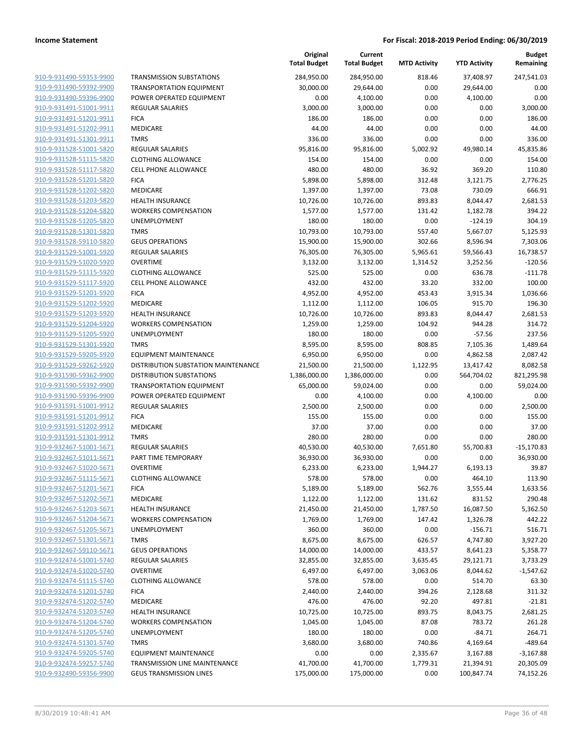**Income Statement** **For Fiscal: 2018-2019 Period Ending: 06/30/2019**

| | | Original Total Budget | Current Total Budget | MTD Activity | YTD Activity | Budget Remaining |
|---|---|---|---|---|---|---|
| 910-9-931490-59353-9900 | TRANSMISSION SUBSTATIONS | 284,950.00 | 284,950.00 | 818.46 | 37,408.97 | 247,541.03 |
| 910-9-931490-59392-9900 | TRANSPORTATION EQUIPMENT | 30,000.00 | 29,644.00 | 0.00 | 29,644.00 | 0.00 |
| 910-9-931490-59396-9900 | POWER OPERATED EQUIPMENT | 0.00 | 4,100.00 | 0.00 | 4,100.00 | 0.00 |
| 910-9-931491-51001-9911 | REGULAR SALARIES | 3,000.00 | 3,000.00 | 0.00 | 0.00 | 3,000.00 |
| 910-9-931491-51201-9911 | FICA | 186.00 | 186.00 | 0.00 | 0.00 | 186.00 |
| 910-9-931491-51202-9911 | MEDICARE | 44.00 | 44.00 | 0.00 | 0.00 | 44.00 |
| 910-9-931491-51301-9911 | TMRS | 336.00 | 336.00 | 0.00 | 0.00 | 336.00 |
| 910-9-931528-51001-5820 | REGULAR SALARIES | 95,816.00 | 95,816.00 | 5,002.92 | 49,980.14 | 45,835.86 |
| 910-9-931528-51115-5820 | CLOTHING ALLOWANCE | 154.00 | 154.00 | 0.00 | 0.00 | 154.00 |
| 910-9-931528-51117-5820 | CELL PHONE ALLOWANCE | 480.00 | 480.00 | 36.92 | 369.20 | 110.80 |
| 910-9-931528-51201-5820 | FICA | 5,898.00 | 5,898.00 | 312.48 | 3,121.75 | 2,776.25 |
| 910-9-931528-51202-5820 | MEDICARE | 1,397.00 | 1,397.00 | 73.08 | 730.09 | 666.91 |
| 910-9-931528-51203-5820 | HEALTH INSURANCE | 10,726.00 | 10,726.00 | 893.83 | 8,044.47 | 2,681.53 |
| 910-9-931528-51204-5820 | WORKERS COMPENSATION | 1,577.00 | 1,577.00 | 131.42 | 1,182.78 | 394.22 |
| 910-9-931528-51205-5820 | UNEMPLOYMENT | 180.00 | 180.00 | 0.00 | -124.19 | 304.19 |
| 910-9-931528-51301-5820 | TMRS | 10,793.00 | 10,793.00 | 557.40 | 5,667.07 | 5,125.93 |
| 910-9-931528-59110-5820 | GEUS OPERATIONS | 15,900.00 | 15,900.00 | 302.66 | 8,596.94 | 7,303.06 |
| 910-9-931529-51001-5920 | REGULAR SALARIES | 76,305.00 | 76,305.00 | 5,965.61 | 59,566.43 | 16,738.57 |
| 910-9-931529-51020-5920 | OVERTIME | 3,132.00 | 3,132.00 | 1,314.52 | 3,252.56 | -120.56 |
| 910-9-931529-51115-5920 | CLOTHING ALLOWANCE | 525.00 | 525.00 | 0.00 | 636.78 | -111.78 |
| 910-9-931529-51117-5920 | CELL PHONE ALLOWANCE | 432.00 | 432.00 | 33.20 | 332.00 | 100.00 |
| 910-9-931529-51201-5920 | FICA | 4,952.00 | 4,952.00 | 453.43 | 3,915.34 | 1,036.66 |
| 910-9-931529-51202-5920 | MEDICARE | 1,112.00 | 1,112.00 | 106.05 | 915.70 | 196.30 |
| 910-9-931529-51203-5920 | HEALTH INSURANCE | 10,726.00 | 10,726.00 | 893.83 | 8,044.47 | 2,681.53 |
| 910-9-931529-51204-5920 | WORKERS COMPENSATION | 1,259.00 | 1,259.00 | 104.92 | 944.28 | 314.72 |
| 910-9-931529-51205-5920 | UNEMPLOYMENT | 180.00 | 180.00 | 0.00 | -57.56 | 237.56 |
| 910-9-931529-51301-5920 | TMRS | 8,595.00 | 8,595.00 | 808.85 | 7,105.36 | 1,489.64 |
| 910-9-931529-59205-5920 | EQUIPMENT MAINTENANCE | 6,950.00 | 6,950.00 | 0.00 | 4,862.58 | 2,087.42 |
| 910-9-931529-59262-5920 | DISTRIBUTION SUBSTATION MAINTENANCE | 21,500.00 | 21,500.00 | 1,122.95 | 13,417.42 | 8,082.58 |
| 910-9-931590-59362-9900 | DISTRIBUTION SUBSTATIONS | 1,386,000.00 | 1,386,000.00 | 0.00 | 564,704.02 | 821,295.98 |
| 910-9-931590-59392-9900 | TRANSPORTATION EQUIPMENT | 65,000.00 | 59,024.00 | 0.00 | 0.00 | 59,024.00 |
| 910-9-931590-59396-9900 | POWER OPERATED EQUIPMENT | 0.00 | 4,100.00 | 0.00 | 4,100.00 | 0.00 |
| 910-9-931591-51001-9912 | REGULAR SALARIES | 2,500.00 | 2,500.00 | 0.00 | 0.00 | 2,500.00 |
| 910-9-931591-51201-9912 | FICA | 155.00 | 155.00 | 0.00 | 0.00 | 155.00 |
| 910-9-931591-51202-9912 | MEDICARE | 37.00 | 37.00 | 0.00 | 0.00 | 37.00 |
| 910-9-931591-51301-9912 | TMRS | 280.00 | 280.00 | 0.00 | 0.00 | 280.00 |
| 910-9-932467-51001-5671 | REGULAR SALARIES | 40,530.00 | 40,530.00 | 7,651.80 | 55,700.83 | -15,170.83 |
| 910-9-932467-51011-5671 | PART TIME TEMPORARY | 36,930.00 | 36,930.00 | 0.00 | 0.00 | 36,930.00 |
| 910-9-932467-51020-5671 | OVERTIME | 6,233.00 | 6,233.00 | 1,944.27 | 6,193.13 | 39.87 |
| 910-9-932467-51115-5671 | CLOTHING ALLOWANCE | 578.00 | 578.00 | 0.00 | 464.10 | 113.90 |
| 910-9-932467-51201-5671 | FICA | 5,189.00 | 5,189.00 | 562.76 | 3,555.44 | 1,633.56 |
| 910-9-932467-51202-5671 | MEDICARE | 1,122.00 | 1,122.00 | 131.62 | 831.52 | 290.48 |
| 910-9-932467-51203-5671 | HEALTH INSURANCE | 21,450.00 | 21,450.00 | 1,787.50 | 16,087.50 | 5,362.50 |
| 910-9-932467-51204-5671 | WORKERS COMPENSATION | 1,769.00 | 1,769.00 | 147.42 | 1,326.78 | 442.22 |
| 910-9-932467-51205-5671 | UNEMPLOYMENT | 360.00 | 360.00 | 0.00 | -156.71 | 516.71 |
| 910-9-932467-51301-5671 | TMRS | 8,675.00 | 8,675.00 | 626.57 | 4,747.80 | 3,927.20 |
| 910-9-932467-59110-5671 | GEUS OPERATIONS | 14,000.00 | 14,000.00 | 433.57 | 8,641.23 | 5,358.77 |
| 910-9-932474-51001-5740 | REGULAR SALARIES | 32,855.00 | 32,855.00 | 3,635.45 | 29,121.71 | 3,733.29 |
| 910-9-932474-51020-5740 | OVERTIME | 6,497.00 | 6,497.00 | 3,063.06 | 8,044.62 | -1,547.62 |
| 910-9-932474-51115-5740 | CLOTHING ALLOWANCE | 578.00 | 578.00 | 0.00 | 514.70 | 63.30 |
| 910-9-932474-51201-5740 | FICA | 2,440.00 | 2,440.00 | 394.26 | 2,128.68 | 311.32 |
| 910-9-932474-51202-5740 | MEDICARE | 476.00 | 476.00 | 92.20 | 497.81 | -21.81 |
| 910-9-932474-51203-5740 | HEALTH INSURANCE | 10,725.00 | 10,725.00 | 893.75 | 8,043.75 | 2,681.25 |
| 910-9-932474-51204-5740 | WORKERS COMPENSATION | 1,045.00 | 1,045.00 | 87.08 | 783.72 | 261.28 |
| 910-9-932474-51205-5740 | UNEMPLOYMENT | 180.00 | 180.00 | 0.00 | -84.71 | 264.71 |
| 910-9-932474-51301-5740 | TMRS | 3,680.00 | 3,680.00 | 740.86 | 4,169.64 | -489.64 |
| 910-9-932474-59205-5740 | EQUIPMENT MAINTENANCE | 0.00 | 0.00 | 2,335.67 | 3,167.88 | -3,167.88 |
| 910-9-932474-59257-5740 | TRANSMISSION LINE MAINTENANCE | 41,700.00 | 41,700.00 | 1,779.31 | 21,394.91 | 20,305.09 |
| 910-9-932490-59356-9900 | GEUS TRANSMISSION LINES | 175,000.00 | 175,000.00 | 0.00 | 100,847.74 | 74,152.26 |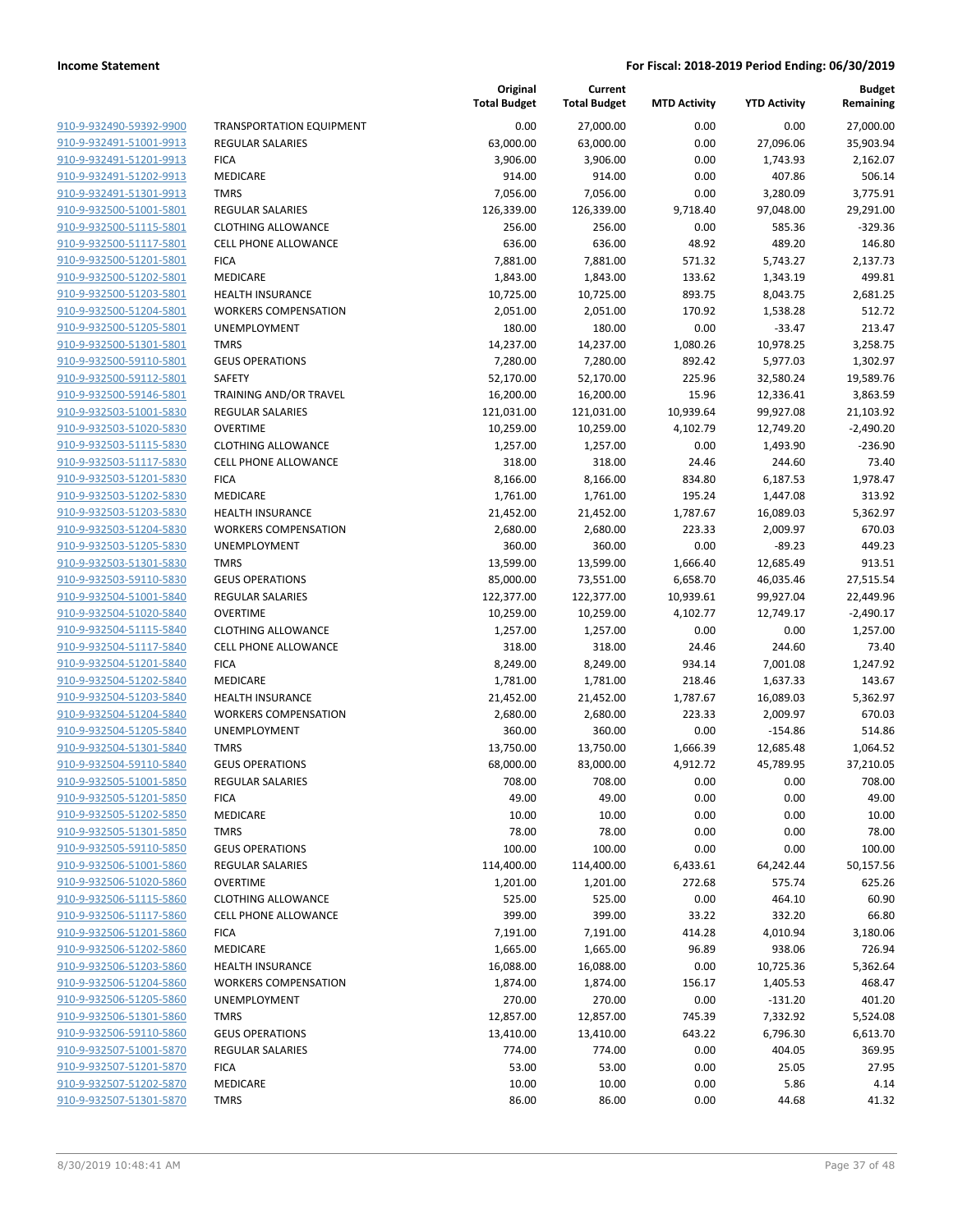| | | Original Total Budget | Current Total Budget | MTD Activity | YTD Activity | Budget Remaining |
|---|---|---|---|---|---|---|
| 910-9-932490-59392-9900 | TRANSPORTATION EQUIPMENT | 0.00 | 27,000.00 | 0.00 | 0.00 | 27,000.00 |
| 910-9-932491-51001-9913 | REGULAR SALARIES | 63,000.00 | 63,000.00 | 0.00 | 27,096.06 | 35,903.94 |
| 910-9-932491-51201-9913 | FICA | 3,906.00 | 3,906.00 | 0.00 | 1,743.93 | 2,162.07 |
| 910-9-932491-51202-9913 | MEDICARE | 914.00 | 914.00 | 0.00 | 407.86 | 506.14 |
| 910-9-932491-51301-9913 | TMRS | 7,056.00 | 7,056.00 | 0.00 | 3,280.09 | 3,775.91 |
| 910-9-932500-51001-5801 | REGULAR SALARIES | 126,339.00 | 126,339.00 | 9,718.40 | 97,048.00 | 29,291.00 |
| 910-9-932500-51115-5801 | CLOTHING ALLOWANCE | 256.00 | 256.00 | 0.00 | 585.36 | -329.36 |
| 910-9-932500-51117-5801 | CELL PHONE ALLOWANCE | 636.00 | 636.00 | 48.92 | 489.20 | 146.80 |
| 910-9-932500-51201-5801 | FICA | 7,881.00 | 7,881.00 | 571.32 | 5,743.27 | 2,137.73 |
| 910-9-932500-51202-5801 | MEDICARE | 1,843.00 | 1,843.00 | 133.62 | 1,343.19 | 499.81 |
| 910-9-932500-51203-5801 | HEALTH INSURANCE | 10,725.00 | 10,725.00 | 893.75 | 8,043.75 | 2,681.25 |
| 910-9-932500-51204-5801 | WORKERS COMPENSATION | 2,051.00 | 2,051.00 | 170.92 | 1,538.28 | 512.72 |
| 910-9-932500-51205-5801 | UNEMPLOYMENT | 180.00 | 180.00 | 0.00 | -33.47 | 213.47 |
| 910-9-932500-51301-5801 | TMRS | 14,237.00 | 14,237.00 | 1,080.26 | 10,978.25 | 3,258.75 |
| 910-9-932500-59110-5801 | GEUS OPERATIONS | 7,280.00 | 7,280.00 | 892.42 | 5,977.03 | 1,302.97 |
| 910-9-932500-59112-5801 | SAFETY | 52,170.00 | 52,170.00 | 225.96 | 32,580.24 | 19,589.76 |
| 910-9-932500-59146-5801 | TRAINING AND/OR TRAVEL | 16,200.00 | 16,200.00 | 15.96 | 12,336.41 | 3,863.59 |
| 910-9-932503-51001-5830 | REGULAR SALARIES | 121,031.00 | 121,031.00 | 10,939.64 | 99,927.08 | 21,103.92 |
| 910-9-932503-51020-5830 | OVERTIME | 10,259.00 | 10,259.00 | 4,102.79 | 12,749.20 | -2,490.20 |
| 910-9-932503-51115-5830 | CLOTHING ALLOWANCE | 1,257.00 | 1,257.00 | 0.00 | 1,493.90 | -236.90 |
| 910-9-932503-51117-5830 | CELL PHONE ALLOWANCE | 318.00 | 318.00 | 24.46 | 244.60 | 73.40 |
| 910-9-932503-51201-5830 | FICA | 8,166.00 | 8,166.00 | 834.80 | 6,187.53 | 1,978.47 |
| 910-9-932503-51202-5830 | MEDICARE | 1,761.00 | 1,761.00 | 195.24 | 1,447.08 | 313.92 |
| 910-9-932503-51203-5830 | HEALTH INSURANCE | 21,452.00 | 21,452.00 | 1,787.67 | 16,089.03 | 5,362.97 |
| 910-9-932503-51204-5830 | WORKERS COMPENSATION | 2,680.00 | 2,680.00 | 223.33 | 2,009.97 | 670.03 |
| 910-9-932503-51205-5830 | UNEMPLOYMENT | 360.00 | 360.00 | 0.00 | -89.23 | 449.23 |
| 910-9-932503-51301-5830 | TMRS | 13,599.00 | 13,599.00 | 1,666.40 | 12,685.49 | 913.51 |
| 910-9-932503-59110-5830 | GEUS OPERATIONS | 85,000.00 | 73,551.00 | 6,658.70 | 46,035.46 | 27,515.54 |
| 910-9-932504-51001-5840 | REGULAR SALARIES | 122,377.00 | 122,377.00 | 10,939.61 | 99,927.04 | 22,449.96 |
| 910-9-932504-51020-5840 | OVERTIME | 10,259.00 | 10,259.00 | 4,102.77 | 12,749.17 | -2,490.17 |
| 910-9-932504-51115-5840 | CLOTHING ALLOWANCE | 1,257.00 | 1,257.00 | 0.00 | 0.00 | 1,257.00 |
| 910-9-932504-51117-5840 | CELL PHONE ALLOWANCE | 318.00 | 318.00 | 24.46 | 244.60 | 73.40 |
| 910-9-932504-51201-5840 | FICA | 8,249.00 | 8,249.00 | 934.14 | 7,001.08 | 1,247.92 |
| 910-9-932504-51202-5840 | MEDICARE | 1,781.00 | 1,781.00 | 218.46 | 1,637.33 | 143.67 |
| 910-9-932504-51203-5840 | HEALTH INSURANCE | 21,452.00 | 21,452.00 | 1,787.67 | 16,089.03 | 5,362.97 |
| 910-9-932504-51204-5840 | WORKERS COMPENSATION | 2,680.00 | 2,680.00 | 223.33 | 2,009.97 | 670.03 |
| 910-9-932504-51205-5840 | UNEMPLOYMENT | 360.00 | 360.00 | 0.00 | -154.86 | 514.86 |
| 910-9-932504-51301-5840 | TMRS | 13,750.00 | 13,750.00 | 1,666.39 | 12,685.48 | 1,064.52 |
| 910-9-932504-59110-5840 | GEUS OPERATIONS | 68,000.00 | 83,000.00 | 4,912.72 | 45,789.95 | 37,210.05 |
| 910-9-932505-51001-5850 | REGULAR SALARIES | 708.00 | 708.00 | 0.00 | 0.00 | 708.00 |
| 910-9-932505-51201-5850 | FICA | 49.00 | 49.00 | 0.00 | 0.00 | 49.00 |
| 910-9-932505-51202-5850 | MEDICARE | 10.00 | 10.00 | 0.00 | 0.00 | 10.00 |
| 910-9-932505-51301-5850 | TMRS | 78.00 | 78.00 | 0.00 | 0.00 | 78.00 |
| 910-9-932505-59110-5850 | GEUS OPERATIONS | 100.00 | 100.00 | 0.00 | 0.00 | 100.00 |
| 910-9-932506-51001-5860 | REGULAR SALARIES | 114,400.00 | 114,400.00 | 6,433.61 | 64,242.44 | 50,157.56 |
| 910-9-932506-51020-5860 | OVERTIME | 1,201.00 | 1,201.00 | 272.68 | 575.74 | 625.26 |
| 910-9-932506-51115-5860 | CLOTHING ALLOWANCE | 525.00 | 525.00 | 0.00 | 464.10 | 60.90 |
| 910-9-932506-51117-5860 | CELL PHONE ALLOWANCE | 399.00 | 399.00 | 33.22 | 332.20 | 66.80 |
| 910-9-932506-51201-5860 | FICA | 7,191.00 | 7,191.00 | 414.28 | 4,010.94 | 3,180.06 |
| 910-9-932506-51202-5860 | MEDICARE | 1,665.00 | 1,665.00 | 96.89 | 938.06 | 726.94 |
| 910-9-932506-51203-5860 | HEALTH INSURANCE | 16,088.00 | 16,088.00 | 0.00 | 10,725.36 | 5,362.64 |
| 910-9-932506-51204-5860 | WORKERS COMPENSATION | 1,874.00 | 1,874.00 | 156.17 | 1,405.53 | 468.47 |
| 910-9-932506-51205-5860 | UNEMPLOYMENT | 270.00 | 270.00 | 0.00 | -131.20 | 401.20 |
| 910-9-932506-51301-5860 | TMRS | 12,857.00 | 12,857.00 | 745.39 | 7,332.92 | 5,524.08 |
| 910-9-932506-59110-5860 | GEUS OPERATIONS | 13,410.00 | 13,410.00 | 643.22 | 6,796.30 | 6,613.70 |
| 910-9-932507-51001-5870 | REGULAR SALARIES | 774.00 | 774.00 | 0.00 | 404.05 | 369.95 |
| 910-9-932507-51201-5870 | FICA | 53.00 | 53.00 | 0.00 | 25.05 | 27.95 |
| 910-9-932507-51202-5870 | MEDICARE | 10.00 | 10.00 | 0.00 | 5.86 | 4.14 |
| 910-9-932507-51301-5870 | TMRS | 86.00 | 86.00 | 0.00 | 44.68 | 41.32 |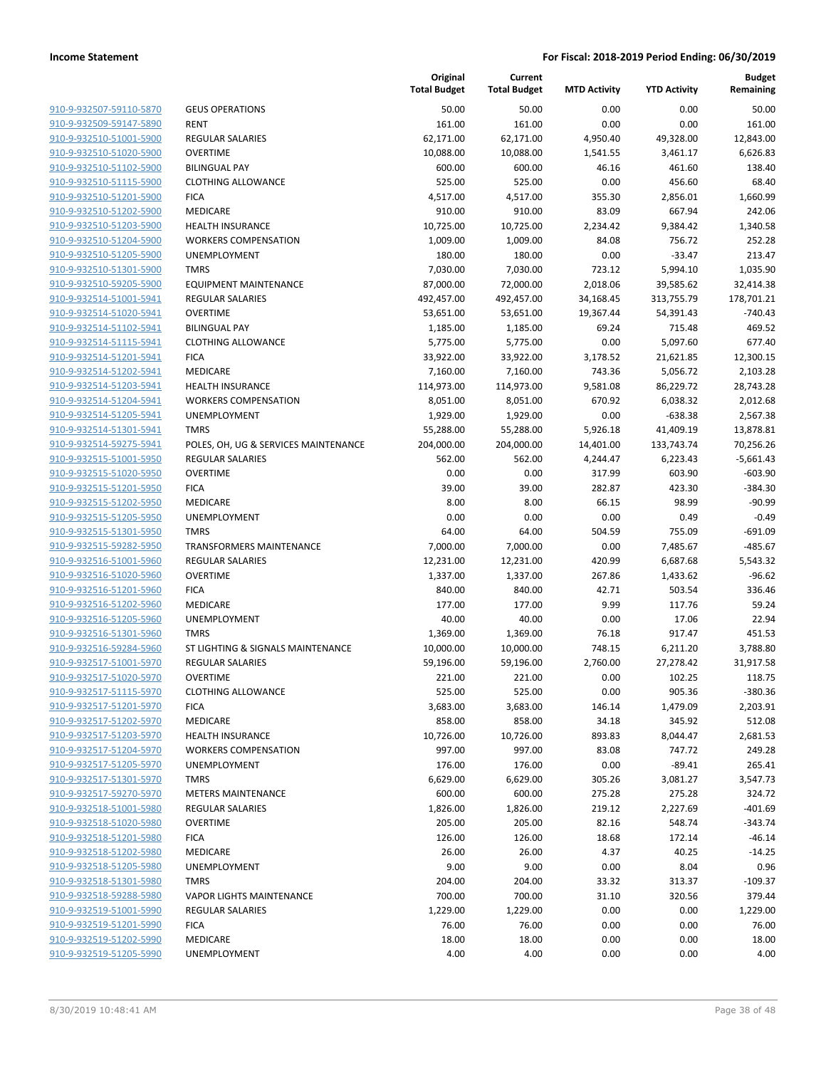**Income Statement** | **For Fiscal: 2018-2019 Period Ending: 06/30/2019**

| | | Original Total Budget | Current Total Budget | MTD Activity | YTD Activity | Budget Remaining |
|---|---|---|---|---|---|---|
| 910-9-932507-59110-5870 | GEUS OPERATIONS | 50.00 | 50.00 | 0.00 | 0.00 | 50.00 |
| 910-9-932509-59147-5890 | RENT | 161.00 | 161.00 | 0.00 | 0.00 | 161.00 |
| 910-9-932510-51001-5900 | REGULAR SALARIES | 62,171.00 | 62,171.00 | 4,950.40 | 49,328.00 | 12,843.00 |
| 910-9-932510-51020-5900 | OVERTIME | 10,088.00 | 10,088.00 | 1,541.55 | 3,461.17 | 6,626.83 |
| 910-9-932510-51102-5900 | BILINGUAL PAY | 600.00 | 600.00 | 46.16 | 461.60 | 138.40 |
| 910-9-932510-51115-5900 | CLOTHING ALLOWANCE | 525.00 | 525.00 | 0.00 | 456.60 | 68.40 |
| 910-9-932510-51201-5900 | FICA | 4,517.00 | 4,517.00 | 355.30 | 2,856.01 | 1,660.99 |
| 910-9-932510-51202-5900 | MEDICARE | 910.00 | 910.00 | 83.09 | 667.94 | 242.06 |
| 910-9-932510-51203-5900 | HEALTH INSURANCE | 10,725.00 | 10,725.00 | 2,234.42 | 9,384.42 | 1,340.58 |
| 910-9-932510-51204-5900 | WORKERS COMPENSATION | 1,009.00 | 1,009.00 | 84.08 | 756.72 | 252.28 |
| 910-9-932510-51205-5900 | UNEMPLOYMENT | 180.00 | 180.00 | 0.00 | -33.47 | 213.47 |
| 910-9-932510-51301-5900 | TMRS | 7,030.00 | 7,030.00 | 723.12 | 5,994.10 | 1,035.90 |
| 910-9-932510-59205-5900 | EQUIPMENT MAINTENANCE | 87,000.00 | 72,000.00 | 2,018.06 | 39,585.62 | 32,414.38 |
| 910-9-932514-51001-5941 | REGULAR SALARIES | 492,457.00 | 492,457.00 | 34,168.45 | 313,755.79 | 178,701.21 |
| 910-9-932514-51020-5941 | OVERTIME | 53,651.00 | 53,651.00 | 19,367.44 | 54,391.43 | -740.43 |
| 910-9-932514-51102-5941 | BILINGUAL PAY | 1,185.00 | 1,185.00 | 69.24 | 715.48 | 469.52 |
| 910-9-932514-51115-5941 | CLOTHING ALLOWANCE | 5,775.00 | 5,775.00 | 0.00 | 5,097.60 | 677.40 |
| 910-9-932514-51201-5941 | FICA | 33,922.00 | 33,922.00 | 3,178.52 | 21,621.85 | 12,300.15 |
| 910-9-932514-51202-5941 | MEDICARE | 7,160.00 | 7,160.00 | 743.36 | 5,056.72 | 2,103.28 |
| 910-9-932514-51203-5941 | HEALTH INSURANCE | 114,973.00 | 114,973.00 | 9,581.08 | 86,229.72 | 28,743.28 |
| 910-9-932514-51204-5941 | WORKERS COMPENSATION | 8,051.00 | 8,051.00 | 670.92 | 6,038.32 | 2,012.68 |
| 910-9-932514-51205-5941 | UNEMPLOYMENT | 1,929.00 | 1,929.00 | 0.00 | -638.38 | 2,567.38 |
| 910-9-932514-51301-5941 | TMRS | 55,288.00 | 55,288.00 | 5,926.18 | 41,409.19 | 13,878.81 |
| 910-9-932514-59275-5941 | POLES, OH, UG & SERVICES MAINTENANCE | 204,000.00 | 204,000.00 | 14,401.00 | 133,743.74 | 70,256.26 |
| 910-9-932515-51001-5950 | REGULAR SALARIES | 562.00 | 562.00 | 4,244.47 | 6,223.43 | -5,661.43 |
| 910-9-932515-51020-5950 | OVERTIME | 0.00 | 0.00 | 317.99 | 603.90 | -603.90 |
| 910-9-932515-51201-5950 | FICA | 39.00 | 39.00 | 282.87 | 423.30 | -384.30 |
| 910-9-932515-51202-5950 | MEDICARE | 8.00 | 8.00 | 66.15 | 98.99 | -90.99 |
| 910-9-932515-51205-5950 | UNEMPLOYMENT | 0.00 | 0.00 | 0.00 | 0.49 | -0.49 |
| 910-9-932515-51301-5950 | TMRS | 64.00 | 64.00 | 504.59 | 755.09 | -691.09 |
| 910-9-932515-59282-5950 | TRANSFORMERS MAINTENANCE | 7,000.00 | 7,000.00 | 0.00 | 7,485.67 | -485.67 |
| 910-9-932516-51001-5960 | REGULAR SALARIES | 12,231.00 | 12,231.00 | 420.99 | 6,687.68 | 5,543.32 |
| 910-9-932516-51020-5960 | OVERTIME | 1,337.00 | 1,337.00 | 267.86 | 1,433.62 | -96.62 |
| 910-9-932516-51201-5960 | FICA | 840.00 | 840.00 | 42.71 | 503.54 | 336.46 |
| 910-9-932516-51202-5960 | MEDICARE | 177.00 | 177.00 | 9.99 | 117.76 | 59.24 |
| 910-9-932516-51205-5960 | UNEMPLOYMENT | 40.00 | 40.00 | 0.00 | 17.06 | 22.94 |
| 910-9-932516-51301-5960 | TMRS | 1,369.00 | 1,369.00 | 76.18 | 917.47 | 451.53 |
| 910-9-932516-59284-5960 | ST LIGHTING & SIGNALS MAINTENANCE | 10,000.00 | 10,000.00 | 748.15 | 6,211.20 | 3,788.80 |
| 910-9-932517-51001-5970 | REGULAR SALARIES | 59,196.00 | 59,196.00 | 2,760.00 | 27,278.42 | 31,917.58 |
| 910-9-932517-51020-5970 | OVERTIME | 221.00 | 221.00 | 0.00 | 102.25 | 118.75 |
| 910-9-932517-51115-5970 | CLOTHING ALLOWANCE | 525.00 | 525.00 | 0.00 | 905.36 | -380.36 |
| 910-9-932517-51201-5970 | FICA | 3,683.00 | 3,683.00 | 146.14 | 1,479.09 | 2,203.91 |
| 910-9-932517-51202-5970 | MEDICARE | 858.00 | 858.00 | 34.18 | 345.92 | 512.08 |
| 910-9-932517-51203-5970 | HEALTH INSURANCE | 10,726.00 | 10,726.00 | 893.83 | 8,044.47 | 2,681.53 |
| 910-9-932517-51204-5970 | WORKERS COMPENSATION | 997.00 | 997.00 | 83.08 | 747.72 | 249.28 |
| 910-9-932517-51205-5970 | UNEMPLOYMENT | 176.00 | 176.00 | 0.00 | -89.41 | 265.41 |
| 910-9-932517-51301-5970 | TMRS | 6,629.00 | 6,629.00 | 305.26 | 3,081.27 | 3,547.73 |
| 910-9-932517-59270-5970 | METERS MAINTENANCE | 600.00 | 600.00 | 275.28 | 275.28 | 324.72 |
| 910-9-932518-51001-5980 | REGULAR SALARIES | 1,826.00 | 1,826.00 | 219.12 | 2,227.69 | -401.69 |
| 910-9-932518-51020-5980 | OVERTIME | 205.00 | 205.00 | 82.16 | 548.74 | -343.74 |
| 910-9-932518-51201-5980 | FICA | 126.00 | 126.00 | 18.68 | 172.14 | -46.14 |
| 910-9-932518-51202-5980 | MEDICARE | 26.00 | 26.00 | 4.37 | 40.25 | -14.25 |
| 910-9-932518-51205-5980 | UNEMPLOYMENT | 9.00 | 9.00 | 0.00 | 8.04 | 0.96 |
| 910-9-932518-51301-5980 | TMRS | 204.00 | 204.00 | 33.32 | 313.37 | -109.37 |
| 910-9-932518-59288-5980 | VAPOR LIGHTS MAINTENANCE | 700.00 | 700.00 | 31.10 | 320.56 | 379.44 |
| 910-9-932519-51001-5990 | REGULAR SALARIES | 1,229.00 | 1,229.00 | 0.00 | 0.00 | 1,229.00 |
| 910-9-932519-51201-5990 | FICA | 76.00 | 76.00 | 0.00 | 0.00 | 76.00 |
| 910-9-932519-51202-5990 | MEDICARE | 18.00 | 18.00 | 0.00 | 0.00 | 18.00 |
| 910-9-932519-51205-5990 | UNEMPLOYMENT | 4.00 | 4.00 | 0.00 | 0.00 | 4.00 |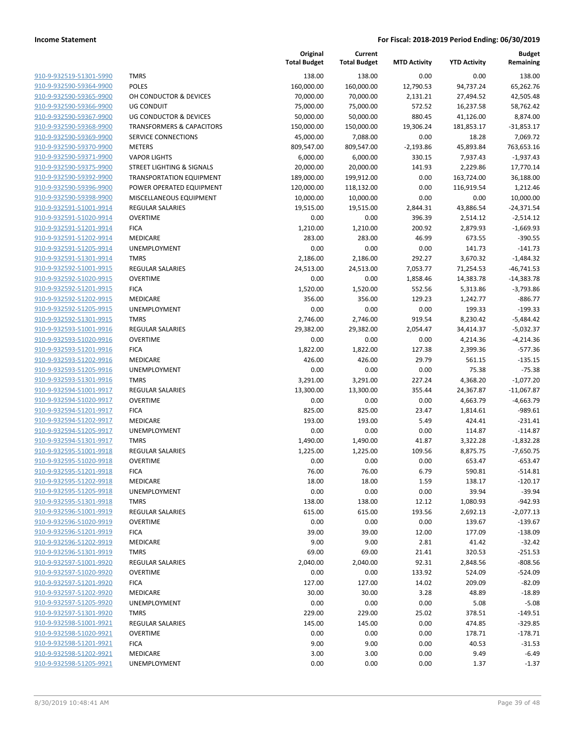**Income Statement** | **For Fiscal: 2018-2019 Period Ending: 06/30/2019**

| | | Original Total Budget | Current Total Budget | MTD Activity | YTD Activity | Budget Remaining |
|---|---|---|---|---|---|---|
| 910-9-932519-51301-5990 | TMRS | 138.00 | 138.00 | 0.00 | 0.00 | 138.00 |
| 910-9-932590-59364-9900 | POLES | 160,000.00 | 160,000.00 | 12,790.53 | 94,737.24 | 65,262.76 |
| 910-9-932590-59365-9900 | OH CONDUCTOR & DEVICES | 70,000.00 | 70,000.00 | 2,131.21 | 27,494.52 | 42,505.48 |
| 910-9-932590-59366-9900 | UG CONDUIT | 75,000.00 | 75,000.00 | 572.52 | 16,237.58 | 58,762.42 |
| 910-9-932590-59367-9900 | UG CONDUCTOR & DEVICES | 50,000.00 | 50,000.00 | 880.45 | 41,126.00 | 8,874.00 |
| 910-9-932590-59368-9900 | TRANSFORMERS & CAPACITORS | 150,000.00 | 150,000.00 | 19,306.24 | 181,853.17 | -31,853.17 |
| 910-9-932590-59369-9900 | SERVICE CONNECTIONS | 45,000.00 | 7,088.00 | 0.00 | 18.28 | 7,069.72 |
| 910-9-932590-59370-9900 | METERS | 809,547.00 | 809,547.00 | -2,193.86 | 45,893.84 | 763,653.16 |
| 910-9-932590-59371-9900 | VAPOR LIGHTS | 6,000.00 | 6,000.00 | 330.15 | 7,937.43 | -1,937.43 |
| 910-9-932590-59375-9900 | STREET LIGHTING & SIGNALS | 20,000.00 | 20,000.00 | 141.93 | 2,229.86 | 17,770.14 |
| 910-9-932590-59392-9900 | TRANSPORTATION EQUIPMENT | 189,000.00 | 199,912.00 | 0.00 | 163,724.00 | 36,188.00 |
| 910-9-932590-59396-9900 | POWER OPERATED EQUIPMENT | 120,000.00 | 118,132.00 | 0.00 | 116,919.54 | 1,212.46 |
| 910-9-932590-59398-9900 | MISCELLANEOUS EQUIPMENT | 10,000.00 | 10,000.00 | 0.00 | 0.00 | 10,000.00 |
| 910-9-932591-51001-9914 | REGULAR SALARIES | 19,515.00 | 19,515.00 | 2,844.31 | 43,886.54 | -24,371.54 |
| 910-9-932591-51020-9914 | OVERTIME | 0.00 | 0.00 | 396.39 | 2,514.12 | -2,514.12 |
| 910-9-932591-51201-9914 | FICA | 1,210.00 | 1,210.00 | 200.92 | 2,879.93 | -1,669.93 |
| 910-9-932591-51202-9914 | MEDICARE | 283.00 | 283.00 | 46.99 | 673.55 | -390.55 |
| 910-9-932591-51205-9914 | UNEMPLOYMENT | 0.00 | 0.00 | 0.00 | 141.73 | -141.73 |
| 910-9-932591-51301-9914 | TMRS | 2,186.00 | 2,186.00 | 292.27 | 3,670.32 | -1,484.32 |
| 910-9-932592-51001-9915 | REGULAR SALARIES | 24,513.00 | 24,513.00 | 7,053.77 | 71,254.53 | -46,741.53 |
| 910-9-932592-51020-9915 | OVERTIME | 0.00 | 0.00 | 1,858.46 | 14,383.78 | -14,383.78 |
| 910-9-932592-51201-9915 | FICA | 1,520.00 | 1,520.00 | 552.56 | 5,313.86 | -3,793.86 |
| 910-9-932592-51202-9915 | MEDICARE | 356.00 | 356.00 | 129.23 | 1,242.77 | -886.77 |
| 910-9-932592-51205-9915 | UNEMPLOYMENT | 0.00 | 0.00 | 0.00 | 199.33 | -199.33 |
| 910-9-932592-51301-9915 | TMRS | 2,746.00 | 2,746.00 | 919.54 | 8,230.42 | -5,484.42 |
| 910-9-932593-51001-9916 | REGULAR SALARIES | 29,382.00 | 29,382.00 | 2,054.47 | 34,414.37 | -5,032.37 |
| 910-9-932593-51020-9916 | OVERTIME | 0.00 | 0.00 | 0.00 | 4,214.36 | -4,214.36 |
| 910-9-932593-51201-9916 | FICA | 1,822.00 | 1,822.00 | 127.38 | 2,399.36 | -577.36 |
| 910-9-932593-51202-9916 | MEDICARE | 426.00 | 426.00 | 29.79 | 561.15 | -135.15 |
| 910-9-932593-51205-9916 | UNEMPLOYMENT | 0.00 | 0.00 | 0.00 | 75.38 | -75.38 |
| 910-9-932593-51301-9916 | TMRS | 3,291.00 | 3,291.00 | 227.24 | 4,368.20 | -1,077.20 |
| 910-9-932594-51001-9917 | REGULAR SALARIES | 13,300.00 | 13,300.00 | 355.44 | 24,367.87 | -11,067.87 |
| 910-9-932594-51020-9917 | OVERTIME | 0.00 | 0.00 | 0.00 | 4,663.79 | -4,663.79 |
| 910-9-932594-51201-9917 | FICA | 825.00 | 825.00 | 23.47 | 1,814.61 | -989.61 |
| 910-9-932594-51202-9917 | MEDICARE | 193.00 | 193.00 | 5.49 | 424.41 | -231.41 |
| 910-9-932594-51205-9917 | UNEMPLOYMENT | 0.00 | 0.00 | 0.00 | 114.87 | -114.87 |
| 910-9-932594-51301-9917 | TMRS | 1,490.00 | 1,490.00 | 41.87 | 3,322.28 | -1,832.28 |
| 910-9-932595-51001-9918 | REGULAR SALARIES | 1,225.00 | 1,225.00 | 109.56 | 8,875.75 | -7,650.75 |
| 910-9-932595-51020-9918 | OVERTIME | 0.00 | 0.00 | 0.00 | 653.47 | -653.47 |
| 910-9-932595-51201-9918 | FICA | 76.00 | 76.00 | 6.79 | 590.81 | -514.81 |
| 910-9-932595-51202-9918 | MEDICARE | 18.00 | 18.00 | 1.59 | 138.17 | -120.17 |
| 910-9-932595-51205-9918 | UNEMPLOYMENT | 0.00 | 0.00 | 0.00 | 39.94 | -39.94 |
| 910-9-932595-51301-9918 | TMRS | 138.00 | 138.00 | 12.12 | 1,080.93 | -942.93 |
| 910-9-932596-51001-9919 | REGULAR SALARIES | 615.00 | 615.00 | 193.56 | 2,692.13 | -2,077.13 |
| 910-9-932596-51020-9919 | OVERTIME | 0.00 | 0.00 | 0.00 | 139.67 | -139.67 |
| 910-9-932596-51201-9919 | FICA | 39.00 | 39.00 | 12.00 | 177.09 | -138.09 |
| 910-9-932596-51202-9919 | MEDICARE | 9.00 | 9.00 | 2.81 | 41.42 | -32.42 |
| 910-9-932596-51301-9919 | TMRS | 69.00 | 69.00 | 21.41 | 320.53 | -251.53 |
| 910-9-932597-51001-9920 | REGULAR SALARIES | 2,040.00 | 2,040.00 | 92.31 | 2,848.56 | -808.56 |
| 910-9-932597-51020-9920 | OVERTIME | 0.00 | 0.00 | 133.92 | 524.09 | -524.09 |
| 910-9-932597-51201-9920 | FICA | 127.00 | 127.00 | 14.02 | 209.09 | -82.09 |
| 910-9-932597-51202-9920 | MEDICARE | 30.00 | 30.00 | 3.28 | 48.89 | -18.89 |
| 910-9-932597-51205-9920 | UNEMPLOYMENT | 0.00 | 0.00 | 0.00 | 5.08 | -5.08 |
| 910-9-932597-51301-9920 | TMRS | 229.00 | 229.00 | 25.02 | 378.51 | -149.51 |
| 910-9-932598-51001-9921 | REGULAR SALARIES | 145.00 | 145.00 | 0.00 | 474.85 | -329.85 |
| 910-9-932598-51020-9921 | OVERTIME | 0.00 | 0.00 | 0.00 | 178.71 | -178.71 |
| 910-9-932598-51201-9921 | FICA | 9.00 | 9.00 | 0.00 | 40.53 | -31.53 |
| 910-9-932598-51202-9921 | MEDICARE | 3.00 | 3.00 | 0.00 | 9.49 | -6.49 |
| 910-9-932598-51205-9921 | UNEMPLOYMENT | 0.00 | 0.00 | 0.00 | 1.37 | -1.37 |

8/30/2019 10:48:41 AM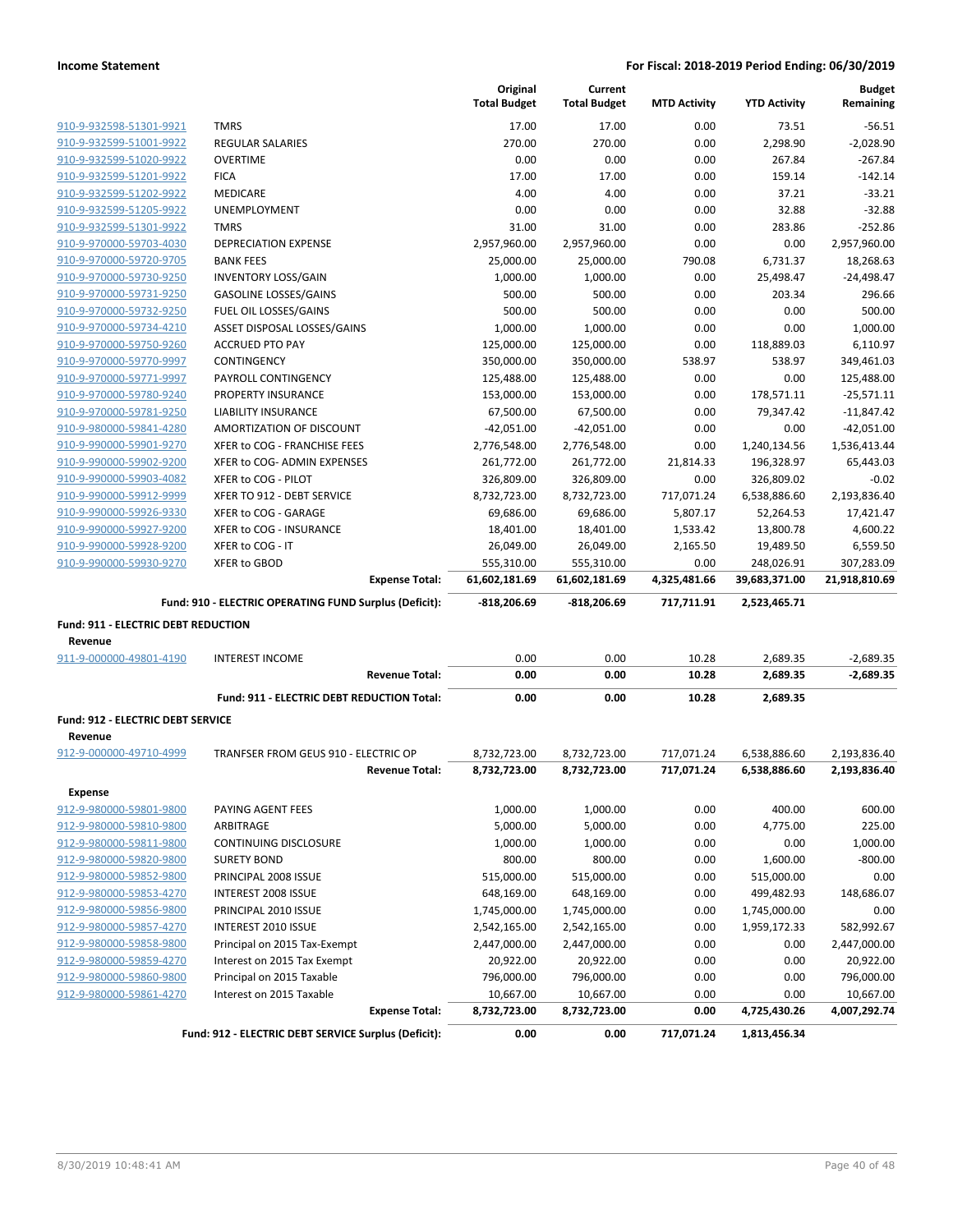**Income Statement** — For Fiscal: 2018-2019 Period Ending: 06/30/2019

| | | Original Total Budget | Current Total Budget | MTD Activity | YTD Activity | Budget Remaining |
|---|---|---|---|---|---|---|
| 910-9-932598-51301-9921 | TMRS | 17.00 | 17.00 | 0.00 | 73.51 | -56.51 |
| 910-9-932599-51001-9922 | REGULAR SALARIES | 270.00 | 270.00 | 0.00 | 2,298.90 | -2,028.90 |
| 910-9-932599-51020-9922 | OVERTIME | 0.00 | 0.00 | 0.00 | 267.84 | -267.84 |
| 910-9-932599-51201-9922 | FICA | 17.00 | 17.00 | 0.00 | 159.14 | -142.14 |
| 910-9-932599-51202-9922 | MEDICARE | 4.00 | 4.00 | 0.00 | 37.21 | -33.21 |
| 910-9-932599-51205-9922 | UNEMPLOYMENT | 0.00 | 0.00 | 0.00 | 32.88 | -32.88 |
| 910-9-932599-51301-9922 | TMRS | 31.00 | 31.00 | 0.00 | 283.86 | -252.86 |
| 910-9-970000-59703-4030 | DEPRECIATION EXPENSE | 2,957,960.00 | 2,957,960.00 | 0.00 | 0.00 | 2,957,960.00 |
| 910-9-970000-59720-9705 | BANK FEES | 25,000.00 | 25,000.00 | 790.08 | 6,731.37 | 18,268.63 |
| 910-9-970000-59730-9250 | INVENTORY LOSS/GAIN | 1,000.00 | 1,000.00 | 0.00 | 25,498.47 | -24,498.47 |
| 910-9-970000-59731-9250 | GASOLINE LOSSES/GAINS | 500.00 | 500.00 | 0.00 | 203.34 | 296.66 |
| 910-9-970000-59732-9250 | FUEL OIL LOSSES/GAINS | 500.00 | 500.00 | 0.00 | 0.00 | 500.00 |
| 910-9-970000-59734-4210 | ASSET DISPOSAL LOSSES/GAINS | 1,000.00 | 1,000.00 | 0.00 | 0.00 | 1,000.00 |
| 910-9-970000-59750-9260 | ACCRUED PTO PAY | 125,000.00 | 125,000.00 | 0.00 | 118,889.03 | 6,110.97 |
| 910-9-970000-59770-9997 | CONTINGENCY | 350,000.00 | 350,000.00 | 538.97 | 538.97 | 349,461.03 |
| 910-9-970000-59771-9997 | PAYROLL CONTINGENCY | 125,488.00 | 125,488.00 | 0.00 | 0.00 | 125,488.00 |
| 910-9-970000-59780-9240 | PROPERTY INSURANCE | 153,000.00 | 153,000.00 | 0.00 | 178,571.11 | -25,571.11 |
| 910-9-970000-59781-9250 | LIABILITY INSURANCE | 67,500.00 | 67,500.00 | 0.00 | 79,347.42 | -11,847.42 |
| 910-9-980000-59841-4280 | AMORTIZATION OF DISCOUNT | -42,051.00 | -42,051.00 | 0.00 | 0.00 | -42,051.00 |
| 910-9-990000-59901-9270 | XFER to COG - FRANCHISE FEES | 2,776,548.00 | 2,776,548.00 | 0.00 | 1,240,134.56 | 1,536,413.44 |
| 910-9-990000-59902-9200 | XFER to COG- ADMIN EXPENSES | 261,772.00 | 261,772.00 | 21,814.33 | 196,328.97 | 65,443.03 |
| 910-9-990000-59903-4082 | XFER to COG - PILOT | 326,809.00 | 326,809.00 | 0.00 | 326,809.02 | -0.02 |
| 910-9-990000-59912-9999 | XFER TO 912 - DEBT SERVICE | 8,732,723.00 | 8,732,723.00 | 717,071.24 | 6,538,886.60 | 2,193,836.40 |
| 910-9-990000-59926-9330 | XFER to COG - GARAGE | 69,686.00 | 69,686.00 | 5,807.17 | 52,264.53 | 17,421.47 |
| 910-9-990000-59927-9200 | XFER to COG - INSURANCE | 18,401.00 | 18,401.00 | 1,533.42 | 13,800.78 | 4,600.22 |
| 910-9-990000-59928-9200 | XFER to COG - IT | 26,049.00 | 26,049.00 | 2,165.50 | 19,489.50 | 6,559.50 |
| 910-9-990000-59930-9270 | XFER to GBOD | 555,310.00 | 555,310.00 | 0.00 | 248,026.91 | 307,283.09 |
| | **Expense Total:** | **61,602,181.69** | **61,602,181.69** | **4,325,481.66** | **39,683,371.00** | **21,918,810.69** |
| | **Fund: 910 - ELECTRIC OPERATING FUND Surplus (Deficit):** | **-818,206.69** | **-818,206.69** | **717,711.91** | **2,523,465.71** | |

**Fund: 911 - ELECTRIC DEBT REDUCTION**

**Revenue**

| | | Original Total Budget | Current Total Budget | MTD Activity | YTD Activity | Budget Remaining |
|---|---|---|---|---|---|---|
| 911-9-000000-49801-4190 | INTEREST INCOME | 0.00 | 0.00 | 10.28 | 2,689.35 | -2,689.35 |
| | **Revenue Total:** | **0.00** | **0.00** | **10.28** | **2,689.35** | **-2,689.35** |
| | **Fund: 911 - ELECTRIC DEBT REDUCTION Total:** | **0.00** | **0.00** | **10.28** | **2,689.35** | |

**Fund: 912 - ELECTRIC DEBT SERVICE**

**Revenue**

| | | Original Total Budget | Current Total Budget | MTD Activity | YTD Activity | Budget Remaining |
|---|---|---|---|---|---|---|
| 912-9-000000-49710-4999 | TRANFSER FROM GEUS 910 - ELECTRIC OP | 8,732,723.00 | 8,732,723.00 | 717,071.24 | 6,538,886.60 | 2,193,836.40 |
| | **Revenue Total:** | **8,732,723.00** | **8,732,723.00** | **717,071.24** | **6,538,886.60** | **2,193,836.40** |

**Expense**

| | | Original Total Budget | Current Total Budget | MTD Activity | YTD Activity | Budget Remaining |
|---|---|---|---|---|---|---|
| 912-9-980000-59801-9800 | PAYING AGENT FEES | 1,000.00 | 1,000.00 | 0.00 | 400.00 | 600.00 |
| 912-9-980000-59810-9800 | ARBITRAGE | 5,000.00 | 5,000.00 | 0.00 | 4,775.00 | 225.00 |
| 912-9-980000-59811-9800 | CONTINUING DISCLOSURE | 1,000.00 | 1,000.00 | 0.00 | 0.00 | 1,000.00 |
| 912-9-980000-59820-9800 | SURETY BOND | 800.00 | 800.00 | 0.00 | 1,600.00 | -800.00 |
| 912-9-980000-59852-9800 | PRINCIPAL 2008 ISSUE | 515,000.00 | 515,000.00 | 0.00 | 515,000.00 | 0.00 |
| 912-9-980000-59853-4270 | INTEREST 2008 ISSUE | 648,169.00 | 648,169.00 | 0.00 | 499,482.93 | 148,686.07 |
| 912-9-980000-59856-9800 | PRINCIPAL 2010 ISSUE | 1,745,000.00 | 1,745,000.00 | 0.00 | 1,745,000.00 | 0.00 |
| 912-9-980000-59857-4270 | INTEREST 2010 ISSUE | 2,542,165.00 | 2,542,165.00 | 0.00 | 1,959,172.33 | 582,992.67 |
| 912-9-980000-59858-9800 | Principal on 2015 Tax-Exempt | 2,447,000.00 | 2,447,000.00 | 0.00 | 0.00 | 2,447,000.00 |
| 912-9-980000-59859-4270 | Interest on 2015 Tax Exempt | 20,922.00 | 20,922.00 | 0.00 | 0.00 | 20,922.00 |
| 912-9-980000-59860-9800 | Principal on 2015 Taxable | 796,000.00 | 796,000.00 | 0.00 | 0.00 | 796,000.00 |
| 912-9-980000-59861-4270 | Interest on 2015 Taxable | 10,667.00 | 10,667.00 | 0.00 | 0.00 | 10,667.00 |
| | **Expense Total:** | **8,732,723.00** | **8,732,723.00** | **0.00** | **4,725,430.26** | **4,007,292.74** |
| | **Fund: 912 - ELECTRIC DEBT SERVICE Surplus (Deficit):** | **0.00** | **0.00** | **717,071.24** | **1,813,456.34** | |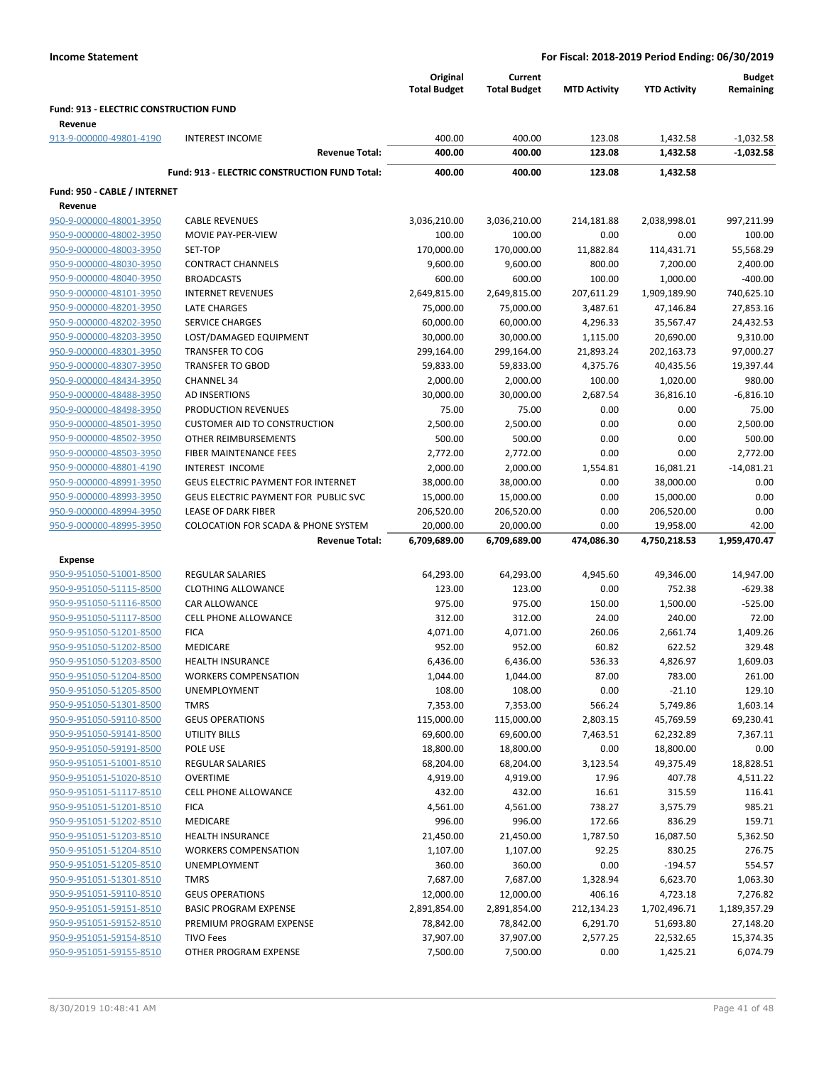**Income Statement** | **For Fiscal: 2018-2019 Period Ending: 06/30/2019**

| | | Original Total Budget | Current Total Budget | MTD Activity | YTD Activity | Budget Remaining |
|---|---|---|---|---|---|---|
| **Fund: 913 - ELECTRIC CONSTRUCTION FUND** | | | | | | |
| **Revenue** | | | | | | |
| 913-9-000000-49801-4190 | INTEREST INCOME | 400.00 | 400.00 | 123.08 | 1,432.58 | -1,032.58 |
| | **Revenue Total:** | **400.00** | **400.00** | **123.08** | **1,432.58** | **-1,032.58** |
| | **Fund: 913 - ELECTRIC CONSTRUCTION FUND Total:** | **400.00** | **400.00** | **123.08** | **1,432.58** | |
| **Fund: 950 - CABLE / INTERNET** | | | | | | |
| **Revenue** | | | | | | |
| 950-9-000000-48001-3950 | CABLE REVENUES | 3,036,210.00 | 3,036,210.00 | 214,181.88 | 2,038,998.01 | 997,211.99 |
| 950-9-000000-48002-3950 | MOVIE PAY-PER-VIEW | 100.00 | 100.00 | 0.00 | 0.00 | 100.00 |
| 950-9-000000-48003-3950 | SET-TOP | 170,000.00 | 170,000.00 | 11,882.84 | 114,431.71 | 55,568.29 |
| 950-9-000000-48030-3950 | CONTRACT CHANNELS | 9,600.00 | 9,600.00 | 800.00 | 7,200.00 | 2,400.00 |
| 950-9-000000-48040-3950 | BROADCASTS | 600.00 | 600.00 | 100.00 | 1,000.00 | -400.00 |
| 950-9-000000-48101-3950 | INTERNET REVENUES | 2,649,815.00 | 2,649,815.00 | 207,611.29 | 1,909,189.90 | 740,625.10 |
| 950-9-000000-48201-3950 | LATE CHARGES | 75,000.00 | 75,000.00 | 3,487.61 | 47,146.84 | 27,853.16 |
| 950-9-000000-48202-3950 | SERVICE CHARGES | 60,000.00 | 60,000.00 | 4,296.33 | 35,567.47 | 24,432.53 |
| 950-9-000000-48203-3950 | LOST/DAMAGED EQUIPMENT | 30,000.00 | 30,000.00 | 1,115.00 | 20,690.00 | 9,310.00 |
| 950-9-000000-48301-3950 | TRANSFER TO COG | 299,164.00 | 299,164.00 | 21,893.24 | 202,163.73 | 97,000.27 |
| 950-9-000000-48307-3950 | TRANSFER TO GBOD | 59,833.00 | 59,833.00 | 4,375.76 | 40,435.56 | 19,397.44 |
| 950-9-000000-48434-3950 | CHANNEL 34 | 2,000.00 | 2,000.00 | 100.00 | 1,020.00 | 980.00 |
| 950-9-000000-48488-3950 | AD INSERTIONS | 30,000.00 | 30,000.00 | 2,687.54 | 36,816.10 | -6,816.10 |
| 950-9-000000-48498-3950 | PRODUCTION REVENUES | 75.00 | 75.00 | 0.00 | 0.00 | 75.00 |
| 950-9-000000-48501-3950 | CUSTOMER AID TO CONSTRUCTION | 2,500.00 | 2,500.00 | 0.00 | 0.00 | 2,500.00 |
| 950-9-000000-48502-3950 | OTHER REIMBURSEMENTS | 500.00 | 500.00 | 0.00 | 0.00 | 500.00 |
| 950-9-000000-48503-3950 | FIBER MAINTENANCE FEES | 2,772.00 | 2,772.00 | 0.00 | 0.00 | 2,772.00 |
| 950-9-000000-48801-4190 | INTEREST INCOME | 2,000.00 | 2,000.00 | 1,554.81 | 16,081.21 | -14,081.21 |
| 950-9-000000-48991-3950 | GEUS ELECTRIC PAYMENT FOR INTERNET | 38,000.00 | 38,000.00 | 0.00 | 38,000.00 | 0.00 |
| 950-9-000000-48993-3950 | GEUS ELECTRIC PAYMENT FOR PUBLIC SVC | 15,000.00 | 15,000.00 | 0.00 | 15,000.00 | 0.00 |
| 950-9-000000-48994-3950 | LEASE OF DARK FIBER | 206,520.00 | 206,520.00 | 0.00 | 206,520.00 | 0.00 |
| 950-9-000000-48995-3950 | COLOCATION FOR SCADA & PHONE SYSTEM | 20,000.00 | 20,000.00 | 0.00 | 19,958.00 | 42.00 |
| | **Revenue Total:** | **6,709,689.00** | **6,709,689.00** | **474,086.30** | **4,750,218.53** | **1,959,470.47** |
| **Expense** | | | | | | |
| 950-9-951050-51001-8500 | REGULAR SALARIES | 64,293.00 | 64,293.00 | 4,945.60 | 49,346.00 | 14,947.00 |
| 950-9-951050-51115-8500 | CLOTHING ALLOWANCE | 123.00 | 123.00 | 0.00 | 752.38 | -629.38 |
| 950-9-951050-51116-8500 | CAR ALLOWANCE | 975.00 | 975.00 | 150.00 | 1,500.00 | -525.00 |
| 950-9-951050-51117-8500 | CELL PHONE ALLOWANCE | 312.00 | 312.00 | 24.00 | 240.00 | 72.00 |
| 950-9-951050-51201-8500 | FICA | 4,071.00 | 4,071.00 | 260.06 | 2,661.74 | 1,409.26 |
| 950-9-951050-51202-8500 | MEDICARE | 952.00 | 952.00 | 60.82 | 622.52 | 329.48 |
| 950-9-951050-51203-8500 | HEALTH INSURANCE | 6,436.00 | 6,436.00 | 536.33 | 4,826.97 | 1,609.03 |
| 950-9-951050-51204-8500 | WORKERS COMPENSATION | 1,044.00 | 1,044.00 | 87.00 | 783.00 | 261.00 |
| 950-9-951050-51205-8500 | UNEMPLOYMENT | 108.00 | 108.00 | 0.00 | -21.10 | 129.10 |
| 950-9-951050-51301-8500 | TMRS | 7,353.00 | 7,353.00 | 566.24 | 5,749.86 | 1,603.14 |
| 950-9-951050-59110-8500 | GEUS OPERATIONS | 115,000.00 | 115,000.00 | 2,803.15 | 45,769.59 | 69,230.41 |
| 950-9-951050-59141-8500 | UTILITY BILLS | 69,600.00 | 69,600.00 | 7,463.51 | 62,232.89 | 7,367.11 |
| 950-9-951050-59191-8500 | POLE USE | 18,800.00 | 18,800.00 | 0.00 | 18,800.00 | 0.00 |
| 950-9-951051-51001-8510 | REGULAR SALARIES | 68,204.00 | 68,204.00 | 3,123.54 | 49,375.49 | 18,828.51 |
| 950-9-951051-51020-8510 | OVERTIME | 4,919.00 | 4,919.00 | 17.96 | 407.78 | 4,511.22 |
| 950-9-951051-51117-8510 | CELL PHONE ALLOWANCE | 432.00 | 432.00 | 16.61 | 315.59 | 116.41 |
| 950-9-951051-51201-8510 | FICA | 4,561.00 | 4,561.00 | 738.27 | 3,575.79 | 985.21 |
| 950-9-951051-51202-8510 | MEDICARE | 996.00 | 996.00 | 172.66 | 836.29 | 159.71 |
| 950-9-951051-51203-8510 | HEALTH INSURANCE | 21,450.00 | 21,450.00 | 1,787.50 | 16,087.50 | 5,362.50 |
| 950-9-951051-51204-8510 | WORKERS COMPENSATION | 1,107.00 | 1,107.00 | 92.25 | 830.25 | 276.75 |
| 950-9-951051-51205-8510 | UNEMPLOYMENT | 360.00 | 360.00 | 0.00 | -194.57 | 554.57 |
| 950-9-951051-51301-8510 | TMRS | 7,687.00 | 7,687.00 | 1,328.94 | 6,623.70 | 1,063.30 |
| 950-9-951051-59110-8510 | GEUS OPERATIONS | 12,000.00 | 12,000.00 | 406.16 | 4,723.18 | 7,276.82 |
| 950-9-951051-59151-8510 | BASIC PROGRAM EXPENSE | 2,891,854.00 | 2,891,854.00 | 212,134.23 | 1,702,496.71 | 1,189,357.29 |
| 950-9-951051-59152-8510 | PREMIUM PROGRAM EXPENSE | 78,842.00 | 78,842.00 | 6,291.70 | 51,693.80 | 27,148.20 |
| 950-9-951051-59154-8510 | TIVO Fees | 37,907.00 | 37,907.00 | 2,577.25 | 22,532.65 | 15,374.35 |
| 950-9-951051-59155-8510 | OTHER PROGRAM EXPENSE | 7,500.00 | 7,500.00 | 0.00 | 1,425.21 | 6,074.79 |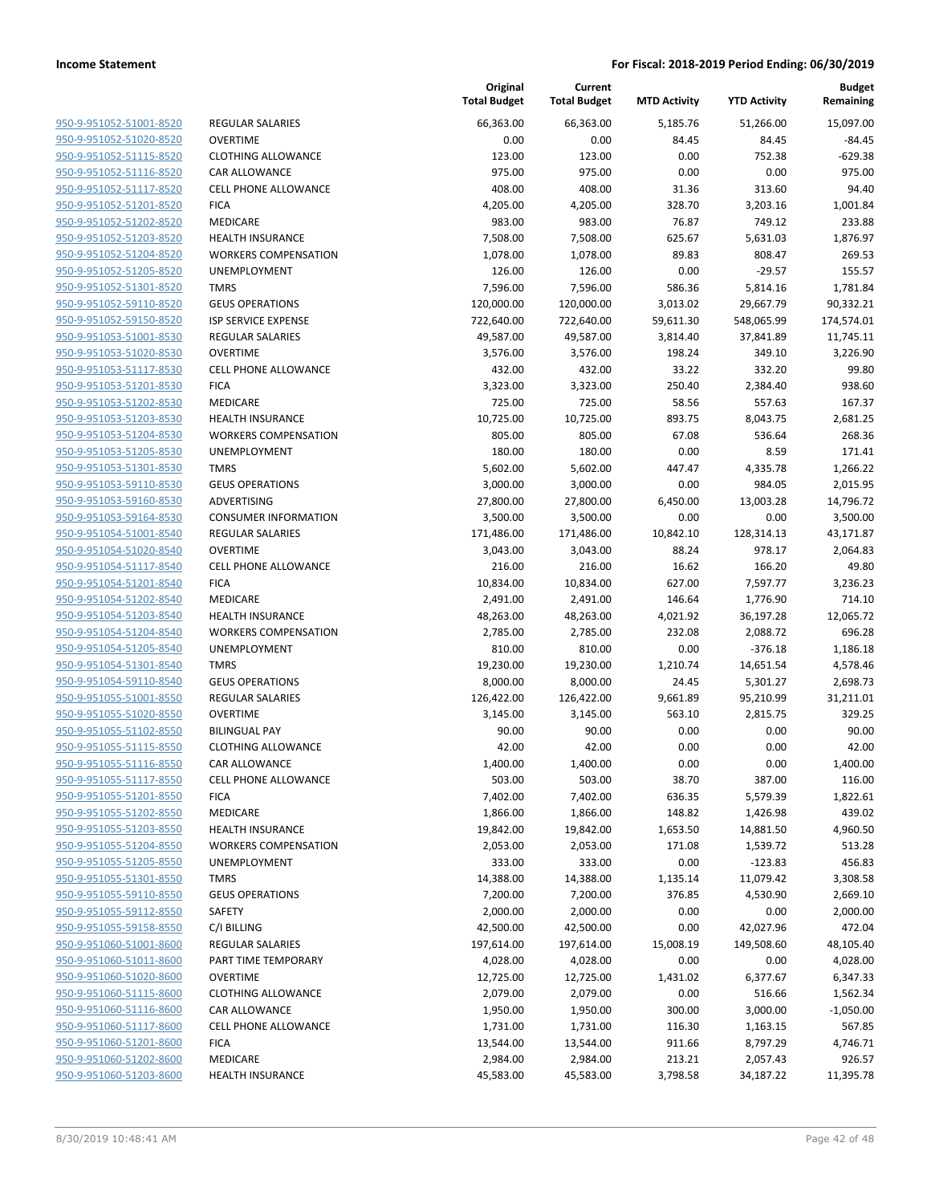| | | Original Total Budget | Current Total Budget | MTD Activity | YTD Activity | Budget Remaining |
|---|---|---|---|---|---|---|
| 950-9-951052-51001-8520 | REGULAR SALARIES | 66,363.00 | 66,363.00 | 5,185.76 | 51,266.00 | 15,097.00 |
| 950-9-951052-51020-8520 | OVERTIME | 0.00 | 0.00 | 84.45 | 84.45 | -84.45 |
| 950-9-951052-51115-8520 | CLOTHING ALLOWANCE | 123.00 | 123.00 | 0.00 | 752.38 | -629.38 |
| 950-9-951052-51116-8520 | CAR ALLOWANCE | 975.00 | 975.00 | 0.00 | 0.00 | 975.00 |
| 950-9-951052-51117-8520 | CELL PHONE ALLOWANCE | 408.00 | 408.00 | 31.36 | 313.60 | 94.40 |
| 950-9-951052-51201-8520 | FICA | 4,205.00 | 4,205.00 | 328.70 | 3,203.16 | 1,001.84 |
| 950-9-951052-51202-8520 | MEDICARE | 983.00 | 983.00 | 76.87 | 749.12 | 233.88 |
| 950-9-951052-51203-8520 | HEALTH INSURANCE | 7,508.00 | 7,508.00 | 625.67 | 5,631.03 | 1,876.97 |
| 950-9-951052-51204-8520 | WORKERS COMPENSATION | 1,078.00 | 1,078.00 | 89.83 | 808.47 | 269.53 |
| 950-9-951052-51205-8520 | UNEMPLOYMENT | 126.00 | 126.00 | 0.00 | -29.57 | 155.57 |
| 950-9-951052-51301-8520 | TMRS | 7,596.00 | 7,596.00 | 586.36 | 5,814.16 | 1,781.84 |
| 950-9-951052-59110-8520 | GEUS OPERATIONS | 120,000.00 | 120,000.00 | 3,013.02 | 29,667.79 | 90,332.21 |
| 950-9-951052-59150-8520 | ISP SERVICE EXPENSE | 722,640.00 | 722,640.00 | 59,611.30 | 548,065.99 | 174,574.01 |
| 950-9-951053-51001-8530 | REGULAR SALARIES | 49,587.00 | 49,587.00 | 3,814.40 | 37,841.89 | 11,745.11 |
| 950-9-951053-51020-8530 | OVERTIME | 3,576.00 | 3,576.00 | 198.24 | 349.10 | 3,226.90 |
| 950-9-951053-51117-8530 | CELL PHONE ALLOWANCE | 432.00 | 432.00 | 33.22 | 332.20 | 99.80 |
| 950-9-951053-51201-8530 | FICA | 3,323.00 | 3,323.00 | 250.40 | 2,384.40 | 938.60 |
| 950-9-951053-51202-8530 | MEDICARE | 725.00 | 725.00 | 58.56 | 557.63 | 167.37 |
| 950-9-951053-51203-8530 | HEALTH INSURANCE | 10,725.00 | 10,725.00 | 893.75 | 8,043.75 | 2,681.25 |
| 950-9-951053-51204-8530 | WORKERS COMPENSATION | 805.00 | 805.00 | 67.08 | 536.64 | 268.36 |
| 950-9-951053-51205-8530 | UNEMPLOYMENT | 180.00 | 180.00 | 0.00 | 8.59 | 171.41 |
| 950-9-951053-51301-8530 | TMRS | 5,602.00 | 5,602.00 | 447.47 | 4,335.78 | 1,266.22 |
| 950-9-951053-59110-8530 | GEUS OPERATIONS | 3,000.00 | 3,000.00 | 0.00 | 984.05 | 2,015.95 |
| 950-9-951053-59160-8530 | ADVERTISING | 27,800.00 | 27,800.00 | 6,450.00 | 13,003.28 | 14,796.72 |
| 950-9-951053-59164-8530 | CONSUMER INFORMATION | 3,500.00 | 3,500.00 | 0.00 | 0.00 | 3,500.00 |
| 950-9-951054-51001-8540 | REGULAR SALARIES | 171,486.00 | 171,486.00 | 10,842.10 | 128,314.13 | 43,171.87 |
| 950-9-951054-51020-8540 | OVERTIME | 3,043.00 | 3,043.00 | 88.24 | 978.17 | 2,064.83 |
| 950-9-951054-51117-8540 | CELL PHONE ALLOWANCE | 216.00 | 216.00 | 16.62 | 166.20 | 49.80 |
| 950-9-951054-51201-8540 | FICA | 10,834.00 | 10,834.00 | 627.00 | 7,597.77 | 3,236.23 |
| 950-9-951054-51202-8540 | MEDICARE | 2,491.00 | 2,491.00 | 146.64 | 1,776.90 | 714.10 |
| 950-9-951054-51203-8540 | HEALTH INSURANCE | 48,263.00 | 48,263.00 | 4,021.92 | 36,197.28 | 12,065.72 |
| 950-9-951054-51204-8540 | WORKERS COMPENSATION | 2,785.00 | 2,785.00 | 232.08 | 2,088.72 | 696.28 |
| 950-9-951054-51205-8540 | UNEMPLOYMENT | 810.00 | 810.00 | 0.00 | -376.18 | 1,186.18 |
| 950-9-951054-51301-8540 | TMRS | 19,230.00 | 19,230.00 | 1,210.74 | 14,651.54 | 4,578.46 |
| 950-9-951054-59110-8540 | GEUS OPERATIONS | 8,000.00 | 8,000.00 | 24.45 | 5,301.27 | 2,698.73 |
| 950-9-951055-51001-8550 | REGULAR SALARIES | 126,422.00 | 126,422.00 | 9,661.89 | 95,210.99 | 31,211.01 |
| 950-9-951055-51020-8550 | OVERTIME | 3,145.00 | 3,145.00 | 563.10 | 2,815.75 | 329.25 |
| 950-9-951055-51102-8550 | BILINGUAL PAY | 90.00 | 90.00 | 0.00 | 0.00 | 90.00 |
| 950-9-951055-51115-8550 | CLOTHING ALLOWANCE | 42.00 | 42.00 | 0.00 | 0.00 | 42.00 |
| 950-9-951055-51116-8550 | CAR ALLOWANCE | 1,400.00 | 1,400.00 | 0.00 | 0.00 | 1,400.00 |
| 950-9-951055-51117-8550 | CELL PHONE ALLOWANCE | 503.00 | 503.00 | 38.70 | 387.00 | 116.00 |
| 950-9-951055-51201-8550 | FICA | 7,402.00 | 7,402.00 | 636.35 | 5,579.39 | 1,822.61 |
| 950-9-951055-51202-8550 | MEDICARE | 1,866.00 | 1,866.00 | 148.82 | 1,426.98 | 439.02 |
| 950-9-951055-51203-8550 | HEALTH INSURANCE | 19,842.00 | 19,842.00 | 1,653.50 | 14,881.50 | 4,960.50 |
| 950-9-951055-51204-8550 | WORKERS COMPENSATION | 2,053.00 | 2,053.00 | 171.08 | 1,539.72 | 513.28 |
| 950-9-951055-51205-8550 | UNEMPLOYMENT | 333.00 | 333.00 | 0.00 | -123.83 | 456.83 |
| 950-9-951055-51301-8550 | TMRS | 14,388.00 | 14,388.00 | 1,135.14 | 11,079.42 | 3,308.58 |
| 950-9-951055-59110-8550 | GEUS OPERATIONS | 7,200.00 | 7,200.00 | 376.85 | 4,530.90 | 2,669.10 |
| 950-9-951055-59112-8550 | SAFETY | 2,000.00 | 2,000.00 | 0.00 | 0.00 | 2,000.00 |
| 950-9-951055-59158-8550 | C/I BILLING | 42,500.00 | 42,500.00 | 0.00 | 42,027.96 | 472.04 |
| 950-9-951060-51001-8600 | REGULAR SALARIES | 197,614.00 | 197,614.00 | 15,008.19 | 149,508.60 | 48,105.40 |
| 950-9-951060-51011-8600 | PART TIME TEMPORARY | 4,028.00 | 4,028.00 | 0.00 | 0.00 | 4,028.00 |
| 950-9-951060-51020-8600 | OVERTIME | 12,725.00 | 12,725.00 | 1,431.02 | 6,377.67 | 6,347.33 |
| 950-9-951060-51115-8600 | CLOTHING ALLOWANCE | 2,079.00 | 2,079.00 | 0.00 | 516.66 | 1,562.34 |
| 950-9-951060-51116-8600 | CAR ALLOWANCE | 1,950.00 | 1,950.00 | 300.00 | 3,000.00 | -1,050.00 |
| 950-9-951060-51117-8600 | CELL PHONE ALLOWANCE | 1,731.00 | 1,731.00 | 116.30 | 1,163.15 | 567.85 |
| 950-9-951060-51201-8600 | FICA | 13,544.00 | 13,544.00 | 911.66 | 8,797.29 | 4,746.71 |
| 950-9-951060-51202-8600 | MEDICARE | 2,984.00 | 2,984.00 | 213.21 | 2,057.43 | 926.57 |
| 950-9-951060-51203-8600 | HEALTH INSURANCE | 45,583.00 | 45,583.00 | 3,798.58 | 34,187.22 | 11,395.78 |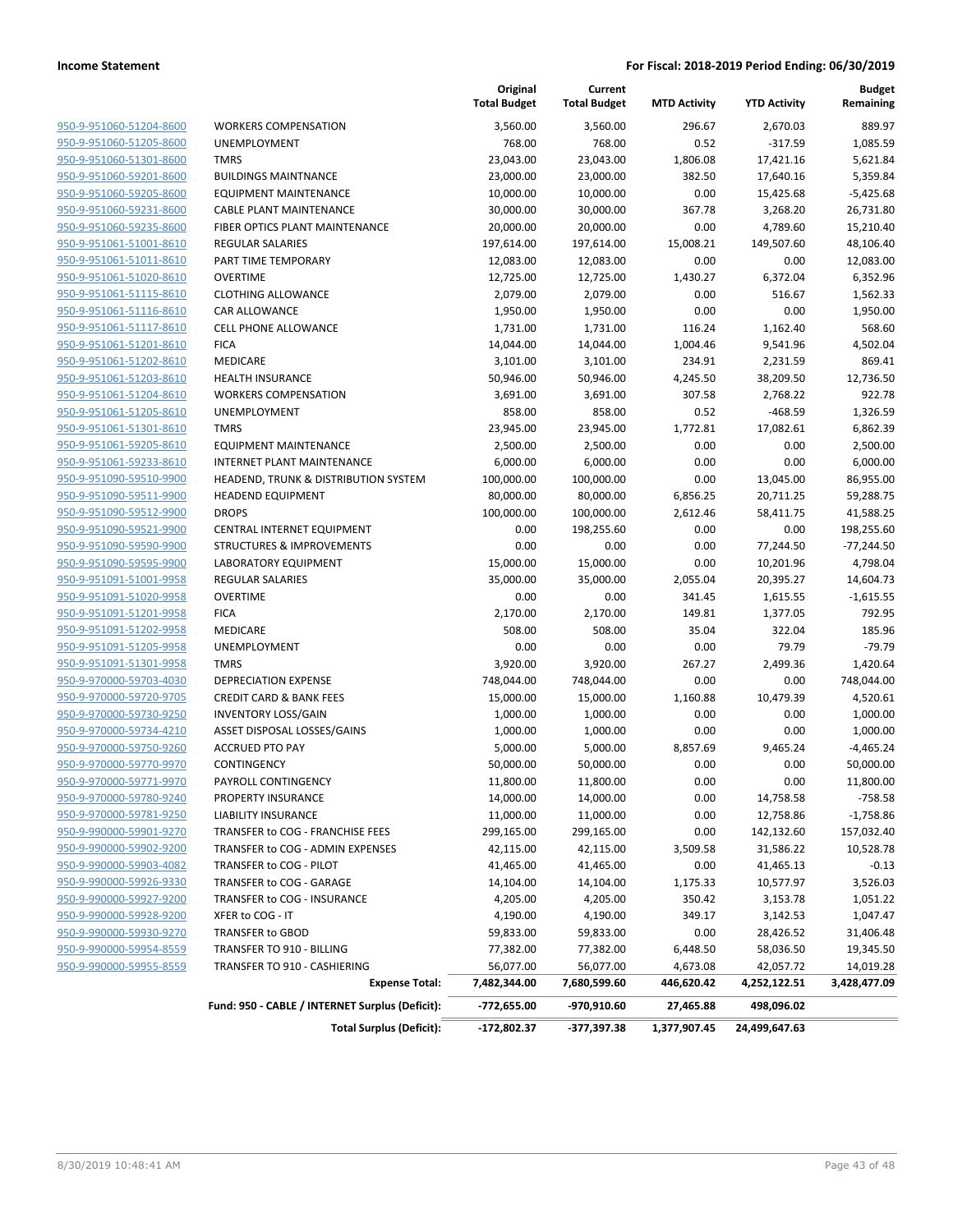**Income Statement** | **For Fiscal: 2018-2019 Period Ending: 06/30/2019**

| | | Original Total Budget | Current Total Budget | MTD Activity | YTD Activity | Budget Remaining |
|---|---|---|---|---|---|---|
| 950-9-951060-51204-8600 | WORKERS COMPENSATION | 3,560.00 | 3,560.00 | 296.67 | 2,670.03 | 889.97 |
| 950-9-951060-51205-8600 | UNEMPLOYMENT | 768.00 | 768.00 | 0.52 | -317.59 | 1,085.59 |
| 950-9-951060-51301-8600 | TMRS | 23,043.00 | 23,043.00 | 1,806.08 | 17,421.16 | 5,621.84 |
| 950-9-951060-59201-8600 | BUILDINGS MAINTNANCE | 23,000.00 | 23,000.00 | 382.50 | 17,640.16 | 5,359.84 |
| 950-9-951060-59205-8600 | EQUIPMENT MAINTENANCE | 10,000.00 | 10,000.00 | 0.00 | 15,425.68 | -5,425.68 |
| 950-9-951060-59231-8600 | CABLE PLANT MAINTENANCE | 30,000.00 | 30,000.00 | 367.78 | 3,268.20 | 26,731.80 |
| 950-9-951060-59235-8600 | FIBER OPTICS PLANT MAINTENANCE | 20,000.00 | 20,000.00 | 0.00 | 4,789.60 | 15,210.40 |
| 950-9-951061-51001-8610 | REGULAR SALARIES | 197,614.00 | 197,614.00 | 15,008.21 | 149,507.60 | 48,106.40 |
| 950-9-951061-51011-8610 | PART TIME TEMPORARY | 12,083.00 | 12,083.00 | 0.00 | 0.00 | 12,083.00 |
| 950-9-951061-51020-8610 | OVERTIME | 12,725.00 | 12,725.00 | 1,430.27 | 6,372.04 | 6,352.96 |
| 950-9-951061-51115-8610 | CLOTHING ALLOWANCE | 2,079.00 | 2,079.00 | 0.00 | 516.67 | 1,562.33 |
| 950-9-951061-51116-8610 | CAR ALLOWANCE | 1,950.00 | 1,950.00 | 0.00 | 0.00 | 1,950.00 |
| 950-9-951061-51117-8610 | CELL PHONE ALLOWANCE | 1,731.00 | 1,731.00 | 116.24 | 1,162.40 | 568.60 |
| 950-9-951061-51201-8610 | FICA | 14,044.00 | 14,044.00 | 1,004.46 | 9,541.96 | 4,502.04 |
| 950-9-951061-51202-8610 | MEDICARE | 3,101.00 | 3,101.00 | 234.91 | 2,231.59 | 869.41 |
| 950-9-951061-51203-8610 | HEALTH INSURANCE | 50,946.00 | 50,946.00 | 4,245.50 | 38,209.50 | 12,736.50 |
| 950-9-951061-51204-8610 | WORKERS COMPENSATION | 3,691.00 | 3,691.00 | 307.58 | 2,768.22 | 922.78 |
| 950-9-951061-51205-8610 | UNEMPLOYMENT | 858.00 | 858.00 | 0.52 | -468.59 | 1,326.59 |
| 950-9-951061-51301-8610 | TMRS | 23,945.00 | 23,945.00 | 1,772.81 | 17,082.61 | 6,862.39 |
| 950-9-951061-59205-8610 | EQUIPMENT MAINTENANCE | 2,500.00 | 2,500.00 | 0.00 | 0.00 | 2,500.00 |
| 950-9-951061-59233-8610 | INTERNET PLANT MAINTENANCE | 6,000.00 | 6,000.00 | 0.00 | 0.00 | 6,000.00 |
| 950-9-951090-59510-9900 | HEADEND, TRUNK & DISTRIBUTION SYSTEM | 100,000.00 | 100,000.00 | 0.00 | 13,045.00 | 86,955.00 |
| 950-9-951090-59511-9900 | HEADEND EQUIPMENT | 80,000.00 | 80,000.00 | 6,856.25 | 20,711.25 | 59,288.75 |
| 950-9-951090-59512-9900 | DROPS | 100,000.00 | 100,000.00 | 2,612.46 | 58,411.75 | 41,588.25 |
| 950-9-951090-59521-9900 | CENTRAL INTERNET EQUIPMENT | 0.00 | 198,255.60 | 0.00 | 0.00 | 198,255.60 |
| 950-9-951090-59590-9900 | STRUCTURES & IMPROVEMENTS | 0.00 | 0.00 | 0.00 | 77,244.50 | -77,244.50 |
| 950-9-951090-59595-9900 | LABORATORY EQUIPMENT | 15,000.00 | 15,000.00 | 0.00 | 10,201.96 | 4,798.04 |
| 950-9-951091-51001-9958 | REGULAR SALARIES | 35,000.00 | 35,000.00 | 2,055.04 | 20,395.27 | 14,604.73 |
| 950-9-951091-51020-9958 | OVERTIME | 0.00 | 0.00 | 341.45 | 1,615.55 | -1,615.55 |
| 950-9-951091-51201-9958 | FICA | 2,170.00 | 2,170.00 | 149.81 | 1,377.05 | 792.95 |
| 950-9-951091-51202-9958 | MEDICARE | 508.00 | 508.00 | 35.04 | 322.04 | 185.96 |
| 950-9-951091-51205-9958 | UNEMPLOYMENT | 0.00 | 0.00 | 0.00 | 79.79 | -79.79 |
| 950-9-951091-51301-9958 | TMRS | 3,920.00 | 3,920.00 | 267.27 | 2,499.36 | 1,420.64 |
| 950-9-970000-59703-4030 | DEPRECIATION EXPENSE | 748,044.00 | 748,044.00 | 0.00 | 0.00 | 748,044.00 |
| 950-9-970000-59720-9705 | CREDIT CARD & BANK FEES | 15,000.00 | 15,000.00 | 1,160.88 | 10,479.39 | 4,520.61 |
| 950-9-970000-59730-9250 | INVENTORY LOSS/GAIN | 1,000.00 | 1,000.00 | 0.00 | 0.00 | 1,000.00 |
| 950-9-970000-59734-4210 | ASSET DISPOSAL LOSSES/GAINS | 1,000.00 | 1,000.00 | 0.00 | 0.00 | 1,000.00 |
| 950-9-970000-59750-9260 | ACCRUED PTO PAY | 5,000.00 | 5,000.00 | 8,857.69 | 9,465.24 | -4,465.24 |
| 950-9-970000-59770-9970 | CONTINGENCY | 50,000.00 | 50,000.00 | 0.00 | 0.00 | 50,000.00 |
| 950-9-970000-59771-9970 | PAYROLL CONTINGENCY | 11,800.00 | 11,800.00 | 0.00 | 0.00 | 11,800.00 |
| 950-9-970000-59780-9240 | PROPERTY INSURANCE | 14,000.00 | 14,000.00 | 0.00 | 14,758.58 | -758.58 |
| 950-9-970000-59781-9250 | LIABILITY INSURANCE | 11,000.00 | 11,000.00 | 0.00 | 12,758.86 | -1,758.86 |
| 950-9-990000-59901-9270 | TRANSFER to COG - FRANCHISE FEES | 299,165.00 | 299,165.00 | 0.00 | 142,132.60 | 157,032.40 |
| 950-9-990000-59902-9200 | TRANSFER to COG - ADMIN EXPENSES | 42,115.00 | 42,115.00 | 3,509.58 | 31,586.22 | 10,528.78 |
| 950-9-990000-59903-4082 | TRANSFER to COG - PILOT | 41,465.00 | 41,465.00 | 0.00 | 41,465.13 | -0.13 |
| 950-9-990000-59926-9330 | TRANSFER to COG - GARAGE | 14,104.00 | 14,104.00 | 1,175.33 | 10,577.97 | 3,526.03 |
| 950-9-990000-59927-9200 | TRANSFER to COG - INSURANCE | 4,205.00 | 4,205.00 | 350.42 | 3,153.78 | 1,051.22 |
| 950-9-990000-59928-9200 | XFER to COG - IT | 4,190.00 | 4,190.00 | 349.17 | 3,142.53 | 1,047.47 |
| 950-9-990000-59930-9270 | TRANSFER to GBOD | 59,833.00 | 59,833.00 | 0.00 | 28,426.52 | 31,406.48 |
| 950-9-990000-59954-8559 | TRANSFER TO 910 - BILLING | 77,382.00 | 77,382.00 | 6,448.50 | 58,036.50 | 19,345.50 |
| 950-9-990000-59955-8559 | TRANSFER TO 910 - CASHIERING | 56,077.00 | 56,077.00 | 4,673.08 | 42,057.72 | 14,019.28 |
| | **Expense Total:** | **7,482,344.00** | **7,680,599.60** | **446,620.42** | **4,252,122.51** | **3,428,477.09** |
| | **Fund: 950 - CABLE / INTERNET Surplus (Deficit):** | **-772,655.00** | **-970,910.60** | **27,465.88** | **498,096.02** | |
| | **Total Surplus (Deficit):** | **-172,802.37** | **-377,397.38** | **1,377,907.45** | **24,499,647.63** | |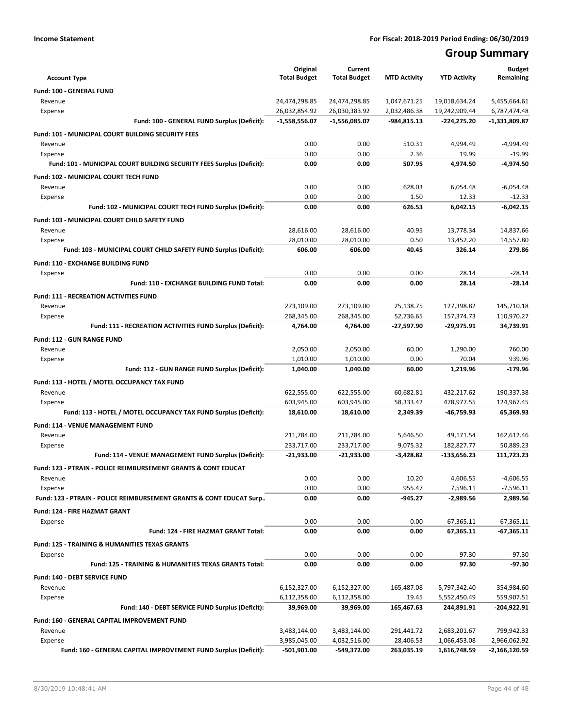**Income Statement** For Fiscal: 2018-2019 Period Ending: 06/30/2019

# Group Summary

| Account Type | Original Total Budget | Current Total Budget | MTD Activity | YTD Activity | Budget Remaining |
|---|---|---|---|---|---|
| **Fund: 100 - GENERAL FUND** | | | | | |
| Revenue | 24,474,298.85 | 24,474,298.85 | 1,047,671.25 | 19,018,634.24 | 5,455,664.61 |
| Expense | 26,032,854.92 | 26,030,383.92 | 2,032,486.38 | 19,242,909.44 | 6,787,474.48 |
| **Fund: 100 - GENERAL FUND Surplus (Deficit):** | **-1,558,556.07** | **-1,556,085.07** | **-984,815.13** | **-224,275.20** | **-1,331,809.87** |
| **Fund: 101 - MUNICIPAL COURT BUILDING SECURITY FEES** | | | | | |
| Revenue | 0.00 | 0.00 | 510.31 | 4,994.49 | -4,994.49 |
| Expense | 0.00 | 0.00 | 2.36 | 19.99 | -19.99 |
| **Fund: 101 - MUNICIPAL COURT BUILDING SECURITY FEES Surplus (Deficit):** | **0.00** | **0.00** | **507.95** | **4,974.50** | **-4,974.50** |
| **Fund: 102 - MUNICIPAL COURT TECH FUND** | | | | | |
| Revenue | 0.00 | 0.00 | 628.03 | 6,054.48 | -6,054.48 |
| Expense | 0.00 | 0.00 | 1.50 | 12.33 | -12.33 |
| **Fund: 102 - MUNICIPAL COURT TECH FUND Surplus (Deficit):** | **0.00** | **0.00** | **626.53** | **6,042.15** | **-6,042.15** |
| **Fund: 103 - MUNICIPAL COURT CHILD SAFETY FUND** | | | | | |
| Revenue | 28,616.00 | 28,616.00 | 40.95 | 13,778.34 | 14,837.66 |
| Expense | 28,010.00 | 28,010.00 | 0.50 | 13,452.20 | 14,557.80 |
| **Fund: 103 - MUNICIPAL COURT CHILD SAFETY FUND Surplus (Deficit):** | **606.00** | **606.00** | **40.45** | **326.14** | **279.86** |
| **Fund: 110 - EXCHANGE BUILDING FUND** | | | | | |
| Expense | 0.00 | 0.00 | 0.00 | 28.14 | -28.14 |
| **Fund: 110 - EXCHANGE BUILDING FUND Total:** | **0.00** | **0.00** | **0.00** | **28.14** | **-28.14** |
| **Fund: 111 - RECREATION ACTIVITIES FUND** | | | | | |
| Revenue | 273,109.00 | 273,109.00 | 25,138.75 | 127,398.82 | 145,710.18 |
| Expense | 268,345.00 | 268,345.00 | 52,736.65 | 157,374.73 | 110,970.27 |
| **Fund: 111 - RECREATION ACTIVITIES FUND Surplus (Deficit):** | **4,764.00** | **4,764.00** | **-27,597.90** | **-29,975.91** | **34,739.91** |
| **Fund: 112 - GUN RANGE FUND** | | | | | |
| Revenue | 2,050.00 | 2,050.00 | 60.00 | 1,290.00 | 760.00 |
| Expense | 1,010.00 | 1,010.00 | 0.00 | 70.04 | 939.96 |
| **Fund: 112 - GUN RANGE FUND Surplus (Deficit):** | **1,040.00** | **1,040.00** | **60.00** | **1,219.96** | **-179.96** |
| **Fund: 113 - HOTEL / MOTEL OCCUPANCY TAX FUND** | | | | | |
| Revenue | 622,555.00 | 622,555.00 | 60,682.81 | 432,217.62 | 190,337.38 |
| Expense | 603,945.00 | 603,945.00 | 58,333.42 | 478,977.55 | 124,967.45 |
| **Fund: 113 - HOTEL / MOTEL OCCUPANCY TAX FUND Surplus (Deficit):** | **18,610.00** | **18,610.00** | **2,349.39** | **-46,759.93** | **65,369.93** |
| **Fund: 114 - VENUE MANAGEMENT FUND** | | | | | |
| Revenue | 211,784.00 | 211,784.00 | 5,646.50 | 49,171.54 | 162,612.46 |
| Expense | 233,717.00 | 233,717.00 | 9,075.32 | 182,827.77 | 50,889.23 |
| **Fund: 114 - VENUE MANAGEMENT FUND Surplus (Deficit):** | **-21,933.00** | **-21,933.00** | **-3,428.82** | **-133,656.23** | **111,723.23** |
| **Fund: 123 - PTRAIN - POLICE REIMBURSEMENT GRANTS & CONT EDUCAT** | | | | | |
| Revenue | 0.00 | 0.00 | 10.20 | 4,606.55 | -4,606.55 |
| Expense | 0.00 | 0.00 | 955.47 | 7,596.11 | -7,596.11 |
| **Fund: 123 - PTRAIN - POLICE REIMBURSEMENT GRANTS & CONT EDUCAT Surp..** | **0.00** | **0.00** | **-945.27** | **-2,989.56** | **2,989.56** |
| **Fund: 124 - FIRE HAZMAT GRANT** | | | | | |
| Expense | 0.00 | 0.00 | 0.00 | 67,365.11 | -67,365.11 |
| **Fund: 124 - FIRE HAZMAT GRANT Total:** | **0.00** | **0.00** | **0.00** | **67,365.11** | **-67,365.11** |
| **Fund: 125 - TRAINING & HUMANITIES TEXAS GRANTS** | | | | | |
| Expense | 0.00 | 0.00 | 0.00 | 97.30 | -97.30 |
| **Fund: 125 - TRAINING & HUMANITIES TEXAS GRANTS Total:** | **0.00** | **0.00** | **0.00** | **97.30** | **-97.30** |
| **Fund: 140 - DEBT SERVICE FUND** | | | | | |
| Revenue | 6,152,327.00 | 6,152,327.00 | 165,487.08 | 5,797,342.40 | 354,984.60 |
| Expense | 6,112,358.00 | 6,112,358.00 | 19.45 | 5,552,450.49 | 559,907.51 |
| **Fund: 140 - DEBT SERVICE FUND Surplus (Deficit):** | **39,969.00** | **39,969.00** | **165,467.63** | **244,891.91** | **-204,922.91** |
| **Fund: 160 - GENERAL CAPITAL IMPROVEMENT FUND** | | | | | |
| Revenue | 3,483,144.00 | 3,483,144.00 | 291,441.72 | 2,683,201.67 | 799,942.33 |
| Expense | 3,985,045.00 | 4,032,516.00 | 28,406.53 | 1,066,453.08 | 2,966,062.92 |
| **Fund: 160 - GENERAL CAPITAL IMPROVEMENT FUND Surplus (Deficit):** | **-501,901.00** | **-549,372.00** | **263,035.19** | **1,616,748.59** | **-2,166,120.59** |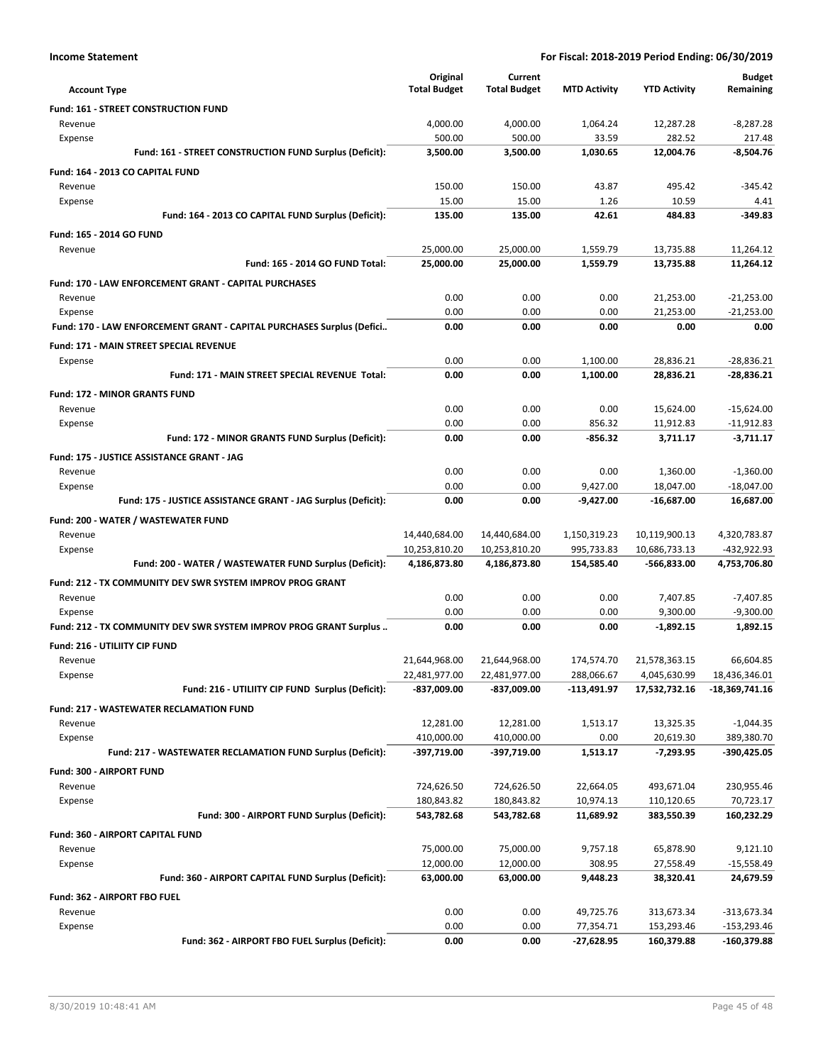**Income Statement** — For Fiscal: 2018-2019 Period Ending: 06/30/2019

| Account Type | Original Total Budget | Current Total Budget | MTD Activity | YTD Activity | Budget Remaining |
|---|---|---|---|---|---|
| **Fund: 161 - STREET CONSTRUCTION FUND** | | | | | |
| Revenue | 4,000.00 | 4,000.00 | 1,064.24 | 12,287.28 | -8,287.28 |
| Expense | 500.00 | 500.00 | 33.59 | 282.52 | 217.48 |
| **Fund: 161 - STREET CONSTRUCTION FUND Surplus (Deficit):** | **3,500.00** | **3,500.00** | **1,030.65** | **12,004.76** | **-8,504.76** |
| **Fund: 164 - 2013 CO CAPITAL FUND** | | | | | |
| Revenue | 150.00 | 150.00 | 43.87 | 495.42 | -345.42 |
| Expense | 15.00 | 15.00 | 1.26 | 10.59 | 4.41 |
| **Fund: 164 - 2013 CO CAPITAL FUND Surplus (Deficit):** | **135.00** | **135.00** | **42.61** | **484.83** | **-349.83** |
| **Fund: 165 - 2014 GO FUND** | | | | | |
| Revenue | 25,000.00 | 25,000.00 | 1,559.79 | 13,735.88 | 11,264.12 |
| **Fund: 165 - 2014 GO FUND Total:** | **25,000.00** | **25,000.00** | **1,559.79** | **13,735.88** | **11,264.12** |
| **Fund: 170 - LAW ENFORCEMENT GRANT - CAPITAL PURCHASES** | | | | | |
| Revenue | 0.00 | 0.00 | 0.00 | 21,253.00 | -21,253.00 |
| Expense | 0.00 | 0.00 | 0.00 | 21,253.00 | -21,253.00 |
| **Fund: 170 - LAW ENFORCEMENT GRANT - CAPITAL PURCHASES Surplus (Defici..** | **0.00** | **0.00** | **0.00** | **0.00** | **0.00** |
| **Fund: 171 - MAIN STREET SPECIAL REVENUE** | | | | | |
| Expense | 0.00 | 0.00 | 1,100.00 | 28,836.21 | -28,836.21 |
| **Fund: 171 - MAIN STREET SPECIAL REVENUE Total:** | **0.00** | **0.00** | **1,100.00** | **28,836.21** | **-28,836.21** |
| **Fund: 172 - MINOR GRANTS FUND** | | | | | |
| Revenue | 0.00 | 0.00 | 0.00 | 15,624.00 | -15,624.00 |
| Expense | 0.00 | 0.00 | 856.32 | 11,912.83 | -11,912.83 |
| **Fund: 172 - MINOR GRANTS FUND Surplus (Deficit):** | **0.00** | **0.00** | **-856.32** | **3,711.17** | **-3,711.17** |
| **Fund: 175 - JUSTICE ASSISTANCE GRANT - JAG** | | | | | |
| Revenue | 0.00 | 0.00 | 0.00 | 1,360.00 | -1,360.00 |
| Expense | 0.00 | 0.00 | 9,427.00 | 18,047.00 | -18,047.00 |
| **Fund: 175 - JUSTICE ASSISTANCE GRANT - JAG Surplus (Deficit):** | **0.00** | **0.00** | **-9,427.00** | **-16,687.00** | **16,687.00** |
| **Fund: 200 - WATER / WASTEWATER FUND** | | | | | |
| Revenue | 14,440,684.00 | 14,440,684.00 | 1,150,319.23 | 10,119,900.13 | 4,320,783.87 |
| Expense | 10,253,810.20 | 10,253,810.20 | 995,733.83 | 10,686,733.13 | -432,922.93 |
| **Fund: 200 - WATER / WASTEWATER FUND Surplus (Deficit):** | **4,186,873.80** | **4,186,873.80** | **154,585.40** | **-566,833.00** | **4,753,706.80** |
| **Fund: 212 - TX COMMUNITY DEV SWR SYSTEM IMPROV PROG GRANT** | | | | | |
| Revenue | 0.00 | 0.00 | 0.00 | 7,407.85 | -7,407.85 |
| Expense | 0.00 | 0.00 | 0.00 | 9,300.00 | -9,300.00 |
| **Fund: 212 - TX COMMUNITY DEV SWR SYSTEM IMPROV PROG GRANT Surplus ..** | **0.00** | **0.00** | **0.00** | **-1,892.15** | **1,892.15** |
| **Fund: 216 - UTILIITY CIP FUND** | | | | | |
| Revenue | 21,644,968.00 | 21,644,968.00 | 174,574.70 | 21,578,363.15 | 66,604.85 |
| Expense | 22,481,977.00 | 22,481,977.00 | 288,066.67 | 4,045,630.99 | 18,436,346.01 |
| **Fund: 216 - UTILIITY CIP FUND Surplus (Deficit):** | **-837,009.00** | **-837,009.00** | **-113,491.97** | **17,532,732.16** | **-18,369,741.16** |
| **Fund: 217 - WASTEWATER RECLAMATION FUND** | | | | | |
| Revenue | 12,281.00 | 12,281.00 | 1,513.17 | 13,325.35 | -1,044.35 |
| Expense | 410,000.00 | 410,000.00 | 0.00 | 20,619.30 | 389,380.70 |
| **Fund: 217 - WASTEWATER RECLAMATION FUND Surplus (Deficit):** | **-397,719.00** | **-397,719.00** | **1,513.17** | **-7,293.95** | **-390,425.05** |
| **Fund: 300 - AIRPORT FUND** | | | | | |
| Revenue | 724,626.50 | 724,626.50 | 22,664.05 | 493,671.04 | 230,955.46 |
| Expense | 180,843.82 | 180,843.82 | 10,974.13 | 110,120.65 | 70,723.17 |
| **Fund: 300 - AIRPORT FUND Surplus (Deficit):** | **543,782.68** | **543,782.68** | **11,689.92** | **383,550.39** | **160,232.29** |
| **Fund: 360 - AIRPORT CAPITAL FUND** | | | | | |
| Revenue | 75,000.00 | 75,000.00 | 9,757.18 | 65,878.90 | 9,121.10 |
| Expense | 12,000.00 | 12,000.00 | 308.95 | 27,558.49 | -15,558.49 |
| **Fund: 360 - AIRPORT CAPITAL FUND Surplus (Deficit):** | **63,000.00** | **63,000.00** | **9,448.23** | **38,320.41** | **24,679.59** |
| **Fund: 362 - AIRPORT FBO FUEL** | | | | | |
| Revenue | 0.00 | 0.00 | 49,725.76 | 313,673.34 | -313,673.34 |
| Expense | 0.00 | 0.00 | 77,354.71 | 153,293.46 | -153,293.46 |
| **Fund: 362 - AIRPORT FBO FUEL Surplus (Deficit):** | **0.00** | **0.00** | **-27,628.95** | **160,379.88** | **-160,379.88** |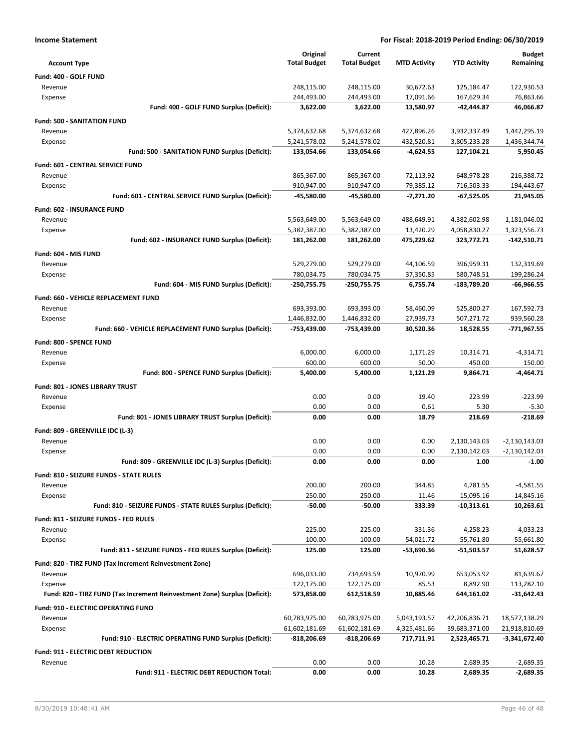**Income Statement** — For Fiscal: 2018-2019 Period Ending: 06/30/2019

| Account Type | Original Total Budget | Current Total Budget | MTD Activity | YTD Activity | Budget Remaining |
|---|---|---|---|---|---|
| **Fund: 400 - GOLF FUND** | | | | | |
| Revenue | 248,115.00 | 248,115.00 | 30,672.63 | 125,184.47 | 122,930.53 |
| Expense | 244,493.00 | 244,493.00 | 17,091.66 | 167,629.34 | 76,863.66 |
| **Fund: 400 - GOLF FUND Surplus (Deficit):** | **3,622.00** | **3,622.00** | **13,580.97** | **-42,444.87** | **46,066.87** |
| **Fund: 500 - SANITATION FUND** | | | | | |
| Revenue | 5,374,632.68 | 5,374,632.68 | 427,896.26 | 3,932,337.49 | 1,442,295.19 |
| Expense | 5,241,578.02 | 5,241,578.02 | 432,520.81 | 3,805,233.28 | 1,436,344.74 |
| **Fund: 500 - SANITATION FUND Surplus (Deficit):** | **133,054.66** | **133,054.66** | **-4,624.55** | **127,104.21** | **5,950.45** |
| **Fund: 601 - CENTRAL SERVICE FUND** | | | | | |
| Revenue | 865,367.00 | 865,367.00 | 72,113.92 | 648,978.28 | 216,388.72 |
| Expense | 910,947.00 | 910,947.00 | 79,385.12 | 716,503.33 | 194,443.67 |
| **Fund: 601 - CENTRAL SERVICE FUND Surplus (Deficit):** | **-45,580.00** | **-45,580.00** | **-7,271.20** | **-67,525.05** | **21,945.05** |
| **Fund: 602 - INSURANCE FUND** | | | | | |
| Revenue | 5,563,649.00 | 5,563,649.00 | 488,649.91 | 4,382,602.98 | 1,181,046.02 |
| Expense | 5,382,387.00 | 5,382,387.00 | 13,420.29 | 4,058,830.27 | 1,323,556.73 |
| **Fund: 602 - INSURANCE FUND Surplus (Deficit):** | **181,262.00** | **181,262.00** | **475,229.62** | **323,772.71** | **-142,510.71** |
| **Fund: 604 - MIS FUND** | | | | | |
| Revenue | 529,279.00 | 529,279.00 | 44,106.59 | 396,959.31 | 132,319.69 |
| Expense | 780,034.75 | 780,034.75 | 37,350.85 | 580,748.51 | 199,286.24 |
| **Fund: 604 - MIS FUND Surplus (Deficit):** | **-250,755.75** | **-250,755.75** | **6,755.74** | **-183,789.20** | **-66,966.55** |
| **Fund: 660 - VEHICLE REPLACEMENT FUND** | | | | | |
| Revenue | 693,393.00 | 693,393.00 | 58,460.09 | 525,800.27 | 167,592.73 |
| Expense | 1,446,832.00 | 1,446,832.00 | 27,939.73 | 507,271.72 | 939,560.28 |
| **Fund: 660 - VEHICLE REPLACEMENT FUND Surplus (Deficit):** | **-753,439.00** | **-753,439.00** | **30,520.36** | **18,528.55** | **-771,967.55** |
| **Fund: 800 - SPENCE FUND** | | | | | |
| Revenue | 6,000.00 | 6,000.00 | 1,171.29 | 10,314.71 | -4,314.71 |
| Expense | 600.00 | 600.00 | 50.00 | 450.00 | 150.00 |
| **Fund: 800 - SPENCE FUND Surplus (Deficit):** | **5,400.00** | **5,400.00** | **1,121.29** | **9,864.71** | **-4,464.71** |
| **Fund: 801 - JONES LIBRARY TRUST** | | | | | |
| Revenue | 0.00 | 0.00 | 19.40 | 223.99 | -223.99 |
| Expense | 0.00 | 0.00 | 0.61 | 5.30 | -5.30 |
| **Fund: 801 - JONES LIBRARY TRUST Surplus (Deficit):** | **0.00** | **0.00** | **18.79** | **218.69** | **-218.69** |
| **Fund: 809 - GREENVILLE IDC (L-3)** | | | | | |
| Revenue | 0.00 | 0.00 | 0.00 | 2,130,143.03 | -2,130,143.03 |
| Expense | 0.00 | 0.00 | 0.00 | 2,130,142.03 | -2,130,142.03 |
| **Fund: 809 - GREENVILLE IDC (L-3) Surplus (Deficit):** | **0.00** | **0.00** | **0.00** | **1.00** | **-1.00** |
| **Fund: 810 - SEIZURE FUNDS - STATE RULES** | | | | | |
| Revenue | 200.00 | 200.00 | 344.85 | 4,781.55 | -4,581.55 |
| Expense | 250.00 | 250.00 | 11.46 | 15,095.16 | -14,845.16 |
| **Fund: 810 - SEIZURE FUNDS - STATE RULES Surplus (Deficit):** | **-50.00** | **-50.00** | **333.39** | **-10,313.61** | **10,263.61** |
| **Fund: 811 - SEIZURE FUNDS - FED RULES** | | | | | |
| Revenue | 225.00 | 225.00 | 331.36 | 4,258.23 | -4,033.23 |
| Expense | 100.00 | 100.00 | 54,021.72 | 55,761.80 | -55,661.80 |
| **Fund: 811 - SEIZURE FUNDS - FED RULES Surplus (Deficit):** | **125.00** | **125.00** | **-53,690.36** | **-51,503.57** | **51,628.57** |
| **Fund: 820 - TIRZ FUND (Tax Increment Reinvestment Zone)** | | | | | |
| Revenue | 696,033.00 | 734,693.59 | 10,970.99 | 653,053.92 | 81,639.67 |
| Expense | 122,175.00 | 122,175.00 | 85.53 | 8,892.90 | 113,282.10 |
| **Fund: 820 - TIRZ FUND (Tax Increment Reinvestment Zone) Surplus (Deficit):** | **573,858.00** | **612,518.59** | **10,885.46** | **644,161.02** | **-31,642.43** |
| **Fund: 910 - ELECTRIC OPERATING FUND** | | | | | |
| Revenue | 60,783,975.00 | 60,783,975.00 | 5,043,193.57 | 42,206,836.71 | 18,577,138.29 |
| Expense | 61,602,181.69 | 61,602,181.69 | 4,325,481.66 | 39,683,371.00 | 21,918,810.69 |
| **Fund: 910 - ELECTRIC OPERATING FUND Surplus (Deficit):** | **-818,206.69** | **-818,206.69** | **717,711.91** | **2,523,465.71** | **-3,341,672.40** |
| **Fund: 911 - ELECTRIC DEBT REDUCTION** | | | | | |
| Revenue | 0.00 | 0.00 | 10.28 | 2,689.35 | -2,689.35 |
| **Fund: 911 - ELECTRIC DEBT REDUCTION Total:** | **0.00** | **0.00** | **10.28** | **2,689.35** | **-2,689.35** |

8/30/2019 10:48:41 AM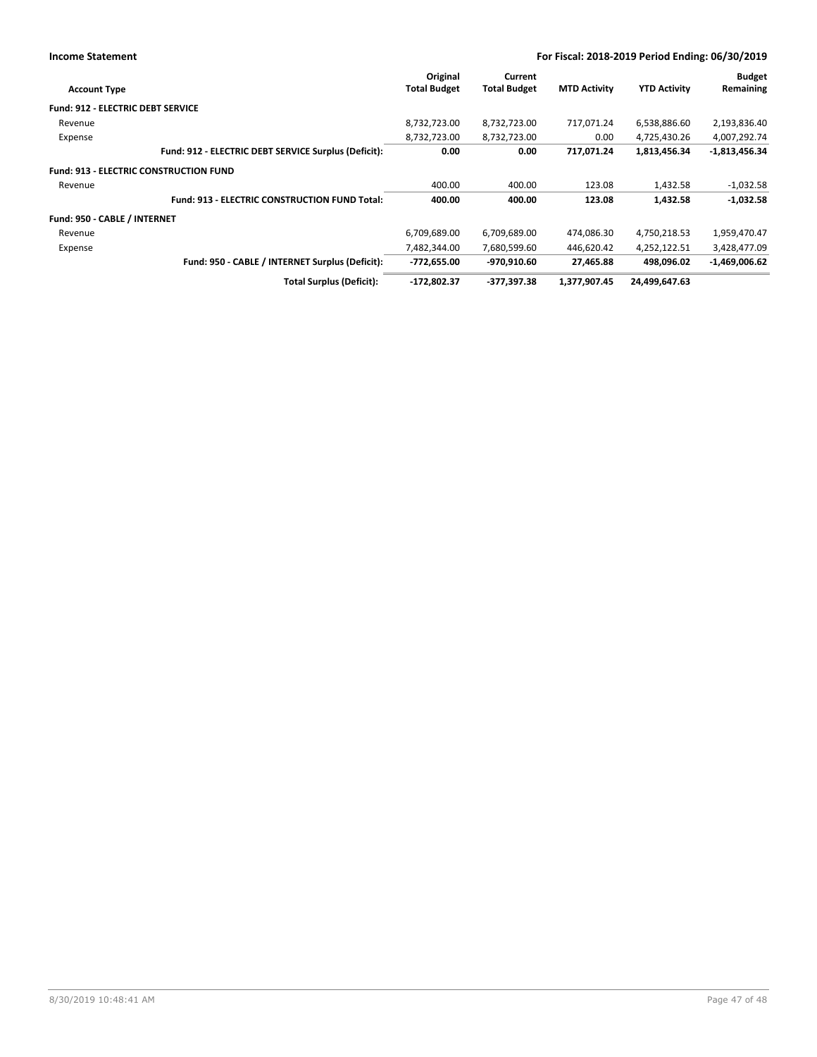| Account Type | Original Total Budget | Current Total Budget | MTD Activity | YTD Activity | Budget Remaining |
|---|---|---|---|---|---|
| **Fund: 912 - ELECTRIC DEBT SERVICE** | | | | | |
| Revenue | 8,732,723.00 | 8,732,723.00 | 717,071.24 | 6,538,886.60 | 2,193,836.40 |
| Expense | 8,732,723.00 | 8,732,723.00 | 0.00 | 4,725,430.26 | 4,007,292.74 |
| **Fund: 912 - ELECTRIC DEBT SERVICE Surplus (Deficit):** | **0.00** | **0.00** | **717,071.24** | **1,813,456.34** | **-1,813,456.34** |
| **Fund: 913 - ELECTRIC CONSTRUCTION FUND** | | | | | |
| Revenue | 400.00 | 400.00 | 123.08 | 1,432.58 | -1,032.58 |
| **Fund: 913 - ELECTRIC CONSTRUCTION FUND Total:** | **400.00** | **400.00** | **123.08** | **1,432.58** | **-1,032.58** |
| **Fund: 950 - CABLE / INTERNET** | | | | | |
| Revenue | 6,709,689.00 | 6,709,689.00 | 474,086.30 | 4,750,218.53 | 1,959,470.47 |
| Expense | 7,482,344.00 | 7,680,599.60 | 446,620.42 | 4,252,122.51 | 3,428,477.09 |
| **Fund: 950 - CABLE / INTERNET Surplus (Deficit):** | **-772,655.00** | **-970,910.60** | **27,465.88** | **498,096.02** | **-1,469,006.62** |
| **Total Surplus (Deficit):** | **-172,802.37** | **-377,397.38** | **1,377,907.45** | **24,499,647.63** | |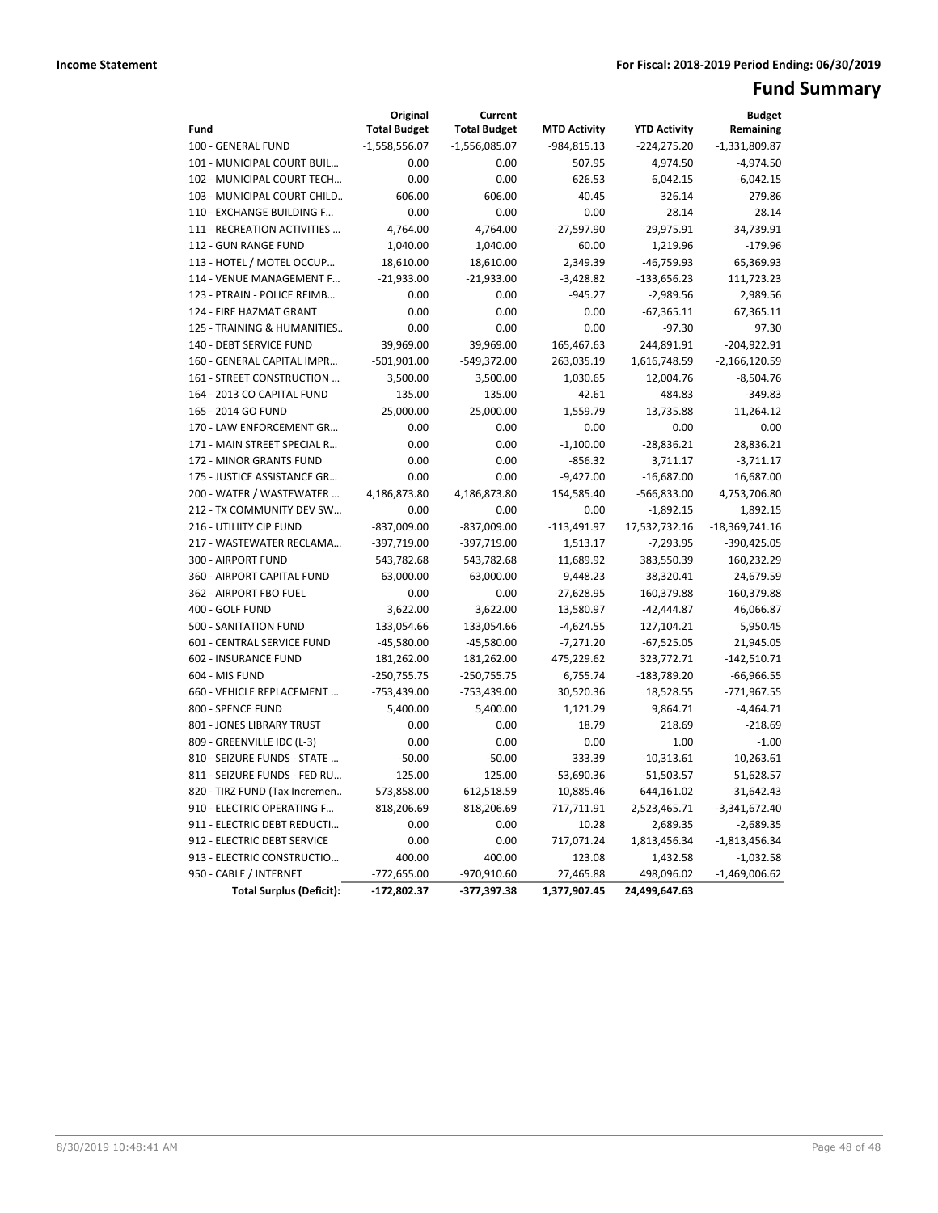**Income Statement** **For Fiscal: 2018-2019 Period Ending: 06/30/2019**

# Fund Summary

| Fund | Original Total Budget | Current Total Budget | MTD Activity | YTD Activity | Budget Remaining |
|---|---|---|---|---|---|
| 100 - GENERAL FUND | -1,558,556.07 | -1,556,085.07 | -984,815.13 | -224,275.20 | -1,331,809.87 |
| 101 - MUNICIPAL COURT BUIL… | 0.00 | 0.00 | 507.95 | 4,974.50 | -4,974.50 |
| 102 - MUNICIPAL COURT TECH… | 0.00 | 0.00 | 626.53 | 6,042.15 | -6,042.15 |
| 103 - MUNICIPAL COURT CHILD.. | 606.00 | 606.00 | 40.45 | 326.14 | 279.86 |
| 110 - EXCHANGE BUILDING F… | 0.00 | 0.00 | 0.00 | -28.14 | 28.14 |
| 111 - RECREATION ACTIVITIES … | 4,764.00 | 4,764.00 | -27,597.90 | -29,975.91 | 34,739.91 |
| 112 - GUN RANGE FUND | 1,040.00 | 1,040.00 | 60.00 | 1,219.96 | -179.96 |
| 113 - HOTEL / MOTEL OCCUP… | 18,610.00 | 18,610.00 | 2,349.39 | -46,759.93 | 65,369.93 |
| 114 - VENUE MANAGEMENT F… | -21,933.00 | -21,933.00 | -3,428.82 | -133,656.23 | 111,723.23 |
| 123 - PTRAIN - POLICE REIMB… | 0.00 | 0.00 | -945.27 | -2,989.56 | 2,989.56 |
| 124 - FIRE HAZMAT GRANT | 0.00 | 0.00 | 0.00 | -67,365.11 | 67,365.11 |
| 125 - TRAINING & HUMANITIES.. | 0.00 | 0.00 | 0.00 | -97.30 | 97.30 |
| 140 - DEBT SERVICE FUND | 39,969.00 | 39,969.00 | 165,467.63 | 244,891.91 | -204,922.91 |
| 160 - GENERAL CAPITAL IMPR… | -501,901.00 | -549,372.00 | 263,035.19 | 1,616,748.59 | -2,166,120.59 |
| 161 - STREET CONSTRUCTION … | 3,500.00 | 3,500.00 | 1,030.65 | 12,004.76 | -8,504.76 |
| 164 - 2013 CO CAPITAL FUND | 135.00 | 135.00 | 42.61 | 484.83 | -349.83 |
| 165 - 2014 GO FUND | 25,000.00 | 25,000.00 | 1,559.79 | 13,735.88 | 11,264.12 |
| 170 - LAW ENFORCEMENT GR… | 0.00 | 0.00 | 0.00 | 0.00 | 0.00 |
| 171 - MAIN STREET SPECIAL R… | 0.00 | 0.00 | -1,100.00 | -28,836.21 | 28,836.21 |
| 172 - MINOR GRANTS FUND | 0.00 | 0.00 | -856.32 | 3,711.17 | -3,711.17 |
| 175 - JUSTICE ASSISTANCE GR… | 0.00 | 0.00 | -9,427.00 | -16,687.00 | 16,687.00 |
| 200 - WATER / WASTEWATER … | 4,186,873.80 | 4,186,873.80 | 154,585.40 | -566,833.00 | 4,753,706.80 |
| 212 - TX COMMUNITY DEV SW… | 0.00 | 0.00 | 0.00 | -1,892.15 | 1,892.15 |
| 216 - UTILIITY CIP FUND | -837,009.00 | -837,009.00 | -113,491.97 | 17,532,732.16 | -18,369,741.16 |
| 217 - WASTEWATER RECLAMA… | -397,719.00 | -397,719.00 | 1,513.17 | -7,293.95 | -390,425.05 |
| 300 - AIRPORT FUND | 543,782.68 | 543,782.68 | 11,689.92 | 383,550.39 | 160,232.29 |
| 360 - AIRPORT CAPITAL FUND | 63,000.00 | 63,000.00 | 9,448.23 | 38,320.41 | 24,679.59 |
| 362 - AIRPORT FBO FUEL | 0.00 | 0.00 | -27,628.95 | 160,379.88 | -160,379.88 |
| 400 - GOLF FUND | 3,622.00 | 3,622.00 | 13,580.97 | -42,444.87 | 46,066.87 |
| 500 - SANITATION FUND | 133,054.66 | 133,054.66 | -4,624.55 | 127,104.21 | 5,950.45 |
| 601 - CENTRAL SERVICE FUND | -45,580.00 | -45,580.00 | -7,271.20 | -67,525.05 | 21,945.05 |
| 602 - INSURANCE FUND | 181,262.00 | 181,262.00 | 475,229.62 | 323,772.71 | -142,510.71 |
| 604 - MIS FUND | -250,755.75 | -250,755.75 | 6,755.74 | -183,789.20 | -66,966.55 |
| 660 - VEHICLE REPLACEMENT … | -753,439.00 | -753,439.00 | 30,520.36 | 18,528.55 | -771,967.55 |
| 800 - SPENCE FUND | 5,400.00 | 5,400.00 | 1,121.29 | 9,864.71 | -4,464.71 |
| 801 - JONES LIBRARY TRUST | 0.00 | 0.00 | 18.79 | 218.69 | -218.69 |
| 809 - GREENVILLE IDC (L-3) | 0.00 | 0.00 | 0.00 | 1.00 | -1.00 |
| 810 - SEIZURE FUNDS - STATE … | -50.00 | -50.00 | 333.39 | -10,313.61 | 10,263.61 |
| 811 - SEIZURE FUNDS - FED RU… | 125.00 | 125.00 | -53,690.36 | -51,503.57 | 51,628.57 |
| 820 - TIRZ FUND (Tax Incremen.. | 573,858.00 | 612,518.59 | 10,885.46 | 644,161.02 | -31,642.43 |
| 910 - ELECTRIC OPERATING F… | -818,206.69 | -818,206.69 | 717,711.91 | 2,523,465.71 | -3,341,672.40 |
| 911 - ELECTRIC DEBT REDUCTI… | 0.00 | 0.00 | 10.28 | 2,689.35 | -2,689.35 |
| 912 - ELECTRIC DEBT SERVICE | 0.00 | 0.00 | 717,071.24 | 1,813,456.34 | -1,813,456.34 |
| 913 - ELECTRIC CONSTRUCTIO… | 400.00 | 400.00 | 123.08 | 1,432.58 | -1,032.58 |
| 950 - CABLE / INTERNET | -772,655.00 | -970,910.60 | 27,465.88 | 498,096.02 | -1,469,006.62 |
| **Total Surplus (Deficit):** | **-172,802.37** | **-377,397.38** | **1,377,907.45** | **24,499,647.63** | |